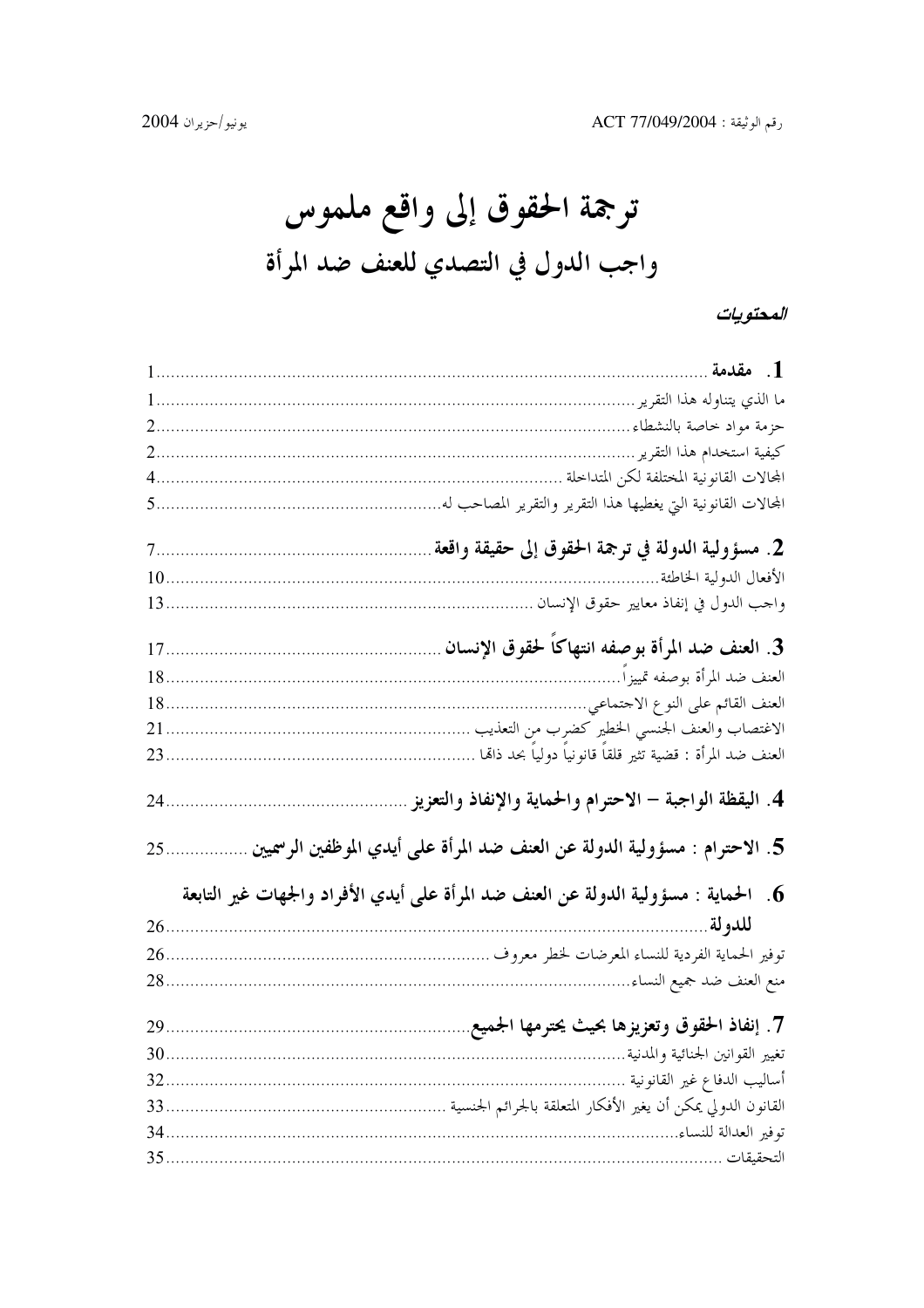رقم الوثيقة : ACT 77/049/2004 يونيو/حزيران 2004

# ترجمة الحقوق إلى واقع ملموس

## واجب الدول في التصدي للعنف ضد المرأة

***المحتويات***

**1. مقدمة** ............................................................ 1

ما الذي يتناوله هذا التقرير ............................................................ 1

حزمة مواد خاصة بالنشطاء ............................................................ 2

كيفية استخدام هذا التقرير ............................................................ 2

المجالات القانونية المختلفة لكن المتداخلة ............................................................ 4

المجالات القانونية التي يغطيها هذا التقرير والتقرير المصاحب له ............................................................ 5

**2. مسؤولية الدولة في ترجمة الحقوق إلى حقيقة واقعة** ............................................................ 7

الأفعال الدولية الخاطئة ............................................................ 10

واجب الدول في إنفاذ معايير حقوق الإنسان ............................................................ 13

**3. العنف ضد المرأة بوصفه انتهاكاً لحقوق الإنسان** ............................................................ 17

العنف ضد المرأة بوصفه تمييزاً ............................................................ 18

العنف القائم على النوع الاجتماعي ............................................................ 18

الاغتصاب والعنف الجنسي الخطير كضرب من التعذيب ............................................................ 21

العنف ضد المرأة : قضية تثير قلقاً قانونياً دولياً بحد ذاتها ............................................................ 23

**4. اليقظة الواجبة – الاحترام والحماية والإنفاذ والتعزيز** ............................................................ 24

**5. الاحترام : مسؤولية الدولة عن العنف ضد المرأة على أيدي الموظفين الرسميين** ............................................................ 25

**6. الحماية : مسؤولية الدولة عن العنف ضد المرأة على أيدي الأفراد والجهات غير التابعة للدولة** ............................................................ 26

توفير الحماية الفردية للنساء المعرضات لخطر معروف ............................................................ 26

منع العنف ضد جميع النساء ............................................................ 28

**7. إنفاذ الحقوق وتعزيزها بحيث يحترمها الجميع** ............................................................ 29

تغيير القوانين الجنائية والمدنية ............................................................ 30

أساليب الدفاع غير القانونية ............................................................ 32

القانون الدولي يمكن أن يغير الأفكار المتعلقة بالجرائم الجنسية ............................................................ 33

توفير العدالة للنساء ............................................................ 34

التحقيقات ............................................................ 35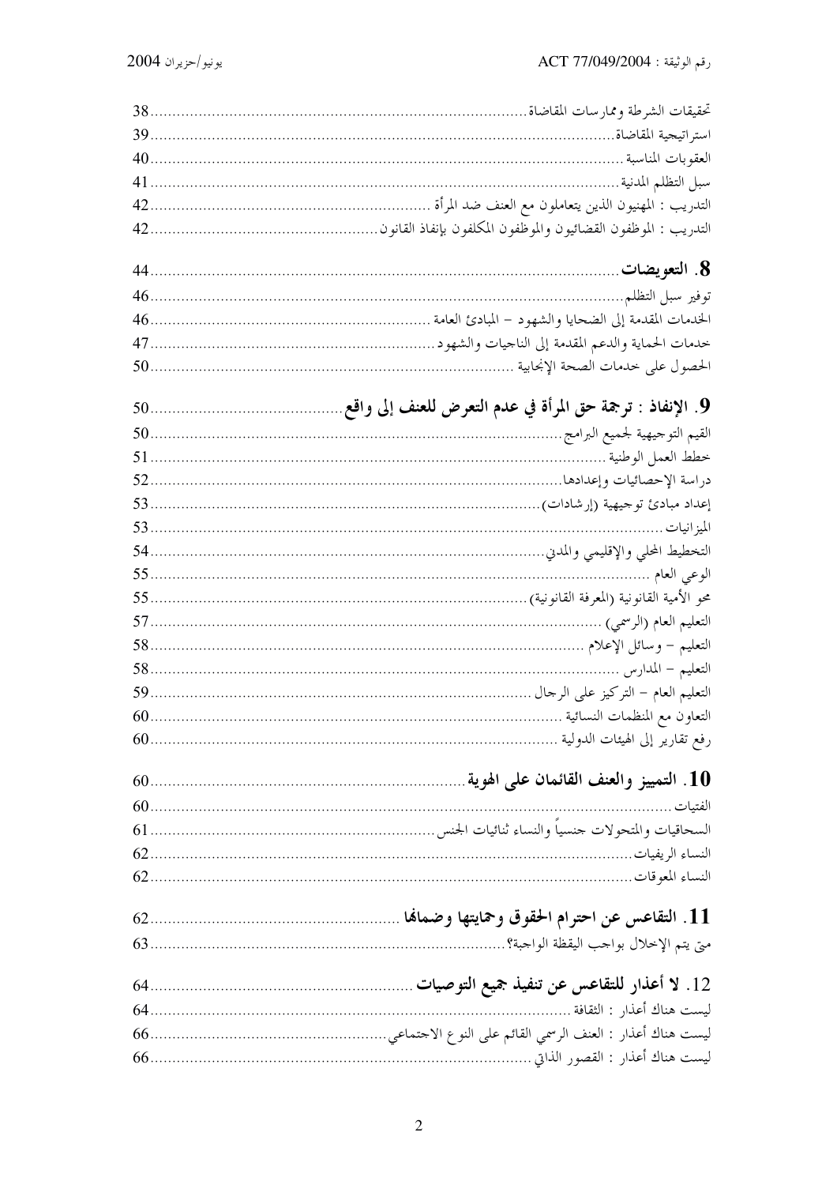تحقيقات الشرطة وممارسات المقاضاة ........ 38
استراتيجية المقاضاة ........ 39
العقوبات المناسبة ........ 40
سبل التظلم المدنية ........ 41
التدريب : المهنيون الذين يتعاملون مع العنف ضد المرأة ........ 42
التدريب : الموظفون القضائيون والموظفون المكلفون بإنفاذ القانون ........ 42

**8. التعويضات** ........ 44
توفير سبل التظلم ........ 46
الخدمات المقدمة إلى الضحايا والشهود – المبادئ العامة ........ 46
خدمات الحماية والدعم المقدمة إلى الناجيات والشهود ........ 47
الحصول على خدمات الصحة الإنجابية ........ 50

**9. الإنفاذ : ترجمة حق المرأة في عدم التعرض للعنف إلى واقع** ........ 50
القيم التوجيهية لجميع البرامج ........ 50
خطط العمل الوطنية ........ 51
دراسة الإحصائيات وإعدادها ........ 52
إعداد مبادئ توجيهية (إرشادات) ........ 53
الميزانيات ........ 53
التخطيط المحلي والإقليمي والمدني ........ 54
الوعي العام ........ 55
محو الأمية القانونية (المعرفة القانونية) ........ 55
التعليم العام (الرسمي) ........ 57
التعليم – وسائل الإعلام ........ 58
التعليم – المدارس ........ 58
التعليم العام – التركيز على الرجال ........ 59
التعاون مع المنظمات النسائية ........ 60
رفع تقارير إلى الهيئات الدولية ........ 60

**10. التمييز والعنف القائمان على الهوية** ........ 60
الفتيات ........ 60
السحاقيات والمتحولات جنسياً والنساء ثنائيات الجنس ........ 61
النساء الريفيات ........ 62
النساء المعوقات ........ 62

**11. التقاعس عن احترام الحقوق وحمايتها وضمانها** ........ 62
متى يتم الإخلال بواجب اليقظة الواجبة؟ ........ 63

**12. لا أعذار للتقاعس عن تنفيذ جميع التوصيات** ........ 64
ليست هناك أعذار : الثقافة ........ 64
ليست هناك أعذار : العنف الرسمي القائم على النوع الاجتماعي ........ 66
ليست هناك أعذار : القصور الذاتي ........ 66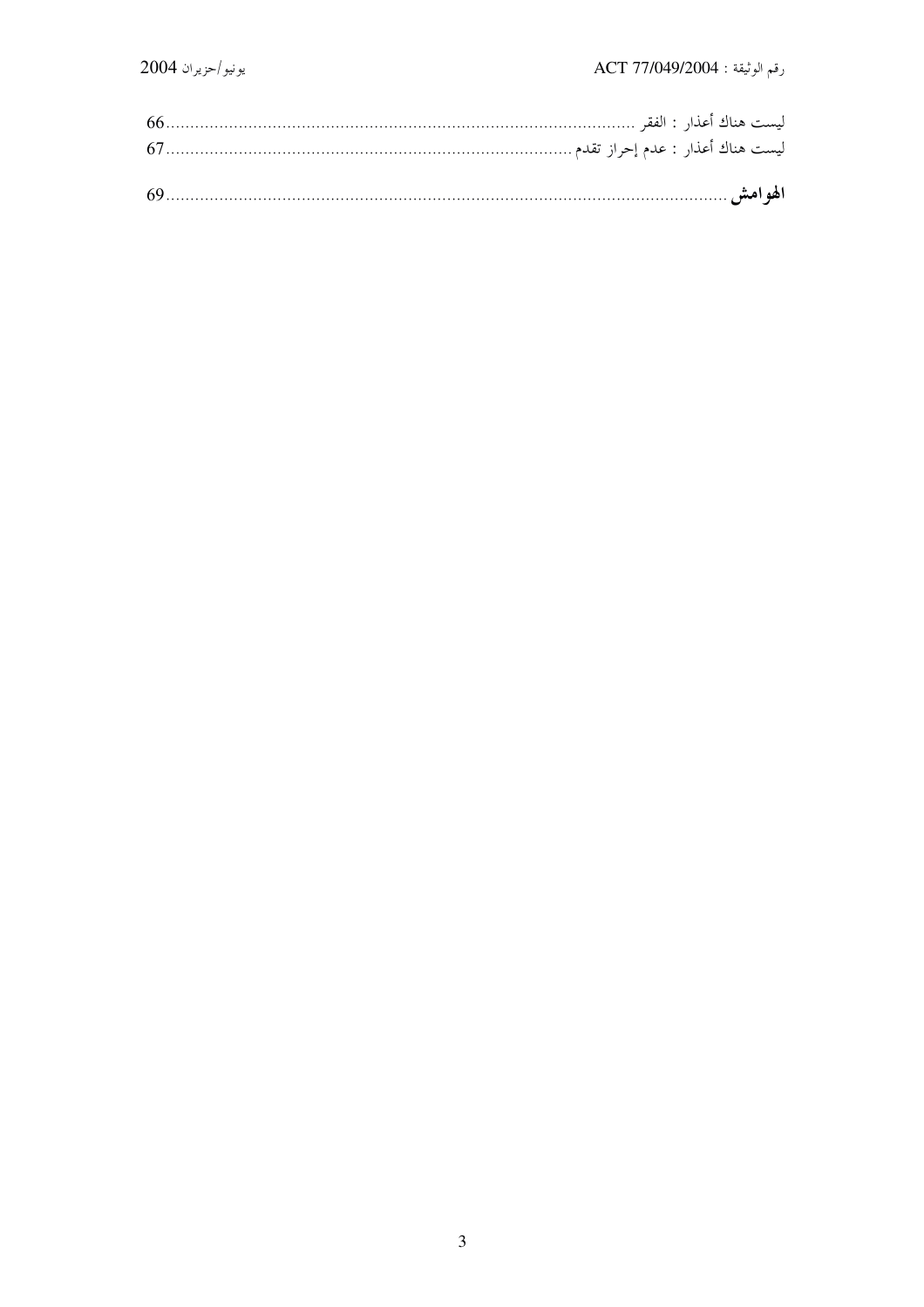ليست هناك أعذار : الفقر ................................................................................................66

ليست هناك أعذار : عدم إحراز تقدم ...................................................................................67

**الهوامش** ......................................................................................................................69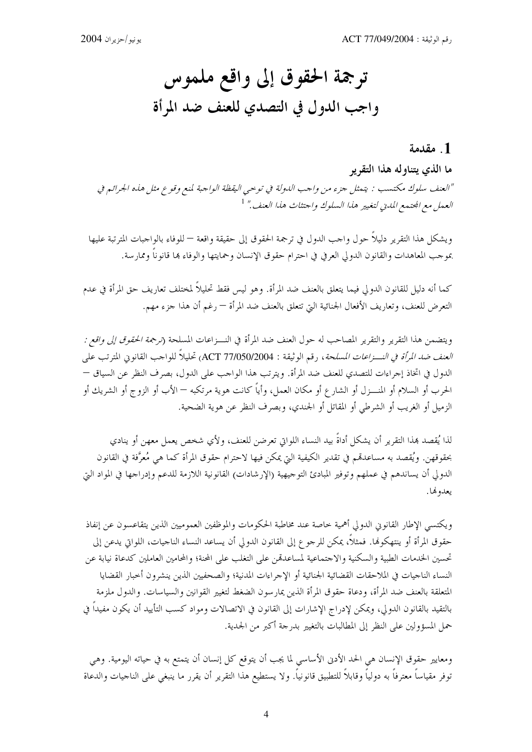# ترجمة الحقوق إلى واقع ملموس
## واجب الدول في التصدي للعنف ضد المرأة

## 1. مقدمة

### ما الذي يتناوله هذا التقرير

*"العنف سلوك مكتسب : يتمثل جزء من واجب الدولة في توخي اليقظة الواجبة لمنع وقوع مثل هذه الجرائم في العمل مع المجتمع المدني لتغيير هذا السلوك واجتثاث هذا العنف."* [1]

ويشكل هذا التقرير دليلاً حول واجب الدول في ترجمة الحقوق إلى حقيقة واقعة – للوفاء بالواجبات المترتبة عليها بموجب المعاهدات والقانون الدولي العرفي في احترام حقوق الإنسان وحمايتها والوفاء بها قانوناً وممارسة.

كما أنه دليل للقانون الدولي فيما يتعلق بالعنف ضد المرأة. وهو ليس فقط تحليلاً لمختلف تعاريف حق المرأة في عدم التعرض للعنف، وتعاريف الأفعال الجنائية التي تتعلق بالعنف ضد المرأة – رغم أن هذا جزء مهم.

ويتضمن هذا التقرير والتقرير المصاحب له حول العنف ضد المرأة في النـــزاعات المسلحة (*ترجمة الحقوق إلى واقع : العنف ضد المرأة في النـــزاعات المسلحة*، رقم الوثيقة : ACT 77/050/2004) تحليلاً للواجب القانوني المترتب على الدول في اتخاذ إجراءات للتصدي للعنف ضد المرأة. ويترتب هذا الواجب على الدول، بصرف النظر عن السياق – الحرب أو السلام أو المنـــزل أو الشارع أو مكان العمل، وأياً كانت هوية مرتكبه – الأب أو الزوج أو الشريك أو الزميل أو الغريب أو الشرطي أو المقاتل أو الجندي، وبصرف النظر عن هوية الضحية.

لذا يُقصد بهذا التقرير أن يشكل أداةً بيد النساء اللواتي تعرضن للعنف، ولأي شخص يعمل معهن أو ينادي بحقوقهن. ويُقصد به مساعدتهن في تقدير الكيفية التي يمكن فيها لاحترام حقوق المرأة كما هي مُعرَّفة في القانون الدولي أن يساندهم في عملهم وتوفير المبادئ التوجيهية (الإرشادات) القانونية اللازمة للدعم وإدراجها في المواد التي يعدونها.

ويكتسي الإطار القانوني الدولي أهمية خاصة عند مخاطبة الحكومات والموظفين العموميين الذين يتقاعسون عن إنفاذ حقوق المرأة أو ينتهكونها. فمثلاً، يمكن للرجوع إلى القانون الدولي أن يساعد النساء الناجيات، اللواتي يدعن إلى تحسين الخدمات الطبية والسكنية والاجتماعية لمساعدتهن على التغلب على المحنة؛ والمحامين العاملين كدعاة نيابة عن النساء الناجيات في الملاحقات القضائية الجنائية أو الإجراءات المدنية؛ والصحفيين الذين ينشرون أخبار القضايا المتعلقة بالعنف ضد المرأة، ودعاة حقوق المرأة الذين يمارسون الضغط لتغيير القوانين والسياسات. والدول ملزمة بالتقيد بالقانون الدولي، ويمكن لإدراج الإشارات إلى القانون في الاتصالات ومواد كسب التأييد أن يكون مفيداً في حمل المسؤولين على النظر إلى المطالبات بالتغيير بدرجة أكبر من الجدية.

ومعايير حقوق الإنسان هي الحد الأدنى الأساسي لما يجب أن يتوقع كل إنسان أن يتمتع به في حياته اليومية. وهي توفر مقياساً معترفاً به دولياً وقابلاً للتطبيق قانونياً. ولا يستطيع هذا التقرير أن يقرر ما ينبغي على الناجيات والدعاة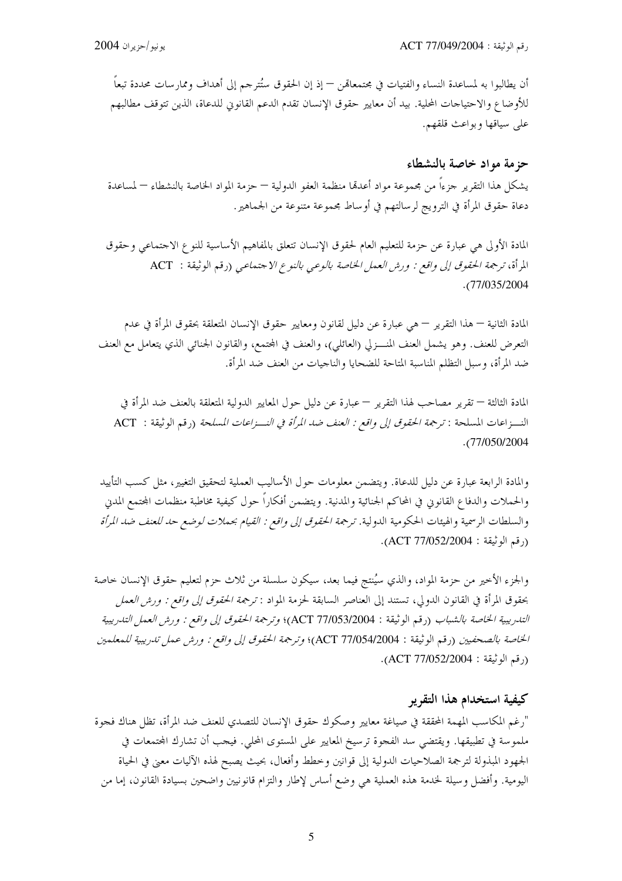أن يطالبوا به لمساعدة النساء والفتيات في مجتمعاتهن – إذ إن الحقوق ستُترجم إلى أهداف وممارسات محددة تبعاً للأوضاع والاحتياجات المحلية. بيد أن معايير حقوق الإنسان تقدم الدعم القانوني للدعاة، الذين تتوقف مطالبهم على سياقها وبواعث قلقهم.

## حزمة مواد خاصة بالنشطاء

يشكل هذا التقرير جزءاً من مجموعة مواد أعدتها منظمة العفو الدولية – حزمة المواد الخاصة بالنشطاء – لمساعدة دعاة حقوق المرأة في الترويج لرسالتهم في أوساط مجموعة متنوعة من الجماهير.

المادة الأولى هي عبارة عن حزمة للتعليم العام لحقوق الإنسان تتعلق بالمفاهيم الأساسية للنوع الاجتماعي وحقوق المرأة، *ترجمة الحقوق إلى واقع : ورش العمل الخاصة بالوعي بالنوع الاجتماعي* (رقم الوثيقة : ACT 77/035/2004).

المادة الثانية – هذا التقرير – هي عبارة عن دليل لقانون ومعايير حقوق الإنسان المتعلقة بحقوق المرأة في عدم التعرض للعنف. وهو يشمل العنف المنـزلي (العائلي)، والعنف في المجتمع، والقانون الجنائي الذي يتعامل مع العنف ضد المرأة، وسبل التظلم المناسبة المتاحة للضحايا والناجيات من العنف ضد المرأة.

المادة الثالثة – تقرير مصاحب لهذا التقرير – عبارة عن دليل حول المعايير الدولية المتعلقة بالعنف ضد المرأة في النـزاعات المسلحة : *ترجمة الحقوق إلى واقع : العنف ضد المرأة في النـزاعات المسلحة* (رقم الوثيقة : ACT 77/050/2004).

والمادة الرابعة عبارة عن دليل للدعاة. ويتضمن معلومات حول الأساليب العملية لتحقيق التغيير، مثل كسب التأييد والحملات والدفاع القانوني في المحاكم الجنائية والمدنية. ويتضمن أفكاراً حول كيفية مخاطبة منظمات المجتمع المدني والسلطات الرسمية والهيئات الحكومية الدولية. *ترجمة الحقوق إلى واقع : القيام بحملات لوضع حد للعنف ضد المرأة* (رقم الوثيقة : ACT 77/052/2004).

والجزء الأخير من حزمة المواد، والذي سيُنتج فيما بعد، سيكون سلسلة من ثلاث حزم لتعليم حقوق الإنسان خاصة بحقوق المرأة في القانون الدولي، تستند إلى العناصر السابقة لحزمة المواد : *ترجمة الحقوق إلى واقع : ورش العمل التدريبية الخاصة بالشباب* (رقم الوثيقة : ACT 77/053/2004)؛ *وترجمة الحقوق إلى واقع : ورش العمل التدريبية الخاصة بالصحفيين* (رقم الوثيقة : ACT 77/054/2004)؛ *وترجمة الحقوق إلى واقع : ورش عمل تدريبية للمعلمين* (رقم الوثيقة : ACT 77/052/2004).

## كيفية استخدام هذا التقرير

"رغم المكاسب المهمة المحققة في صياغة معايير وصكوك حقوق الإنسان للتصدي للعنف ضد المرأة، تظل هناك فجوة ملموسة في تطبيقها. ويقتضي سد الفجوة ترسيخ المعايير على المستوى المحلي. فيجب أن تشارك المجتمعات في الجهود المبذولة لترجمة الصلاحيات الدولية إلى قوانين وخطط وأفعال، بحيث يصبح لهذه الآليات معنى في الحياة اليومية. وأفضل وسيلة لخدمة هذه العملية هي وضع أساس لإطار والتزام قانونيين واضحين بسيادة القانون، إما من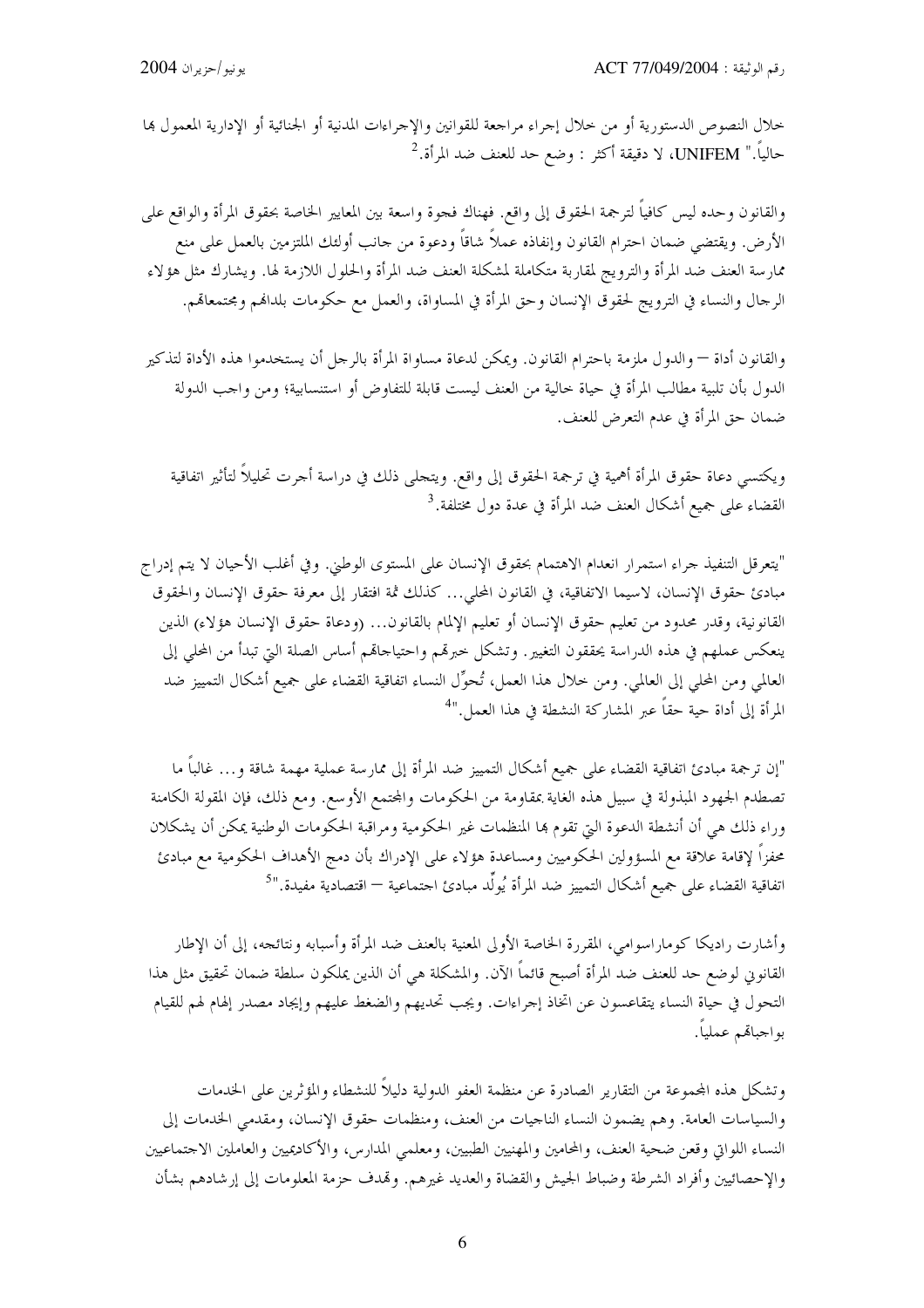خلال النصوص الدستورية أو من خلال إجراء مراجعة للقوانين والإجراءات المدنية أو الجنائية أو الإدارية المعمول بها حالياً." UNIFEM، لا دقيقة أكثر : وضع حد للعنف ضد المرأة.[2]

والقانون وحده ليس كافياً لترجمة الحقوق إلى واقع. فهناك فجوة واسعة بين المعايير الخاصة بحقوق المرأة والواقع على الأرض. ويقتضي ضمان احترام القانون وإنفاذه عملاً شاقاً ودعوة من جانب أولئك الملتزمين بالعمل على منع ممارسة العنف ضد المرأة والترويج لمقاربة متكاملة لمشكلة العنف ضد المرأة والحلول اللازمة لها. ويشارك مثل هؤلاء الرجال والنساء في الترويج لحقوق الإنسان وحق المرأة في المساواة، والعمل مع حكومات بلدانهم ومجتمعاتهم.

والقانون أداة – والدول ملزمة باحترام القانون. ويمكن لدعاة مساواة المرأة بالرجل أن يستخدموا هذه الأداة لتذكير الدول بأن تلبية مطالب المرأة في حياة خالية من العنف ليست قابلة للتفاوض أو استنسابية؛ ومن واجب الدولة ضمان حق المرأة في عدم التعرض للعنف.

ويكتسي دعاة حقوق المرأة أهمية في ترجمة الحقوق إلى واقع. ويتجلى ذلك في دراسة أجرت تحليلاً لتأثير اتفاقية القضاء على جميع أشكال العنف ضد المرأة في عدة دول مختلفة.[3]

"يتعرقل التنفيذ جراء استمرار انعدام الاهتمام بحقوق الإنسان على المستوى الوطني. وفي أغلب الأحيان لا يتم إدراج مبادئ حقوق الإنسان، لاسيما الاتفاقية، في القانون المحلي... كذلك ثمة افتقار إلى معرفة حقوق الإنسان والحقوق القانونية، وقدر محدود من تعليم حقوق الإنسان أو تعليم الإلمام بالقانون... (ودعاة حقوق الإنسان هؤلاء) الذين ينعكس عملهم في هذه الدراسة يحققون التغيير. وتشكل خبرتهم واحتياجاتهم أساس الصلة التي تبدأ من المحلي إلى العالمي ومن المحلي إلى العالمي. ومن خلال هذا العمل، تُحوِّل النساء اتفاقية القضاء على جميع أشكال التمييز ضد المرأة إلى أداة حية حقاً عبر المشاركة النشطة في هذا العمل."[4]

"إن ترجمة مبادئ اتفاقية القضاء على جميع أشكال التمييز ضد المرأة إلى ممارسة عملية مهمة شاقة و... غالباً ما تصطدم الجهود المبذولة في سبيل هذه الغاية بمقاومة من الحكومات والمجتمع الأوسع. ومع ذلك، فإن المقولة الكامنة وراء ذلك هي أن أنشطة الدعوة التي تقوم بها المنظمات غير الحكومية ومراقبة الحكومات الوطنية يمكن أن يشكلان محفزاً لإقامة علاقة مع المسؤولين الحكوميين ومساعدة هؤلاء على الإدراك بأن دمج الأهداف الحكومية مع مبادئ اتفاقية القضاء على جميع أشكال التمييز ضد المرأة يُولِّد مبادئ اجتماعية – اقتصادية مفيدة."[5]

وأشارت راديكا كوماراسوامي، المقررة الخاصة الأولى المعنية بالعنف ضد المرأة وأسبابه ونتائجه، إلى أن الإطار القانوني لوضع حد للعنف ضد المرأة أصبح قائماً الآن. والمشكلة هي أن الذين يملكون سلطة ضمان تحقيق مثل هذا التحول في حياة النساء يتقاعسون عن اتخاذ إجراءات. ويجب تحديهم والضغط عليهم وإيجاد مصدر إلهام لهم للقيام بواجباتهم عملياً.

وتشكل هذه المجموعة من التقارير الصادرة عن منظمة العفو الدولية دليلاً للنشطاء والمؤثرين على الخدمات والسياسات العامة. وهم يضمون النساء الناجيات من العنف، ومنظمات حقوق الإنسان، ومقدمي الخدمات إلى النساء اللواتي وقعن ضحية العنف، والمحامين والمهنيين الطبيين، ومعلمي المدارس، والأكاديميين والعاملين الاجتماعيين والإحصائيين وأفراد الشرطة وضباط الجيش والقضاة والعديد غيرهم. وتهدف حزمة المعلومات إلى إرشادهم بشأن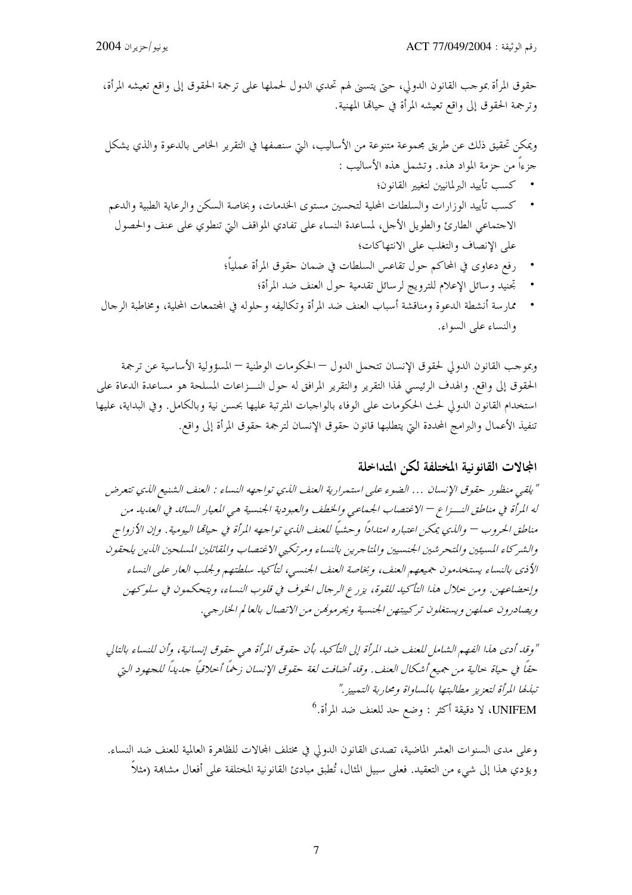حقوق المرأة بموجب القانون الدولي، حتى يتسنى لهم تحدي الدول لحملها على ترجمة الحقوق إلى واقع تعيشه المرأة، وترجمة الحقوق إلى واقع تعيشه المرأة في حياتها المهنية.

ويمكن تحقيق ذلك عن طريق مجموعة متنوعة من الأساليب، التي سنصفها في التقرير الخاص بالدعوة والذي يشكل جزءاً من حزمة المواد هذه. وتشمل هذه الأساليب :

- كسب تأييد البرلمانيين لتغيير القانون؛
- كسب تأييد الوزارات والسلطات المحلية لتحسين مستوى الخدمات، وبخاصة السكن والرعاية الطبية والدعم الاجتماعي الطارئ والطويل الأجل، لمساعدة النساء على تفادي المواقف التي تنطوي على عنف والحصول على الإنصاف والتغلب على الانتهاكات؛
- رفع دعاوى في المحاكم حول تقاعس السلطات في ضمان حقوق المرأة عملياً؛
- تجنيد وسائل الإعلام للترويج لرسائل تقدمية حول العنف ضد المرأة؛
- ممارسة أنشطة الدعوة ومناقشة أسباب العنف ضد المرأة وتكاليفه وحلوله في المجتمعات المحلية، ومخاطبة الرجال والنساء على السواء.

وبموجب القانون الدولي لحقوق الإنسان تتحمل الدول – الحكومات الوطنية – المسؤولية الأساسية عن ترجمة الحقوق إلى واقع. والهدف الرئيسي لهذا التقرير والتقرير المرافق له حول النـزاعات المسلحة هو مساعدة الدعاة على استخدام القانون الدولي لحث الحكومات على الوفاء بالواجبات المترتبة عليها بحسن نية وبالكامل. وفي البداية، عليها تنفيذ الأعمال والبرامج المحددة التي يتطلبها قانون حقوق الإنسان لترجمة حقوق المرأة إلى واقع.

## المجالات القانونية المختلفة لكن المتداخلة

*"يلقي منظور حقوق الإنسان ... الضوء على استمرارية العنف الذي تواجهه النساء : العنف الشنيع الذي تتعرض له المرأة في مناطق النـزاع – الاغتصاب الجماعي والخطف والعبودية الجنسية هي المعيار السائد في العديد من مناطق الحروب – والذي يمكن اعتباره امتداداً وحشياً للعنف الذي تواجهه المرأة في حياتها اليومية. وإن الأزواج والشركاء المسيئين والمتحرشين الجنسيين والمتاجرين بالنساء ومرتكبي الاغتصاب والمقاتلين المسلحين الذين يلحقون الأذى بالنساء يستخدمون جميعهم العنف، وبخاصة العنف الجنسي، لتأكيد سلطتهم ولجلب العار على النساء وإخضاعهن. ومن خلال هذا التأكيد للقوة، يزرع الرجال الخوف في قلوب النساء، ويتحكمون في سلوكهن ويصادرون عملهن ويستغلون تركيبتهن الجنسية ويحرمونهن من الاتصال بالعالم الخارجي.*

*"وقد أدى هذا الفهم الشامل للعنف ضد المرأة إلى التأكيد بأن حقوق المرأة هي حقوق إنسانية، وأن للنساء بالتالي حقاً في حياة خالية من جميع أشكال العنف. وقد أضافت لغة حقوق الإنسان زخماً أخلاقياً جديداً للجهود التي تبذلها المرأة لتعزيز مطالبتها بالمساواة ومحاربة التمييز."*

UNIFEM، لا دقيقة أكثر : وضع حد للعنف ضد المرأة.[6]

وعلى مدى السنوات العشر الماضية، تصدى القانون الدولي في مختلف المجالات للظاهرة العالمية للعنف ضد النساء. ويؤدي هذا إلى شيء من التعقيد. فعلى سبيل المثال، تُطبق مبادئ القانونية المختلفة على أفعال مشابهة (مثلاً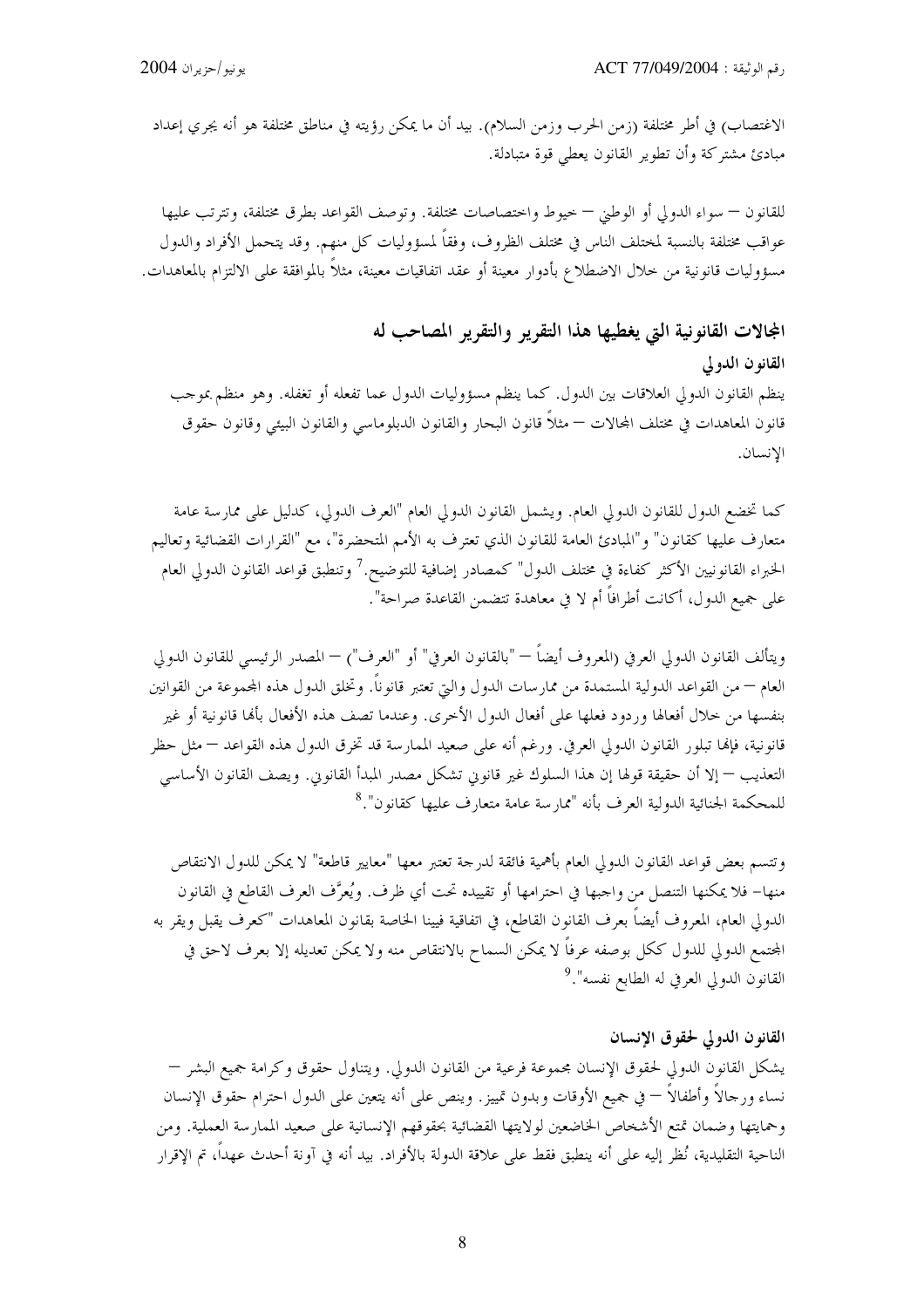الاغتصاب) في أطر مختلفة (زمن الحرب وزمن السلام). بيد أن ما يمكن رؤيته في مناطق مختلفة هو أنه يجري إعداد مبادئ مشتركة وأن تطوير القانون يعطي قوة متبادلة.

للقانون – سواء الدولي أو الوطني – خيوط واختصاصات مختلفة. وتوصف القواعد بطرق مختلفة، وتترتب عليها عواقب مختلفة بالنسبة لمختلف الناس في مختلف الظروف، وفقاً لمسؤوليات كل منهم. وقد يتحمل الأفراد والدول مسؤوليات قانونية من خلال الاضطلاع بأدوار معينة أو عقد اتفاقيات معينة، مثلاً بالموافقة على الالتزام بالمعاهدات.

## المجالات القانونية التي يغطيها هذا التقرير والتقرير المصاحب له

### القانون الدولي

ينظم القانون الدولي العلاقات بين الدول. كما ينظم مسؤوليات الدول عما تفعله أو تغفله. وهو منظم بموجب قانون المعاهدات في مختلف المجالات – مثلاً قانون البحار والقانون الدبلوماسي والقانون البيئي وقانون حقوق الإنسان.

كما تخضع الدول للقانون الدولي العام. ويشمل القانون الدولي العام "العرف الدولي، كدليل على ممارسة عامة متعارف عليها كقانون" و"المبادئ العامة للقانون الذي تعترف به الأمم المتحضرة"، مع "القرارات القضائية وتعاليم الخبراء القانونيين الأكثر كفاءة في مختلف الدول" كمصادر إضافية للتوضيح.[7] وتنطبق قواعد القانون الدولي العام على جميع الدول، أكانت أطرافاً أم لا في معاهدة تتضمن القاعدة صراحة".

ويتألف القانون الدولي العرفي (المعروف أيضاً – "بالقانون العرفي" أو "العرف") – المصدر الرئيسي للقانون الدولي العام – من القواعد الدولية المستمدة من ممارسات الدول والتي تعتبر قانوناً. وتخلق الدول هذه المجموعة من القوانين بنفسها من خلال أفعالها وردود فعلها على أفعال الدول الأخرى. وعندما تصف هذه الأفعال بأنها قانونية أو غير قانونية، فإنها تبلور القانون الدولي العرفي. ورغم أنه على صعيد الممارسة قد تخرق الدول هذه القواعد – مثل حظر التعذيب – إلا أن حقيقة قولها إن هذا السلوك غير قانوني تشكل مصدر المبدأ القانوني. ويصف القانون الأساسي للمحكمة الجنائية الدولية العرف بأنه "ممارسة عامة متعارف عليها كقانون".[8]

وتتسم بعض قواعد القانون الدولي العام بأهمية فائقة لدرجة تعتبر معها "معايير قاطعة" لا يمكن للدول الانتقاص منها– فلا يمكنها التنصل من واجبها في احترامها أو تقييده تحت أي ظرف. ويُعرَّف العرف القاطع في القانون الدولي العام، المعروف أيضاً بعرف القانون القاطع، في اتفاقية فيينا الخاصة بقانون المعاهدات "كعرف يقبل ويقر به المجتمع الدولي للدول ككل بوصفه عرفاً لا يمكن السماح بالانتقاص منه ولا يمكن تعديله إلا بعرف لاحق في القانون الدولي العرفي له الطابع نفسه".[9]

### القانون الدولي لحقوق الإنسان

يشكل القانون الدولي لحقوق الإنسان مجموعة فرعية من القانون الدولي. ويتناول حقوق وكرامة جميع البشر – نساء ورجالاً وأطفالاً – في جميع الأوقات وبدون تمييز. وينص على أنه يتعين على الدول احترام حقوق الإنسان وحمايتها وضمان تمتع الأشخاص الخاضعين لولايتها القضائية بحقوقهم الإنسانية على صعيد الممارسة العملية. ومن الناحية التقليدية، نُظر إليه على أنه ينطبق فقط على علاقة الدولة بالأفراد. بيد أنه في آونة أحدث عهداً، تم الإقرار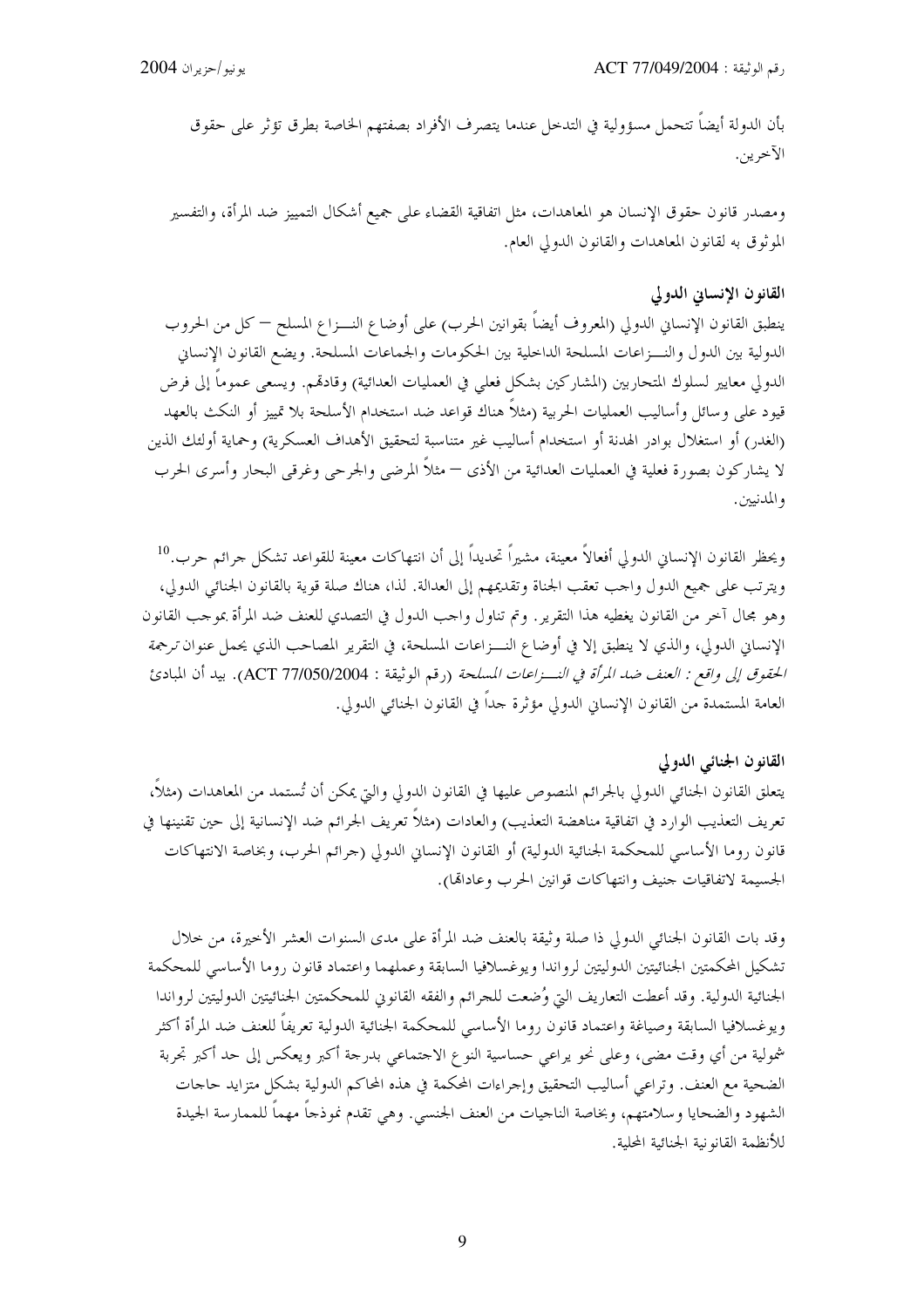بأن الدولة أيضاً تتحمل مسؤولية في التدخل عندما يتصرف الأفراد بصفتهم الخاصة بطرق تؤثر على حقوق الآخرين.

ومصدر قانون حقوق الإنسان هو المعاهدات، مثل اتفاقية القضاء على جميع أشكال التمييز ضد المرأة، والتفسير الموثوق به لقانون المعاهدات والقانون الدولي العام.

### القانون الإنساني الدولي

ينطبق القانون الإنساني الدولي (المعروف أيضاً بقوانين الحرب) على أوضاع النـزاع المسلح – كل من الحروب الدولية بين الدول والنـزاعات المسلحة الداخلية بين الحكومات والجماعات المسلحة. ويضع القانون الإنساني الدولي معايير لسلوك المتحاربين (المشاركين بشكل فعلي في العمليات العدائية) وقادتهم. ويسعى عموماً إلى فرض قيود على وسائل وأساليب العمليات الحربية (مثلاً هناك قواعد ضد استخدام الأسلحة بلا تمييز أو النكث بالعهد (الغدر) أو استغلال بوادر الهدنة أو استخدام أساليب غير متناسبة لتحقيق الأهداف العسكرية) وحماية أولئك الذين لا يشاركون بصورة فعلية في العمليات العدائية من الأذى – مثلاً المرضى والجرحى وغرقى البحار وأسرى الحرب والمدنيين.

ويحظر القانون الإنساني الدولي أفعالاً معينة، مشيراً تحديداً إلى أن انتهاكات معينة للقواعد تشكل جرائم حرب.[10] ويترتب على جميع الدول واجب تعقب الجناة وتقديمهم إلى العدالة. لذا، هناك صلة قوية بالقانون الجنائي الدولي، وهو مجال آخر من القانون يغطيه هذا التقرير. وتم تناول واجب الدول في التصدي للعنف ضد المرأة بموجب القانون الإنساني الدولي، والذي لا ينطبق إلا في أوضاع النـزاعات المسلحة، في التقرير المصاحب الذي يحمل عنوان *ترجمة الحقوق إلى واقع : العنف ضد المرأة في النـزاعات المسلحة* (رقم الوثيقة : ACT 77/050/2004). بيد أن المبادئ العامة المستمدة من القانون الإنساني الدولي مؤثرة جداً في القانون الجنائي الدولي.

### القانون الجنائي الدولي

يتعلق القانون الجنائي الدولي بالجرائم المنصوص عليها في القانون الدولي والتي يمكن أن تُستمد من المعاهدات (مثلاً، تعريف التعذيب الوارد في اتفاقية مناهضة التعذيب) والعادات (مثلاً تعريف الجرائم ضد الإنسانية إلى حين تقنينها في قانون روما الأساسي للمحكمة الجنائية الدولية) أو القانون الإنساني الدولي (جرائم الحرب، وبخاصة الانتهاكات الجسيمة لاتفاقيات جنيف وانتهاكات قوانين الحرب وعاداتها).

وقد بات القانون الجنائي الدولي ذا صلة وثيقة بالعنف ضد المرأة على مدى السنوات العشر الأخيرة، من خلال تشكيل المحكمتين الجنائيتين الدوليتين لرواندا ويوغسلافيا السابقة وعملهما واعتماد قانون روما الأساسي للمحكمة الجنائية الدولية. وقد أعطت التعاريف التي وُضعت للجرائم والفقه القانوني للمحكمتين الجنائيتين الدوليتين لرواندا ويوغسلافيا السابقة وصياغة واعتماد قانون روما الأساسي للمحكمة الجنائية الدولية تعريفاً للعنف ضد المرأة أكثر شمولية من أي وقت مضى، وعلى نحو يراعي حساسية النوع الاجتماعي بدرجة أكبر ويعكس إلى حد أكبر تجربة الضحية مع العنف. وتراعي أساليب التحقيق وإجراءات المحكمة في هذه المحاكم الدولية بشكل متزايد حاجات الشهود والضحايا وسلامتهم، وبخاصة الناجيات من العنف الجنسي. وهي تقدم نموذجاً مهماً للممارسة الجيدة للأنظمة القانونية الجنائية المحلية.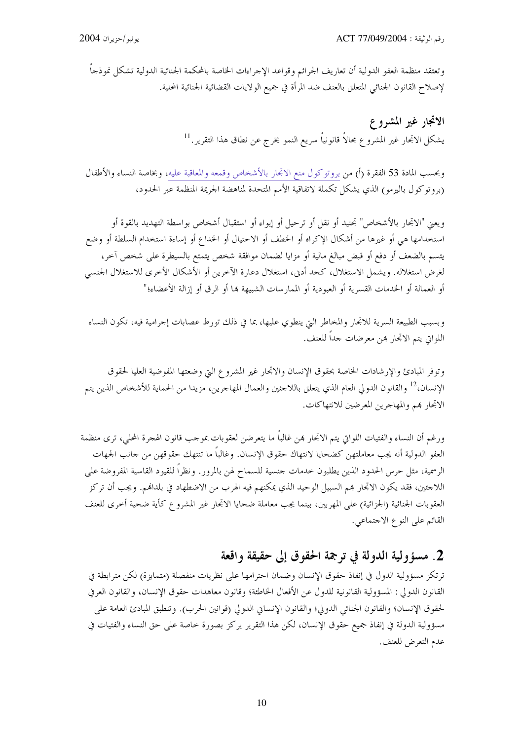وتعتقد منظمة العفو الدولية أن تعاريف الجرائم وقواعد الإجراءات الخاصة بالمحكمة الجنائية الدولية تشكل نموذجاً لإصلاح القانون الجنائي المتعلق بالعنف ضد المرأة في جميع الولايات القضائية الجنائية المحلية.

### الاتجار غير المشروع

يشكل الاتجار غير المشروع مجالاً قانونياً سريع النمو يخرج عن نطاق هذا التقرير.[11]

وبحسب المادة 53 الفقرة (أ) من بروتوكول منع الاتجار بالأشخاص وقمعه والمعاقبة عليه، وبخاصة النساء والأطفال (بروتوكول باليرمو) الذي يشكل تكملة لاتفاقية الأمم المتحدة لمناهضة الجريمة المنظمة عبر الحدود،

ويعني "الاتجار بالأشخاص" تجنيد أو نقل أو ترحيل أو إيواء أو استقبال أشخاص بواسطة التهديد بالقوة أو استخدامها هي أو غيرها من أشكال الإكراه أو الخطف أو الاحتيال أو الخداع أو إساءة استخدام السلطة أو وضع يتسم بالضعف أو دفع أو قبض مبالغ مالية أو مزايا لضمان موافقة شخص يتمتع بالسيطرة على شخص آخر، لغرض استغلاله. ويشمل الاستغلال، كحد أدنى، استغلال دعارة الآخرين أو الأشكال الأخرى للاستغلال الجنسي أو العمالة أو الخدمات القسرية أو العبودية أو الممارسات الشبيهة بها أو الرق أو إزالة الأعضاء؛"

وبسبب الطبيعة السرية للاتجار والمخاطر التي ينطوي عليها، بما في ذلك تورط عصابات إجرامية فيه، تكون النساء اللواتي يتم الاتجار بهن معرضات جداً للعنف.

وتوفر المبادئ والإرشادات الخاصة بحقوق الإنسان والاتجار غير المشروع التي وضعتها المفوضية العليا لحقوق الإنسان،[12] والقانون الدولي العام الذي يتعلق باللاجئين والعمال المهاجرين، مزيدا من الحماية للأشخاص الذين يتم الاتجار بهم والمهاجرين المعرضين للانتهاكات.

ورغم أن النساء والفتيات اللواتي يتم الاتجار بهن غالباً ما يتعرضن لعقوبات بموجب قانون الهجرة المحلي، ترى منظمة العفو الدولية أنه يجب معاملتهن كضحايا لانتهاك حقوق الإنسان. وغالباً ما تنتهك حقوقهن من جانب الجهات الرسمية، مثل حرس الحدود الذين يطلبون خدمات جنسية للسماح لهن بالمرور. ونظراً للقيود القاسية المفروضة على اللاجئين، فقد يكون الاتجار بهم السبيل الوحيد الذي يمكنهم فيه الهرب من الاضطهاد في بلدانهم. ويجب أن تركز العقوبات الجنائية (الجزائية) على المهربين، بينما يجب معاملة ضحايا الاتجار غير المشروع كأية ضحية أخرى للعنف القائم على النوع الاجتماعي.

## 2. مسؤولية الدولة في ترجمة الحقوق إلى حقيقة واقعة

ترتكز مسؤولية الدول في إنفاذ حقوق الإنسان وضمان احترامها على نظريات منفصلة (متمايزة) لكن مترابطة في القانون الدولي: المسؤولية القانونية للدول عن الأفعال الخاطئة؛ وقانون معاهدات حقوق الإنسان، والقانون العرفي لحقوق الإنسان؛ والقانون الجنائي الدولي؛ والقانون الإنساني الدولي (قوانين الحرب). وتنطبق المبادئ العامة على مسؤولية الدولة في إنفاذ جميع حقوق الإنسان، لكن هذا التقرير يركز بصورة خاصة على حق النساء والفتيات في عدم التعرض للعنف.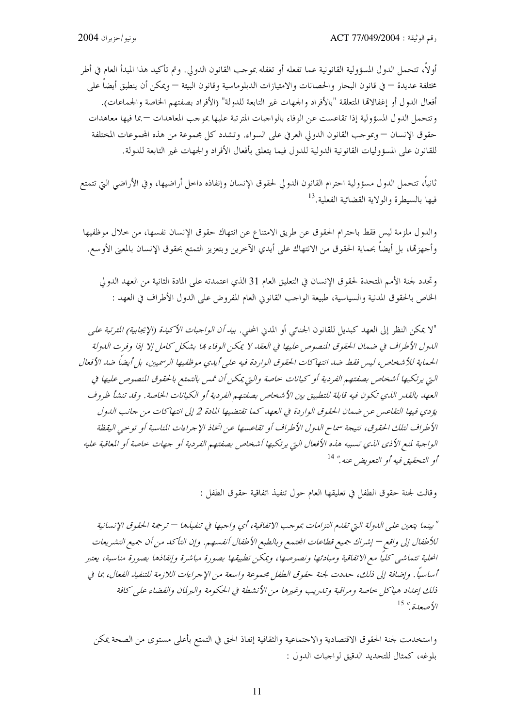أولاً، تتحمل الدول المسؤولية القانونية عما تفعله أو تغفله بموجب القانون الدولي. وتم تأكيد هذا المبدأ العام في أطر مختلفة عديدة – في قانون البحار والحصانات والامتيازات الدبلوماسية وقانون البيئة – ويمكن أن ينطبق أيضاً على أفعال الدول أو إغفالاتها المتعلقة "بالأفراد والجهات غير التابعة للدولة" (الأفراد بصفتهم الخاصة والجماعات). وتتحمل الدول المسؤولية إذا تقاعست عن الوفاء بالواجبات المترتبة عليها بموجب المعاهدات – بما فيها معاهدات حقوق الإنسان – وبموجب القانون الدولي العرفي على السواء. وتشدد كل مجموعة من هذه المجموعات المختلفة للقانون على المسؤوليات القانونية الدولية للدول فيما يتعلق بأفعال الأفراد والجهات غير التابعة للدولة.

ثانياً، تتحمل الدول مسؤولية احترام القانون الدولي لحقوق الإنسان وإنفاذه داخل أراضيها، وفي الأراضي التي تتمتع فيها بالسيطرة والولاية القضائية الفعلية.[13]

والدول ملزمة ليس فقط باحترام الحقوق عن طريق الامتناع عن انتهاك حقوق الإنسان نفسها، من خلال موظفيها وأجهزتها، بل أيضاً بحماية الحقوق من الانتهاك على أيدي الآخرين وبتعزيز التمتع بحقوق الإنسان بالمعنى الأوسع.

وتحدد لجنة الأمم المتحدة لحقوق الإنسان في التعليق العام 31 الذي اعتمدته على المادة الثانية من العهد الدولي الخاص بالحقوق المدنية والسياسية، طبيعة الواجب القانوني العام المفروض على الدول الأطراف في العهد :

*"لا يمكن النظر إلى العهد كبديل للقانون الجنائي أو المدني المحلي. بيد أن الواجبات الأكيدة (الإيجابية) المترتبة على الدول الأطراف في ضمان الحقوق المنصوص عليها في العقد لا يمكن الوفاء بها بشكل كامل إلا إذا وفرت الدولة الحماية للأشخاص، ليس فقط ضد انتهاكات الحقوق الواردة فيه على أيدي موظفيها الرسميين، بل أيضاً ضد الأفعال التي يرتكبها أشخاص بصفتهم الفردية أو كيانات خاصة والتي يمكن أن تمس بالتمتع بالحقوق المنصوص عليها في العهد بالقدر الذي تكون فيه قابلة للتطبيق بين الأشخاص بصفتهم الفردية أو الكيانات الخاصة. وقد تنشأ ظروف يؤدي فيها التقاعس عن ضمان الحقوق الواردة في العهد كما تقتضيها المادة 2 إلى انتهاكات من جانب الدول الأطراف لتلك الحقوق، نتيجة سماح الدول الأطراف أو تقاعسها عن اتخاذ الإجراءات المناسبة أو توخي اليقظة الواجبة لمنع الأذى الذي تسببه هذه الأفعال التي يرتكبها أشخاص بصفتهم الفردية أو جهات خاصة أو المعاقبة عليه أو التحقيق فيه أو التعويض عنه."* [14]

وقالت لجنة حقوق الطفل في تعليقها العام حول تنفيذ اتفاقية حقوق الطفل :

*"بينما يتعين على الدولة التي تقدم التزامات بموجب الاتفاقية، أي واجبها في تنفيذها – ترجمة الحقوق الإنسانية للأطفال إلى واقع – إشراك جميع قطاعات المجتمع وبالطبع الأطفال أنفسهم. وإن التأكد من أن جميع التشريعات المحلية تتماشى كلياً مع الاتفاقية ومبادئها ونصوصها، ويمكن تطبيقها بصورة مباشرة وإنفاذها بصورة مناسبة، يعتبر أساسياً. وإضافة إلى ذلك، حددت لجنة حقوق الطفل مجموعة واسعة من الإجراءات اللازمة للتنفيذ الفعال، بما في ذلك إعداد هياكل خاصة ومراقبة وتدريب وغيرها من الأنشطة في الحكومة والبرلمان والقضاء على كافة الأصعدة."* [15]

واستخدمت لجنة الحقوق الاقتصادية والاجتماعية والثقافية إنفاذ الحق في التمتع بأعلى مستوى من الصحة يمكن بلوغه، كمثال للتحديد الدقيق لواجبات الدول :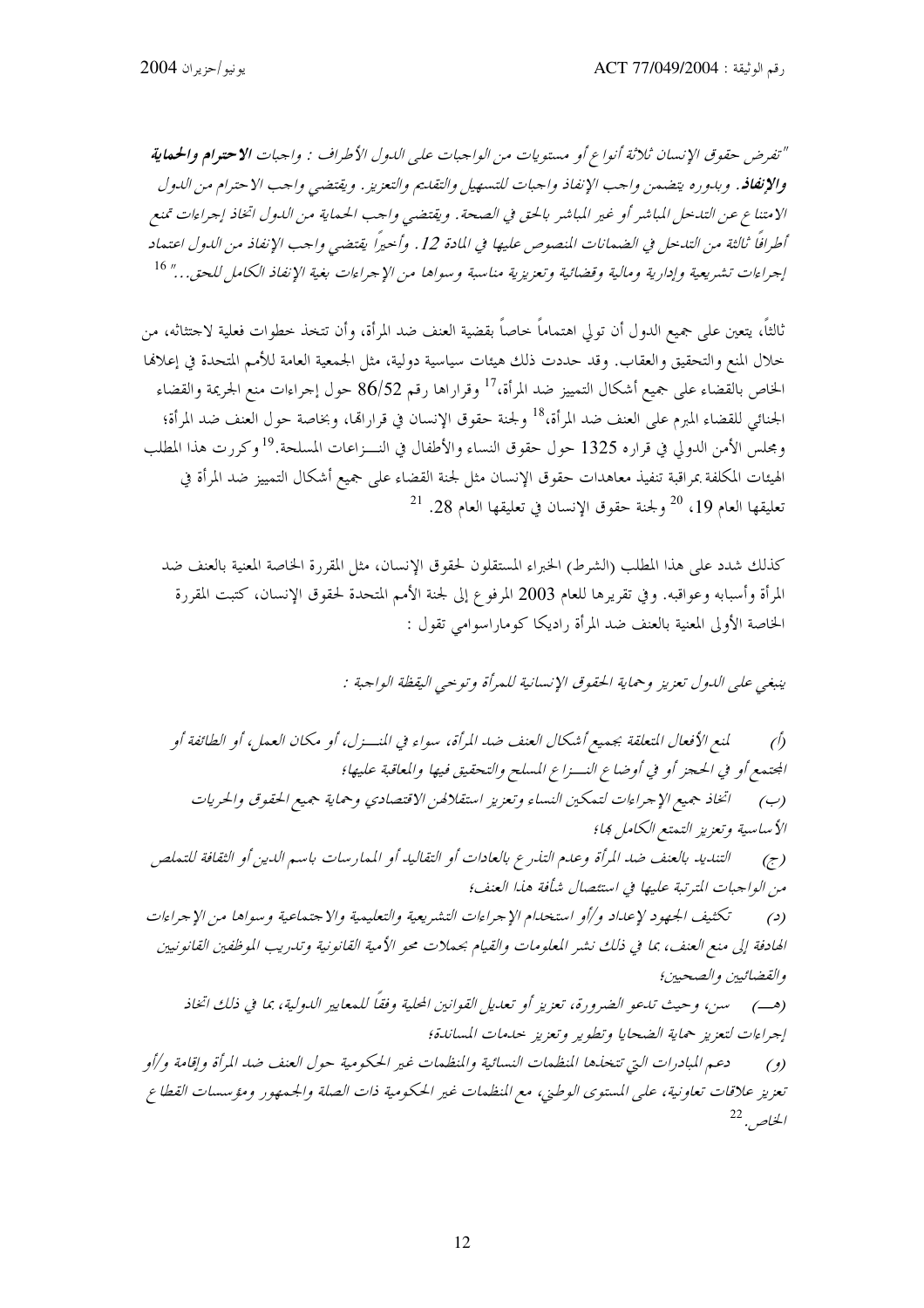*"تفرض حقوق الإنسان ثلاثة أنواع أو مستويات من الواجبات على الدول الأطراف : واجبات **الاحترام والحماية والإنفاذ**. وبدوره يتضمن واجب الإنفاذ واجبات للتسهيل والتقديم والتعزيز. ويقتضي واجب الاحترام من الدول الامتناع عن التدخل المباشر أو غير المباشر بالحق في الصحة. ويقتضي واجب الحماية من الدول اتخاذ إجراءات تمنع أطرافاً ثالثة من التدخل في الضمانات المنصوص عليها في المادة 12. وأخيراً يقتضي واجب الإنفاذ من الدول اعتماد إجراءات تشريعية وإدارية ومالية وقضائية وتعزيزية مناسبة وسواها من الإجراءات بغية الإنفاذ الكامل للحق..."* [16]

ثالثاً، يتعين على جميع الدول أن تولي اهتماماً خاصاً بقضية العنف ضد المرأة، وأن تتخذ خطوات فعلية لاجتثاثه، من خلال المنع والتحقيق والعقاب. وقد حددت ذلك هيئات سياسية دولية، مثل الجمعية العامة للأمم المتحدة في إعلانها الخاص بالقضاء على جميع أشكال التمييز ضد المرأة،[17] وقرارها رقم 86/52 حول إجراءات منع الجريمة والقضاء الجنائي للقضاء المبرم على العنف ضد المرأة،[18] ولجنة حقوق الإنسان في قراراتها، وبخاصة حول العنف ضد المرأة؛ ومجلس الأمن الدولي في قراره 1325 حول حقوق النساء والأطفال في النزاعات المسلحة.[19] وكررت هذا المطلب الهيئات المكلفة بمراقبة تنفيذ معاهدات حقوق الإنسان مثل لجنة القضاء على جميع أشكال التمييز ضد المرأة في تعليقها العام 19،[20] ولجنة حقوق الإنسان في تعليقها العام 28.[21]

كذلك شدد على هذا المطلب (الشرط) الخبراء المستقلون لحقوق الإنسان، مثل المقررة الخاصة المعنية بالعنف ضد المرأة وأسبابه وعواقبه. وفي تقريرها للعام 2003 المرفوع إلى لجنة الأمم المتحدة لحقوق الإنسان، كتبت المقررة الخاصة الأولى المعنية بالعنف ضد المرأة راديكا كوماراسوامي تقول :

*ينبغي على الدول تعزيز وحماية الحقوق الإنسانية للمرأة وتوخي اليقظة الواجبة :*

*(أ) لمنع الأفعال المتعلقة بجميع أشكال العنف ضد المرأة، سواء في المنزل، أو مكان العمل، أو الطائفة أو المجتمع أو في الحجز أو في أوضاع النزاع المسلح والتحقيق فيها والمعاقبة عليها؛*

*(ب) اتخاذ جميع الإجراءات لتمكين النساء وتعزيز استقلالهن الاقتصادي وحماية جميع الحقوق والحريات الأساسية وتعزيز التمتع الكامل بها؛*

*(ج) التنديد بالعنف ضد المرأة وعدم التذرع بالعادات أو التقاليد أو الممارسات باسم الدين أو الثقافة للتملص من الواجبات المترتبة عليها في استئصال شأفة هذا العنف؛*

*(د) تكثيف الجهود لإعداد و/أو استخدام الإجراءات التشريعية والتعليمية والاجتماعية وسواها من الإجراءات الهادفة إلى منع العنف، بما في ذلك نشر المعلومات والقيام بحملات محو الأمية القانونية وتدريب الموظفين القانونيين والقضائيين والصحيين؛*

*(هـ) سن، وحيث تدعو الضرورة، تعزيز أو تعديل القوانين المحلية وفقاً للمعايير الدولية، بما في ذلك اتخاذ إجراءات لتعزيز حماية الضحايا وتطوير وتعزيز خدمات المساندة؛*

*(و) دعم المبادرات التي تتخذها المنظمات النسائية والمنظمات غير الحكومية حول العنف ضد المرأة وإقامة و/أو تعزيز علاقات تعاونية، على المستوى الوطني، مع المنظمات غير الحكومية ذات الصلة والجمهور ومؤسسات القطاع الخاص.*[22]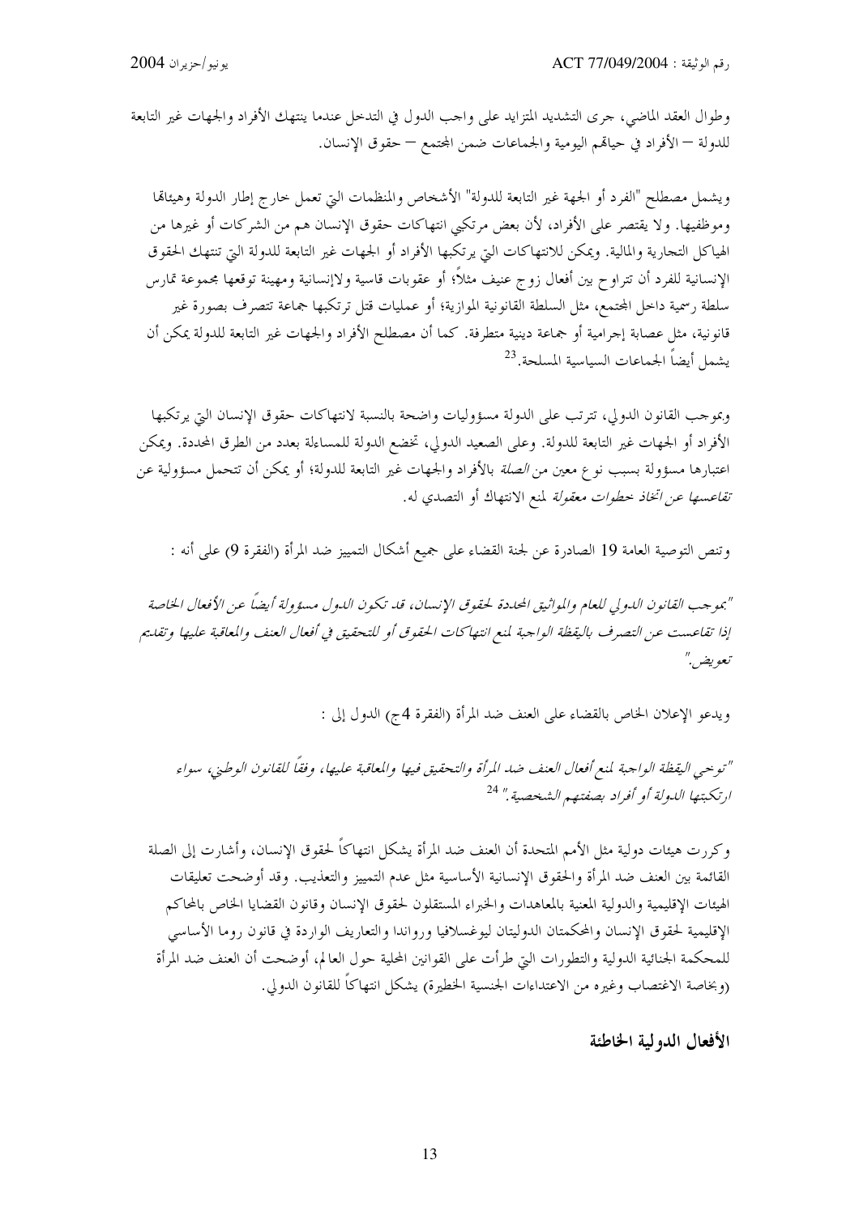وطوال العقد الماضي، جرى التشديد المتزايد على واجب الدول في التدخل عندما ينتهك الأفراد والجهات غير التابعة للدولة – الأفراد في حياتهم اليومية والجماعات ضمن المجتمع – حقوق الإنسان.

ويشمل مصطلح "الفرد أو الجهة غير التابعة للدولة" الأشخاص والمنظمات التي تعمل خارج إطار الدولة وهيئاتها وموظفيها. ولا يقتصر على الأفراد، لأن بعض مرتكبي انتهاكات حقوق الإنسان هم من الشركات أو غيرها من الهياكل التجارية والمالية. ويمكن للانتهاكات التي يرتكبها الأفراد أو الجهات غير التابعة للدولة التي تنتهك الحقوق الإنسانية للفرد أن تتراوح بين أفعال زوج عنيف مثلاً؛ أو عقوبات قاسية ولاإنسانية ومهينة توقعها مجموعة تمارس سلطة رسمية داخل المجتمع، مثل السلطة القانونية الموازية؛ أو عمليات قتل ترتكبها جماعة تتصرف بصورة غير قانونية، مثل عصابة إجرامية أو جماعة دينية متطرفة. كما أن مصطلح الأفراد والجهات غير التابعة للدولة يمكن أن يشمل أيضاً الجماعات السياسية المسلحة.[23]

وبموجب القانون الدولي، تترتب على الدولة مسؤوليات واضحة بالنسبة لانتهاكات حقوق الإنسان التي يرتكبها الأفراد أو الجهات غير التابعة للدولة. وعلى الصعيد الدولي، تخضع الدولة للمساءلة بعدد من الطرق المحددة. ويمكن اعتبارها مسؤولة بسبب نوع معين من *الصلة* بالأفراد والجهات غير التابعة للدولة؛ أو يمكن أن تتحمل مسؤولية عن *تقاعسها عن اتخاذ خطوات معقولة* لمنع الانتهاك أو التصدي له.

وتنص التوصية العامة 19 الصادرة عن لجنة القضاء على جميع أشكال التمييز ضد المرأة (الفقرة 9) على أنه :

*"بموجب القانون الدولي للعام والمواثيق المحددة لحقوق الإنسان، قد تكون الدول مسؤولة أيضاً عن الأفعال الخاصة إذا تقاعست عن التصرف باليقظة الواجبة لمنع انتهاكات الحقوق أو للتحقيق في أفعال العنف والمعاقبة عليها وتقديم تعويض."*

ويدعو الإعلان الخاص بالقضاء على العنف ضد المرأة (الفقرة 4ج) الدول إلى :

*"توخي اليقظة الواجبة لمنع أفعال العنف ضد المرأة والتحقيق فيها والمعاقبة عليها، وفقاً للقانون الوطني، سواء ارتكبتها الدولة أو أفراد بصفتهم الشخصية."* [24]

وكررت هيئات دولية مثل الأمم المتحدة أن العنف ضد المرأة يشكل انتهاكاً لحقوق الإنسان، وأشارت إلى الصلة القائمة بين العنف ضد المرأة والحقوق الإنسانية الأساسية مثل عدم التمييز والتعذيب. وقد أوضحت تعليقات الهيئات الإقليمية والدولية المعنية بالمعاهدات والخبراء المستقلون لحقوق الإنسان وقانون القضايا الخاص بالمحاكم الإقليمية لحقوق الإنسان والمحكمتان الدوليتان ليوغسلافيا ورواندا والتعاريف الواردة في قانون روما الأساسي للمحكمة الجنائية الدولية والتطورات التي طرأت على القوانين المحلية حول العالم، أوضحت أن العنف ضد المرأة (وبخاصة الاغتصاب وغيره من الاعتداءات الجنسية الخطيرة) يشكل انتهاكاً للقانون الدولي.

## الأفعال الدولية الخاطئة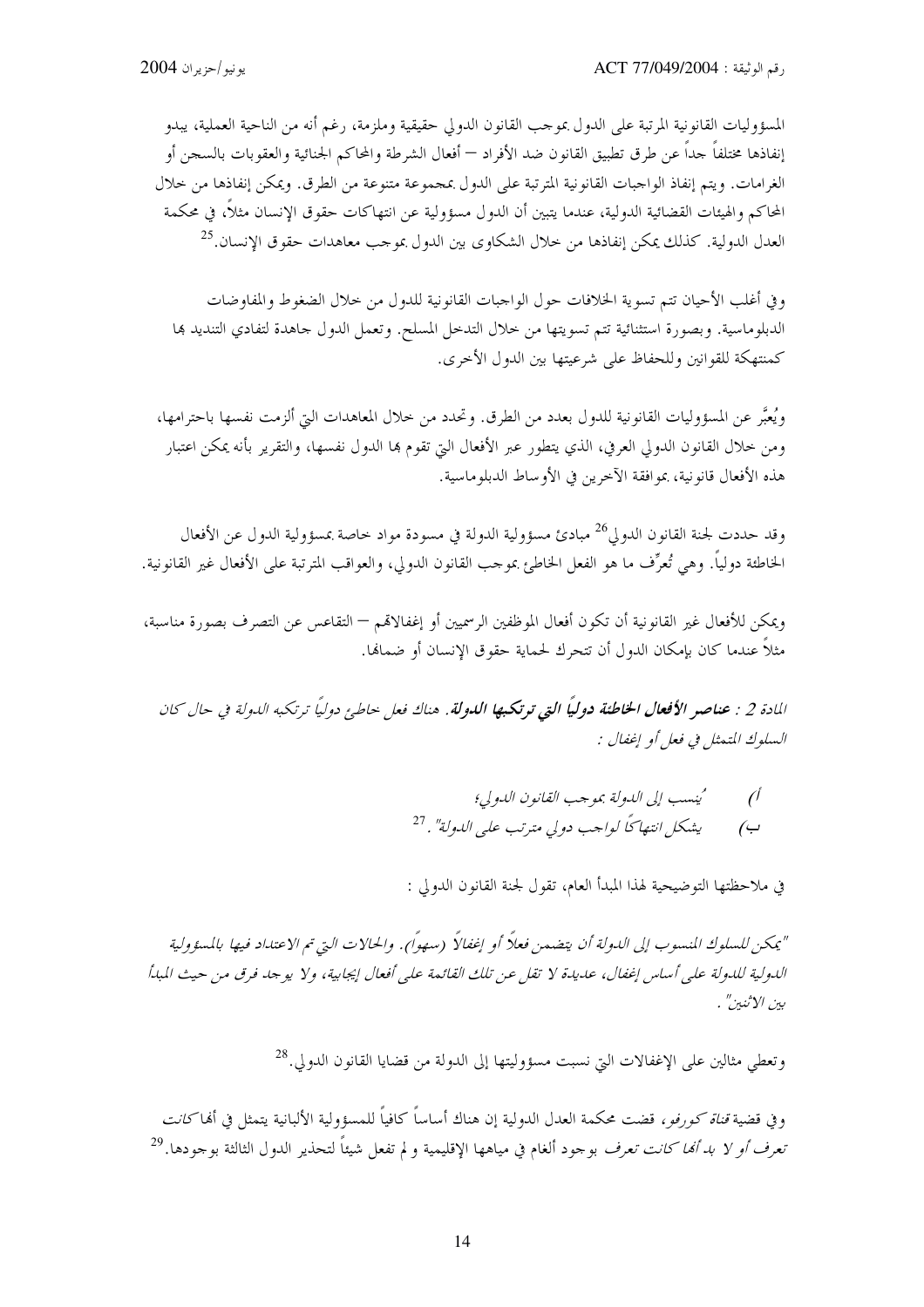المسؤوليات القانونية المترتبة على الدول بموجب القانون الدولي حقيقية وملزمة، رغم أنه من الناحية العملية، يبدو إنفاذها مختلفاً جداً عن طرق تطبيق القانون ضد الأفراد – أفعال الشرطة والمحاكم الجنائية والعقوبات بالسجن أو الغرامات. ويتم إنفاذ الواجبات القانونية المترتبة على الدول بمجموعة متنوعة من الطرق. ويمكن إنفاذها من خلال المحاكم والهيئات القضائية الدولية، عندما يتبين أن الدول مسؤولية عن انتهاكات حقوق الإنسان مثلاً، في محكمة العدل الدولية. كذلك يمكن إنفاذها من خلال الشكاوى بين الدول بموجب معاهدات حقوق الإنسان.[25]

وفي أغلب الأحيان تتم تسوية الخلافات حول الواجبات القانونية للدول من خلال الضغوط والمفاوضات الدبلوماسية. وبصورة استثنائية تتم تسويتها من خلال التدخل المسلح. وتعمل الدول جاهدة لتفادي التنديد بها كمنتهكة للقوانين وللحفاظ على شرعيتها بين الدول الأخرى.

ويُعبَّر عن المسؤوليات القانونية للدول بعدد من الطرق. وتحدد من خلال المعاهدات التي ألزمت نفسها باحترامها، ومن خلال القانون الدولي العرفي، الذي يتطور عبر الأفعال التي تقوم بها الدول نفسها، والتقرير بأنه يمكن اعتبار هذه الأفعال قانونية، بموافقة الآخرين في الأوساط الدبلوماسية.

وقد حددت لجنة القانون الدولي[26] مبادئ مسؤولية الدولة في مسودة مواد خاصة بمسؤولية الدول عن الأفعال الخاطئة دولياً. وهي تُعرِّف ما هو الفعل الخاطئ بموجب القانون الدولي، والعواقب المترتبة على الأفعال غير القانونية.

ويمكن للأفعال غير القانونية أن تكون أفعال الموظفين الرسميين أو إغفالاتهم – التقاعس عن التصرف بصورة مناسبة، مثلاً عندما كان بإمكان الدول أن تتحرك لحماية حقوق الإنسان أو ضمانها.

*المادة 2 : **عناصر الأفعال الخاطئة دولياً التي ترتكبها الدولة.** هناك فعل خاطئ دولياً ترتكبه الدولة في حال كان السلوك المتمثل في فعل أو إغفال :*

*أ) يُنسب إلى الدولة بموجب القانون الدولي؛*

*ب) يشكل انتهاكاً لواجب دولي مترتب على الدولة".*[27]

في ملاحظتها التوضيحية لهذا المبدأ العام، تقول لجنة القانون الدولي :

*"يمكن للسلوك المنسوب إلى الدولة أن يتضمن فعلاً أو إغفالاً (سهواً). والحالات التي تم الاعتداد فيها بالمسؤولية الدولية للدولة على أساس إغفال، عديدة لا تقل عن تلك القائمة على أفعال إيجابية، ولا يوجد فرق من حيث المبدأ بين الاثنين" .*

وتعطي مثالين على الإغفالات التي نسبت مسؤوليتها إلى الدولة من قضايا القانون الدولي.[28]

وفي قضية *قناة كورفو*، قضت محكمة العدل الدولية إن هناك أساساً كافياً للمسؤولية الألبانية يتمثل في أنها *كانت تعرف أو لا بد أنها كانت تعرف* بوجود ألغام في مياهها الإقليمية و لم تفعل شيئاً لتحذير الدول الثالثة بوجودها.[29]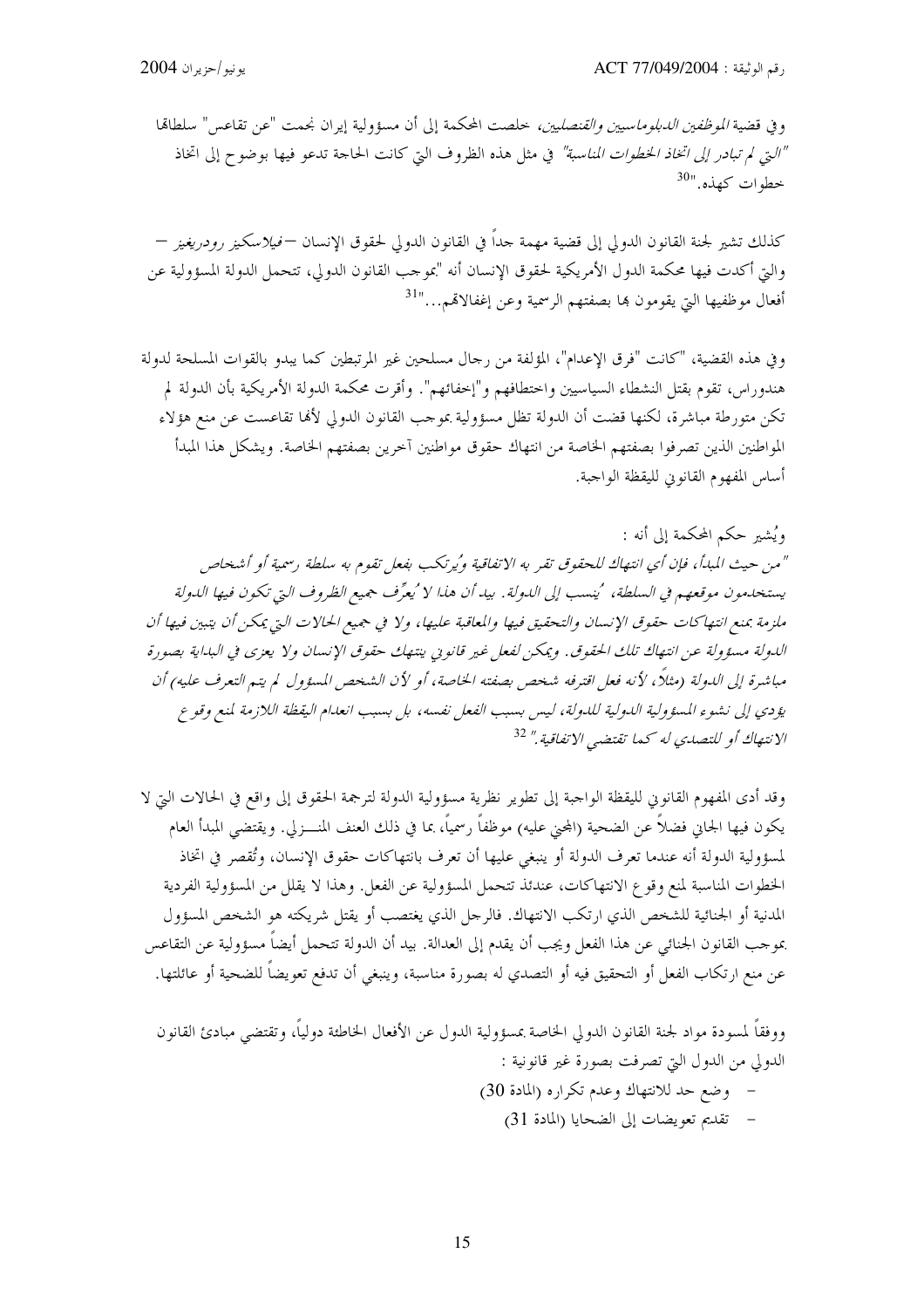وفي قضية *الموظفين الدبلوماسيين والقنصليين*، خلصت المحكمة إلى أن مسؤولية إيران نجمت "عن تقاعس" سلطاتها *"التي لم تبادر إلى اتخاذ الخطوات المناسبة"* في مثل هذه الظروف التي كانت الحاجة تدعو فيها بوضوح إلى اتخاذ خطوات كهذه."[30]

كذلك تشير لجنة القانون الدولي إلى قضية مهمة جداً في القانون الدولي لحقوق الإنسان – *فيلاسكيز رودريغيز* – والتي أكدت فيها محكمة الدول الأمريكية لحقوق الإنسان أنه "بموجب القانون الدولي، تتحمل الدولة المسؤولية عن أفعال موظفيها التي يقومون بها بصفتهم الرسمية وعن إغفالاتهم..."[31]

وفي هذه القضية، "كانت "فرق الإعدام"، المؤلفة من رجال مسلحين غير المرتبطين كما يبدو بالقوات المسلحة لدولة هندوراس، تقوم بقتل النشطاء السياسيين واختطافهم و"إخفائهم". وأقرت محكمة الدولة الأمريكية بأن الدولة لم تكن متورطة مباشرة، لكنها قضت أن الدولة تظل مسؤولية بموجب القانون الدولي لأنها تقاعست عن منع هؤلاء المواطنين الذين تصرفوا بصفتهم الخاصة من انتهاك حقوق مواطنين آخرين بصفتهم الخاصة. ويشكل هذا المبدأ أساس المفهوم القانوني لليقظة الواجبة.

ويُشير حكم المحكمة إلى أنه :

*"من حيث المبدأ، فإن أي انتهاك للحقوق تقر به الاتفاقية ويُرتكب بفعل تقوم به سلطة رسمية أو أشخاص يستخدمون موقعهم في السلطة، يُنسب إلى الدولة. بيد أن هذا لا يُعرِّف جميع الظروف التي تكون فيها الدولة ملزمة بمنع انتهاكات حقوق الإنسان والتحقيق فيها والمعاقبة عليها، ولا في جميع الحالات التي يمكن أن يتبين فيها أن الدولة مسؤولة عن انتهاك تلك الحقوق. ويمكن لفعل غير قانوني ينتهك حقوق الإنسان ولا يعزى في البداية بصورة مباشرة إلى الدولة (مثلاً، لأنه فعل اقترفه شخص بصفته الخاصة، أو لأن الشخص المسؤول لم يتم التعرف عليه) أن يؤدي إلى نشوء المسؤولية الدولية للدولة، ليس بسبب الفعل نفسه، بل بسبب انعدام اليقظة اللازمة لمنع وقوع الانتهاك أو للتصدي له كما تقتضي الاتفاقية."* [32]

وقد أدى المفهوم القانوني لليقظة الواجبة إلى تطوير نظرية مسؤولية الدولة لترجمة الحقوق إلى واقع في الحالات التي لا يكون فيها الجاني فضلاً عن الضحية (المجني عليه) موظفاً رسمياً، بما في ذلك العنف المنـزلي. ويقتضي المبدأ العام لمسؤولية الدولة أنه عندما تعرف الدولة أو ينبغي عليها أن تعرف بانتهاكات حقوق الإنسان، وتُقصر في اتخاذ الخطوات المناسبة لمنع وقوع الانتهاكات، عندئذ تتحمل المسؤولية عن الفعل. وهذا لا يقلل من المسؤولية الفردية المدنية أو الجنائية للشخص الذي ارتكب الانتهاك. فالرجل الذي يغتصب أو يقتل شريكته هو الشخص المسؤول بموجب القانون الجنائي عن هذا الفعل ويجب أن يقدم إلى العدالة. بيد أن الدولة تتحمل أيضاً مسؤولية عن التقاعس عن منع ارتكاب الفعل أو التحقيق فيه أو التصدي له بصورة مناسبة، وينبغي أن تدفع تعويضاً للضحية أو عائلتها.

ووفقاً لمسودة مواد لجنة القانون الدولي الخاصة بمسؤولية الدول عن الأفعال الخاطئة دولياً، وتقتضي مبادئ القانون الدولي من الدول التي تصرفت بصورة غير قانونية :

- وضع حد للانتهاك وعدم تكراره (المادة 30)
- تقديم تعويضات إلى الضحايا (المادة 31)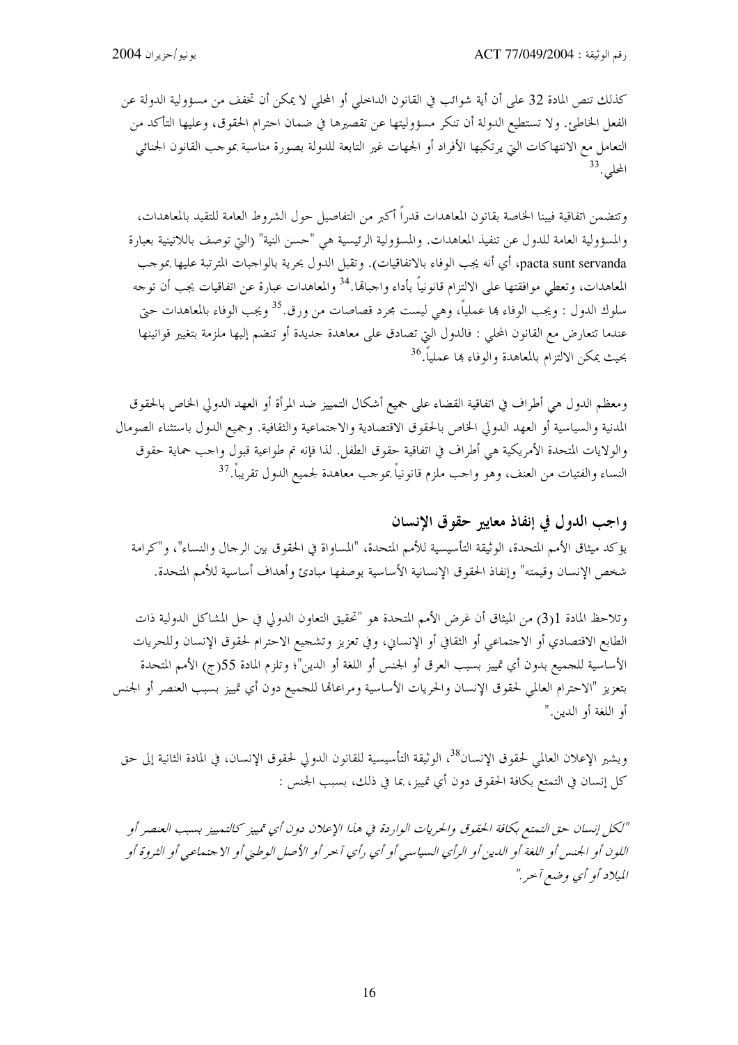كذلك تنص المادة 32 على أن أية شوائب في القانون الداخلي أو المحلي لا يمكن أن تخفف من مسؤولية الدولة عن الفعل الخاطئ. ولا تستطيع الدولة أن تنكر مسؤوليتها عن تقصيرها في ضمان احترام الحقوق، وعليها التأكد من التعامل مع الانتهاكات التي يرتكبها الأفراد أو الجهات غير التابعة للدولة بصورة مناسبة بموجب القانون الجنائي المحلي.[33]

وتتضمن اتفاقية فيينا الخاصة بقانون المعاهدات قدراً أكبر من التفاصيل حول الشروط العامة للتقيد بالمعاهدات، والمسؤولية العامة للدول عن تنفيذ المعاهدات. والمسؤولية الرئيسية هي "حسن النية" (التي توصف باللاتينية بعبارة pacta sunt servanda، أي أنه يجب الوفاء بالاتفاقيات). وتقبل الدول بحرية بالواجبات المترتبة عليها بموجب المعاهدات، وتعطي موافقتها على الالتزام قانونياً بأداء واجباتها.[34] والمعاهدات عبارة عن اتفاقيات يجب أن توجه سلوك الدول : ويجب الوفاء بها عملياً، وهي ليست مجرد قصاصات من ورق.[35] ويجب الوفاء بالمعاهدات حتى عندما تتعارض مع القانون المحلي : فالدول التي تصادق على معاهدة جديدة أو تنضم إليها ملزمة بتغيير قوانينها بحيث يمكن الالتزام بالمعاهدة والوفاء بها عملياً.[36]

ومعظم الدول هي أطراف في اتفاقية القضاء على جميع أشكال التمييز ضد المرأة أو العهد الدولي الخاص بالحقوق المدنية والسياسية أو العهد الدولي الخاص بالحقوق الاقتصادية والاجتماعية والثقافية. وجميع الدول باستثناء الصومال والولايات المتحدة الأمريكية هي أطراف في اتفاقية حقوق الطفل. لذا فإنه تم طواعية قبول واجب حماية حقوق النساء والفتيات من العنف، وهو واجب ملزم قانونياً بموجب معاهدة لجميع الدول تقريباً.[37]

## واجب الدول في إنفاذ معايير حقوق الإنسان

يؤكد ميثاق الأمم المتحدة، الوثيقة التأسيسية للأمم المتحدة، "المساواة في الحقوق بين الرجال والنساء"، و"كرامة شخص الإنسان وقيمته" وإنفاذ الحقوق الإنسانية الأساسية بوصفها مبادئ وأهداف أساسية للأمم المتحدة.

وتلاحظ المادة 1(3) من الميثاق أن غرض الأمم المتحدة هو "تحقيق التعاون الدولي في حل المشاكل الدولية ذات الطابع الاقتصادي أو الاجتماعي أو الثقافي أو الإنساني، وفي تعزيز وتشجيع الاحترام لحقوق الإنسان وللحريات الأساسية للجميع بدون أي تمييز بسبب العرق أو الجنس أو اللغة أو الدين"؛ وتلزم المادة 55(ج) الأمم المتحدة بتعزيز "الاحترام العالمي لحقوق الإنسان والحريات الأساسية ومراعاتها للجميع دون أي تمييز بسبب العنصر أو الجنس أو اللغة أو الدين."

ويشير الإعلان العالمي لحقوق الإنسان[38]، الوثيقة التأسيسية للقانون الدولي لحقوق الإنسان، في المادة الثانية إلى حق كل إنسان في التمتع بكافة الحقوق دون أي تمييز، بما في ذلك، بسبب الجنس :

*"لكل إنسان حق التمتع بكافة الحقوق والحريات الواردة في هذا الإعلان دون أي تمييز كالتمييز بسبب العنصر أو اللون أو الجنس أو اللغة أو الدين أو الرأي السياسي أو أي رأي آخر أو الأصل الوطني أو الاجتماعي أو الثروة أو الميلاد أو أي وضع آخر."*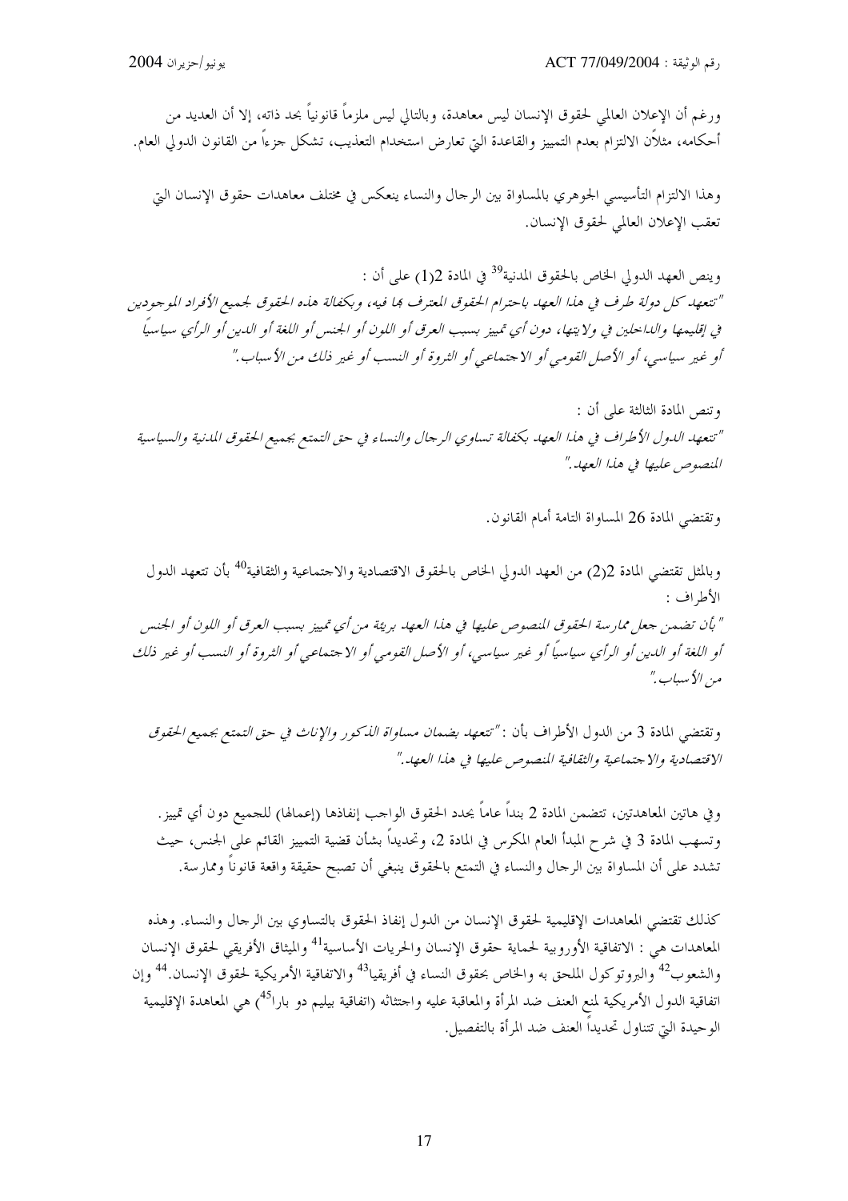ورغم أن الإعلان العالمي لحقوق الإنسان ليس معاهدة، وبالتالي ليس ملزماً قانونياً بحد ذاته، إلا أن العديد من أحكامه، مثلاًن الالتزام بعدم التمييز والقاعدة التي تعارض استخدام التعذيب، تشكل جزءاً من القانون الدولي العام.

وهذا الالتزام التأسيسي الجوهري بالمساواة بين الرجال والنساء ينعكس في مختلف معاهدات حقوق الإنسان التي تعقب الإعلان العالمي لحقوق الإنسان.

وينص العهد الدولي الخاص بالحقوق المدنية[39] في المادة 2(1) على أن :
*"تتعهد كل دولة طرف في هذا العهد باحترام الحقوق المعترف بها فيه، وبكفالة هذه الحقوق لجميع الأفراد الموجودين في إقليمها والداخلين في ولايتها، دون أي تمييز بسبب العرق أو اللون أو الجنس أو اللغة أو الدين أو الرأي سياسياً أو غير سياسي، أو الأصل القومي أو الاجتماعي أو الثروة أو النسب أو غير ذلك من الأسباب."*

وتنص المادة الثالثة على أن :
*"تتعهد الدول الأطراف في هذا العهد بكفالة تساوي الرجال والنساء في حق التمتع بجميع الحقوق المدنية والسياسية المنصوص عليها في هذا العهد."*

وتقتضي المادة 26 المساواة التامة أمام القانون.

وبالمثل تقتضي المادة 2(2) من العهد الدولي الخاص بالحقوق الاقتصادية والاجتماعية والثقافية[40] بأن تتعهد الدول الأطراف :
*"بأن تضمن جعل ممارسة الحقوق المنصوص عليها في هذا العهد بريئة من أي تمييز بسبب العرق أو اللون أو الجنس أو اللغة أو الدين أو الرأي سياسياً أو غير سياسي، أو الأصل القومي أو الاجتماعي أو الثروة أو النسب أو غير ذلك من الأسباب."*

وتقتضي المادة 3 من الدول الأطراف بأن : *"تتعهد بضمان مساواة الذكور والإناث في حق التمتع بجميع الحقوق الاقتصادية والاجتماعية والثقافية المنصوص عليها في هذا العهد."*

وفي هاتين المعاهدتين، تتضمن المادة 2 بنداً عاماً يحدد الحقوق الواجب إنفاذها (إعمالها) للجميع دون أي تمييز. وتسهب المادة 3 في شرح المبدأ العام المكرس في المادة 2، وتحديداً بشأن قضية التمييز القائم على الجنس، حيث تشدد على أن المساواة بين الرجال والنساء في التمتع بالحقوق ينبغي أن تصبح حقيقة واقعة قانوناً وممارسة.

كذلك تقتضي المعاهدات الإقليمية لحقوق الإنسان من الدول إنفاذ الحقوق بالتساوي بين الرجال والنساء. وهذه المعاهدات هي : الاتفاقية الأوروبية لحماية حقوق الإنسان والحريات الأساسية[41] والميثاق الأفريقي لحقوق الإنسان والشعوب[42] والبروتوكول الملحق به والخاص بحقوق النساء في أفريقيا[43] والاتفاقية الأمريكية لحقوق الإنسان.[44] وإن اتفاقية الدول الأمريكية لمنع العنف ضد المرأة والمعاقبة عليه واجتثاثه (اتفاقية بيليم دو بارا[45]) هي المعاهدة الإقليمية الوحيدة التي تتناول تحديداً العنف ضد المرأة بالتفصيل.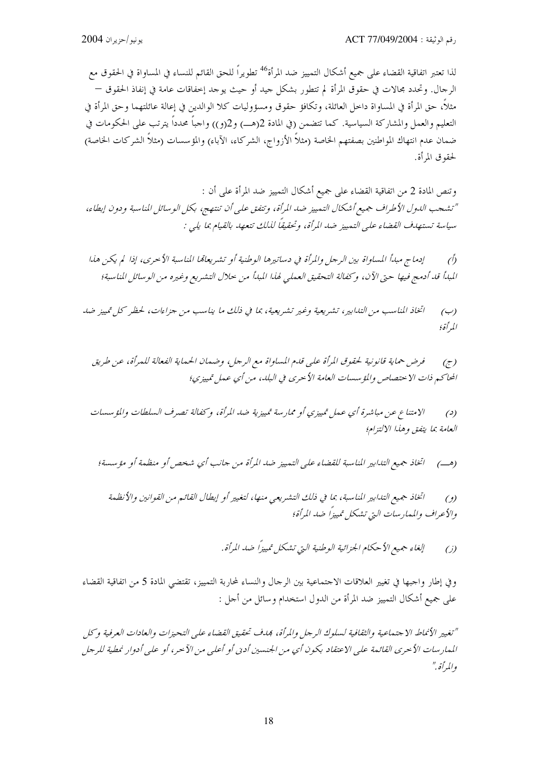لذا تعتبر اتفاقية القضاء على جميع أشكال التمييز ضد المرأة[46] تطويراً للحق القائم للنساء في المساواة في الحقوق مع الرجال. وتحدد مجالات في حقوق المرأة لم تتطور بشكل جيد أو حيث يوجد إخفاقات عامة في إنفاذ الحقوق – مثلاً، حق المرأة في المساواة داخل العائلة، وتكافؤ حقوق ومسؤوليات كلا الوالدين في إعالة عائلتهما وحق المرأة في التعليم والعمل والمشاركة السياسية. كما تتضمن (في المادة 2(هـ) و2(و)) واجباً محدداً يترتب على الحكومات في ضمان عدم انتهاك المواطنين بصفتهم الخاصة (مثلاً الأزواج، الشركاء، الآباء) والمؤسسات (مثلاً الشركات الخاصة) لحقوق المرأة.

وتنص المادة 2 من اتفاقية القضاء على جميع أشكال التمييز ضد المرأة على أن :

*"تشجب الدول الأطراف جميع أشكال التمييز ضد المرأة، وتتفق على أن تنتهج، بكل الوسائل المناسبة ودون إبطاء، سياسة تستهدف القضاء على التمييز ضد المرأة، وتحقيقاً لذلك تتعهد بالقيام بما يلي :*

*(أ) إدماج مبدأ المساواة بين الرجل والمرأة في دساتيرها الوطنية أو تشريعاتها المناسبة الأخرى، إذا لم يكن هذا المبدأ قد أدمج فيها حتى الآن، وكفالة التحقيق العملي لهذا المبدأ من خلال التشريع وغيره من الوسائل المناسبة؛*

*(ب) اتخاذ المناسب من التدابير، تشريعية وغير تشريعية، بما في ذلك ما يناسب من جزاءات، لحظر كل تمييز ضد المرأة؛*

*(ج) فرض حماية قانونية لحقوق المرأة على قدم المساواة مع الرجل، وضمان الحماية الفعالة للمرأة، عن طريق المحاكم ذات الاختصاص والمؤسسات العامة الأخرى في البلد، من أي عمل تمييزي؛*

*(د) الامتناع عن مباشرة أي عمل تمييزي أو ممارسة تمييزية ضد المرأة، وكفالة تصرف السلطات والمؤسسات العامة بما يتفق وهذا الالتزام؛*

*(هـ) اتخاذ جميع التدابير المناسبة للقضاء على التمييز ضد المرأة من جانب أي شخص أو منظمة أو مؤسسة؛*

*(و) اتخاذ جميع التدابير المناسبة، بما في ذلك التشريعي منها، لتغيير أو إبطال القائم من القوانين والأنظمة والأعراف والممارسات التي تشكل تمييزاً ضد المرأة؛*

*(ز) إلغاء جميع الأحكام الجزائية الوطنية التي تشكل تمييزاً ضد المرأة.*

وفي إطار واجبها في تغيير العلاقات الاجتماعية بين الرجال والنساء لمحاربة التمييز، تقتضي المادة 5 من اتفاقية القضاء على جميع أشكال التمييز ضد المرأة من الدول استخدام وسائل من أجل :

*"تغيير الأنماط الاجتماعية والثقافية لسلوك الرجل والمرأة، بهدف تحقيق القضاء على التحيزات والعادات العرفية وكل الممارسات الأخرى القائمة على الاعتقاد بكون أي من الجنسين أدنى أو أعلى من الآخر، أو على أدوار نمطية للرجل والمرأة."*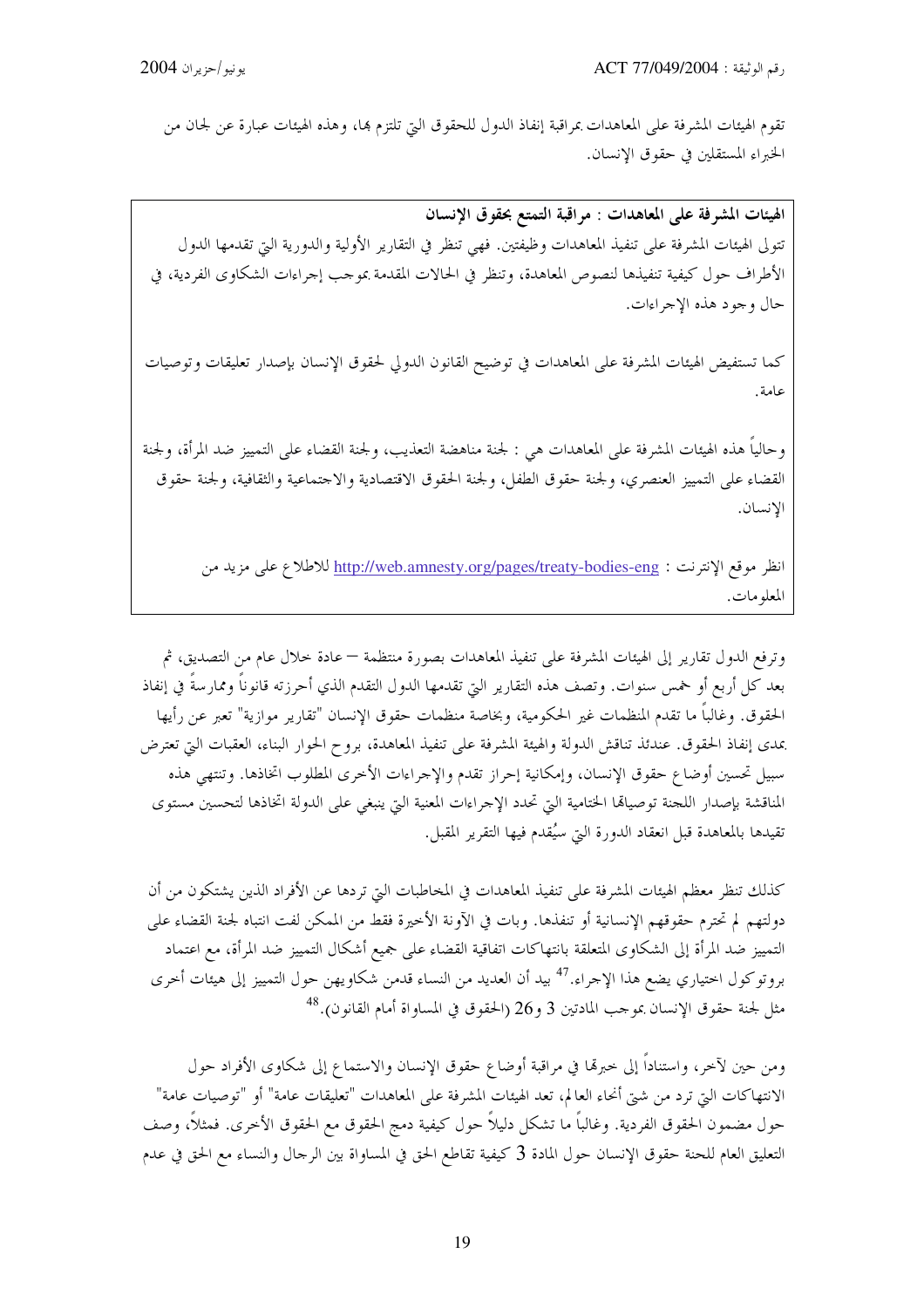تقوم الهيئات المشرفة على المعاهدات بمراقبة إنفاذ الدول للحقوق التي تلتزم بها، وهذه الهيئات عبارة عن لجان من الخبراء المستقلين في حقوق الإنسان.

> **الهيئات المشرفة على المعاهدات : مراقبة التمتع بحقوق الإنسان**
>
> تتولى الهيئات المشرفة على تنفيذ المعاهدات وظيفتين. فهي تنظر في التقارير الأولية والدورية التي تقدمها الدول الأطراف حول كيفية تنفيذها لنصوص المعاهدة، وتنظر في الحالات المقدمة بموجب إجراءات الشكاوى الفردية، في حال وجود هذه الإجراءات.
>
> كما تستفيض الهيئات المشرفة على المعاهدات في توضيح القانون الدولي لحقوق الإنسان بإصدار تعليقات وتوصيات عامة.
>
> وحالياً هذه الهيئات المشرفة على المعاهدات هي : لجنة مناهضة التعذيب، ولجنة القضاء على التمييز ضد المرأة، ولجنة القضاء على التمييز العنصري، ولجنة حقوق الطفل، ولجنة الحقوق الاقتصادية والاجتماعية والثقافية، ولجنة حقوق الإنسان.
>
> انظر موقع الإنترنت : http://web.amnesty.org/pages/treaty-bodies-eng للاطلاع على مزيد من المعلومات.

وترفع الدول تقارير إلى الهيئات المشرفة على تنفيذ المعاهدات بصورة منتظمة – عادة خلال عام من التصديق، ثم بعد كل أربع أو خمس سنوات. وتصف هذه التقارير التي تقدمها الدول التقدم الذي أحرزته قانوناً وممارسةً في إنفاذ الحقوق. وغالباً ما تقدم المنظمات غير الحكومية، وبخاصة منظمات حقوق الإنسان "تقارير موازية" تعبر عن رأيها بمدى إنفاذ الحقوق. عندئذ تناقش الدولة والهيئة المشرفة على تنفيذ المعاهدة، بروح الحوار البناء، العقبات التي تعترض سبيل تحسين أوضاع حقوق الإنسان، وإمكانية إحراز تقدم والإجراءات الأخرى المطلوب اتخاذها. وتنتهي هذه المناقشة بإصدار اللجنة توصياتها الختامية التي تحدد الإجراءات المعنية التي ينبغي على الدولة اتخاذها لتحسين مستوى تقيدها بالمعاهدة قبل انعقاد الدورة التي سيُقدم فيها التقرير المقبل.

كذلك تنظر معظم الهيئات المشرفة على تنفيذ المعاهدات في المخاطبات التي تردها عن الأفراد الذين يشتكون من أن دولتهم لم تحترم حقوقهم الإنسانية أو تنفذها. وبات في الآونة الأخيرة فقط من الممكن لفت انتباه لجنة القضاء على التمييز ضد المرأة إلى الشكاوى المتعلقة بانتهاكات اتفاقية القضاء على جميع أشكال التمييز ضد المرأة، مع اعتماد بروتوكول اختياري يضع هذا الإجراء.[47] بيد أن العديد من النساء قدمن شكاويهن حول التمييز إلى هيئات أخرى مثل لجنة حقوق الإنسان بموجب المادتين 3 و26 (الحقوق في المساواة أمام القانون).[48]

ومن حين لآخر، واستناداً إلى خبرتها في مراقبة أوضاع حقوق الإنسان والاستماع إلى شكاوى الأفراد حول الانتهاكات التي ترد من شتى أنحاء العالم، تعد الهيئات المشرفة على المعاهدات "تعليقات عامة" أو "توصيات عامة" حول مضمون الحقوق الفردية. وغالباً ما تشكل دليلاً حول كيفية دمج الحقوق مع الحقوق الأخرى. فمثلاً، وصف التعليق العام للجنة حقوق الإنسان حول المادة 3 كيفية تقاطع الحق في المساواة بين الرجال والنساء مع الحق في عدم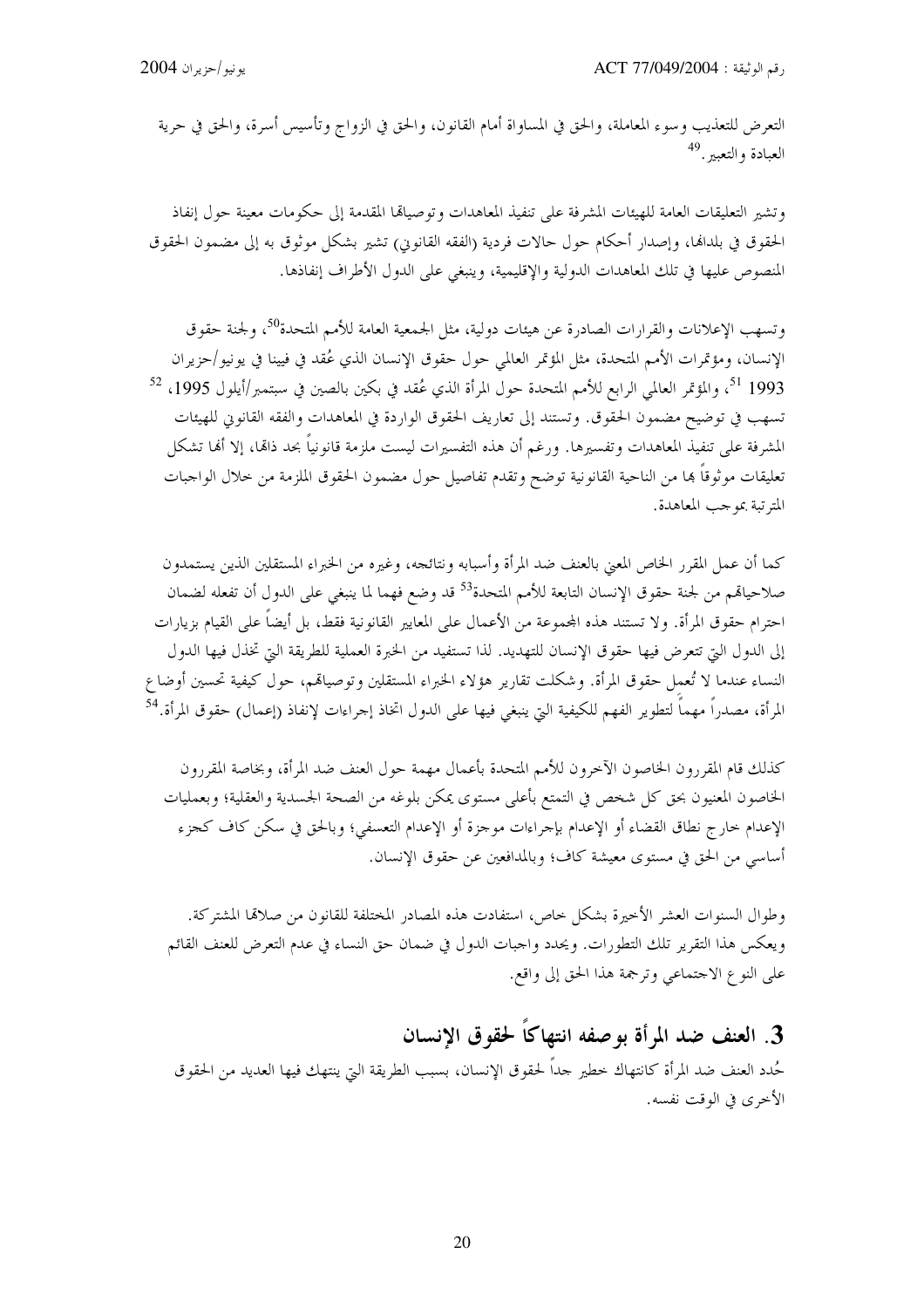التعرض للتعذيب وسوء المعاملة، والحق في المساواة أمام القانون، والحق في الزواج وتأسيس أسرة، والحق في حرية العبادة والتعبير.[49]

وتشير التعليقات العامة للهيئات المشرفة على تنفيذ المعاهدات وتوصياتها المقدمة إلى حكومات معينة حول إنفاذ الحقوق في بلدانها، وإصدار أحكام حول حالات فردية (الفقه القانوني) تشير بشكل موثوق به إلى مضمون الحقوق المنصوص عليها في تلك المعاهدات الدولية والإقليمية، وينبغي على الدول الأطراف إنفاذها.

وتسهب الإعلانات والقرارات الصادرة عن هيئات دولية، مثل الجمعية العامة للأمم المتحدة[50]، ولجنة حقوق الإنسان، ومؤتمرات الأمم المتحدة، مثل المؤتمر العالمي حول حقوق الإنسان الذي عُقد في فيينا في يونيو/حزيران 1993 [51]، والمؤتمر العالمي الرابع للأمم المتحدة حول المرأة الذي عُقد في بكين بالصين في سبتمبر/أيلول 1995، [52] تسهب في توضيح مضمون الحقوق. وتستند إلى تعاريف الحقوق الواردة في المعاهدات والفقه القانوني للهيئات المشرفة على تنفيذ المعاهدات وتفسيرها. ورغم أن هذه التفسيرات ليست ملزمة قانونياً بحد ذاتها، إلا أنها تشكل تعليقات موثوقاً بها من الناحية القانونية توضح وتقدم تفاصيل حول مضمون الحقوق الملزمة من خلال الواجبات المترتبة بموجب المعاهدة.

كما أن عمل المقرر الخاص المعني بالعنف ضد المرأة وأسبابه ونتائجه، وغيره من الخبراء المستقلين الذين يستمدون صلاحياتهم من لجنة حقوق الإنسان التابعة للأمم المتحدة[53] قد وضع فهما لما ينبغي على الدول أن تفعله لضمان احترام حقوق المرأة. ولا تستند هذه المجموعة من الأعمال على المعايير القانونية فقط، بل أيضاً على القيام بزيارات إلى الدول التي تتعرض فيها حقوق الإنسان للتهديد. لذا تستفيد من الخبرة العملية للطريقة التي تخذل فيها الدول النساء عندما لا تُعمل حقوق المرأة. وشكلت تقارير هؤلاء الخبراء المستقلين وتوصياتهم، حول كيفية تحسين أوضاع المرأة، مصدراً مهماً لتطوير الفهم للكيفية التي ينبغي فيها على الدول اتخاذ إجراءات لإنفاذ (إعمال) حقوق المرأة.[54]

كذلك قام المقررون الخاصون الآخرون للأمم المتحدة بأعمال مهمة حول العنف ضد المرأة، وبخاصة المقررون الخاصون المعنيون بحق كل شخص في التمتع بأعلى مستوى يمكن بلوغه من الصحة الجسدية والعقلية؛ وبعمليات الإعدام خارج نطاق القضاء أو الإعدام بإجراءات موجزة أو الإعدام التعسفي؛ وبالحق في سكن كاف كجزء أساسي من الحق في مستوى معيشة كاف؛ وبالمدافعين عن حقوق الإنسان.

وطوال السنوات العشر الأخيرة بشكل خاص، استفادت هذه المصادر المختلفة للقانون من صلاتها المشتركة. ويعكس هذا التقرير تلك التطورات. ويحدد واجبات الدول في ضمان حق النساء في عدم التعرض للعنف القائم على النوع الاجتماعي وترجمة هذا الحق إلى واقع.

## 3. العنف ضد المرأة بوصفه انتهاكاً لحقوق الإنسان

حُدد العنف ضد المرأة كانتهاك خطير جداً لحقوق الإنسان، بسبب الطريقة التي ينتهك فيها العديد من الحقوق الأخرى في الوقت نفسه.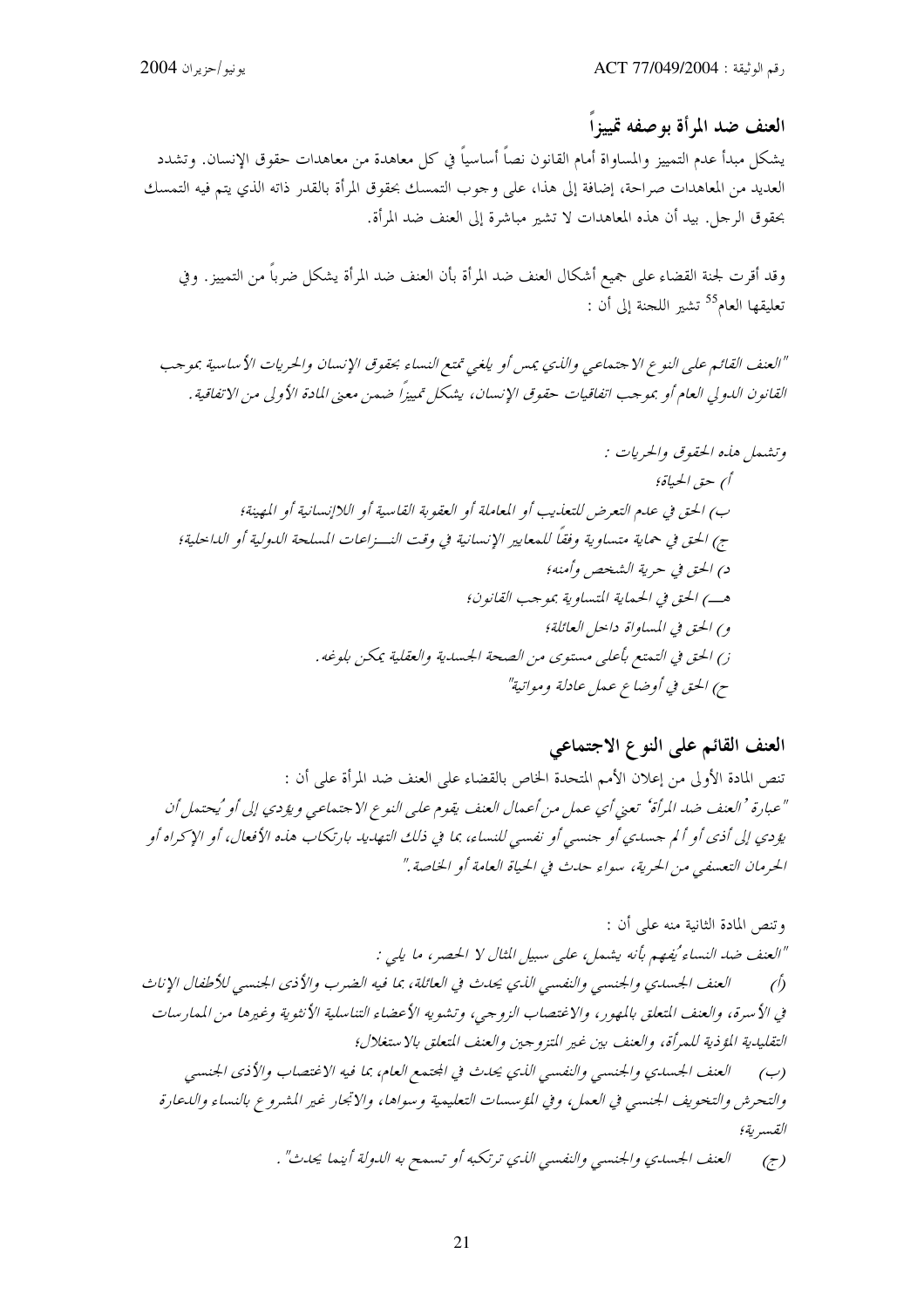## العنف ضد المرأة بوصفه تمييزاً

يشكل مبدأ عدم التمييز والمساواة أمام القانون نصاً أساسياً في كل معاهدة من معاهدات حقوق الإنسان. وتشدد العديد من المعاهدات صراحة، إضافة إلى هذا، على وجوب التمسك بحقوق المرأة بالقدر ذاته الذي يتم فيه التمسك بحقوق الرجل. بيد أن هذه المعاهدات لا تشير مباشرة إلى العنف ضد المرأة.

وقد أقرت لجنة القضاء على جميع أشكال العنف ضد المرأة بأن العنف ضد المرأة يشكل ضرباً من التمييز. وفي تعليقها العام[55] تشير اللجنة إلى أن :

*"العنف القائم على النوع الاجتماعي والذي يمس أو يلغي تمتع النساء بحقوق الإنسان والحريات الأساسية بموجب القانون الدولي العام أو بموجب اتفاقيات حقوق الإنسان، يشكل تمييزاً ضمن معنى المادة الأولى من الاتفاقية.*

*وتشمل هذه الحقوق والحريات :*

*أ) حق الحياة؛*

*ب) الحق في عدم التعرض للتعذيب أو المعاملة أو العقوبة القاسية أو اللاإنسانية أو المهينة؛*

*ج) الحق في حماية متساوية وفقاً للمعايير الإنسانية في وقت النـــزاعات المسلحة الدولية أو الداخلية؛*

*د) الحق في حرية الشخص وأمنه؛*

*هـــ) الحق في الحماية المتساوية بموجب القانون؛*

*و) الحق في المساواة داخل العائلة؛*

*ز) الحق في التمتع بأعلى مستوى من الصحة الجسدية والعقلية يمكن بلوغه.*

*ح) الحق في أوضاع عمل عادلة ومواتية"*

## العنف القائم على النوع الاجتماعي

تنص المادة الأولى من إعلان الأمم المتحدة الخاص بالقضاء على العنف ضد المرأة على أن :

*"عبارة 'العنف ضد المرأة' تعني أي عمل من أعمال العنف يقوم على النوع الاجتماعي ويؤدي إلى أو يُحتمل أن يؤدي إلى أذى أو ألم جسدي أو جنسي أو نفسي للنساء، بما في ذلك التهديد بارتكاب هذه الأفعال، أو الإكراه أو الحرمان التعسفي من الحرية، سواء حدث في الحياة العامة أو الخاصة."*

وتنص المادة الثانية منه على أن :

*"العنف ضد النساء يُفهم بأنه يشمل، على سبيل المثال لا الحصر، ما يلي :*

*(أ) العنف الجسدي والجنسي والنفسي الذي يحدث في العائلة، بما فيه الضرب والأذى الجنسي للأطفال الإناث في الأسرة، والعنف المتعلق بالمهور، والاغتصاب الزوجي، وتشويه الأعضاء التناسلية الأنثوية وغيرها من الممارسات التقليدية المؤذية للمرأة، والعنف بين غير المتزوجين والعنف المتعلق بالاستغلال؛*

*(ب) العنف الجسدي والجنسي والنفسي الذي يحدث في المجتمع العام، بما فيه الاغتصاب والأذى الجنسي والتحرش والتخويف الجنسي في العمل، وفي المؤسسات التعليمية وسواها، والاتجار غير المشروع بالنساء والدعارة القسرية؛*

*(ج) العنف الجسدي والجنسي والنفسي الذي ترتكبه أو تسمح به الدولة أينما يحدث".*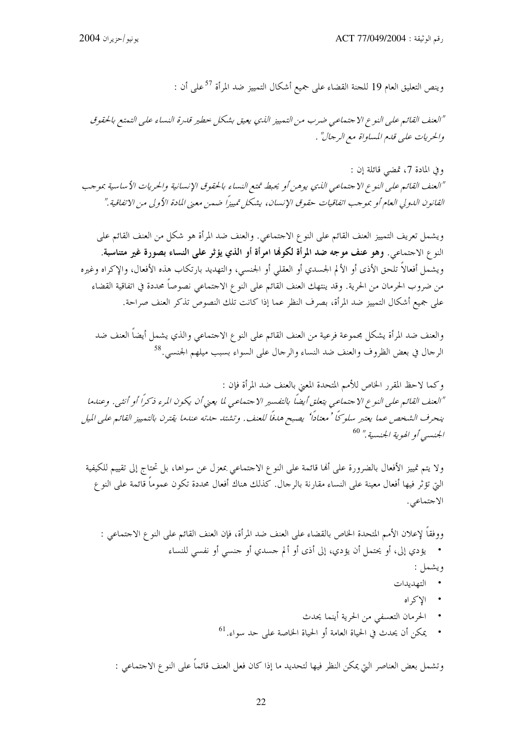وينص التعليق العام 19 للجنة القضاء على جميع أشكال التمييز ضد المرأة [57] على أن :

*"العنف القائم على النوع الاجتماعي ضرب من التمييز الذي يعيق بشكل خطير قدرة النساء على التمتع بالحقوق والحريات على قدم المساواة مع الرجال" .*

وفي المادة 7، تمضي قائلة إن :

*"العنف القائم على النوع الاجتماعي الذي يوهن أو يحبط تمتع النساء بالحقوق الإنسانية والحريات الأساسية بموجب القانون الدولي العام أو بموجب اتفاقيات حقوق الإنسان، يشكل تمييزاً ضمن معنى المادة الأولى من الاتفاقية."*

ويشمل تعريف التمييز العنف القائم على النوع الاجتماعي. والعنف ضد المرأة هو شكل من العنف القائم على النوع الاجتماعي. **وهو عنف موجه ضد المرأة لكونها امرأة أو الذي يؤثر على النساء بصورة غير متناسبة.** ويشمل أفعالاً تلحق الأذى أو الألم الجسدي أو العقلي أو الجنسي، والتهديد بارتكاب هذه الأفعال، والإكراه وغيره من ضروب الحرمان من الحرية. وقد ينتهك العنف القائم على النوع الاجتماعي نصوصاً محددة في اتفاقية القضاء على جميع أشكال التمييز ضد المرأة، بصرف النظر عما إذا كانت تلك النصوص تذكر العنف صراحة.

والعنف ضد المرأة يشكل مجموعة فرعية من العنف القائم على النوع الاجتماعي والذي يشمل أيضاً العنف ضد الرجال في بعض الظروف والعنف ضد النساء والرجال على السواء بسبب ميلهم الجنسي.[58]

وكما لاحظ المقرر الخاص للأمم المتحدة المعني بالعنف ضد المرأة فإن :

*"العنف القائم على النوع الاجتماعي يتعلق أيضاً بالتفسير الاجتماعي لما يعني أن يكون المرء ذكراً أو أنثى. وعندما ينحرف الشخص عما يعتبر سلوكاً 'معتاداً' يصبح هدفاً للعنف. وتشتد حدته عندما يقترن بالتمييز القائم على الميل الجنسي أو الهوية الجنسية."* [60]

ولا يتم تمييز الأفعال بالضرورة على أنها قائمة على النوع الاجتماعي بمعزل عن سواها، بل تحتاج إلى تقييم للكيفية التي تؤثر فيها أفعال معينة على النساء مقارنة بالرجال. كذلك هناك أفعال محددة تكون عموماً قائمة على النوع الاجتماعي.

ووفقاً لإعلان الأمم المتحدة الخاص بالقضاء على العنف ضد المرأة، فإن العنف القائم على النوع الاجتماعي :

- يؤدي إلى، أو يحتمل أن يؤدي، إلى أذى أو ألم جسدي أو جنسي أو نفسي للنساء

ويشمل :

- التهديدات
- الإكراه
- الحرمان التعسفي من الحرية أينما يحدث
- يمكن أن يحدث في الحياة العامة أو الحياة الخاصة على حد سواء.[61]

وتشمل بعض العناصر التي يمكن النظر فيها لتحديد ما إذا كان فعل العنف قائماً على النوع الاجتماعي :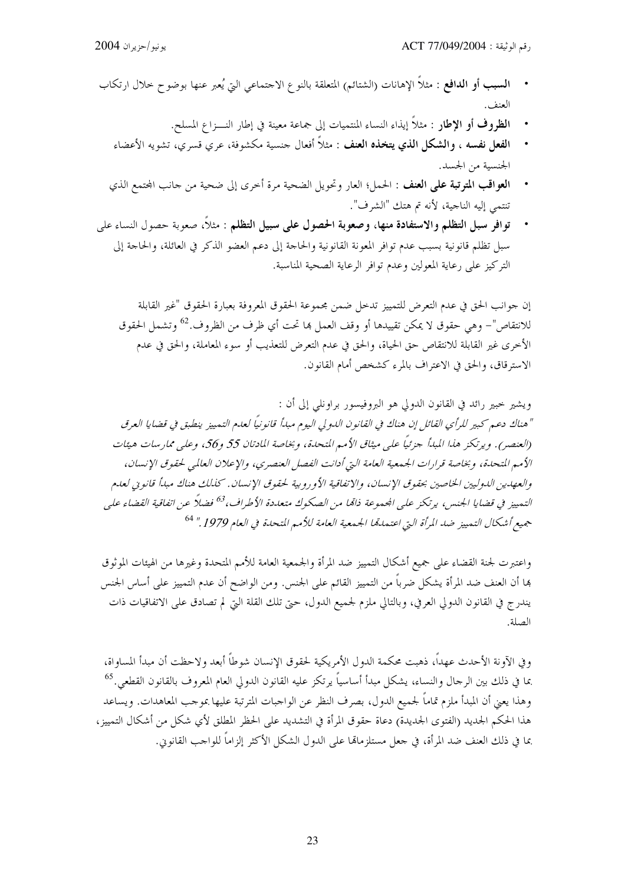- **السبب أو الدافع** : مثلاً الإهانات (الشتائم) المتعلقة بالنوع الاجتماعي التي يُعبر عنها بوضوح خلال ارتكاب العنف.
- **الظروف أو الإطار** : مثلاً إيذاء النساء المنتميات إلى جماعة معينة في إطار النـــزاع المسلح.
- **الفعل نفسه ، والشكل الذي يتخذه العنف** : مثلاً أفعال جنسية مكشوفة، عري قسري، تشويه الأعضاء الجنسية من الجسد.
- **العواقب المترتبة على العنف** : الحمل؛ العار وتحويل الضحية مرة أخرى إلى ضحية من جانب المجتمع الذي تنتمي إليه الناجية، لأنه تم هتك "الشرف".
- **توافر سبل التظلم والاستفادة منها، وصعوبة الحصول على سبيل التظلم** : مثلاً، صعوبة حصول النساء على سبل تظلم قانونية بسبب عدم توافر المعونة القانونية والحاجة إلى دعم العضو الذكر في العائلة، والحاجة إلى التركيز على رعاية المعولين وعدم توافر الرعاية الصحية المناسبة.

إن جوانب الحق في عدم التعرض للتمييز تدخل ضمن مجموعة الحقوق المعروفة بعبارة الحقوق "غير القابلة للانتقاص"– وهي حقوق لا يمكن تقييدها أو وقف العمل بها تحت أي ظرف من الظروف.[62] وتشمل الحقوق الأخرى غير القابلة للانتقاص حق الحياة، والحق في عدم التعرض للتعذيب أو سوء المعاملة، والحق في عدم الاسترقاق، والحق في الاعتراف بالمرء كشخص أمام القانون.

ويشير خبير رائد في القانون الدولي هو البروفيسور براونلي إلى أن :

*"هناك دعم كبير للرأي القائل إن هناك في القانون الدولي اليوم مبدأ قانونياً لعدم التمييز ينطبق في قضايا العرق (العنصر). ويرتكز هذا المبدأ جزئياً على ميثاق الأمم المتحدة، وبخاصة المادتان 55 و56، وعلى ممارسات هيئات الأمم المتحدة، وبخاصة قرارات الجمعية العامة التي أدانت الفصل العنصري، والإعلان العالمي لحقوق الإنسان، والعهدين الدوليين الخاصين بحقوق الإنسان، والاتفاقية الأوروبية لحقوق الإنسان. كذلك هناك مبدأ قانوني لعدم التمييز في قضايا الجنس، يرتكز على المجموعة ذاتها من الصكوك متعددة الأطراف،[63] فضلاً عن اتفاقية القضاء على جميع أشكال التمييز ضد المرأة التي اعتمدتها الجمعية العامة للأمم المتحدة في العام 1979."* [64]

واعتبرت لجنة القضاء على جميع أشكال التمييز ضد المرأة والجمعية العامة للأمم المتحدة وغيرها من الهيئات الموثوق بها أن العنف ضد المرأة يشكل ضرباً من التمييز القائم على الجنس. ومن الواضح أن عدم التمييز على أساس الجنس يندرج في القانون الدولي العرفي، وبالتالي ملزم لجميع الدول، حتى تلك القلة التي لم تصادق على الاتفاقيات ذات الصلة.

وفي الآونة الأحدث عهداً، ذهبت محكمة الدول الأمريكية لحقوق الإنسان شوطاً أبعد ولاحظت أن مبدأ المساواة، بما في ذلك بين الرجال والنساء، يشكل مبدأ أساسياً يرتكز عليه القانون الدولي العام المعروف بالقانون القطعي.[65] وهذا يعني أن المبدأ ملزم تماماً لجميع الدول، بصرف النظر عن الواجبات المترتبة عليها بموجب المعاهدات. ويساعد هذا الحكم الجديد (الفتوى الجديدة) دعاة حقوق المرأة في التشديد على الحظر المطلق لأي شكل من أشكال التمييز، بما في ذلك العنف ضد المرأة، في جعل مستلزماتها على الدول الشكل الأكثر إلزاماً للواجب القانوني.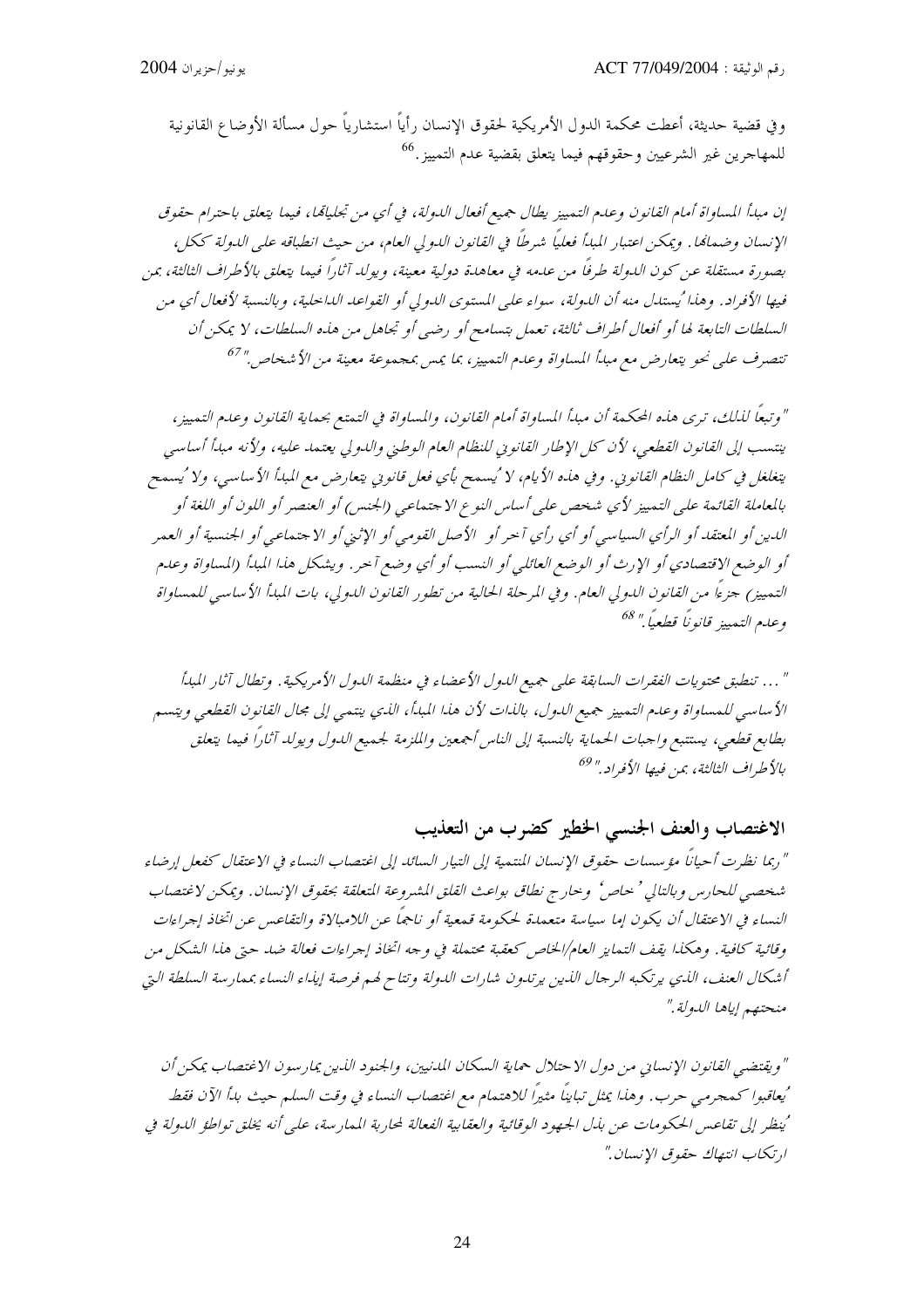وفي قضية حديثة، أعطت محكمة الدول الأمريكية لحقوق الإنسان رأياً استشارياً حول مسألة الأوضاع القانونية للمهاجرين غير الشرعيين وحقوقهم فيما يتعلق بقضية عدم التمييز.[66]

*إن مبدأ المساواة أمام القانون وعدم التمييز يطال جميع أفعال الدولة، في أي من تجلياتها، فيما يتعلق باحترام حقوق الإنسان وضمانها. ويمكن اعتبار المبدأ فعلياً شرطاً في القانون الدولي العام، من حيث انطباقه على الدولة ككل، بصورة مستقلة عن كون الدولة طرفاً من عدمه في معاهدة دولية معينة، ويولد آثاراً فيما يتعلق بالأطراف الثالثة، بمن فيها الأفراد. وهذا يُستدل منه أن الدولة، سواء على المستوى الدولي أو القواعد الداخلية، وبالنسبة لأفعال أي من السلطات التابعة لها أو أفعال أطراف ثالثة، تعمل بتسامح أو رضى أو تجاهل من هذه السلطات، لا يمكن أن تتصرف على نحو يتعارض مع مبدأ المساواة وعدم التمييز، بما يمس بمجموعة معينة من الأشخاص."*[67]

*"وتبعاً لذلك، ترى هذه المحكمة أن مبدأ المساواة أمام القانون، والمساواة في التمتع بحماية القانون وعدم التمييز، ينتسب إلى القانون القطعي، لأن كل الإطار القانوني للنظام العام الوطني والدولي يعتمد عليه، ولأنه مبدأ أساسي يتغلغل في كامل النظام القانوني. وفي هذه الأيام، لا يُسمح بأي فعل قانوني يتعارض مع المبدأ الأساسي، ولا يُسمح بالمعاملة القائمة على التمييز لأي شخص على أساس النوع الاجتماعي (الجنس) أو العنصر أو اللون أو اللغة أو الدين أو المعتقد أو الرأي السياسي أو أي رأي آخر أو الأصل القومي أو الإثني أو الاجتماعي أو الجنسية أو العمر أو الوضع الاقتصادي أو الإرث أو الوضع العائلي أو النسب أو أي وضع آخر. ويشكل هذا المبدأ (المساواة وعدم التمييز) جزءاً من القانون الدولي العام. وفي المرحلة الحالية من تطور القانون الدولي، بات المبدأ الأساسي للمساواة وعدم التمييز قانوناً قطعياً."* [68]

*"... تنطبق محتويات الفقرات السابقة على جميع الدول الأعضاء في منظمة الدول الأمريكية. وتطال آثار المبدأ الأساسي للمساواة وعدم التمييز جميع الدول، بالذات لأن هذا المبدأ، الذي ينتمي إلى مجال القانون القطعي ويتسم بطابع قطعي، يستتبع واجبات الحماية بالنسبة إلى الناس أجمعين والملزمة لجميع الدول ويولد آثاراً فيما يتعلق بالأطراف الثالثة، بمن فيها الأفراد."* [69]

## الاغتصاب والعنف الجنسي الخطير كضرب من التعذيب

*"ربما نظرت أحياناً مؤسسات حقوق الإنسان المنتمية إلى التيار السائد إلى اغتصاب النساء في الاعتقال كفعل إرضاء شخصي للحارس وبالتالي 'خاص' وخارج نطاق بواعث القلق المشروعة المتعلقة بحقوق الإنسان. ويمكن لاغتصاب النساء في الاعتقال أن يكون إما سياسة متعمدة لحكومة قمعية أو ناجماً عن اللامبالاة والتقاعس عن اتخاذ إجراءات وقائية كافية. وهكذا يقف التمايز العام/الخاص كعقبة محتملة في وجه اتخاذ إجراءات فعالة ضد حتى هذا الشكل من أشكال العنف، الذي يرتكبه الرجال الذين يرتدون شارات الدولة وتتاح لهم فرصة إيذاء النساء بممارسة السلطة التي منحتهم إياها الدولة."*

*"ويقتضي القانون الإنساني من دول الاحتلال حماية السكان المدنيين، والجنود الذين يمارسون الاغتصاب يمكن أن يُعاقبوا كمجرمي حرب. وهذا يمثل تبايناً مثيراً للاهتمام مع اغتصاب النساء في وقت السلم حيث بدأ الآن فقط يُنظر إلى تقاعس الحكومات عن بذل الجهود الوقائية والعقابية الفعالة لمحاربة الممارسة، على أنه يخلق تواطؤ الدولة في ارتكاب انتهاك حقوق الإنسان."*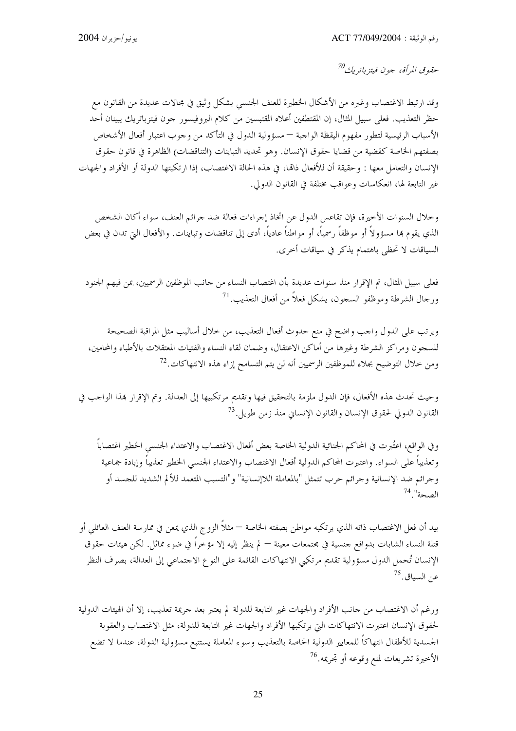*حقوق المرأة، جون فيتزباتريك*[70]

وقد ارتبط الاغتصاب وغيره من الأشكال الخطيرة للعنف الجنسي بشكل وثيق في مجالات عديدة من القانون مع حظر التعذيب. فعلى سبيل المثال، إن المقتطفين أعلاه المقتبسين من كلام البروفيسور جون فيتزباتريك يبينان أحد الأسباب الرئيسية لتطور مفهوم اليقظة الواجبة – مسؤولية الدول في التأكد من وجوب اعتبار أفعال الأشخاص بصفتهم الخاصة كقضية من قضايا حقوق الإنسان. وهو تحديد التباينات (التناقضات) الظاهرة في قانون حقوق الإنسان والتعامل معها : وحقيقة أن للأفعال ذاتها، في هذه الحالة الاغتصاب، إذا ارتكبتها الدولة أو الأفراد والجهات غير التابعة لها، انعكاسات وعواقب مختلفة في القانون الدولي.

وخلال السنوات الأخيرة، فإن تقاعس الدول عن اتخاذ إجراءات فعالة ضد جرائم العنف، سواء أكان الشخص الذي يقوم بها مسؤولاً أو موظفاً رسمياً، أو مواطناً عادياً، أدى إلى تناقضات وتباينات. والأفعال التي تدان في بعض السياقات لا تحظى باهتمام يذكر في سياقات أخرى.

فعلى سبيل المثال، تم الإقرار منذ سنوات عديدة بأن اغتصاب النساء من جانب الموظفين الرسميين، بمن فيهم الجنود ورجال الشرطة وموظفو السجون، يشكل فعلاً من أفعال التعذيب.[71]

ويرتب على الدول واجب واضح في منع حدوث أفعال التعذيب، من خلال أساليب مثل المراقبة الصحيحة للسجون ومراكز الشرطة وغيرها من أماكن الاعتقال، وضمان لقاء النساء والفتيات المعتقلات بالأطباء والمحامين، ومن خلال التوضيح بجلاء للموظفين الرسميين أنه لن يتم التسامح إزاء هذه الانتهاكات.[72]

وحيث تحدث هذه الأفعال، فإن الدول ملزمة بالتحقيق فيها وتقديم مرتكبيها إلى العدالة. وتم الإقرار بهذا الواجب في القانون الدولي لحقوق الإنسان والقانون الإنساني منذ زمن طويل.[73]

وفي الواقع، اعتُبرت في المحاكم الجنائية الدولية الخاصة بعض أفعال الاغتصاب والاعتداء الجنسي الخطير اغتصاباً وتعذيباً على السواء. واعتبرت المحاكم الدولية أفعال الاغتصاب والاعتداء الجنسي الخطير تعذيباً وإبادة جماعية وجرائم ضد الإنسانية وجرائم حرب تتمثل "بالمعاملة اللاإنسانية" و"التسبب المتعمد للألم الشديد للجسد أو الصحة".[74]

بيد أن فعل الاغتصاب ذاته الذي يرتكبه مواطن بصفته الخاصة – مثلاً الزوج الذي يمعن في ممارسة العنف العائلي أو قتلة النساء الشابات بدوافع جنسية في مجتمعات معينة – لم ينظر إليه إلا مؤخراً في ضوء مماثل. لكن هيئات حقوق الإنسان تُحمل الدول مسؤولية تقديم مرتكبي الانتهاكات القائمة على النوع الاجتماعي إلى العدالة، بصرف النظر عن السياق.[75]

ورغم أن الاغتصاب من جانب الأفراد والجهات غير التابعة للدولة لم يعتبر بعد جريمة تعذيب، إلا أن الهيئات الدولية لحقوق الإنسان اعتبرت الانتهاكات التي يرتكبها الأفراد والجهات غير التابعة للدولة، مثل الاغتصاب والعقوبة الجسدية للأطفال انتهاكاً للمعايير الدولية الخاصة بالتعذيب وسوء المعاملة يستتبع مسؤولية الدولة، عندما لا تضع الأخيرة تشريعات لمنع وقوعه أو تجريمه.[76]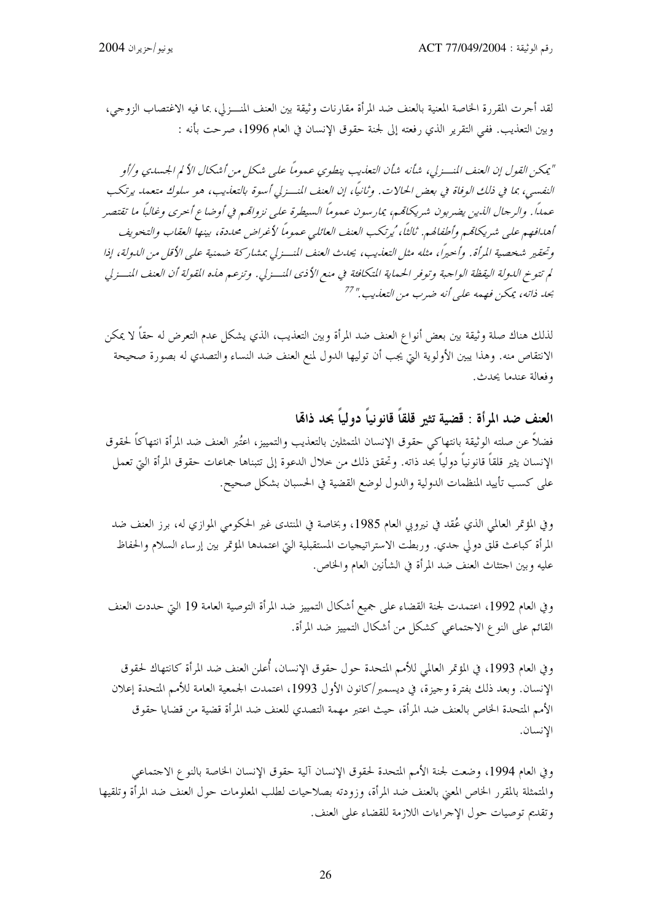لقد أجرت المقررة الخاصة المعنية بالعنف ضد المرأة مقارنات وثيقة بين العنف المنـزلي، بما فيه الاغتصاب الزوجي، وبين التعذيب. ففي التقرير الذي رفعته إلى لجنة حقوق الإنسان في العام 1996، صرحت بأنه :

*"يمكن القول إن العنف المنـزلي، شأنه شأن التعذيب ينطوي عموماً على شكل من أشكال الألم الجسدي و/أو النفسي، بما في ذلك الوفاة في بعض الحالات. وثانياً، إن العنف المنـزلي أسوة بالتعذيب، هو سلوك متعمد يرتكب عمداً. والرجال الذين يضربون شريكاتهم، يمارسون عموماً السيطرة على نزواتهم في أوضاع أخرى وغالباً ما تقتصر أهدافهم على شريكاتهم وأطفالهم. ثالثاً، يُرتكب العنف العائلي عموماً لأغراض محددة، بينها العقاب والتخويف وتحقير شخصية المرأة. وأخيراً، مثله مثل التعذيب، يحدث العنف المنـزلي بمشاركة ضمنية على الأقل من الدولة، إذا لم تتوخ الدولة اليقظة الواجبة وتوفر الحماية المتكافئة في منع الأذى المنـزلي. وتزعم هذه المقولة أن العنف المنـزلي بحد ذاته، يمكن فهمه على أنه ضرب من التعذيب."[77]*

لذلك هناك صلة وثيقة بين بعض أنواع العنف ضد المرأة وبين التعذيب، الذي يشكل عدم التعرض له حقاً لا يمكن الانتقاص منه. وهذا يبين الأولوية التي يجب أن توليها الدول لمنع العنف ضد النساء والتصدي له بصورة صحيحة وفعالة عندما يحدث.

## العنف ضد المرأة : قضية تثير قلقاً قانونياً دولياً بحد ذاتها

فضلاً عن صلته الوثيقة بانتهاكي حقوق الإنسان المتمثلين بالتعذيب والتمييز، اعتُبر العنف ضد المرأة انتهاكاً لحقوق الإنسان يثير قلقاً قانونياً دولياً بحد ذاته. وتحقق ذلك من خلال الدعوة إلى تبنيها جماعات حقوق المرأة التي تعمل على كسب تأييد المنظمات الدولية والدول لوضع القضية في الحسبان بشكل صحيح.

وفي المؤتمر العالمي الذي عُقد في نيروبي العام 1985، وبخاصة في المنتدى غير الحكومي الموازي له، برز العنف ضد المرأة كباعث قلق دولي جدي. وربطت الاستراتيجيات المستقبلية التي اعتمدها المؤتمر بين إرساء السلام والحفاظ عليه وبين اجتثاث العنف ضد المرأة في الشأنين العام والخاص.

وفي العام 1992، اعتمدت لجنة القضاء على جميع أشكال التمييز ضد المرأة التوصية العامة 19 التي حددت العنف القائم على النوع الاجتماعي كشكل من أشكال التمييز ضد المرأة.

وفي العام 1993، في المؤتمر العالمي للأمم المتحدة حول حقوق الإنسان، أُعلن العنف ضد المرأة كانتهاك لحقوق الإنسان. وبعد ذلك بفترة وجيزة، في ديسمبر/كانون الأول 1993، اعتمدت الجمعية العامة للأمم المتحدة إعلان الأمم المتحدة الخاص بالعنف ضد المرأة، حيث اعتبر مهمة التصدي للعنف ضد المرأة قضية من قضايا حقوق الإنسان.

وفي العام 1994، وضعت لجنة الأمم المتحدة لحقوق الإنسان آلية حقوق الإنسان الخاصة بالنوع الاجتماعي والمتمثلة بالمقرر الخاص المعني بالعنف ضد المرأة، وزودته بصلاحيات لطلب المعلومات حول العنف ضد المرأة وتلقيها وتقديم توصيات حول الإجراءات اللازمة للقضاء على العنف.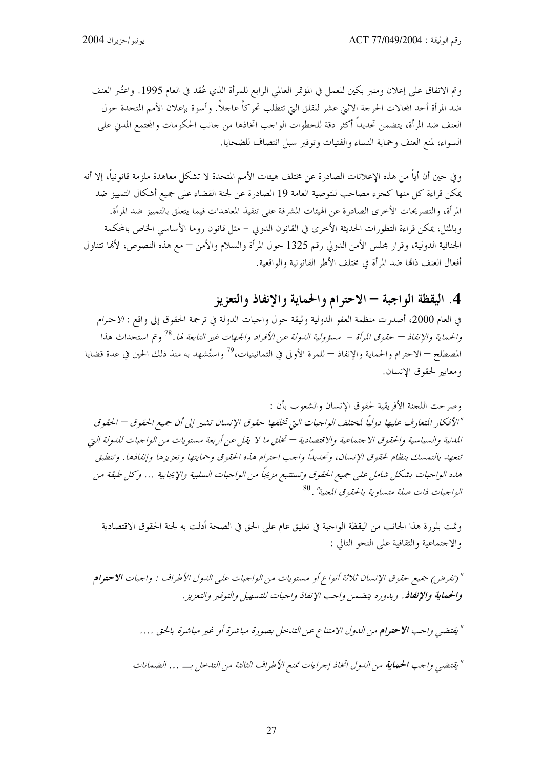وتم الاتفاق على إعلان ومنبر بكين للعمل في المؤتمر العالمي الرابع للمرأة الذي عُقد في العام 1995. واعتُبر العنف ضد المرأة أحد المجالات الحرجة الاثني عشر للقلق التي تتطلب تحركاً عاجلاً. وأسوة بإعلان الأمم المتحدة حول العنف ضد المرأة، يتضمن تحديداً أكثر دقة للخطوات الواجب اتخاذها من جانب الحكومات والمجتمع المدني على السواء، لمنع العنف وحماية النساء والفتيات وتوفير سبل انتصاف للضحايا.

وفي حين أن أياً من هذه الإعلانات الصادرة عن مختلف هيئات الأمم المتحدة لا تشكل معاهدة ملزمة قانونياً، إلا أنه يمكن قراءة كل منها كجزء مصاحب للتوصية العامة 19 الصادرة عن لجنة القضاء على جميع أشكال التمييز ضد المرأة، والتصريحات الأخرى الصادرة عن الهيئات المشرفة على تنفيذ المعاهدات فيما يتعلق بالتمييز ضد المرأة. وبالمثل، يمكن قراءة التطورات الحديثة الأخرى في القانون الدولي – مثل قانون روما الأساسي الخاص بالمحكمة الجنائية الدولية، وقرار مجلس الأمن الدولي رقم 1325 حول المرأة والسلام والأمن – مع هذه النصوص، لأنها تتناول أفعال العنف ذاتها ضد المرأة في مختلف الأطر القانونية والواقعية.

## 4. اليقظة الواجبة – الاحترام والحماية والإنفاذ والتعزيز

في العام 2000، أصدرت منظمة العفو الدولية وثيقة حول واجبات الدولة في ترجمة الحقوق إلى واقع : *الاحترام والحماية والإنفاذ – حقوق المرأة – مسؤولية الدولة عن الأفراد والجهات غير التابعة لها.*[78] وتم استحداث هذا المصطلح – الاحترام والحماية والإنفاذ – للمرة الأولى في الثمانينيات،[79] واستُشهد به منذ ذلك الحين في عدة قضايا ومعايير لحقوق الإنسان.

وصرحت اللجنة الأفريقية لحقوق الإنسان والشعوب بأن :

*"الأفكار المتعارف عليها دولياً لمختلف الواجبات التي تخلقها حقوق الإنسان تشير إلى أن جميع الحقوق – الحقوق المدنية والسياسية والحقوق الاجتماعية والاقتصادية – تخلق ما لا يقل عن أربعة مستويات من الواجبات للدولة التي تتعهد بالتمسك بنظام لحقوق الإنسان، وتحديداً واجب احترام هذه الحقوق وحمايتها وتعزيزها وإنفاذها. وتنطبق هذه الواجبات بشكل شامل على جميع الحقوق وتستتبع مزيجاً من الواجبات السلبية والإيجابية ... وكل طبقة من الواجبات ذات صلة متساوية بالحقوق المعنية".*[80]

وتمت بلورة هذا الجانب من اليقظة الواجبة في تعليق عام على الحق في الصحة أدلت به لجنة الحقوق الاقتصادية والاجتماعية والثقافية على النحو التالي :

*"(تفرض) جميع حقوق الإنسان ثلاثة أنواع أو مستويات من الواجبات على الدول الأطراف : واجبات **الاحترام والحماية والإنفاذ**. وبدوره يتضمن واجب الإنفاذ واجبات للتسهيل والتوفير والتعزيز.*

*"يقتضي واجب **الاحترام** من الدول الامتناع عن التدخل بصورة مباشرة أو غير مباشرة بالحق ....*

*"يقتضي واجب **الحماية** من الدول اتخاذ إجراءات تمنع الأطراف الثالثة من التدخل بـــ ... الضمانات*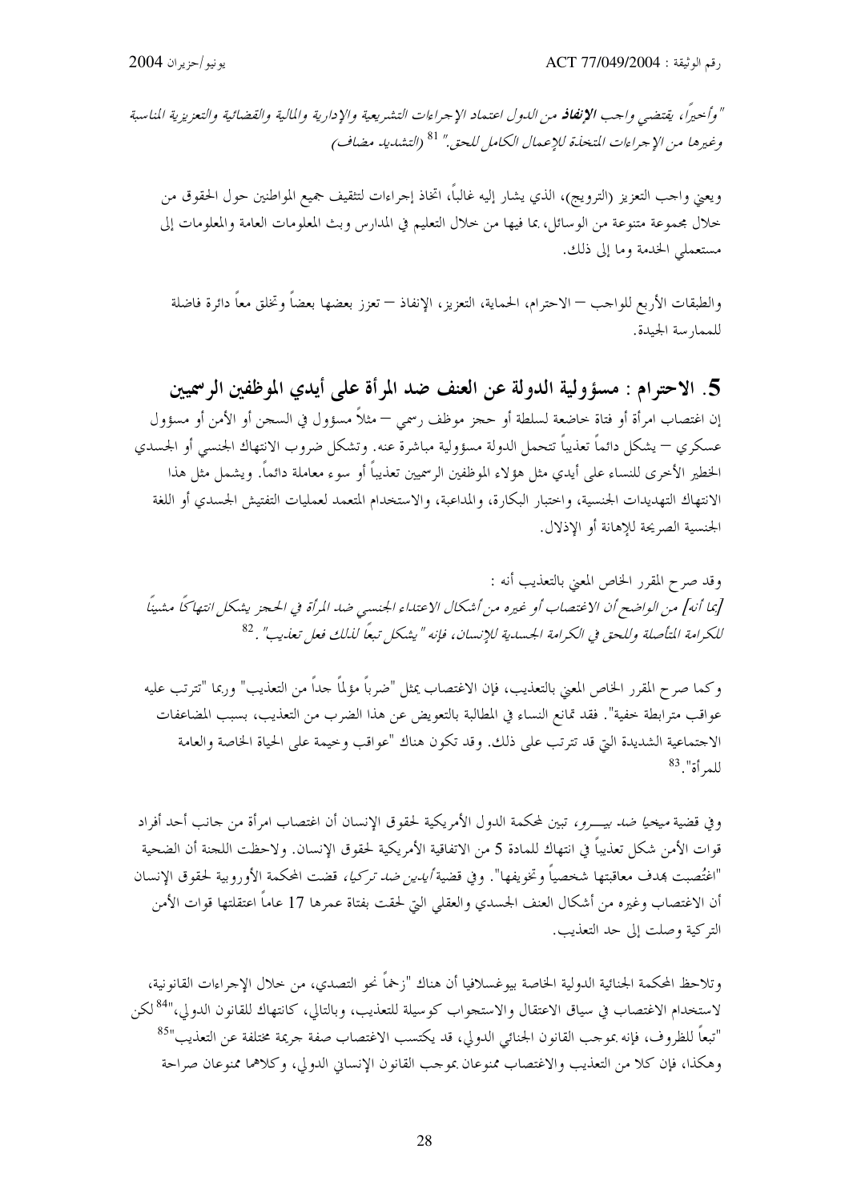*"وأخيراً، يقتضي واجب **الإنفاذ** من الدول اعتماد الإجراءات التشريعية والإدارية والمالية والقضائية والتعزيزية المناسبة وغيرها من الإجراءات المتخذة للإعمال الكامل للحق."* [81] *(التشديد مضاف)*

ويعني واجب التعزيز (الترويج)، الذي يشار إليه غالباً، اتخاذ إجراءات لتثقيف جميع المواطنين حول الحقوق من خلال مجموعة متنوعة من الوسائل، بما فيها من خلال التعليم في المدارس وبث المعلومات العامة والمعلومات إلى مستعملي الخدمة وما إلى ذلك.

والطبقات الأربع للواجب – الاحترام، الحماية، التعزيز، الإنفاذ – تعزز بعضها بعضاً وتخلق معاً دائرة فاضلة للممارسة الجيدة.

## 5. الاحترام : مسؤولية الدولة عن العنف ضد المرأة على أيدي الموظفين الرسميين

إن اغتصاب امرأة أو فتاة خاضعة لسلطة أو حجز موظف رسمي – مثلاً مسؤول في السجن أو الأمن أو مسؤول عسكري – يشكل دائماً تعذيباً تتحمل الدولة مسؤولية مباشرة عنه. وتشكل ضروب الانتهاك الجنسي أو الجسدي الخطير الأخرى للنساء على أيدي مثل هؤلاء الموظفين الرسميين تعذيباً أو سوء معاملة دائماً. ويشمل مثل هذا الانتهاك التهديدات الجنسية، واختبار البكارة، والمداعبة، والاستخدام المتعمد لعمليات التفتيش الجسدي أو اللغة الجنسية الصريحة للإهانة أو الإذلال.

وقد صرح المقرر الخاص المعني بالتعذيب أنه :

*[بما أنه] من الواضح أن الاغتصاب أو غيره من أشكال الاعتداء الجنسي ضد المرأة في الحجز يشكل انتهاكاً مشيناً للكرامة المتأصلة وللحق في الكرامة الجسدية للإنسان، فإنه "يشكل تبعاً لذلك فعل تعذيب".* [82]

وكما صرح المقرر الخاص المعني بالتعذيب، فإن الاغتصاب يمثل "ضرباً مؤلماً جداً من التعذيب" وربما "تترتب عليه عواقب مترابطة خفية". فقد تمانع النساء في المطالبة بالتعويض عن هذا الضرب من التعذيب، بسبب المضاعفات الاجتماعية الشديدة التي قد تترتب على ذلك. وقد تكون هناك "عواقب وخيمة على الحياة الخاصة والعامة للمرأة". [83]

وفي قضية *ميخيا ضد بيـــرو*، تبين لمحكمة الدول الأمريكية لحقوق الإنسان أن اغتصاب امرأة من جانب أحد أفراد قوات الأمن شكل تعذيباً في انتهاك للمادة 5 من الاتفاقية الأمريكية لحقوق الإنسان. ولاحظت اللجنة أن الضحية "اغتُصبت بهدف معاقبتها شخصياً وتخويفها". وفي قضية *أيدين ضد تركيا*، قضت المحكمة الأوروبية لحقوق الإنسان أن الاغتصاب وغيره من أشكال العنف الجسدي والعقلي التي لحقت بفتاة عمرها 17 عاماً اعتقلتها قوات الأمن التركية وصلت إلى حد التعذيب.

وتلاحظ المحكمة الجنائية الدولية الخاصة بيوغسلافيا أن هناك "زخماً نحو التصدي، من خلال الإجراءات القانونية، لاستخدام الاغتصاب في سياق الاعتقال والاستجواب كوسيلة للتعذيب، وبالتالي، كانتهاك للقانون الدولي،"[84] لكن "تبعاً للظروف، فإنه بموجب القانون الجنائي الدولي، قد يكتسب الاغتصاب صفة جريمة مختلفة عن التعذيب"[85] وهكذا، فإن كلا من التعذيب والاغتصاب ممنوعان بموجب القانون الإنساني الدولي، وكلاهما ممنوعان صراحة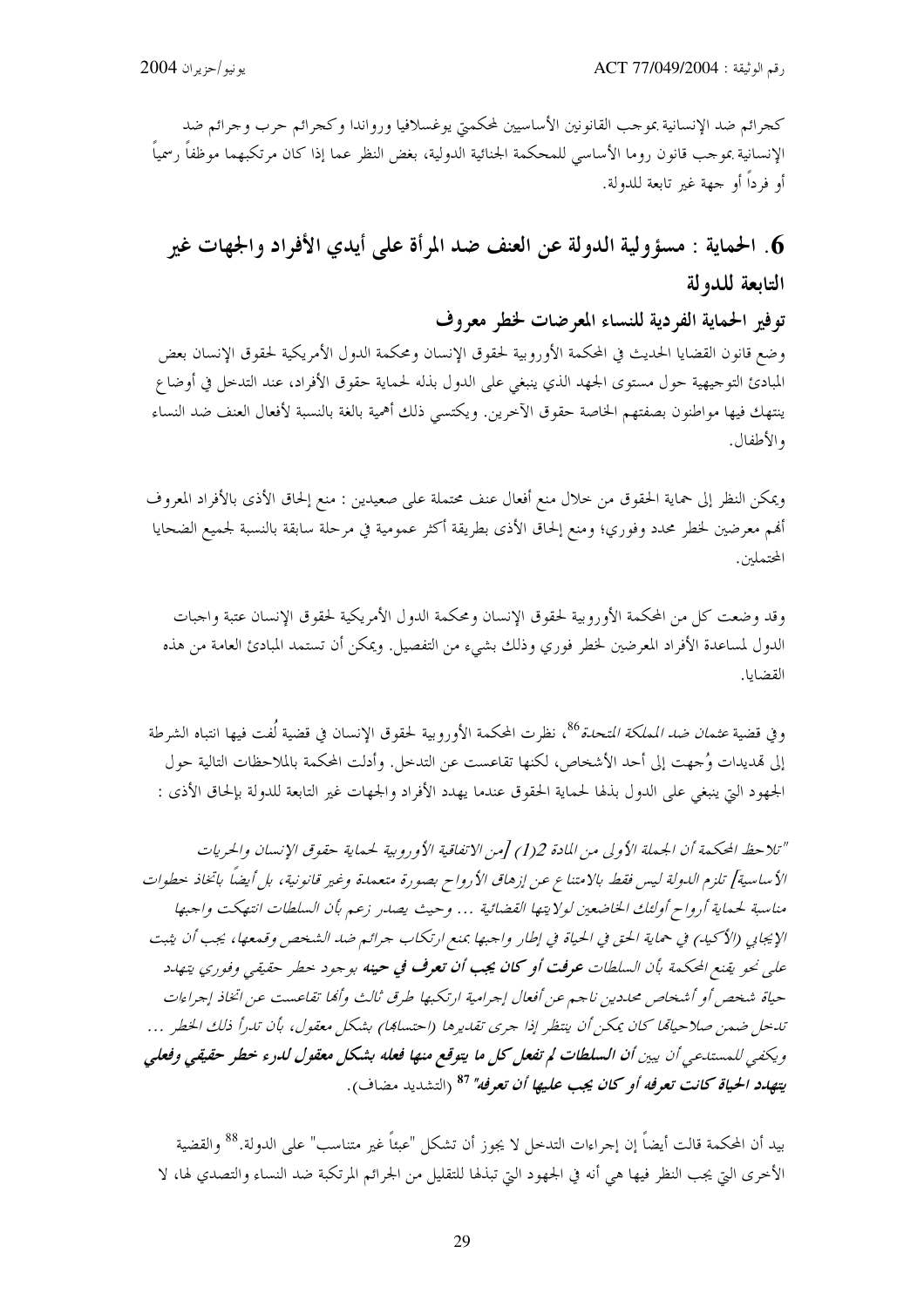كجرائم ضد الإنسانية بموجب القانونين الأساسيين لمحكمتي يوغسلافيا ورواندا وكجرائم حرب وجرائم ضد الإنسانية بموجب قانون روما الأساسي للمحكمة الجنائية الدولية، بغض النظر عما إذا كان مرتكبهما موظفاً رسمياً أو فرداً أو جهة غير تابعة للدولة.

## 6. الحماية : مسؤولية الدولة عن العنف ضد المرأة على أيدي الأفراد والجهات غير التابعة للدولة

### توفير الحماية الفردية للنساء المعرضات لخطر معروف

وضع قانون القضايا الحديث في المحكمة الأوروبية لحقوق الإنسان ومحكمة الدول الأمريكية لحقوق الإنسان بعض المبادئ التوجيهية حول مستوى الجهد الذي ينبغي على الدول بذله لحماية حقوق الأفراد، عند التدخل في أوضاع ينتهك فيها مواطنون بصفتهم الخاصة حقوق الآخرين. ويكتسي ذلك أهمية بالغة بالنسبة لأفعال العنف ضد النساء والأطفال.

ويمكن النظر إلى حماية الحقوق من خلال منع أفعال عنف محتملة على صعيدين : منع إلحاق الأذى بالأفراد المعروف أنهم معرضين لخطر محدد وفوري؛ ومنع إلحاق الأذى بطريقة أكثر عمومية في مرحلة سابقة بالنسبة لجميع الضحايا المحتملين.

وقد وضعت كل من المحكمة الأوروبية لحقوق الإنسان ومحكمة الدول الأمريكية لحقوق الإنسان عتبة واجبات الدول لمساعدة الأفراد المعرضين لخطر فوري وذلك بشيء من التفصيل. ويمكن أن تستمد المبادئ العامة من هذه القضايا.

وفي قضية *عثمان ضد المملكة المتحدة*[86]، نظرت المحكمة الأوروبية لحقوق الإنسان في قضية لُفت فيها انتباه الشرطة إلى تهديدات وُجهت إلى أحد الأشخاص، لكنها تقاعست عن التدخل. وأدلت المحكمة بالملاحظات التالية حول الجهود التي ينبغي على الدول بذلها لحماية الحقوق عندما يهدد الأفراد والجهات غير التابعة للدولة بإلحاق الأذى :

*"تلاحظ المحكمة أن الجملة الأولى من المادة 2(1) [من الاتفاقية الأوروبية لحماية حقوق الإنسان والحريات الأساسية] تلزم الدولة ليس فقط بالامتناع عن إزهاق الأرواح بصورة متعمدة وغير قانونية، بل أيضاً باتخاذ خطوات مناسبة لحماية أرواح أولئك الخاضعين لولايتها القضائية ... وحيث يصدر زعم بأن السلطات انتهكت واجبها الإيجابي (الأكيد) في حماية الحق في الحياة في إطار واجبها بمنع ارتكاب جرائم ضد الشخص وقمعها، يجب أن يثبت على نحو يقنع المحكمة بأن السلطات* ***عرفت أو كان يجب أن تعرف في حينه*** *بوجود خطر حقيقي وفوري يتهدد حياة شخص أو أشخاص محددين ناجم عن أفعال إجرامية ارتكبها طرف ثالث وأنها تقاعست عن اتخاذ إجراءات تدخل ضمن صلاحياتها كان يمكن أن ينتظر إذا جرى تقديرها (احتسابها) بشكل معقول، بأن تدرأ ذلك الخطر ... ويكفي للمستدعي أن يبين* ***أن السلطات لم تفعل كل ما يتوقع منها فعله بشكل معقول لدرء خطر حقيقي وفعلي يتهدد الحياة كانت تعرفه أو كان يجب عليها أن تعرفه****"*[87] (التشديد مضاف).

بيد أن المحكمة قالت أيضاً إن إجراءات التدخل لا يجوز أن تشكل "عبئاً غير متناسب" على الدولة.[88] والقضية الأخرى التي يجب النظر فيها هي أنه في الجهود التي تبذلها للتقليل من الجرائم المرتكبة ضد النساء والتصدي لها، لا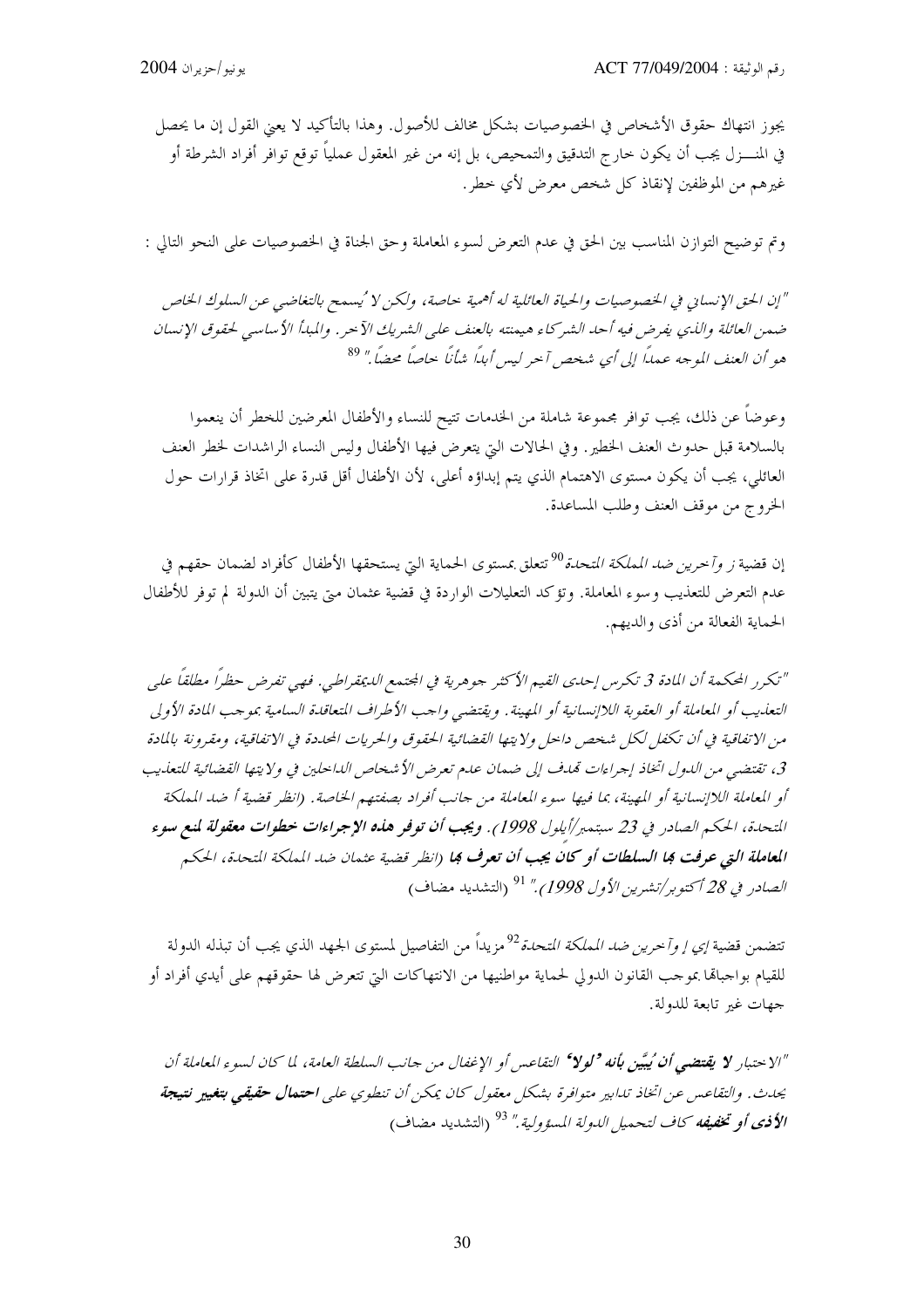يجوز انتهاك حقوق الأشخاص في الخصوصيات بشكل مخالف للأصول. وهذا بالتأكيد لا يعني القول إن ما يحصل في المنـــزل يجب أن يكون خارج التدقيق والتمحيص، بل إنه من غير المعقول عملياً توقع توافر أفراد الشرطة أو غيرهم من الموظفين لإنقاذ كل شخص معرض لأي خطر.

وتم توضيح التوازن المناسب بين الحق في عدم التعرض لسوء المعاملة وحق الجناة في الخصوصيات على النحو التالي :

*"إن الحق الإنساني في الخصوصيات والحياة العائلية له أهمية خاصة، ولكن لا يُسمح بالتغاضي عن السلوك الخاص ضمن العائلة والذي يفرض فيه أحد الشركاء هيمنته بالعنف على الشريك الآخر. والمبدأ الأساسي لحقوق الإنسان هو أن العنف الموجه عمداً إلى أي شخص آخر ليس أبداً شأناً خاصاً محضاً."* [89]

وعوضاً عن ذلك، يجب توافر مجموعة شاملة من الخدمات تتيح للنساء والأطفال المعرضين للخطر أن ينعموا بالسلامة قبل حدوث العنف الخطير. وفي الحالات التي يتعرض فيها الأطفال وليس النساء الراشدات لخطر العنف العائلي، يجب أن يكون مستوى الاهتمام الذي يتم إبداؤه أعلى، لأن الأطفال أقل قدرة على اتخاذ قرارات حول الخروج من موقف العنف وطلب المساعدة.

إن قضية *ز وآخرين ضد المملكة المتحدة*[90] تتعلق بمستوى الحماية التي يستحقها الأطفال كأفراد لضمان حقهم في عدم التعرض للتعذيب وسوء المعاملة. وتؤكد التعليلات الواردة في قضية عثمان متى يتبين أن الدولة لم توفر للأطفال الحماية الفعالة من أذى والديهم.

*"تكرر المحكمة أن المادة 3 تكرس إحدى القيم الأكثر جوهرية في المجتمع الديمقراطي. فهي تفرض حظراً مطلقاً على التعذيب أو المعاملة أو العقوبة اللاإنسانية أو المهينة. ويقتضي واجب الأطراف المتعاقدة السامية بموجب المادة الأولى من الاتفاقية في أن تكفل لكل شخص داخل ولايتها القضائية الحقوق والحريات المحددة في الاتفاقية، ومقرونة بالمادة 3، تقتضي من الدول اتخاذ إجراءات تهدف إلى ضمان عدم تعرض الأشخاص الداخلين في ولايتها القضائية للتعذيب أو المعاملة اللاإنسانية أو المهينة، بما فيها سوء المعاملة من جانب أفراد بصفتهم الخاصة. (انظر قضية أ ضد المملكة المتحدة، الحكم الصادر في 23 سبتمبر/أيلول 1998). **ويجب أن توفر هذه الإجراءات خطوات معقولة لمنع سوء المعاملة التي عرفت بها السلطات أو كان يجب أن تعرف بها** (انظر قضية عثمان ضد المملكة المتحدة، الحكم الصادر في 28 أكتوبر/تشرين الأول 1998)."* [91] (التشديد مضاف)

تتضمن قضية *إي إ وآخرين ضد المملكة المتحدة*[92] مزيداً من التفاصيل لمستوى الجهد الذي يجب أن تبذله الدولة للقيام بواجباتها بموجب القانون الدولي لحماية مواطنيها من الانتهاكات التي تتعرض لها حقوقهم على أيدي أفراد أو جهات غير تابعة للدولة.

*"الاختبار **لا يقتضي أن يُبيَّن بأنه "لولا"** التقاعس أو الإغفال من جانب السلطة العامة، لما كان لسوء المعاملة أن يحدث. والتقاعس عن اتخاذ تدابير متوافرة بشكل معقول كان يمكن أن تنطوي على **احتمال حقيقي بتغيير نتيجة الأذى أو تخفيفه** كاف لتحميل الدولة المسؤولية."* [93] (التشديد مضاف)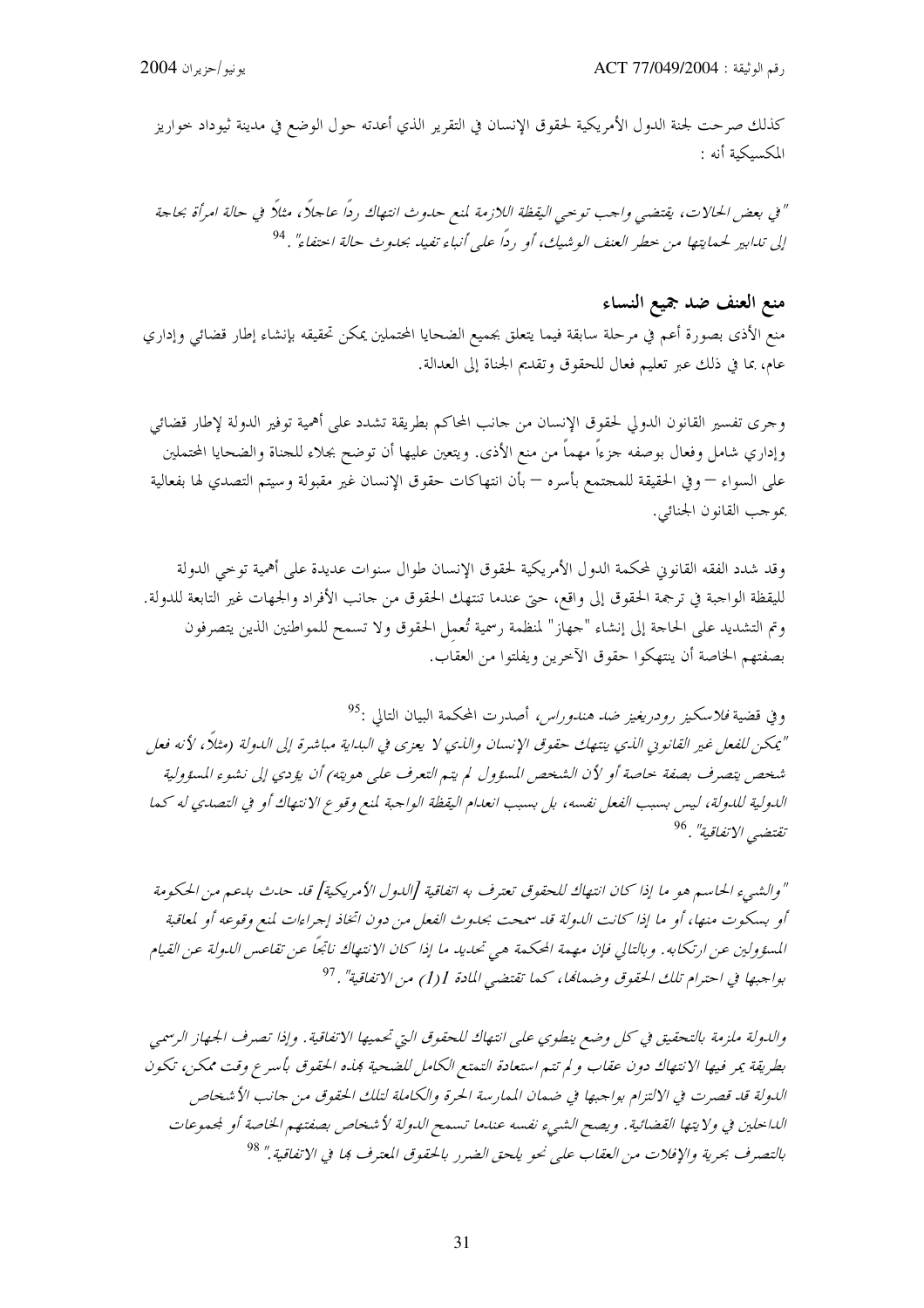كذلك صرحت لجنة الدول الأمريكية لحقوق الإنسان في التقرير الذي أعدته حول الوضع في مدينة ثيوداد خواريز المكسيكية أنه :

*"في بعض الحالات، يقتضي واجب توخي اليقظة اللازمة لمنع حدوث انتهاك رداً عاجلاً، مثلاً في حالة امرأة بحاجة إلى تدابير لحمايتها من خطر العنف الوشيك، أو رداً على أنباء تفيد بحدوث حالة اختفاء".*[94]

## منع العنف ضد جميع النساء

منع الأذى بصورة أعم في مرحلة سابقة فيما يتعلق بجميع الضحايا المحتملين يمكن تحقيقه بإنشاء إطار قضائي وإداري عام، بما في ذلك عبر تعليم فعال للحقوق وتقديم الجناة إلى العدالة.

وجرى تفسير القانون الدولي لحقوق الإنسان من جانب المحاكم بطريقة تشدد على أهمية توفير الدولة لإطار قضائي وإداري شامل وفعال بوصفه جزءاً مهماً من منع الأذى. ويتعين عليها أن توضح بجلاء للجناة والضحايا المحتملين على السواء – وفي الحقيقة للمجتمع بأسره – بأن انتهاكات حقوق الإنسان غير مقبولة وسيتم التصدي لها بفعالية بموجب القانون الجنائي.

وقد شدد الفقه القانوني لمحكمة الدول الأمريكية لحقوق الإنسان طوال سنوات عديدة على أهمية توخي الدولة لليقظة الواجبة في ترجمة الحقوق إلى واقع، حتى عندما تنتهك الحقوق من جانب الأفراد والجهات غير التابعة للدولة. وتم التشديد على الحاجة إلى إنشاء "جهاز" لمنظمة رسمية تُعمِل الحقوق ولا تسمح للمواطنين الذين يتصرفون بصفتهم الخاصة أن ينتهكوا حقوق الآخرين ويفلتوا من العقاب.

وفي قضية *فلاسكيز رودريغيز ضد هندوراس*، أصدرت المحكمة البيان التالي :[95]
*"يمكن للفعل غير القانوني الذي ينتهك حقوق الإنسان والذي لا يعزى في البداية مباشرة إلى الدولة (مثلاً، لأنه فعل شخص يتصرف بصفة خاصة أو لأن الشخص المسؤول لم يتم التعرف على هويته) أن يؤدي إلى نشوء المسؤولية الدولية للدولة، ليس بسبب الفعل نفسه، بل بسبب انعدام اليقظة الواجبة لمنع وقوع الانتهاك أو في التصدي له كما تقتضي الاتفاقية".*[96]

*"والشيء الحاسم هو ما إذا كان انتهاك للحقوق تعترف به اتفاقية [الدول الأمريكية] قد حدث بدعم من الحكومة أو بسكوت منها، أو ما إذا كانت الدولة قد سمحت بحدوث الفعل من دون اتخاذ إجراءات لمنع وقوعه أو لمعاقبة المسؤولين عن ارتكابه. وبالتالي فإن مهمة المحكمة هي تحديد ما إذا كان الانتهاك ناتجاً عن تقاعس الدولة عن القيام بواجبها في احترام تلك الحقوق وضمانها، كما تقتضي المادة 1(1) من الاتفاقية".*[97]

*والدولة ملزمة بالتحقيق في كل وضع ينطوي على انتهاك للحقوق التي تحميها الاتفاقية. وإذا تصرف الجهاز الرسمي بطريقة يمر فيها الانتهاك دون عقاب ولم تتم استعادة التمتع الكامل للضحية بهذه الحقوق بأسرع وقت ممكن، تكون الدولة قد قصرت في الالتزام بواجبها في ضمان الممارسة الحرة والكاملة لتلك الحقوق من جانب الأشخاص الداخلين في ولايتها القضائية. ويصح الشيء نفسه عندما تسمح الدولة لأشخاص بصفتهم الخاصة أو لمجموعات بالتصرف بحرية والإفلات من العقاب على نحو يلحق الضرر بالحقوق المعترف بها في الاتفاقية."*[98]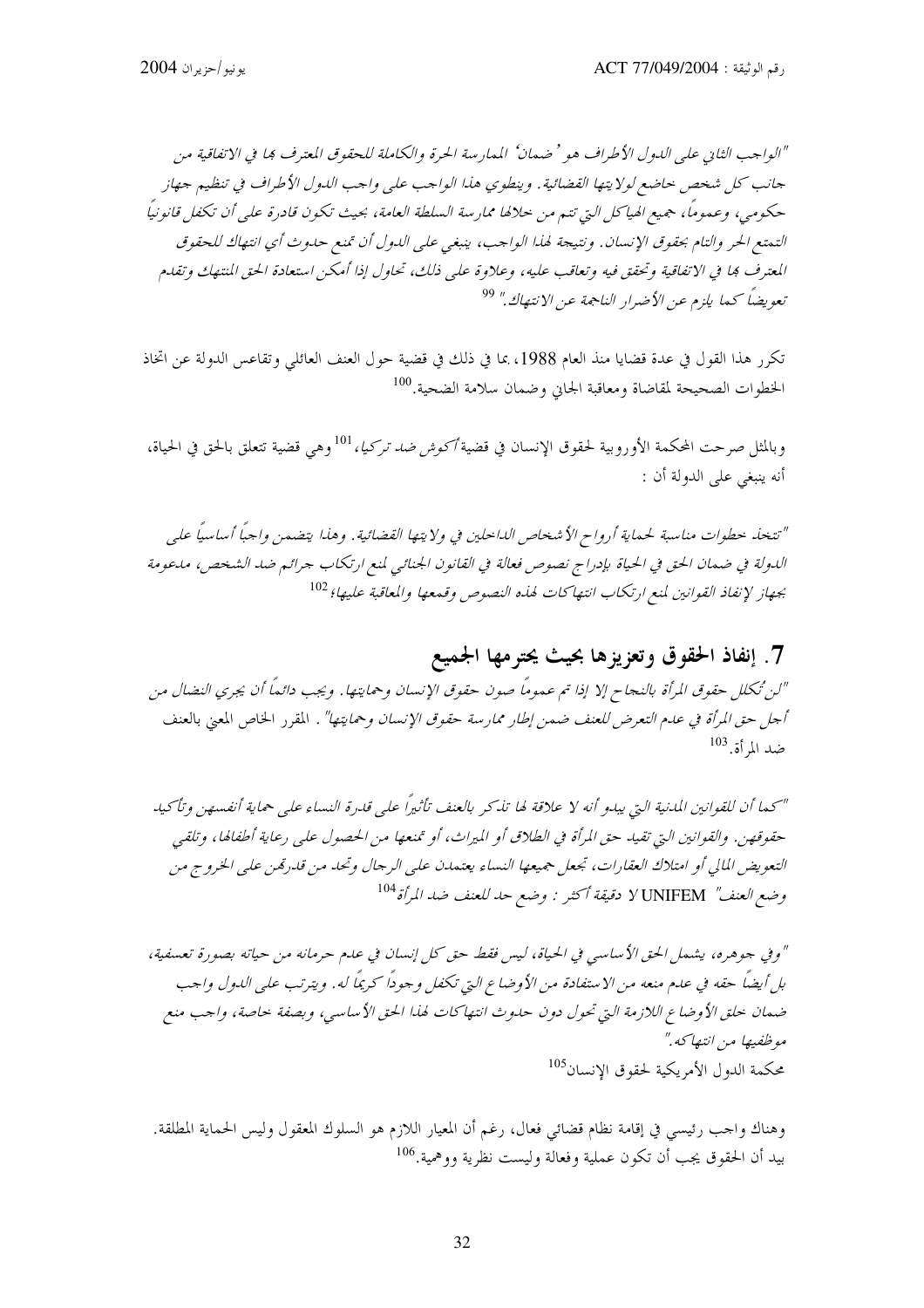*"الواجب الثاني على الدول الأطراف هو 'ضمان' الممارسة الحرة والكاملة للحقوق المعترف بها في الاتفاقية من جانب كل شخص خاضع لولايتها القضائية. وينطوي هذا الواجب على واجب الدول الأطراف في تنظيم جهاز حكومي، وعموماً، جميع الهياكل التي تتم من خلالها ممارسة السلطة العامة، بحيث تكون قادرة على أن تكفل قانونياً التمتع الحر والتام بحقوق الإنسان. ونتيجة لهذا الواجب، ينبغي على الدول أن تمنع حدوث أي انتهاك للحقوق المعترف بها في الاتفاقية وتحقق فيه وتعاقب عليه، وعلاوة على ذلك، تحاول إذا أمكن استعادة الحق المنتهك وتقدم تعويضاً كما يلزم عن الأضرار الناجمة عن الانتهاك."* [99]

تكرر هذا القول في عدة قضايا منذ العام 1988، بما في ذلك في قضية حول العنف العائلي وتقاعس الدولة عن اتخاذ الخطوات الصحيحة لمقاضاة ومعاقبة الجاني وضمان سلامة الضحية.[100]

وبالمثل صرحت المحكمة الأوروبية لحقوق الإنسان في قضية *أكوش ضد تركيا*،[101] وهي قضية تتعلق بالحق في الحياة، أنه ينبغي على الدولة أن :

*"تتخذ خطوات مناسبة لحماية أرواح الأشخاص الداخلين في ولايتها القضائية. وهذا يتضمن واجباً أساسياً على الدولة في ضمان الحق في الحياة بإدراج نصوص فعالة في القانون الجنائي لمنع ارتكاب جرائم ضد الشخص، مدعومة بجهاز لإنفاذ القوانين لمنع ارتكاب انتهاكات لهذه النصوص وقمعها والمعاقبة عليها؛*[102]

## 7. إنفاذ الحقوق وتعزيزها بحيث يحترمها الجميع

*"لن تُكلل حقوق المرأة بالنجاح إلا إذا تم عموماً صون حقوق الإنسان وحمايتها. ويجب دائماً أن يجري النضال من أجل حق المرأة في عدم التعرض للعنف ضمن إطار ممارسة حقوق الإنسان وحمايتها"*. المقرر الخاص المعني بالعنف ضد المرأة.[103]

*"كما أن للقوانين المدنية التي يبدو أنه لا علاقة لها تذكر بالعنف تأثيراً على قدرة النساء على حماية أنفسهن وتأكيد حقوقهن. والقوانين التي تقيد حق المرأة في الطلاق أو الميراث، أو تمنعها من الحصول على رعاية أطفالها، وتلقي التعويض المالي أو امتلاك العقارات، تجعل جميعها النساء يعتمدن على الرجال وتحد من قدرتهن على الخروج من وضع العنف"* UNIFEM *لا دقيقة أكثر : وضع حد للعنف ضد المرأة*[104]

*"وفي جوهره، يشمل الحق الأساسي في الحياة، ليس فقط حق كل إنسان في عدم حرمانه من حياته بصورة تعسفية، بل أيضاً حقه في عدم منعه من الاستفادة من الأوضاع التي تكفل وجوداً كريماً له. ويترتب على الدول واجب ضمان خلق الأوضاع اللازمة التي تحول دون حدوث انتهاكات لهذا الحق الأساسي، وبصفة خاصة، واجب منع موظفيها من انتهاكه."*
محكمة الدول الأمريكية لحقوق الإنسان[105]

وهناك واجب رئيسي في إقامة نظام قضائي فعال، رغم أن المعيار اللازم هو السلوك المعقول وليس الحماية المطلقة. بيد أن الحقوق يجب أن تكون عملية وفعالة وليست نظرية ووهمية.[106]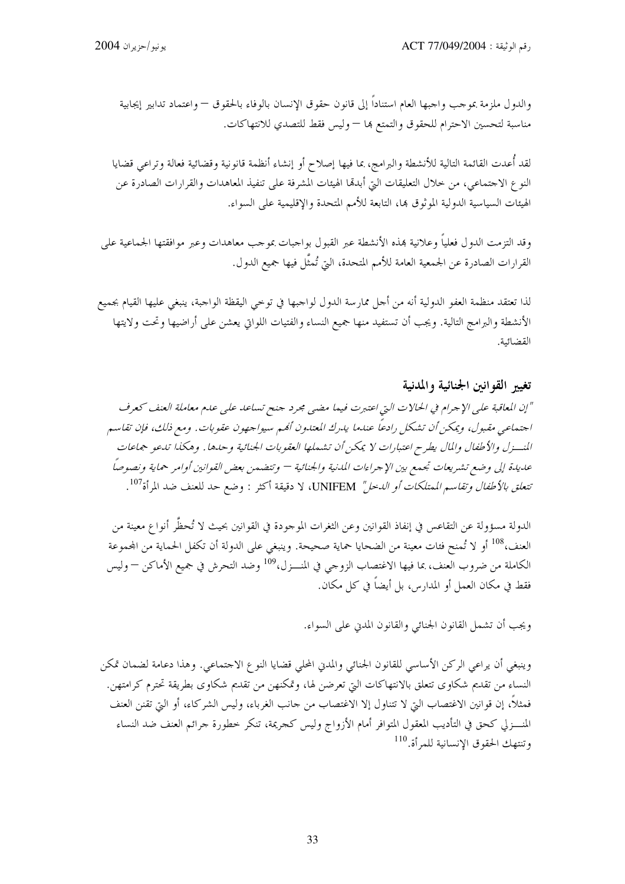والدول ملزمة بموجب واجبها العام استناداً إلى قانون حقوق الإنسان بالوفاء بالحقوق – واعتماد تدابير إيجابية مناسبة لتحسين الاحترام للحقوق والتمتع بها – وليس فقط للتصدي للانتهاكات.

لقد أُعدت القائمة التالية للأنشطة والبرامج، بما فيها إصلاح أو إنشاء أنظمة قانونية وقضائية فعالة وتراعي قضايا النوع الاجتماعي، من خلال التعليقات التي أبدتها الهيئات المشرفة على تنفيذ المعاهدات والقرارات الصادرة عن الهيئات السياسية الدولية الموثوق بها، التابعة للأمم المتحدة والإقليمية على السواء.

وقد التزمت الدول فعلياً وعلانية بهذه الأنشطة عبر القبول بواجبات بموجب معاهدات وعبر موافقتها الجماعية على القرارات الصادرة عن الجمعية العامة للأمم المتحدة، التي تُمثَّل فيها جميع الدول.

لذا تعتقد منظمة العفو الدولية أنه من أجل ممارسة الدول لواجبها في توخي اليقظة الواجبة، ينبغي عليها القيام بجميع الأنشطة والبرامج التالية. ويجب أن تستفيد منها جميع النساء والفتيات اللواتي يعشن على أراضيها وتحت ولايتها القضائية.

## تغيير القوانين الجنائية والمدنية

*"إن المعاقبة على الإجرام في الحالات التي اعتبرت فيما مضى مجرد جنح تساعد على عدم معاملة العنف كعرف اجتماعي مقبول، ويمكن أن تشكل رادعاً عندما يدرك المعتدون أنهم سيواجهون عقوبات. ومع ذلك، فإن تقاسم المنزل والأطفال والمال يطرح اعتبارات لا يمكن أن تشملها العقوبات الجنائية وحدها. وهكذا تدعو جماعات عديدة إلى وضع تشريعات تجمع بين الإجراءات المدنية والجنائية – وتتضمن بعض القوانين أوامر حماية ونصوصاً تتعلق بالأطفال وتقاسم الممتلكات أو الدخل"* UNIFEM، لا دقيقة أكثر : وضع حد للعنف ضد المرأة[107].

الدولة مسؤولة عن التقاعس في إنفاذ القوانين وعن الثغرات الموجودة في القوانين بحيث لا تُحظَّر أنواع معينة من العنف،[108] أو لا تُمنح فئات معينة من الضحايا حماية صحيحة. وينبغي على الدولة أن تكفل الحماية من المجموعة الكاملة من ضروب العنف، بما فيها الاغتصاب الزوجي في المنزل،[109] وضد التحرش في جميع الأماكن – وليس فقط في مكان العمل أو المدارس، بل أيضاً في كل مكان.

ويجب أن تشمل القانون الجنائي والقانون المدني على السواء.

وينبغي أن يراعي الركن الأساسي للقانون الجنائي والمدني المحلي قضايا النوع الاجتماعي. وهذا دعامة لضمان تمكن النساء من تقديم شكاوى تتعلق بالانتهاكات التي تعرضن لها، وتمكنهن من تقديم شكاوى بطريقة تحترم كرامتهن. فمثلاً، إن قوانين الاغتصاب التي لا تتناول إلا الاغتصاب من جانب الغرباء، وليس الشركاء، أو التي تقنن العنف المنزلي كحق في التأديب المعقول المتوافر أمام الأزواج وليس كجريمة، تنكر خطورة جرائم العنف ضد النساء وتنتهك الحقوق الإنسانية للمرأة.[110]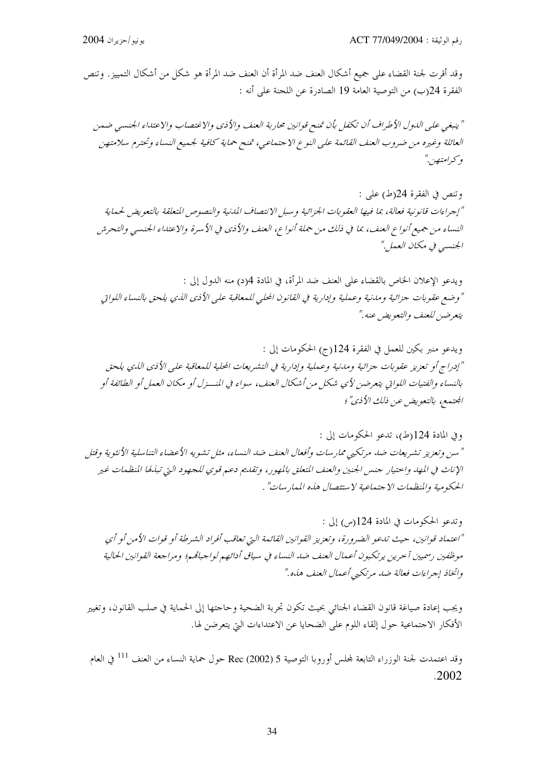وقد أقرت لجنة القضاء على جميع أشكال العنف ضد المرأة أن العنف ضد المرأة هو شكل من أشكال التمييز. وتنص الفقرة 24(ب) من التوصية العامة 19 الصادرة عن اللجنة على أنه :

*"ينبغي على الدول الأطراف أن تكفل بأن تمنح قوانين محاربة العنف والأذى والاغتصاب والاعتداء الجنسي ضمن العائلة وغيره من ضروب العنف القائمة على النوع الاجتماعي، تمنح حماية كافية لجميع النساء وتحترم سلامتهن وكرامتهن."*

وتنص في الفقرة 24(ط) على :

*"إجراءات قانونية فعالة، بما فيها العقوبات الجزائية وسبل الانتصاف المدنية والنصوص المتعلقة بالتعويض لحماية النساء من جميع أنواع العنف، بما في ذلك من جملة أنواع، العنف والأذى في الأسرة والاعتداء الجنسي والتحرش الجنسي في مكان العمل."*

ويدعو الإعلان الخاص بالقضاء على العنف ضد المرأة، في المادة 4(د) منه الدول إلى :

*"وضع عقوبات جزائية ومدنية وعملية وإدارية في القانون المحلي للمعاقبة على الأذى الذي يلحق بالنساء اللواتي يتعرضن للعنف والتعويض عنه."*

ويدعو منبر بكين للعمل في الفقرة 124(ج) الحكومات إلى :

*"إدراج أو تعزيز عقوبات جزائية ومدنية وعملية وإدارية في التشريعات المحلية للمعاقبة على الأذى الذي يلحق بالنساء والفتيات اللواتي يتعرضن لأي شكل من أشكال العنف، سواء في المنـزل أو مكان العمل أو الطائفة أو المجتمع، بالتعويض عن ذلك الأذى"؛*

وفي المادة 124(ط)، تدعو الحكومات إلى :

*"سن وتعزيز تشريعات ضد مرتكبي ممارسات وأفعال العنف ضد النساء، مثل تشويه الأعضاء التناسلية الأنثوية وقتل الإناث في المهد واختيار جنس الجنين والعنف المتعلق بالمهور، وتقديم دعم قوي للجهود التي تبذلها المنظمات غير الحكومية والمنظمات الاجتماعية لاستئصال هذه الممارسات".*

وتدعو الحكومات في المادة 124(س) إلى :

*"اعتماد قوانين، حيث تدعو الضرورة، وتعزيز القوانين القائمة التي تعاقب أفراد الشرطة أو قوات الأمن أو أي موظفين رسميين آخرين يرتكبون أعمال العنف ضد النساء في سياق أدائهم لواجباتهم؛ ومراجعة القوانين الحالية واتخاذ إجراءات فعالة ضد مرتكبي أعمال العنف هذه."*

ويجب إعادة صياغة قانون القضاء الجنائي بحيث تكون تجربة الضحية وحاجتها إلى الحماية في صلب القانون، وتغيير الأفكار الاجتماعية حول إلقاء اللوم على الضحايا عن الاعتداءات التي يتعرضن لها.

وقد اعتمدت لجنة الوزراء التابعة لمجلس أوروبا التوصية 5 (2002) Rec حول حماية النساء من العنف [111] في العام 2002.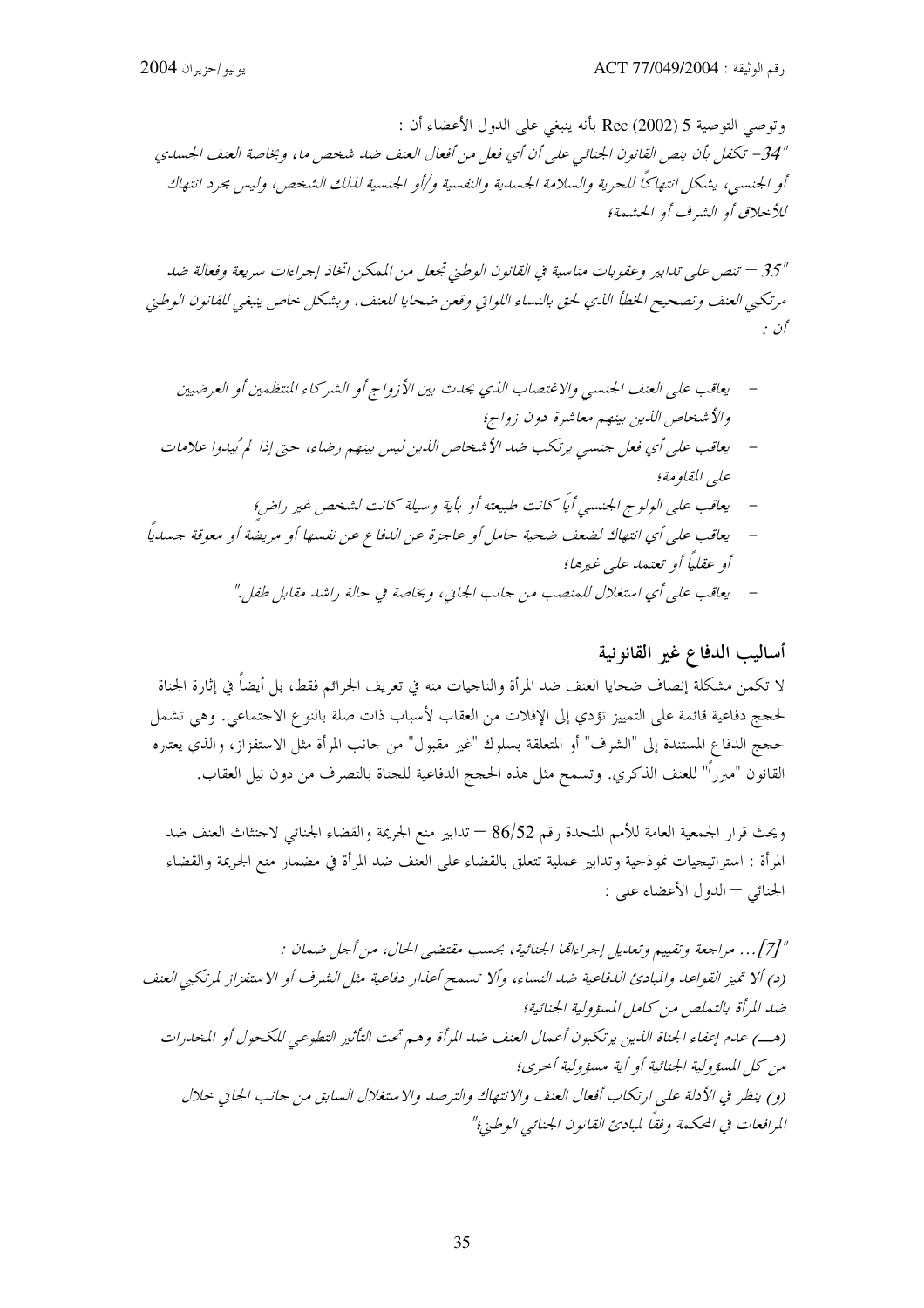وتوصي التوصية Rec (2002) 5 بأنه ينبغي على الدول الأعضاء أن :

*"34- تكفل بأن ينص القانون الجنائي على أن أي فعل من أفعال العنف ضد شخص ما، وبخاصة العنف الجسدي أو الجنسي، يشكل انتهاكاً للحرية والسلامة الجسدية والنفسية و/أو الجنسية لذلك الشخص، وليس مجرد انتهاك للأخلاق أو الشرف أو الحشمة؛*

*"35 – تنص على تدابير وعقوبات مناسبة في القانون الوطني تجعل من الممكن اتخاذ إجراءات سريعة وفعالة ضد مرتكبي العنف وتصحيح الخطأ الذي لحق بالنساء اللواتي وقعن ضحايا للعنف. وبشكل خاص ينبغي للقانون الوطني أن :*

- *يعاقب على العنف الجنسي والاغتصاب الذي يحدث بين الأزواج أو الشركاء المنتظمين أو العرضيين والأشخاص الذين بينهم معاشرة دون زواج؛*
- *يعاقب على أي فعل جنسي يرتكب ضد الأشخاص الذين ليس بينهم رضاء، حتى إذا لم يُبدوا علامات على المقاومة؛*
- *يعاقب على الولوج الجنسي أياً كانت طبيعته أو بأية وسيلة كانت لشخص غير راضٍ؛*
- *يعاقب على أي انتهاك لضعف ضحية حامل أو عاجزة عن الدفاع عن نفسها أو مريضة أو معوقة جسدياً أو عقلياً أو تعتمد على غيرها؛*
- *يعاقب على أي استغلال للمنصب من جانب الجاني، وبخاصة في حالة راشد مقابل طفل."*

## أساليب الدفاع غير القانونية

لا تكمن مشكلة إنصاف ضحايا العنف ضد المرأة والناجيات منه في تعريف الجرائم فقط، بل أيضاً في إثارة الجناة لحجج دفاعية قائمة على التمييز تؤدي إلى الإفلات من العقاب لأسباب ذات صلة بالنوع الاجتماعي. وهي تشمل حجج الدفاع المستندة إلى "الشرف" أو المتعلقة بسلوك "غير مقبول" من جانب المرأة مثل الاستفزاز، والذي يعتبره القانون "مبرراً" للعنف الذكري. وتسمح مثل هذه الحجج الدفاعية للجناة بالتصرف من دون نيل العقاب.

ويحث قرار الجمعية العامة للأمم المتحدة رقم 52/86 – تدابير منع الجريمة والقضاء الجنائي لاجتثاث العنف ضد المرأة : استراتيجيات نموذجية وتدابير عملية تتعلق بالقضاء على العنف ضد المرأة في مضمار منع الجريمة والقضاء الجنائي – الدول الأعضاء على :

*"[7]... مراجعة وتقييم وتعديل إجراءاتها الجنائية، بحسب مقتضى الحال، من أجل ضمان :*
*(د) ألا تميز القواعد والمبادئ الدفاعية ضد النساء، وألا تسمح أعذار دفاعية مثل الشرف أو الاستفزاز لمرتكبي العنف ضد المرأة بالتملص من كامل المسؤولية الجنائية؛*
*(هـ) عدم إعفاء الجناة الذين يرتكبون أعمال العنف ضد المرأة وهم تحت التأثير التطوعي للكحول أو المخدرات من كل المسؤولية الجنائية أو أية مسؤولية أخرى؛*
*(و) ينظر في الأدلة على ارتكاب أفعال العنف والانتهاك والترصد والاستغلال السابق من جانب الجاني خلال المرافعات في المحكمة وفقاً لمبادئ القانون الجنائي الوطني؛"*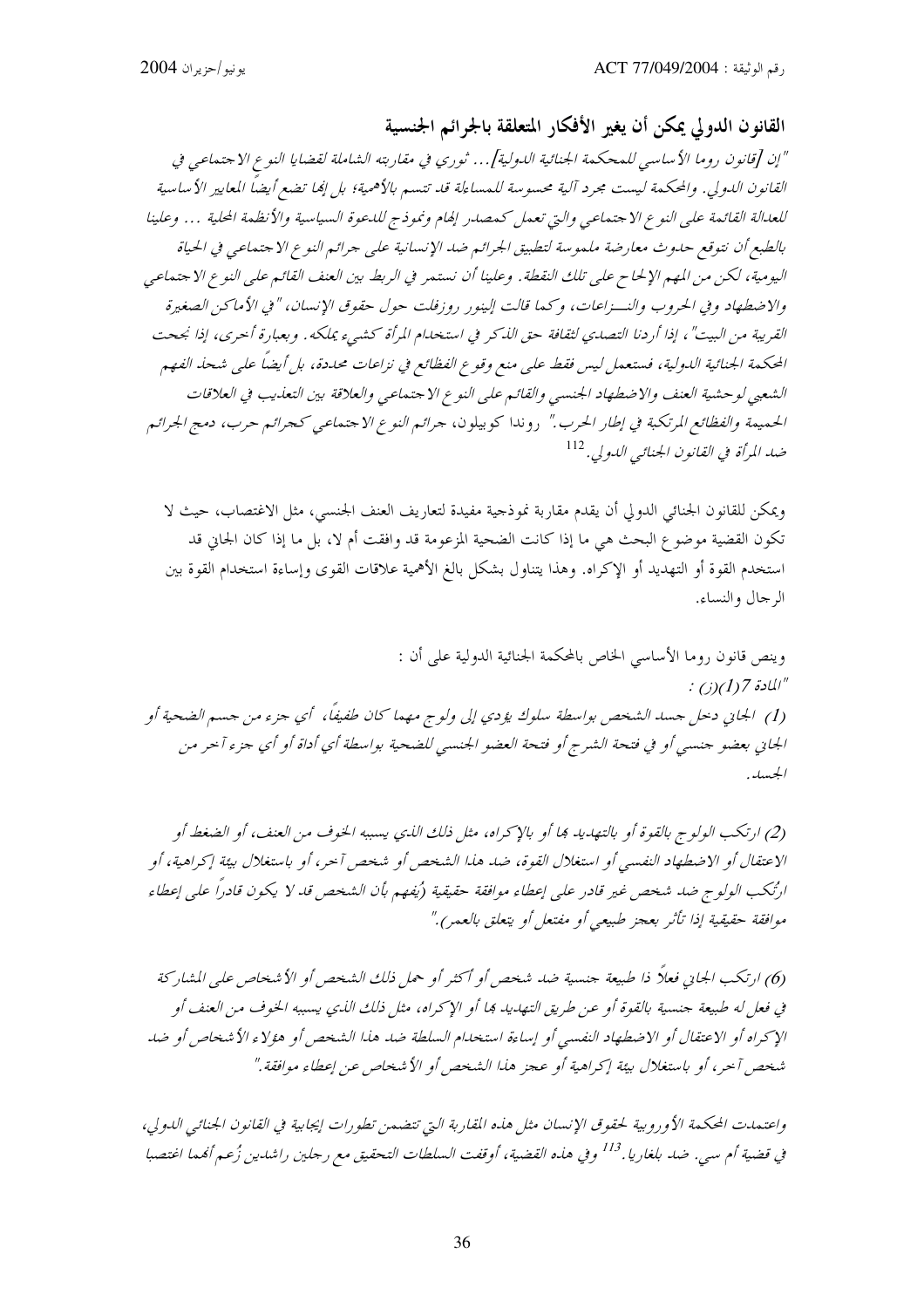## القانون الدولي يمكن أن يغير الأفكار المتعلقة بالجرائم الجنسية

*"إن [قانون روما الأساسي للمحكمة الجنائية الدولية]... ثوري في مقاربته الشاملة لقضايا النوع الاجتماعي في القانون الدولي. والمحكمة ليست مجرد آلية محسوسة للمساءلة قد تتسم بالأهمية؛ بل إنها تضع أيضاً المعايير الأساسية للعدالة القائمة على النوع الاجتماعي والتي تعمل كمصدر إلهام ونموذج للدعوة السياسية والأنظمة المحلية ... وعلينا بالطبع أن نتوقع حدوث معارضة ملموسة لتطبيق الجرائم ضد الإنسانية على جرائم النوع الاجتماعي في الحياة اليومية، لكن من المهم الإلحاح على تلك النقطة. وعلينا أن نستمر في الربط بين العنف القائم على النوع الاجتماعي والاضطهاد وفي الحروب والنـــزاعات، وكما قالت إلينور روزفلت حول حقوق الإنسان، "في الأماكن الصغيرة القريبة من البيت"، إذا أردنا التصدي لثقافة حق الذكر في استخدام المرأة كشيء يملكه. وبعبارة أخرى، إذا نجحت المحكمة الجنائية الدولية، فستعمل ليس فقط على منع وقوع الفظائع في نزاعات محددة، بل أيضاً على شحذ الفهم الشعبي لوحشية العنف والاضطهاد الجنسي والقائم على النوع الاجتماعي والعلاقة بين التعذيب في العلاقات الحميمة والفظائع المرتكبة في إطار الحرب." روندا كوبيلون، جرائم النوع الاجتماعي كجرائم حرب، دمج الجرائم ضد المرأة في القانون الجنائي الدولي.*[112]

ويمكن للقانون الجنائي الدولي أن يقدم مقاربة نموذجية مفيدة لتعاريف العنف الجنسي، مثل الاغتصاب، حيث لا تكون القضية موضوع البحث هي ما إذا كانت الضحية المزعومة قد وافقت أم لا، بل ما إذا كان الجاني قد استخدم القوة أو التهديد أو الإكراه. وهذا يتناول بشكل بالغ الأهمية علاقات القوى وإساءة استخدام القوة بين الرجال والنساء.

وينص قانون روما الأساسي الخاص بالمحكمة الجنائية الدولية على أن :

*"المادة 7(1)(ز) :*

*(1) الجاني دخل جسد الشخص بواسطة سلوك يؤدي إلى ولوج مهما كان طفيفاً، أي جزء من جسم الضحية أو الجاني بعضو جنسي أو في فتحة الشرج أو فتحة العضو الجنسي للضحية بواسطة أي أداة أو أي جزء آخر من الجسد.*

*(2) ارتكب الولوج بالقوة أو بالتهديد بها أو بالإكراه، مثل ذلك الذي يسببه الخوف من العنف، أو الضغط أو الاعتقال أو الاضطهاد النفسي أو استغلال القوة، ضد هذا الشخص أو شخص آخر، أو باستغلال بيئة إكراهية، أو ارتُكب الولوج ضد شخص غير قادر على إعطاء موافقة حقيقية (يُفهم بأن الشخص قد لا يكون قادراً على إعطاء موافقة حقيقية إذا تأثر بعجز طبيعي أو مفتعل أو يتعلق بالعمر)."*

*(6) ارتكب الجاني فعلاً ذا طبيعة جنسية ضد شخص أو أكثر أو حمل ذلك الشخص أو الأشخاص على المشاركة في فعل له طبيعة جنسية بالقوة أو عن طريق التهديد بها أو الإكراه، مثل ذلك الذي يسببه الخوف من العنف أو الإكراه أو الاعتقال أو الاضطهاد النفسي أو إساءة استخدام السلطة ضد هذا الشخص أو هؤلاء الأشخاص أو ضد شخص آخر، أو باستغلال بيئة إكراهية أو عجز هذا الشخص أو الأشخاص عن إعطاء موافقة."*

واعتمدت المحكمة الأوروبية لحقوق الإنسان مثل هذه المقاربة التي تتضمن تطورات إيجابية في القانون الجنائي الدولي، في قضية أم سي. ضد بلغاريا.[113] وفي هذه القضية، أوقفت السلطات التحقيق مع رجلين راشدين زُعم أنهما اغتصبا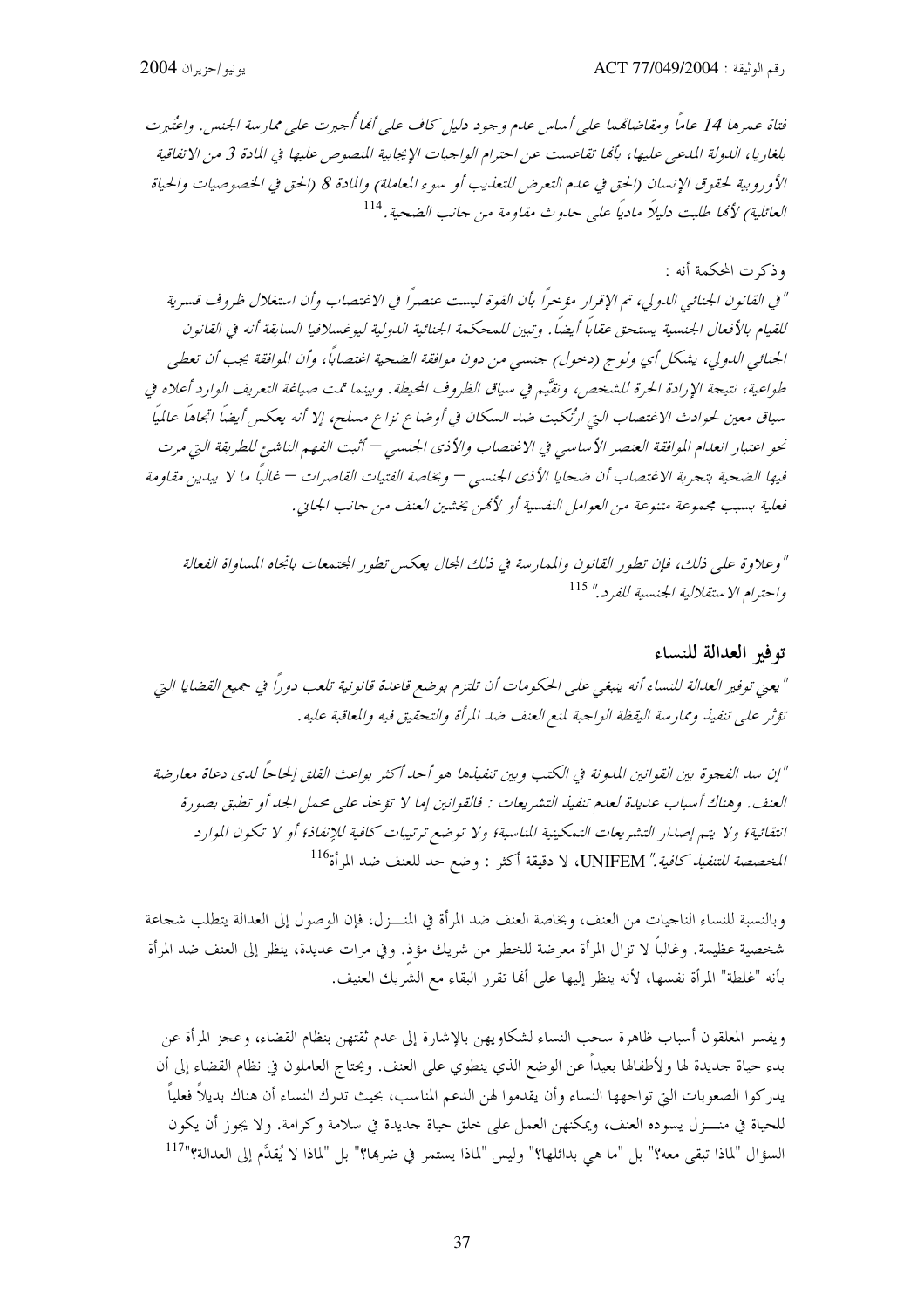*فتاة عمرها 14 عاماً ومقاضاتهما على أساس عدم وجود دليل كاف على أنها أُجبرت على ممارسة الجنس. واعتُبرت بلغاريا، الدولة المدعى عليها، بأنها تقاعست عن احترام الواجبات الإيجابية المنصوص عليها في المادة 3 من الاتفاقية الأوروبية لحقوق الإنسان (الحق في عدم التعرض للتعذيب أو سوء المعاملة) والمادة 8 (الحق في الخصوصيات والحياة العائلية) لأنها طلبت دليلاً مادياً على حدوث مقاومة من جانب الضحية.*[114]

وذكرت المحكمة أنه :

*"في القانون الجنائي الدولي، تم الإقرار مؤخراً بأن القوة ليست عنصراً في الاغتصاب وأن استغلال ظروف قسرية للقيام بالأفعال الجنسية يستحق عقاباً أيضاً. وتبين للمحكمة الجنائية الدولية ليوغسلافيا السابقة أنه في القانون الجنائي الدولي، يشكل أي ولوج (دخول) جنسي من دون موافقة الضحية اغتصاباً، وأن الموافقة يجب أن تعطى طواعية، نتيجة الإرادة الحرة للشخص، وتقيَّم في سياق الظروف المحيطة. وبينما تمت صياغة التعريف الوارد أعلاه في سياق معين لحوادث الاغتصاب التي ارتُكبت ضد السكان في أوضاع نزاع مسلح، إلا أنه يعكس أيضاً اتجاهاً عالمياً نحو اعتبار انعدام الموافقة العنصر الأساسي في الاغتصاب والأذى الجنسي – أثبت الفهم الناشئ للطريقة التي مرت فيها الضحية بتجربة الاغتصاب أن ضحايا الأذى الجنسي – وبخاصة الفتيات القاصرات – غالباً ما لا يبدين مقاومة فعلية بسبب مجموعة متنوعة من العوامل النفسية أو لأنهن يخشين العنف من جانب الجاني.*

*"وعلاوة على ذلك، فإن تطور القانون والممارسة في ذلك المجال يعكس تطور المجتمعات باتجاه المساواة الفعالة واحترام الاستقلالية الجنسية للفرد."* [115]

## توفير العدالة للنساء

*"يعني توفير العدالة للنساء أنه ينبغي على الحكومات أن تلتزم بوضع قاعدة قانونية تلعب دوراً في جميع القضايا التي تؤثر على تنفيذ وممارسة اليقظة الواجبة لمنع العنف ضد المرأة والتحقيق فيه والمعاقبة عليه.*

*"إن سد الفجوة بين القوانين المدونة في الكتب وبين تنفيذها هو أحد أكثر بواعث القلق إلحاحاً لدى دعاة معارضة العنف. وهناك أسباب عديدة لعدم تنفيذ التشريعات : فالقوانين إما لا تؤخذ على محمل الجد أو تطبق بصورة انتقائية؛ ولا يتم إصدار التشريعات التمكينية المناسبة؛ ولا توضع ترتيبات كافية للإنفاذ؛ أو لا تكون الموارد المخصصة للتنفيذ كافية."* UNIFEM، لا دقيقة أكثر : وضع حد للعنف ضد المرأة[116]

وبالنسبة للنساء الناجيات من العنف، وبخاصة العنف ضد المرأة في المنـــزل، فإن الوصول إلى العدالة يتطلب شجاعة شخصية عظيمة. وغالباً لا تزال المرأة معرضة للخطر من شريك مؤذ. وفي مرات عديدة، ينظر إلى العنف ضد المرأة بأنه "غلطة" المرأة نفسها، لأنه ينظر إليها على أنها تقرر البقاء مع الشريك العنيف.

ويفسر المعلقون أسباب ظاهرة سحب النساء لشكاويهن بالإشارة إلى عدم ثقتهن بنظام القضاء، وعجز المرأة عن بدء حياة جديدة لها ولأطفالها بعيداً عن الوضع الذي ينطوي على العنف. ويحتاج العاملون في نظام القضاء إلى أن يدركوا الصعوبات التي تواجهها النساء وأن يقدموا لهن الدعم المناسب، بحيث تدرك النساء أن هناك بديلاً فعلياً للحياة في منـــزل يسوده العنف، ويمكنهن العمل على خلق حياة جديدة في سلامة وكرامة. ولا يجوز أن يكون السؤال "لماذا تبقى معه؟" بل "ما هي بدائلها؟" وليس "لماذا يستمر في ضربها؟" بل "لماذا لا يُقدَّم إلى العدالة؟"[117]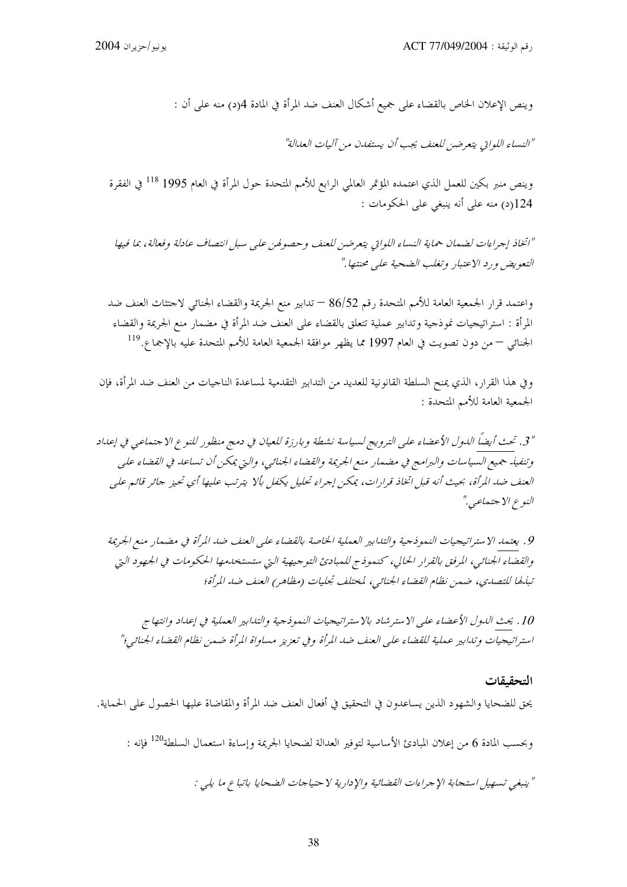وينص الإعلان الخاص بالقضاء على جميع أشكال العنف ضد المرأة في المادة 4(د) منه على أن :

*"النساء اللواتي يتعرضن للعنف يجب أن يستفدن من آليات العدالة"*

وينص منبر بكين للعمل الذي اعتمده المؤتمر العالمي الرابع للأمم المتحدة حول المرأة في العام 1995 [118] في الفقرة 124(د) منه على أنه ينبغي على الحكومات :

*"اتخاذ إجراءات لضمان حماية النساء اللواتي يتعرضن للعنف وحصولهن على سبل انتصاف عادلة وفعالة، بما فيها التعويض ورد الاعتبار وتغلب الضحية على محنتها."*

واعتمد قرار الجمعية العامة للأمم المتحدة رقم 86/52 – تدابير منع الجريمة والقضاء الجنائي لاجتثاث العنف ضد المرأة : استراتيجيات نموذجية وتدابير عملية تتعلق بالقضاء على العنف ضد المرأة في مضمار منع الجريمة والقضاء الجنائي – من دون تصويت في العام 1997 مما يظهر موافقة الجمعية العامة للأمم المتحدة عليه بالإجماع.[119]

وفي هذا القرار، الذي يمنح السلطة القانونية للعديد من التدابير التقدمية لمساعدة الناجيات من العنف ضد المرأة، فإن الجمعية العامة للأمم المتحدة :

*"3. تحث أيضاً الدول الأعضاء على الترويج لسياسة نشطة وبارزة للعيان في دمج منظور للنوع الاجتماعي في إعداد وتنفيذ جميع السياسات والبرامج في مضمار منع الجريمة والقضاء الجنائي، والتي يمكن أن تساعد في القضاء على العنف ضد المرأة، بحيث أنه قبل اتخاذ قرارات، يمكن إجراء تحليل يكفل بألا يترتب عليها أي تحيز جائر قائم على النوع الاجتماعي."*

*9. يعتمد الاستراتيجيات النموذجية والتدابير العملية الخاصة بالقضاء على العنف ضد المرأة في مضمار منع الجريمة والقضاء الجنائي، المرفق بالقرار الحالي، كنموذج للمبادئ التوجيهية التي ستستخدمها الحكومات في الجهود التي تبذلها للتصدي، ضمن نظام القضاء الجنائي، لمختلف تجليات (مظاهر) العنف ضد المرأة؛*

*10. يحث الدول الأعضاء على الاسترشاد بالاستراتيجيات النموذجية والتدابير العملية في إعداد وانتهاج استراتيجيات وتدابير عملية للقضاء على العنف ضد المرأة وفي تعزيز مساواة المرأة ضمن نظام القضاء الجنائي؛"*

### التحقيقات

يحق للضحايا والشهود الذين يساعدون في التحقيق في أفعال العنف ضد المرأة والمقاضاة عليها الحصول على الحماية.

وبحسب المادة 6 من إعلان المبادئ الأساسية لتوفير العدالة لضحايا الجريمة وإساءة استعمال السلطة[120] فإنه :

*"ينبغي تسهيل استجابة الإجراءات القضائية والإدارية لاحتياجات الضحايا باتباع ما يلي :*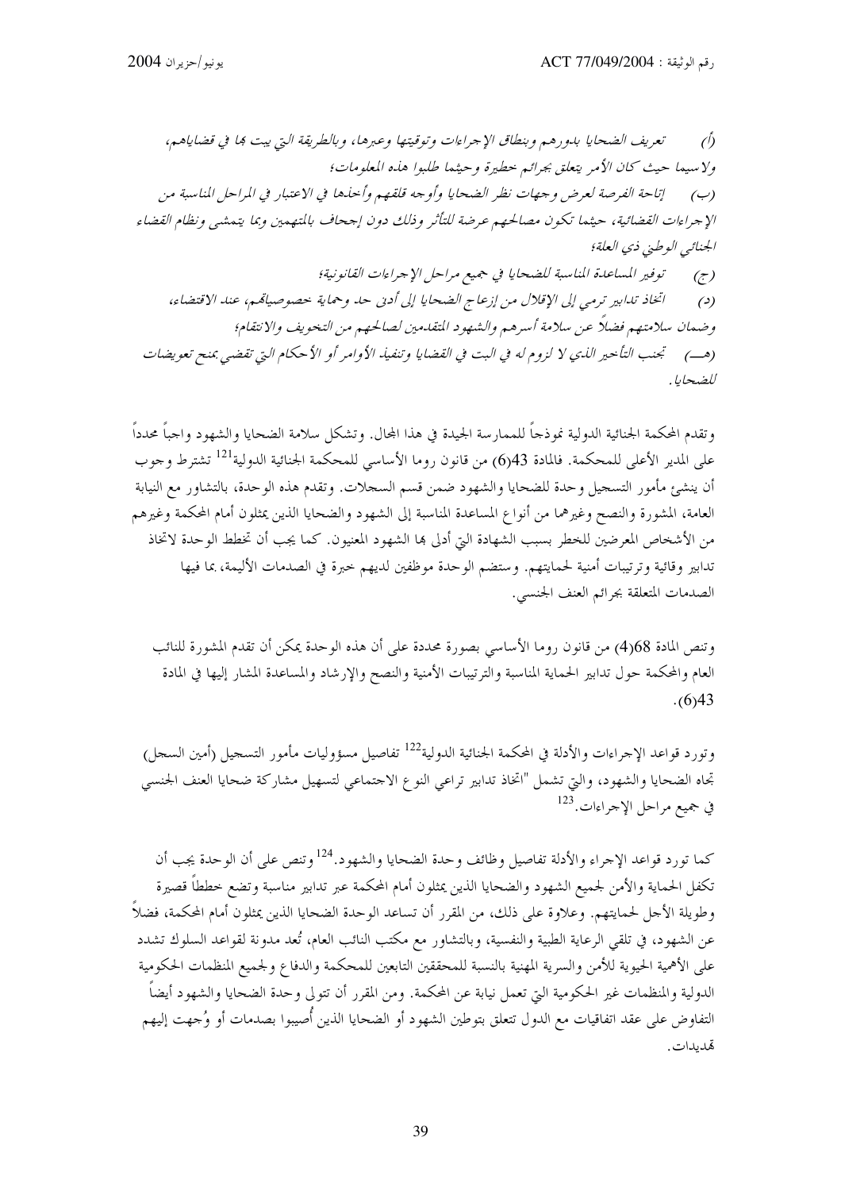*(أ) تعريف الضحايا بدورهم وبنطاق الإجراءات وتوقيتها وعبرها، وبالطريقة التي يبت بها في قضاياهم، ولاسيما حيث كان الأمر يتعلق بجرائم خطيرة وحيثما طلبوا هذه المعلومات؛*

*(ب) إتاحة الفرصة لعرض وجهات نظر الضحايا وأوجه قلقهم وأخذها في الاعتبار في المراحل المناسبة من الإجراءات القضائية، حيثما تكون مصالحهم عرضة للتأثر وذلك دون إجحاف بالمتهمين وبما يتمشى ونظام القضاء الجنائي الوطني ذي العلة؛*

*(ج) توفير المساعدة المناسبة للضحايا في جميع مراحل الإجراءات القانونية؛*

*(د) اتخاذ تدابير ترمي إلى الإقلال من إزعاج الضحايا إلى أدنى حد وحماية خصوصياتهم، عند الاقتضاء، وضمان سلامتهم فضلاً عن سلامة أسرهم والشهود المتقدمين لصالحهم من التخويف والانتقام؛*

*(هـ) تجنب التأخير الذي لا لزوم له في البت في القضايا وتنفيذ الأوامر أو الأحكام التي تقضي بمنح تعويضات للضحايا.*

وتقدم المحكمة الجنائية الدولية نموذجاً للممارسة الجيدة في هذا المجال. وتشكل سلامة الضحايا والشهود واجباً محدداً على المدير الأعلى للمحكمة. فالمادة 43(6) من قانون روما الأساسي للمحكمة الجنائية الدولية[121] تشترط وجوب أن ينشئ مأمور التسجيل وحدة للضحايا والشهود ضمن قسم السجلات. وتقدم هذه الوحدة، بالتشاور مع النيابة العامة، المشورة والنصح وغيرهما من أنواع المساعدة المناسبة إلى الشهود والضحايا الذين يمثلون أمام المحكمة وغيرهم من الأشخاص المعرضين للخطر بسبب الشهادة التي أدلى بها الشهود المعنيون. كما يجب أن تخطط الوحدة لاتخاذ تدابير وقائية وترتيبات أمنية لحمايتهم. وستضم الوحدة موظفين لديهم خبرة في الصدمات الأليمة، بما فيها الصدمات المتعلقة بجرائم العنف الجنسي.

وتنص المادة 68(4) من قانون روما الأساسي بصورة محددة على أن هذه الوحدة يمكن أن تقدم المشورة للنائب العام والمحكمة حول تدابير الحماية المناسبة والترتيبات الأمنية والنصح والإرشاد والمساعدة المشار إليها في المادة 43(6).

وتورد قواعد الإجراءات والأدلة في المحكمة الجنائية الدولية[122] تفاصيل مسؤوليات مأمور التسجيل (أمين السجل) تجاه الضحايا والشهود، والتي تشمل "اتخاذ تدابير تراعي النوع الاجتماعي لتسهيل مشاركة ضحايا العنف الجنسي في جميع مراحل الإجراءات.[123]

كما تورد قواعد الإجراء والأدلة تفاصيل وظائف وحدة الضحايا والشهود.[124] وتنص على أن الوحدة يجب أن تكفل الحماية والأمن لجميع الشهود والضحايا الذين يمثلون أمام المحكمة عبر تدابير مناسبة وتضع خططاً قصيرة وطويلة الأجل لحمايتهم. وعلاوة على ذلك، من المقرر أن تساعد الوحدة الضحايا الذين يمثلون أمام المحكمة، فضلاً عن الشهود، في تلقي الرعاية الطبية والنفسية، وبالتشاور مع مكتب النائب العام، تُعد مدونة لقواعد السلوك تشدد على الأهمية الحيوية للأمن والسرية المهنية بالنسبة للمحققين التابعين للمحكمة والدفاع ولجميع المنظمات الحكومية الدولية والمنظمات غير الحكومية التي تعمل نيابة عن المحكمة. ومن المقرر أن تتولى وحدة الضحايا والشهود أيضاً التفاوض على عقد اتفاقيات مع الدول تتعلق بتوطين الشهود أو الضحايا الذين أُصيبوا بصدمات أو وُجهت إليهم تهديدات.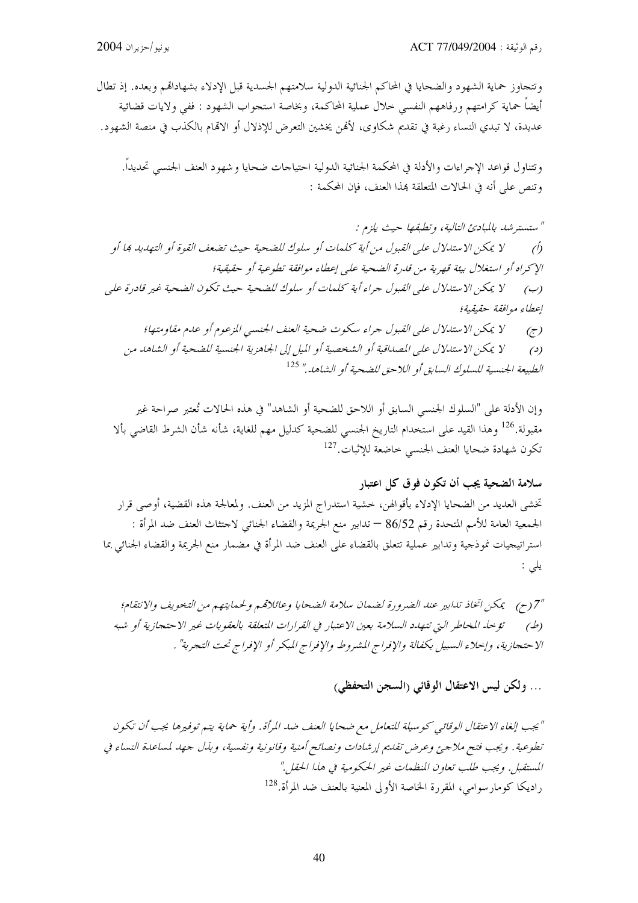وتتجاوز حماية الشهود والضحايا في المحاكم الجنائية الدولية سلامتهم الجسدية قبل الإدلاء بشهاداتهم وبعده. إذ تطال أيضاً حماية كرامتهم ورفاههم النفسي خلال عملية المحاكمة، وبخاصة استجواب الشهود : ففي ولايات قضائية عديدة، لا تبدي النساء رغبة في تقديم شكاوى، لأنهن يخشين التعرض للإذلال أو الاتهام بالكذب في منصة الشهود.

وتتناول قواعد الإجراءات والأدلة في المحكمة الجنائية الدولية احتياجات ضحايا وشهود العنف الجنسي تحديداً. وتنص على أنه في الحالات المتعلقة بهذا العنف، فإن المحكمة :

*"ستسترشد بالمبادئ التالية، وتطبقها حيث يلزم :*

*(أ) لا يمكن الاستدلال على القبول من أية كلمات أو سلوك للضحية حيث تضعف القوة أو التهديد بها أو الإكراه أو استغلال بيئة قهرية من قدرة الضحية على إعطاء موافقة تطوعية أو حقيقية؛*

*(ب) لا يمكن الاستدلال على القبول جراء أية كلمات أو سلوك للضحية حيث تكون الضحية غير قادرة على إعطاء موافقة حقيقية؛*

*(ج) لا يمكن الاستدلال على القبول جراء سكوت ضحية العنف الجنسي المزعوم أو عدم مقاومتها؛*

*(د) لا يمكن الاستدلال على المصداقية أو الشخصية أو الميل إلى الجاهزية الجنسية للضحية أو الشاهد من الطبيعة الجنسية للسلوك السابق أو اللاحق للضحية أو الشاهد."* [125]

وإن الأدلة على "السلوك الجنسي السابق أو اللاحق للضحية أو الشاهد" في هذه الحالات تُعتبر صراحة غير مقبولة.[126] وهذا القيد على استخدام التاريخ الجنسي للضحية كدليل مهم للغاية، شأنه شأن الشرط القاضي بألا تكون شهادة ضحايا العنف الجنسي خاضعة للإثبات.[127]

### سلامة الضحية يجب أن تكون فوق كل اعتبار

تخشى العديد من الضحايا الإدلاء بأقوالهن، خشية استدراج المزيد من العنف. ولمعالجة هذه القضية، أوصى قرار الجمعية العامة للأمم المتحدة رقم 86/52 – تدابير منع الجريمة والقضاء الجنائي لاجتثاث العنف ضد المرأة : استراتيجيات نموذجية وتدابير عملية تتعلق بالقضاء على العنف ضد المرأة في مضمار منع الجريمة والقضاء الجنائي بما يلي :

*"7(ح) يمكن اتخاذ تدابير عند الضرورة لضمان سلامة الضحايا وعائلاتهم ولحمايتهم من التخويف والانتقام؛*

*(ط) تؤخذ المخاطر التي تتهدد السلامة بعين الاعتبار في القرارات المتعلقة بالعقوبات غير الاحتجازية أو شبه الاحتجازية، وإخلاء السبيل بكفالة والإفراج المشروط والإفراج المبكر أو الإفراج تحت التجربة".*

### ... ولكن ليس الاعتقال الوقائي (السجن التحفظي)

*"يجب إلغاء الاعتقال الوقائي كوسيلة للتعامل مع ضحايا العنف ضد المرأة. وأية حماية يتم توفيرها يجب أن تكون تطوعية. ويجب فتح ملاجئ وعرض تقديم إرشادات ونصائح أمنية وقانونية ونفسية، وبذل جهد لمساعدة النساء في المستقبل. ويجب طلب تعاون المنظمات غير الحكومية في هذا الحقل."*

راديكا كومارسوامي، المقررة الخاصة الأولى المعنية بالعنف ضد المرأة.[128]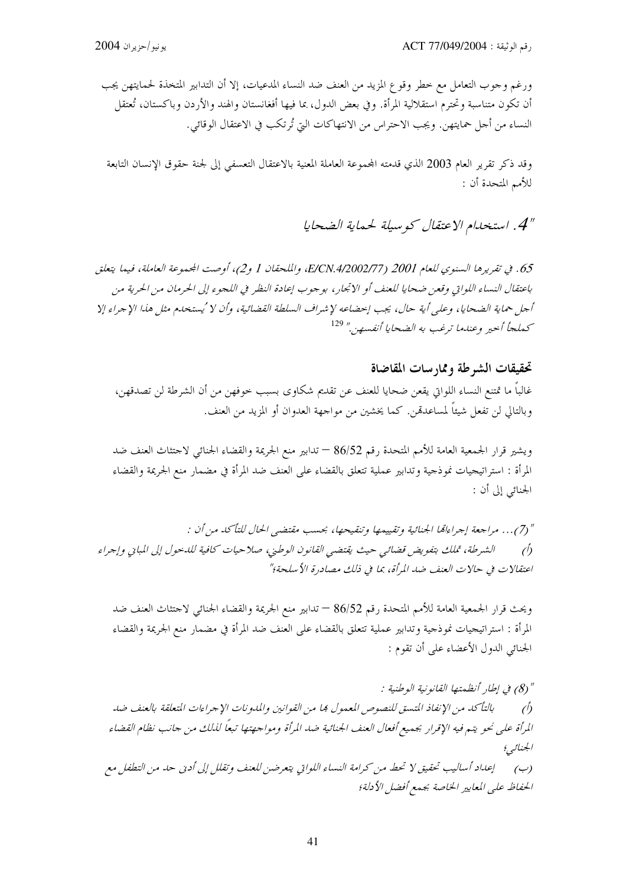ورغم وجوب التعامل مع خطر وقوع المزيد من العنف ضد النساء المدعيات، إلا أن التدابير المتخذة لحمايتهن يجب أن تكون متناسبة وتحترم استقلالية المرأة. وفي بعض الدول، بما فيها أفغانستان والهند والأردن وباكستان، تُعتقل النساء من أجل حمايتهن. ويجب الاحتراس من الانتهاكات التي تُرتكب في الاعتقال الوقائي.

وقد ذكر تقرير العام 2003 الذي قدمته المجموعة العاملة المعنية بالاعتقال التعسفي إلى لجنة حقوق الإنسان التابعة للأمم المتحدة أن :

*"4. استخدام الاعتقال كوسيلة لحماية الضحايا*

*65. في تقريرها السنوي للعام 2001 (E/CN.4/2002/77، والملحقان 1 و2)، أوصت المجموعة العاملة، فيما يتعلق باعتقال النساء اللواتي وقعن ضحايا للعنف أو الاتجار، بوجوب إعادة النظر في اللجوء إلى الحرمان من الحرية من أجل حماية الضحايا، وعلى أية حال، يجب إخضاعه لإشراف السلطة القضائية، وأن لا يُستخدم مثل هذا الإجراء إلا كملجأ أخير وعندما ترغب به الضحايا أنفسهن."* [129]

## تحقيقات الشرطة وممارسات المقاضاة

غالباً ما تمتنع النساء اللواتي يقعن ضحايا للعنف عن تقديم شكاوى بسبب خوفهن من أن الشرطة لن تصدقهن، وبالتالي لن تفعل شيئاً لمساعدتهن. كما يخشين من مواجهة العدوان أو المزيد من العنف.

ويشير قرار الجمعية العامة للأمم المتحدة رقم 86/52 – تدابير منع الجريمة والقضاء الجنائي لاجتثاث العنف ضد المرأة : استراتيجيات نموذجية وتدابير عملية تتعلق بالقضاء على العنف ضد المرأة في مضمار منع الجريمة والقضاء الجنائي إلى أن :

*"(7)... مراجعة إجراءاتها الجنائية وتقييمها وتنقيحها، بحسب مقتضى الحال للتأكد من أن :*

*(أ) الشرطة، تملك بتفويض قضائي حيث يقتضي القانون الوطني، صلاحيات كافية للدخول إلى المباني وإجراء اعتقالات في حالات العنف ضد المرأة، بما في ذلك مصادرة الأسلحة؛"*

ويحث قرار الجمعية العامة للأمم المتحدة رقم 86/52 – تدابير منع الجريمة والقضاء الجنائي لاجتثاث العنف ضد المرأة : استراتيجيات نموذجية وتدابير عملية تتعلق بالقضاء على العنف ضد المرأة في مضمار منع الجريمة والقضاء الجنائي الدول الأعضاء على أن تقوم :

*"(8) في إطار أنظمتها القانونية الوطنية :*

*(أ) بالتأكد من الإنفاذ المتسق للنصوص المعمول بها من القوانين والمدونات الإجراءات المتعلقة بالعنف ضد المرأة على نحو يتم فيه الإقرار بجميع أفعال العنف الجنائية ضد المرأة ومواجهتها تبعاً لذلك من جانب نظام القضاء الجنائي؛*

*(ب) إعداد أساليب تحقيق لا تحط من كرامة النساء اللواتي يتعرضن للعنف وتقلل إلى أدنى حد من التطفل مع الحفاظ على المعايير الخاصة بجمع أفضل الأدلة؛*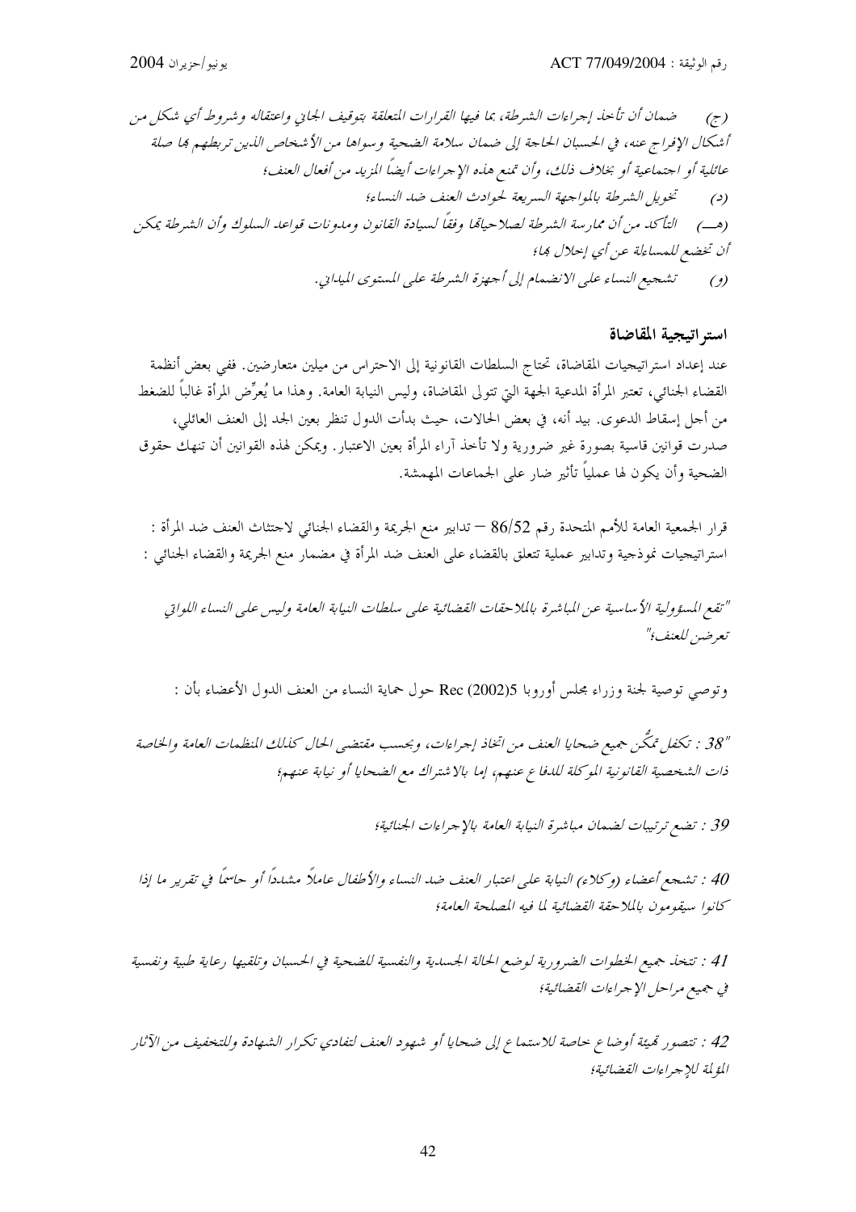*(ج) ضمان أن تأخذ إجراءات الشرطة، بما فيها القرارات المتعلقة بتوقيف الجاني واعتقاله وشروط أي شكل من أشكال الإفراج عنه، في الحسبان الحاجة إلى ضمان سلامة الضحية وسواها من الأشخاص الذين تربطهم بها صلة عائلية أو اجتماعية أو بخلاف ذلك، وأن تمنع هذه الإجراءات أيضاً المزيد من أفعال العنف؛*

*(د) تخويل الشرطة بالمواجهة السريعة لحوادث العنف ضد النساء؛*

*(هـ) التأكد من أن ممارسة الشرطة لصلاحياتها وفقاً لسيادة القانون ومدونات قواعد السلوك وأن الشرطة يمكن أن تخضع للمساءلة عن أي إخلال بها؛*

*(و) تشجيع النساء على الانضمام إلى أجهزة الشرطة على المستوى الميداني.*

### استراتيجية المقاضاة

عند إعداد استراتيجيات المقاضاة، تحتاج السلطات القانونية إلى الاحتراس من ميلين متعارضين. ففي بعض أنظمة القضاء الجنائي، تعتبر المرأة المدعية الجهة التي تتولى المقاضاة، وليس النيابة العامة. وهذا ما يُعرِّض المرأة غالباً للضغط من أجل إسقاط الدعوى. بيد أنه، في بعض الحالات، حيث بدأت الدول تنظر بعين الجد إلى العنف العائلي، صدرت قوانين قاسية بصورة غير ضرورية ولا تأخذ آراء المرأة بعين الاعتبار. ويمكن لهذه القوانين أن تنتهك حقوق الضحية وأن يكون لها عملياً تأثير ضار على الجماعات المهمشة.

قرار الجمعية العامة للأمم المتحدة رقم 86/52 – تدابير منع الجريمة والقضاء الجنائي لاجتثاث العنف ضد المرأة : استراتيجيات نموذجية وتدابير عملية تتعلق بالقضاء على العنف ضد المرأة في مضمار منع الجريمة والقضاء الجنائي :

*"تقع المسؤولية الأساسية عن المباشرة بالملاحقات القضائية على سلطات النيابة العامة وليس على النساء اللواتي تعرضن للعنف؛"*

وتوصي توصية لجنة وزراء مجلس أوروبا Rec (2002)5 حول حماية النساء من العنف الدول الأعضاء بأن :

*"38 : تكفل تمكُّن جميع ضحايا العنف من اتخاذ إجراءات، وبحسب مقتضى الحال كذلك المنظمات العامة والخاصة ذات الشخصية القانونية الموكلة للدفاع عنهم، إما بالاشتراك مع الضحايا أو نيابة عنهم؛*

*39 : تضع ترتيبات لضمان مباشرة النيابة العامة بالإجراءات الجنائية؛*

*40 : تشجع أعضاء (وكلاء) النيابة على اعتبار العنف ضد النساء والأطفال عاملاً مشدداً أو حاسماً في تقرير ما إذا كانوا سيقومون بالملاحقة القضائية لما فيه المصلحة العامة؛*

*41 : تتخذ جميع الخطوات الضرورية لوضع الحالة الجسدية والنفسية للضحية في الحسبان وتلقيها رعاية طبية ونفسية في جميع مراحل الإجراءات القضائية؛*

*42 : تتصور تهيئة أوضاع خاصة للاستماع إلى ضحايا أو شهود العنف لتفادي تكرار الشهادة وللتخفيف من الآثار المؤلمة للإجراءات القضائية؛*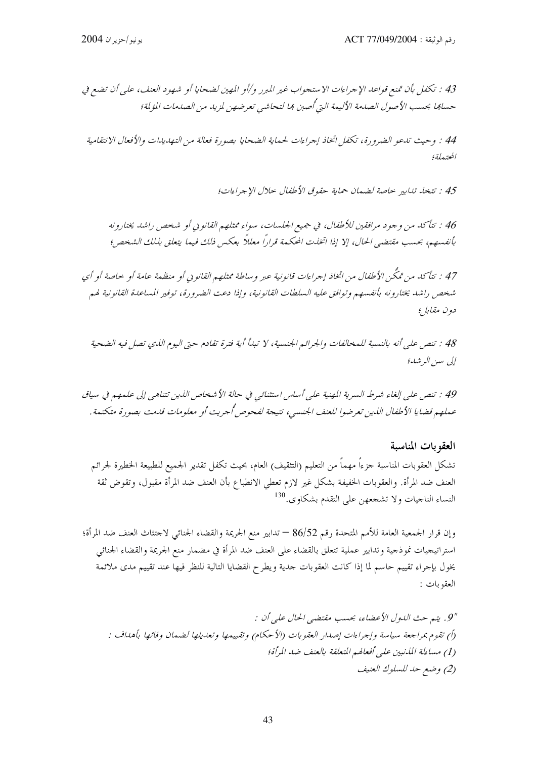*43 : تكفل بأن تمنع قواعد الإجراءات الاستجواب غير المبرر و/أو المهين لضحايا أو شهود العنف، على أن تضع في حسابها بحسب الأصول الصدمة الأليمة التي أُصبن بها لتحاشي تعرضهن لمزيد من الصدمات المؤلمة؛*

*44 : وحيث تدعو الضرورة، تكفل اتخاذ إجراءات لحماية الضحايا بصورة فعالة من التهديدات والأفعال الانتقامية المحتملة؛*

*45 : تتخذ تدابير خاصة لضمان حماية حقوق الأطفال خلال الإجراءات؛*

*46 : تتأكد من وجود مرافقين للأطفال، في جميع الجلسات، سواء ممثلهم القانوني أو شخص راشد يختارونه بأنفسهم، بحسب مقتضى الحال، إلا إذا اتخذت المحكمة قراراً معللاً بعكس ذلك فيما يتعلق بذلك الشخص؛*

*47 : تتأكد من تمكُّن الأطفال من اتخاذ إجراءات قانونية عبر وساطة ممثلهم القانوني أو منظمة عامة أو خاصة أو أي شخص راشد يختارونه بأنفسهم وتوافق عليه السلطات القانونية، وإذا دعت الضرورة، توفير المساعدة القانونية لهم دون مقابل؛*

*48 : تنص على أنه بالنسبة للمخالفات والجرائم الجنسية، لا تبدأ أية فترة تقادم حتى اليوم الذي تصل فيه الضحية إلى سن الرشد؛*

*49 : تنص على إلغاء شرط السرية المهنية على أساس استثنائي في حالة الأشخاص الذين تتناهى إلى علمهم في سياق عملهم قضايا الأطفال الذين تعرضوا للعنف الجنسي، نتيجة لفحوص أُجريت أو معلومات قدمت بصورة متكتمة.*

## العقوبات المناسبة

تشكل العقوبات المناسبة جزءاً مهماً من التعليم (التثقيف) العام، بحيث تكفل تقدير الجميع للطبيعة الخطيرة لجرائم العنف ضد المرأة. والعقوبات الخفيفة بشكل غير لازم تعطي الانطباع بأن العنف ضد المرأة مقبول، وتقوض ثقة النساء الناجيات ولا تشجعهن على التقدم بشكاوى.[130]

وإن قرار الجمعية العامة للأمم المتحدة رقم 86/52 – تدابير منع الجريمة والقضاء الجنائي لاجتثاث العنف ضد المرأة؛ استراتيجيات نموذجية وتدابير عملية تتعلق بالقضاء على العنف ضد المرأة في مضمار منع الجريمة والقضاء الجنائي يخول بإجراء تقييم حاسم لما إذا كانت العقوبات جدية ويطرح القضايا التالية للنظر فيها عند تقييم مدى ملائمة العقوبات :

*"9. يتم حث الدول الأعضاء، بحسب مقتضى الحال على أن :*
*(أ) تقوم بمراجعة سياسة وإجراءات إصدار العقوبات (الأحكام) وتقييمها وتعديلها لضمان وفائها بأهداف :*
*(1) مساءلة المذنبين على أفعالهم المتعلقة بالعنف ضد المرأة؛*
*(2) وضع حد للسلوك العنيف*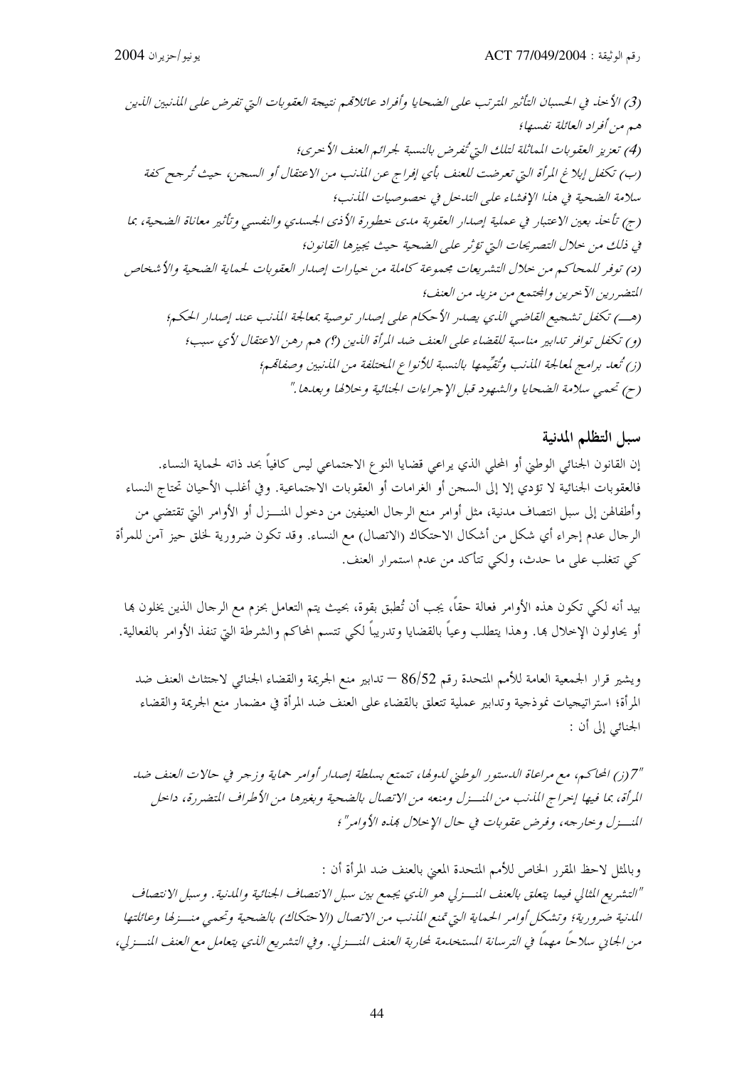*(3) الأخذ في الحسبان التأثير المترتب على الضحايا وأفراد عائلاتهم نتيجة العقوبات التي تفرض على المذنبين الذين هم من أفراد العائلة نفسها؛*

*(4) تعزيز العقوبات المماثلة لتلك التي تُفرض بالنسبة لجرائم العنف الأخرى؛*

*(ب) تكفل إبلاغ المرأة التي تعرضت للعنف بأي إفراج عن المذنب من الاعتقال أو السجن، حيث تُرجح كفة سلامة الضحية في هذا الإفشاء على التدخل في خصوصيات المذنب؛*

*(ج) تأخذ بعين الاعتبار في عملية إصدار العقوبة مدى خطورة الأذى الجسدي والنفسي وتأثير معاناة الضحية، بما في ذلك من خلال التصريحات التي تؤثر على الضحية حيث يجيزها القانون؛*

*(د) توفر للمحاكم من خلال التشريعات مجموعة كاملة من خيارات إصدار العقوبات لحماية الضحية والأشخاص المتضررين الآخرين والمجتمع من مزيد من العنف؛*

*(هـ) تكفل تشجيع القاضي الذي يصدر الأحكام على إصدار توصية بمعالجة المذنب عند إصدار الحكم؛*

*(و) تكفل توافر تدابير مناسبة للقضاء على العنف ضد المرأة الذين (؟) هم رهن الاعتقال لأي سبب؛*

*(ز) تُعد برامج لمعالجة المذنب وتُقيِّمها بالنسبة للأنواع المختلفة من المذنبين وصفاتهم؛*

*(ح) تحمي سلامة الضحايا والشهود قبل الإجراءات الجنائية وخلالها وبعدها."*

## سبل التظلم المدنية

إن القانون الجنائي الوطني أو المحلي الذي يراعي قضايا النوع الاجتماعي ليس كافياً بحد ذاته لحماية النساء. فالعقوبات الجنائية لا تؤدي إلا إلى السجن أو الغرامات أو العقوبات الاجتماعية. وفي أغلب الأحيان تحتاج النساء وأطفالهن إلى سبل انتصاف مدنية، مثل أوامر منع الرجال العنيفين من دخول المنـزل أو الأوامر التي تقتضي من الرجال عدم إجراء أي شكل من أشكال الاحتكاك (الاتصال) مع النساء. وقد تكون ضرورية لخلق حيز آمن للمرأة كي تتغلب على ما حدث، ولكي تتأكد من عدم استمرار العنف.

بيد أنه لكي تكون هذه الأوامر فعالة حقاً، يجب أن تُطبق بقوة، بحيث يتم التعامل بحزم مع الرجال الذين يخلون بها أو يحاولون الإخلال بها. وهذا يتطلب وعياً بالقضايا وتدريباً لكي تتسم المحاكم والشرطة التي تنفذ الأوامر بالفعالية.

ويشير قرار الجمعية العامة للأمم المتحدة رقم 52/86 – تدابير منع الجريمة والقضاء الجنائي لاجتثاث العنف ضد المرأة؛ استراتيجيات نموذجية وتدابير عملية تتعلق بالقضاء على العنف ضد المرأة في مضمار منع الجريمة والقضاء الجنائي إلى أن :

*"7(ز) المحاكم، مع مراعاة الدستور الوطني لدولها، تتمتع بسلطة إصدار أوامر حماية وزجر في حالات العنف ضد المرأة، بما فيها إخراج المذنب من المنـزل ومنعه من الاتصال بالضحية وبغيرها من الأطراف المتضررة، داخل المنـزل وخارجه، وفرض عقوبات في حال الإخلال بهذه الأوامر"؛*

وبالمثل لاحظ المقرر الخاص للأمم المتحدة المعني بالعنف ضد المرأة أن :

*"التشريع المثالي فيما يتعلق بالعنف المنـزلي هو الذي يجمع بين سبل الانتصاف الجنائية والمدنية. وسبل الانتصاف المدنية ضرورية؛ وتشكل أوامر الحماية التي تمنع المذنب من الاتصال (الاحتكاك) بالضحية وتحمي منـزلها وعائلتها من الجاني سلاحاً مهماً في الترسانة المستخدمة لمحاربة العنف المنـزلي. وفي التشريع الذي يتعامل مع العنف المنـزلي،*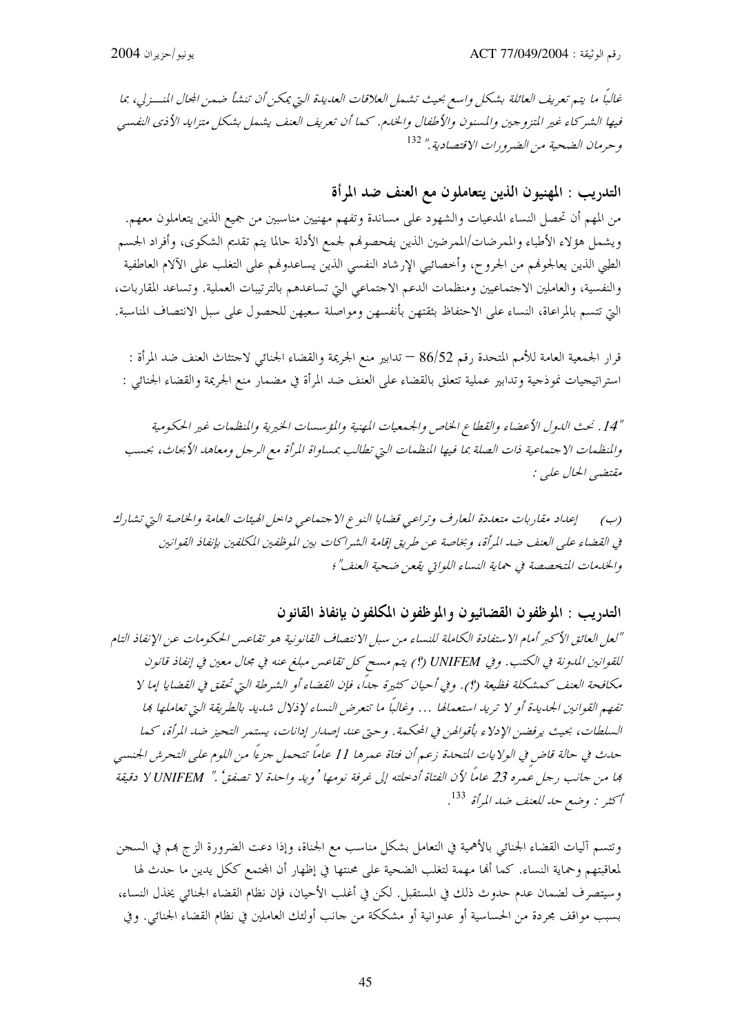*غالباً ما يتم تعريف العائلة بشكل واسع بحيث تشمل العلاقات العديدة التي يمكن أن تنشأ ضمن المجال المنـــزلي، بما فيها الشركاء غير المتزوجين والمسنون والأطفال والخدم. كما أن تعريف العنف يشمل بشكل متزايد الأذى النفسي وحرمان الضحية من الضرورات الاقتصادية."* [132]

### التدريب : المهنيون الذين يتعاملون مع العنف ضد المرأة

من المهم أن تحصل النساء المدعيات والشهود على مساندة وتفهم مهنيين مناسبين من جميع الذين يتعاملون معهم. ويشمل هؤلاء الأطباء والممرضات/الممرضين الذين يفحصونهم لجمع الأدلة حالما يتم تقديم الشكوى، وأفراد الجسم الطبي الذين يعالجونهم من الجروح، وأخصائيي الإرشاد النفسي الذين يساعدونهم على التغلب على الآلام العاطفية والنفسية، والعاملين الاجتماعيين ومنظمات الدعم الاجتماعي التي تساعدهم بالترتيبات العملية. وتساعد المقاربات، التي تتسم بالمراعاة، النساء على الاحتفاظ بثقتهن بأنفسهن ومواصلة سعيهن للحصول على سبل الانتصاف المناسبة.

قرار الجمعية العامة للأمم المتحدة رقم 86/52 – تدابير منع الجريمة والقضاء الجنائي لاجتثاث العنف ضد المرأة : استراتيجيات نموذجية وتدابير عملية تتعلق بالقضاء على العنف ضد المرأة في مضمار منع الجريمة والقضاء الجنائي :

*"14. نحث الدول الأعضاء والقطاع الخاص والجمعيات المهنية والمؤسسات الخيرية والمنظمات غير الحكومية والمنظمات الاجتماعية ذات الصلة بما فيها المنظمات التي تطالب بمساواة المرأة مع الرجل ومعاهد الأبحاث، بحسب مقتضى الحال على :*

*(ب) إعداد مقاربات متعددة المعارف وتراعي قضايا النوع الاجتماعي داخل الهيئات العامة والخاصة التي تشارك في القضاء على العنف ضد المرأة، وبخاصة عن طريق إقامة الشراكات بين الموظفين المكلفين بإنفاذ القوانين والخدمات المتخصصة في حماية النساء اللواتي يقعن ضحية العنف"؛*

### التدريب : الموظفون القضائيون والموظفون المكلفون بإنفاذ القانون

*"لعل العائق الأكبر أمام الاستفادة الكاملة للنساء من سبل الانتصاف القانونية هو تقاعس الحكومات عن الإنفاذ التام للقوانين المدونة في الكتب. وفي UNIFEM (؟) يتم مسح كل تقاعس مبلغ عنه في مجال معين في إنفاذ قانون مكافحة العنف كمشكلة فظيعة (؟). وفي أحيان كثيرة جداً، فإن القضاء أو الشرطة التي تحقق في القضايا إما لا تفهم القوانين الجديدة أو لا تريد استعمالها ... وغالباً ما تتعرض النساء لإذلال شديد بالطريقة التي تعاملها بها السلطات، بحيث يرفضن الإدلاء بأقوالهن في المحكمة. وحتى عند إصدار إدانات، يستمر التحيز ضد المرأة، كما حدث في حالة قاضٍ في الولايات المتحدة زعم أن فتاة عمرها 11 عاماً تتحمل جزءاً من اللوم على التحرش الجنسي بها من جانب رجل عمره 23 عاماً لأن الفتاة أدخلته إلى غرفة نومها 'ويد واحدة لا تصفق'." UNIFEM لا دقيقة أكثر : وضع حد للعنف ضد المرأة* [133].

وتتسم آليات القضاء الجنائي بالأهمية في التعامل بشكل مناسب مع الجناة، وإذا دعت الضرورة الزج بهم في السجن لمعاقبتهم وحماية النساء. كما أنها مهمة لتغلب الضحية على محنتها في إظهار أن المجتمع ككل يدين ما حدث لها وسيتصرف لضمان عدم حدوث ذلك في المستقبل. لكن في أغلب الأحيان، فإن نظام القضاء الجنائي يخذل النساء، بسبب مواقف مجردة من الحساسية أو عدوانية أو مشككة من جانب أولئك العاملين في نظام القضاء الجنائي. وفي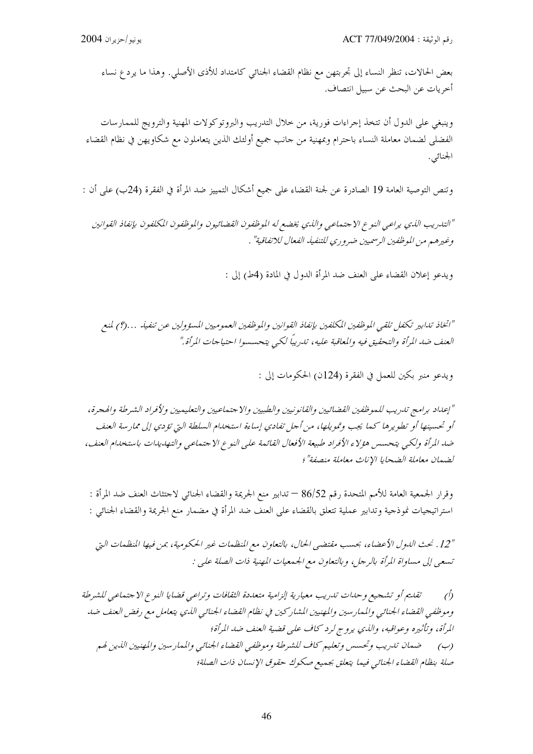بعض الحالات، تنظر النساء إلى تجربتهن مع نظام القضاء الجنائي كامتداد للأذى الأصلي. وهذا ما يردع نساء أخريات عن البحث عن سبيل انتصاف.

وينبغي على الدول أن تتخذ إجراءات فورية، من خلال التدريب والبروتوكولات المهنية والترويج للممارسات الفضلى لضمان معاملة النساء باحترام وبمهنية من جانب جميع أولئك الذين يتعاملون مع شكاويهن في نظام القضاء الجنائي.

وتنص التوصية العامة 19 الصادرة عن لجنة القضاء على جميع أشكال التمييز ضد المرأة في الفقرة (24ب) على أن :

*"التدريب الذي يراعي النوع الاجتماعي والذي يخضع له الموظفون القضائيون والموظفون المكلفون بإنفاذ القوانين وغيرهم من الموظفين الرسميين ضروري للتنفيذ الفعال للاتفاقية".*

ويدعو إعلان القضاء على العنف ضد المرأة الدول في المادة (4ط) إلى :

*"اتخاذ تدابير تكفل تلقي الموظفين المكلفين بإنفاذ القوانين والموظفين العموميين المسؤولين عن تنفيذ ...(؟) لمنع العنف ضد المرأة والتحقيق فيه والمعاقبة عليه، تدريباً لكي يتحسسوا احتياجات المرأة."*

ويدعو منبر بكين للعمل في الفقرة (124ن) الحكومات إلى :

*"إعداد برامج تدريب للموظفين القضائيين والقانونيين والطبيين والاجتماعيين والتعليميين ولأفراد الشرطة والهجرة، أو تحسينها أو تطويرها كما يجب وتمويلها، من أجل تفادي إساءة استخدام السلطة التي تؤدي إلى ممارسة العنف ضد المرأة ولكي يتحسس هؤلاء الأفراد طبيعة الأفعال القائمة على النوع الاجتماعي والتهديدات باستخدام العنف، لضمان معاملة الضحايا الإناث معاملة منصفة"؛*

وقرار الجمعية العامة للأمم المتحدة رقم 86/52 – تدابير منع الجريمة والقضاء الجنائي لاجتثاث العنف ضد المرأة : استراتيجيات نموذجية وتدابير عملية تتعلق بالقضاء على العنف ضد المرأة في مضمار منع الجريمة والقضاء الجنائي :

*"12. تحث الدول الأعضاء، بحسب مقتضى الحال، بالتعاون مع المنظمات غير الحكومية، بمن فيها المنظمات التي تسعى إلى مساواة المرأة بالرجل، وبالتعاون مع الجمعيات المهنية ذات الصلة على :*

*(أ) تقديم أو تشجيع وحدات تدريب معيارية إلزامية متعددة الثقافات وتراعي قضايا النوع الاجتماعي للشرطة وموظفي القضاء الجنائي والممارسين والمهنيين المشاركين في نظام القضاء الجنائي الذي يتعامل مع رفض العنف ضد المرأة، وتأثيره وعواقبه، والذي يروج لرد كاف على قضية العنف ضد المرأة؛*

*(ب) ضمان تدريب وتحسس وتعليم كاف للشرطة وموظفي القضاء الجنائي والممارسين والمهنيين الذين لهم صلة بنظام القضاء الجنائي فيما يتعلق بجميع صكوك حقوق الإنسان ذات الصلة؛*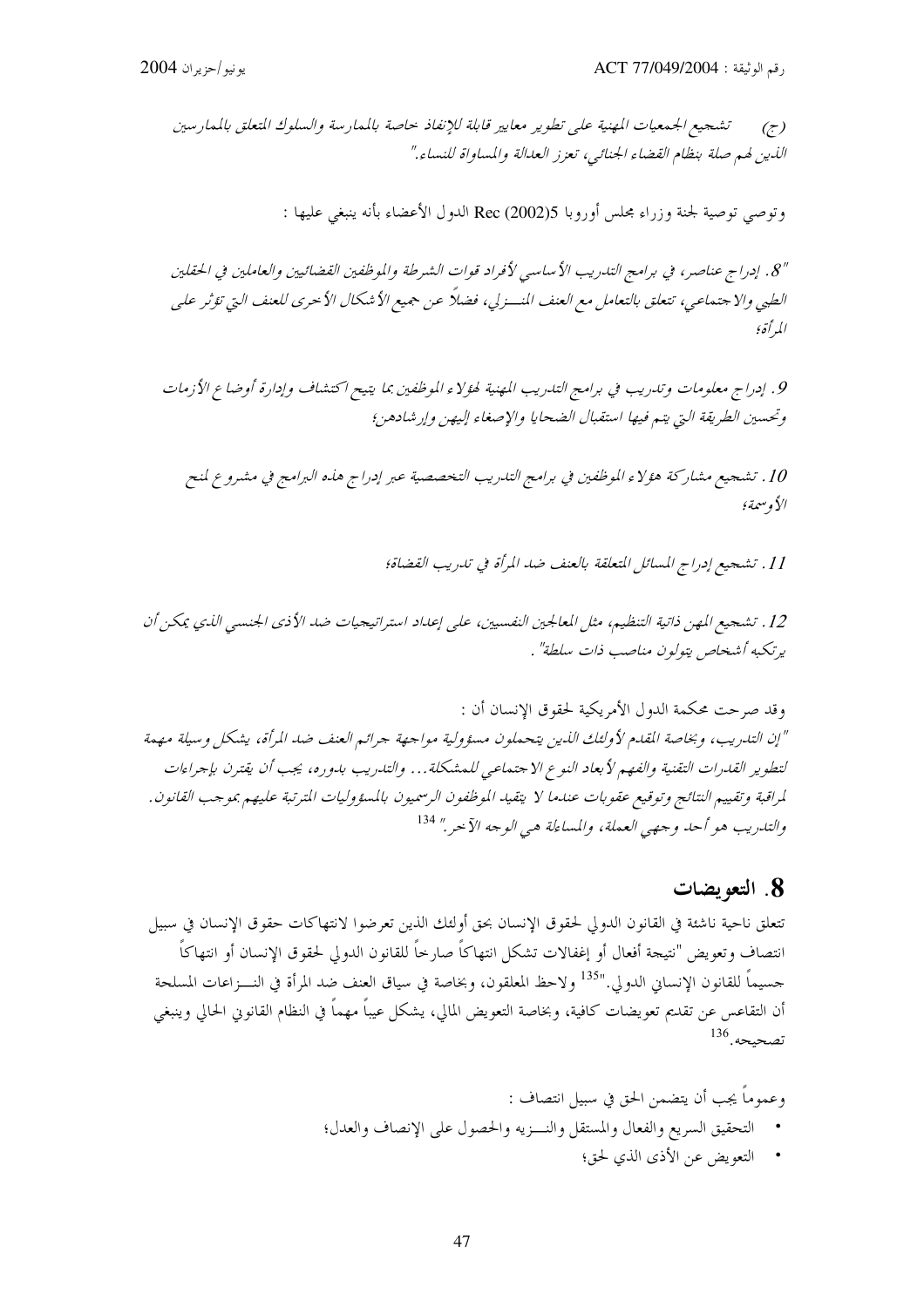*(ح) تشجيع الجمعيات المهنية على تطوير معايير قابلة للإنفاذ خاصة بالممارسة والسلوك المتعلق بالممارسين الذين لهم صلة بنظام القضاء الجنائي، تعزز العدالة والمساواة للنساء."*

وتوصي توصية لجنة وزراء مجلس أوروبا Rec (2002)5 الدول الأعضاء بأنه ينبغي عليها :

*"8. إدراج عناصر، في برامج التدريب الأساسي لأفراد قوات الشرطة والموظفين القضائيين والعاملين في الحقلين الطبي والاجتماعي، تتعلق بالتعامل مع العنف المنـزلي، فضلاً عن جميع الأشكال الأخرى للعنف التي تؤثر على المرأة؛*

*9. إدراج معلومات وتدريب في برامج التدريب المهنية لهؤلاء الموظفين بما يتيح اكتشاف وإدارة أوضاع الأزمات وتحسين الطريقة التي يتم فيها استقبال الضحايا والإصغاء إليهن وإرشادهن؛*

*10. تشجيع مشاركة هؤلاء الموظفين في برامج التدريب التخصصية عبر إدراج هذه البرامج في مشروع لمنح الأوسمة؛*

*11. تشجيع إدراج المسائل المتعلقة بالعنف ضد المرأة في تدريب القضاة؛*

*12. تشجيع المهن ذاتية التنظيم، مثل المعالجين النفسيين، على إعداد استراتيجيات ضد الأذى الجنسي الذي يمكن أن يرتكبه أشخاص يتولون مناصب ذات سلطة".*

وقد صرحت محكمة الدول الأمريكية لحقوق الإنسان أن :

*"إن التدريب، وبخاصة المقدم لأولئك الذين يتحملون مسؤولية مواجهة جرائم العنف ضد المرأة، يشكل وسيلة مهمة لتطوير القدرات التقنية والفهم لأبعاد النوع الاجتماعي للمشكلة... والتدريب بدوره، يجب أن يقترن بإجراءات لمراقبة وتقييم النتائج وتوقيع عقوبات عندما لا يتقيد الموظفون الرسميون بالمسؤوليات المترتبة عليهم بموجب القانون. والتدريب هو أحد وجهي العملة، والمساءلة هي الوجه الآخر."* [134]

## 8. التعويضات

تتعلق ناحية ناشئة في القانون الدولي لحقوق الإنسان بحق أولئك الذين تعرضوا لانتهاكات حقوق الإنسان في سبيل انتصاف وتعويض "نتيجة أفعال أو إغفالات تشكل انتهاكاً صارخاً للقانون الدولي لحقوق الإنسان أو انتهاكاً جسيماً للقانون الإنساني الدولي."[135] ولاحظ المعلقون، وبخاصة في سياق العنف ضد المرأة في النـزاعات المسلحة أن التقاعس عن تقديم تعويضات كافية، وبخاصة التعويض المالي، يشكل عيباً مهماً في النظام القانوني الحالي وينبغي تصحيحه.[136]

وعموماً يجب أن يتضمن الحق في سبيل انتصاف :

- التحقيق السريع والفعال والمستقل والنـزيه والحصول على الإنصاف والعدل؛
- التعويض عن الأذى الذي لحق؛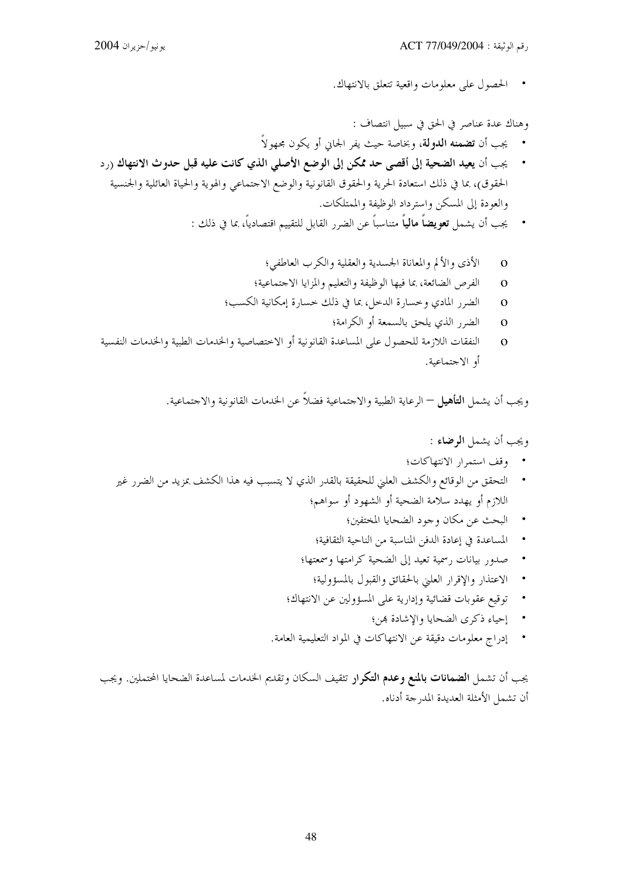- الحصول على معلومات واقعية تتعلق بالانتهاك.

وهناك عدة عناصر في الحق في سبيل انتصاف :

- يجب أن **تضمنه الدولة**، وبخاصة حيث يفر الجاني أو يكون مجهولاً
- يجب أن **يعيد الضحية إلى أقصى حد ممكن إلى الوضع الأصلي الذي كانت عليه قبل حدوث الانتهاك** (رد الحقوق)، بما في ذلك استعادة الحرية والحقوق القانونية والوضع الاجتماعي والهوية والحياة العائلية والجنسية والعودة إلى المسكن واسترداد الوظيفة والممتلكات.
- يجب أن يشمل **تعويضاً مالياً** متناسباً عن الضرر القابل للتقييم اقتصادياً، بما في ذلك :
    - الأذى والألم والمعاناة الجسدية والعقلية والكرب العاطفي؛
    - الفرص الضائعة، بما فيها الوظيفة والتعليم والمزايا الاجتماعية؛
    - الضرر المادي وخسارة الدخل، بما في ذلك خسارة إمكانية الكسب؛
    - الضرر الذي يلحق بالسمعة أو الكرامة؛
    - النفقات اللازمة للحصول على المساعدة القانونية أو الاختصاصية والخدمات الطبية والخدمات النفسية أو الاجتماعية.

ويجب أن يشمل **التأهيل** – الرعاية الطبية والاجتماعية فضلاً عن الخدمات القانونية والاجتماعية.

ويجب أن يشمل **الرضاء** :

- وقف استمرار الانتهاكات؛
- التحقق من الوقائع والكشف العلني للحقيقة بالقدر الذي لا يتسبب فيه هذا الكشف بمزيد من الضرر غير اللازم أو يهدد سلامة الضحية أو الشهود أو سواهم؛
- البحث عن مكان وجود الضحايا المختفين؛
- المساعدة في إعادة الدفن المناسبة من الناحية الثقافية؛
- صدور بيانات رسمية تعيد إلى الضحية كرامتها وسمعتها؛
- الاعتذار والإقرار العلني بالحقائق والقبول بالمسؤولية؛
- توقيع عقوبات قضائية وإدارية على المسؤولين عن الانتهاك؛
- إحياء ذكرى الضحايا والإشادة بهن؛
- إدراج معلومات دقيقة عن الانتهاكات في المواد التعليمية العامة.

يجب أن تشمل **الضمانات بالمنع وعدم التكرار** تثقيف السكان وتقديم الخدمات لمساعدة الضحايا المحتملين. ويجب أن تشمل الأمثلة العديدة المدرجة أدناه.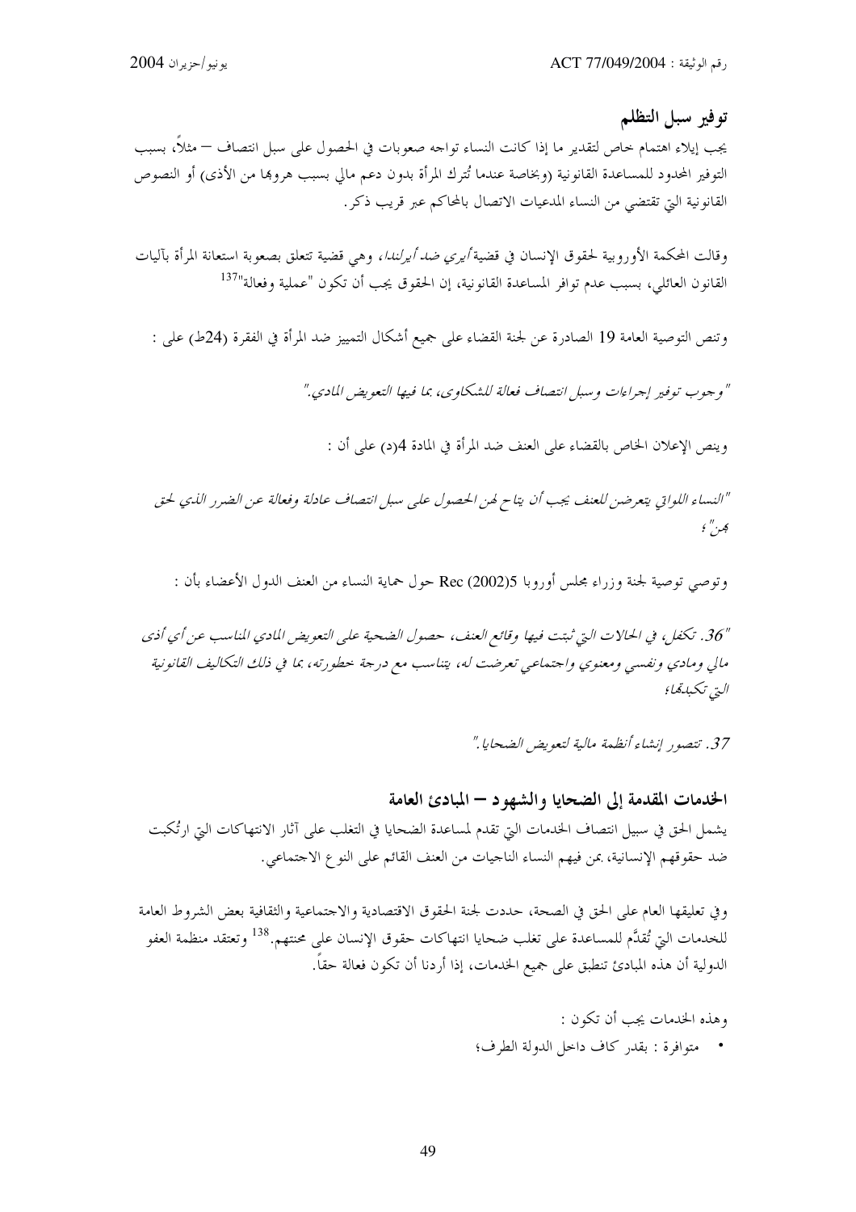## توفير سبل التظلم

يجب إيلاء اهتمام خاص لتقدير ما إذا كانت النساء تواجه صعوبات في الحصول على سبل انتصاف – مثلاً، بسبب التوفير المحدود للمساعدة القانونية (وبخاصة عندما تُترك المرأة بدون دعم مالي بسبب هروبها من الأذى) أو النصوص القانونية التي تقتضي من النساء المدعيات الاتصال بالمحاكم عبر قريب ذكر.

وقالت المحكمة الأوروبية لحقوق الإنسان في قضية *أيري ضد أيرلندا*، وهي قضية تتعلق بصعوبة استعانة المرأة بآليات القانون العائلي، بسبب عدم توافر المساعدة القانونية، إن الحقوق يجب أن تكون "عملية وفعالة"[137]

وتنص التوصية العامة 19 الصادرة عن لجنة القضاء على جميع أشكال التمييز ضد المرأة في الفقرة (24ط) على :

*"وجوب توفير إجراءات وسبل انتصاف فعالة للشكاوى، بما فيها التعويض المادي."*

وينص الإعلان الخاص بالقضاء على العنف ضد المرأة في المادة 4(د) على أن :

*"النساء اللواتي يتعرضن للعنف يجب أن يتاح لهن الحصول على سبل انتصاف عادلة وفعالة عن الضرر الذي لحق بهن"؛*

وتوصي توصية لجنة وزراء مجلس أوروبا Rec (2002)5 حول حماية النساء من العنف الدول الأعضاء بأن :

*"36. تكفل، في الحالات التي ثبتت فيها وقائع العنف، حصول الضحية على التعويض المادي المناسب عن أي أذى مالي ومادي ونفسي ومعنوي واجتماعي تعرضت له، يتناسب مع درجة خطورته، بما في ذلك التكاليف القانونية التي تكبدتها؛*

*37. تتصور إنشاء أنظمة مالية لتعويض الضحايا."*

## الخدمات المقدمة إلى الضحايا والشهود – المبادئ العامة

يشمل الحق في سبيل انتصاف الخدمات التي تقدم لمساعدة الضحايا في التغلب على آثار الانتهاكات التي ارتُكبت ضد حقوقهم الإنسانية، بمن فيهم النساء الناجيات من العنف القائم على النوع الاجتماعي.

وفي تعليقها العام على الحق في الصحة، حددت لجنة الحقوق الاقتصادية والاجتماعية والثقافية بعض الشروط العامة للخدمات التي تُقدَّم للمساعدة على تغلب ضحايا انتهاكات حقوق الإنسان على محنتهم.[138] وتعتقد منظمة العفو الدولية أن هذه المبادئ تنطبق على جميع الخدمات، إذا أردنا أن تكون فعالة حقاً.

وهذه الخدمات يجب أن تكون :

- متوافرة : بقدر كاف داخل الدولة الطرف؛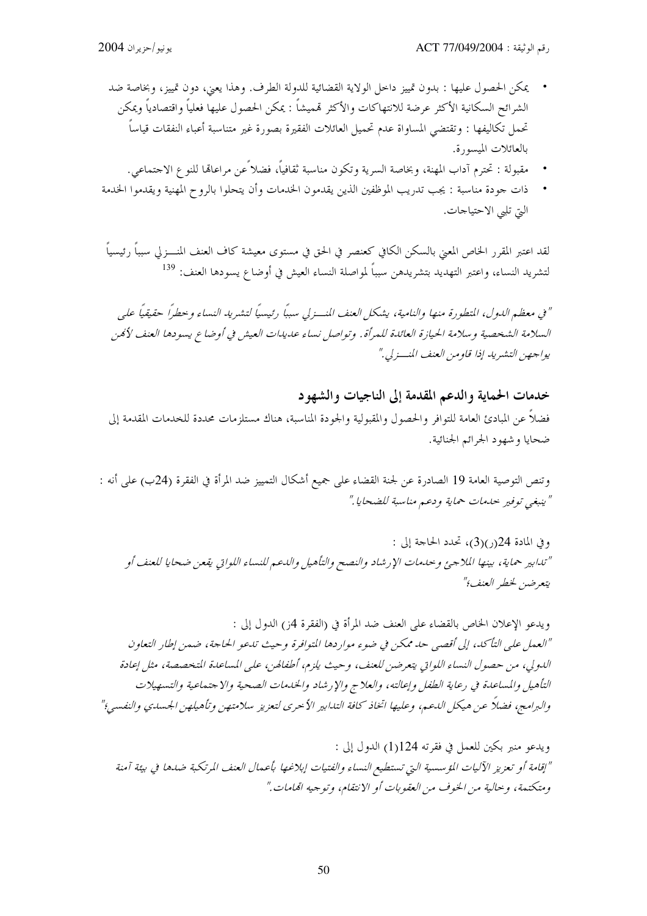- يمكن الحصول عليها : بدون تمييز داخل الولاية القضائية للدولة الطرف. وهذا يعني، دون تمييز، وبخاصة ضد الشرائح السكانية الأكثر عرضة للانتهاكات والأكثر تهميشاً : يمكن الحصول عليها فعلياً واقتصادياً ويمكن تحمل تكاليفها : وتقتضي المساواة عدم تحميل العائلات الفقيرة بصورة غير متناسبة أعباء النفقات قياساً بالعائلات الميسورة.
- مقبولة : تحترم آداب المهنة، وبخاصة السرية وتكون مناسبة ثقافياً، فضلاً عن مراعاتها للنوع الاجتماعي.
- ذات جودة مناسبة : يجب تدريب الموظفين الذين يقدمون الخدمات وأن يتحلوا بالروح المهنية ويقدموا الخدمة التي تلبي الاحتياجات.

لقد اعتبر المقرر الخاص المعني بالسكن الكافي كعنصر في الحق في مستوى معيشة كاف العنف المنـزلي سبباً رئيسياً لتشريد النساء، واعتبر التهديد بتشريدهن سبباً لمواصلة النساء العيش في أوضاع يسودها العنف: [139]

*"في معظم الدول، المتطورة منها والنامية، يشكل العنف المنـزلي سبباً رئيسياً لتشريد النساء وخطراً حقيقياً على السلامة الشخصية وسلامة الحيازة العائدة للمرأة. وتواصل نساء عديدات العيش في أوضاع يسودها العنف لأنهن يواجهن التشريد إذا قاومن العنف المنـزلي."*

## خدمات الحماية والدعم المقدمة إلى الناجيات والشهود

فضلاً عن المبادئ العامة للتوافر والحصول والمقبولية والجودة المناسبة، هناك مستلزمات محددة للخدمات المقدمة إلى ضحايا وشهود الجرائم الجنائية.

وتنص التوصية العامة 19 الصادرة عن لجنة القضاء على جميع أشكال التمييز ضد المرأة في الفقرة (24ب) على أنه :
*"ينبغي توفير خدمات حماية ودعم مناسبة للضحايا."*

وفي المادة 24(ر)(3)، تحدد الحاجة إلى :
*"تدابير حماية، بينها الملاجئ وخدمات الإرشاد والنصح والتأهيل والدعم للنساء اللواتي يقعن ضحايا للعنف أو يتعرضن لخطر العنف؛"*

ويدعو الإعلان الخاص بالقضاء على العنف ضد المرأة في (الفقرة 4ز) الدول إلى :
*"العمل على التأكد، إلى أقصى حد ممكن في ضوء مواردها المتوافرة وحيث تدعو الحاجة، ضمن إطار التعاون الدولي، من حصول النساء اللواتي يتعرضن للعنف، وحيث يلزم، أطفالهن، على المساعدة المتخصصة، مثل إعادة التأهيل والمساعدة في رعاية الطفل وإعالته، والعلاج والإرشاد والخدمات الصحية والاجتماعية والتسهيلات والبرامج، فضلاً عن هيكل الدعم، وعليها اتخاذ كافة التدابير الأخرى لتعزيز سلامتهن وتأهيلهن الجسدي والنفسي؛"*

ويدعو منبر بكين للعمل في فقرته 124(1) الدول إلى :
*"إقامة أو تعزيز الآليات المؤسسية التي تستطيع النساء والفتيات إبلاغها بأعمال العنف المرتكبة ضدها في بيئة آمنة ومتكتمة، وخالية من الخوف من العقوبات أو الانتقام، وتوجيه اتهامات."*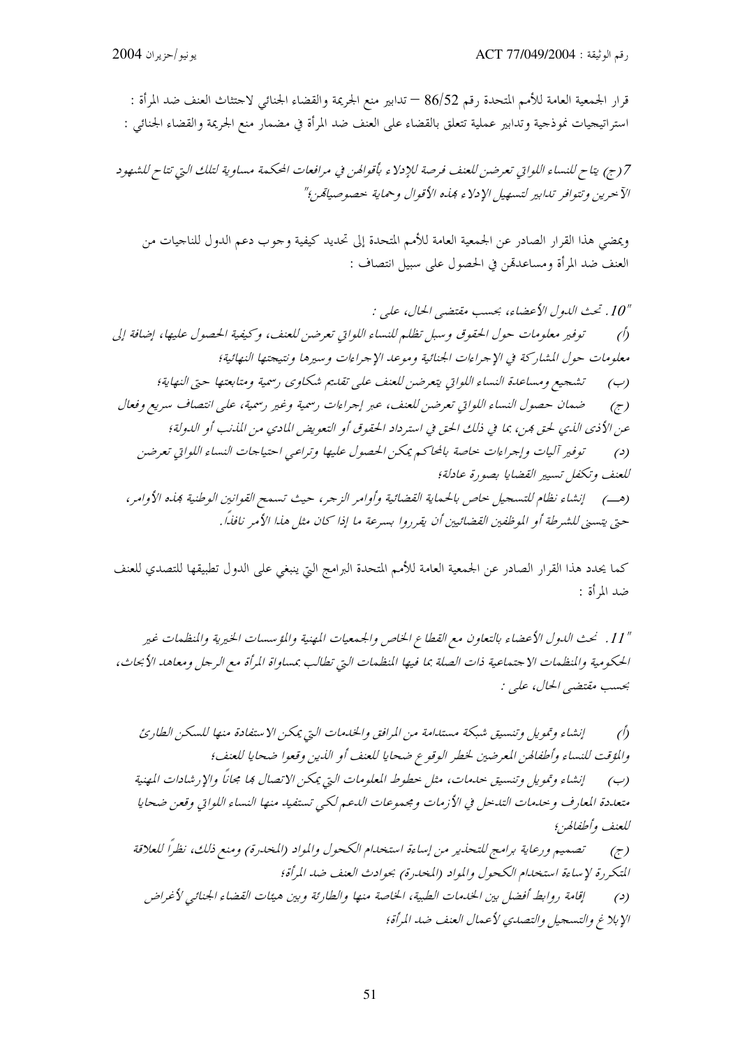قرار الجمعية العامة للأمم المتحدة رقم 86/52 – تدابير منع الجريمة والقضاء الجنائي لاجتثاث العنف ضد المرأة : استراتيجيات نموذجية وتدابير عملية تتعلق بالقضاء على العنف ضد المرأة في مضمار منع الجريمة والقضاء الجنائي :

*7(ج) يتاح للنساء اللواتي تعرضن للعنف فرصة للإدلاء بأقوالهن في مرافعات المحكمة مساوية لتلك التي تتاح للشهود الآخرين وتتوافر تدابير لتسهيل الإدلاء بهذه الأقوال وحماية خصوصياتهن؛"*

ويمضي هذا القرار الصادر عن الجمعية العامة للأمم المتحدة إلى تحديد كيفية وجوب دعم الدول للناجيات من العنف ضد المرأة ومساعدتهن في الحصول على سبيل انتصاف :

*"10. تحث الدول الأعضاء، بحسب مقتضى الحال، على :*

*(أ) توفير معلومات حول الحقوق وسبل تظلم للنساء اللواتي تعرضن للعنف، وكيفية الحصول عليها، إضافة إلى معلومات حول المشاركة في الإجراءات الجنائية وموعد الإجراءات وسيرها ونتيجتها النهائية؛*

*(ب) تشجيع ومساعدة النساء اللواتي يتعرضن للعنف على تقديم شكاوى رسمية ومتابعتها حتى النهاية؛*

*(ج) ضمان حصول النساء اللواتي تعرضن للعنف، عبر إجراءات رسمية وغير رسمية، على انتصاف سريع وفعال عن الأذى الذي لحق بهن، بما في ذلك الحق في استرداد الحقوق أو التعويض المادي من المذنب أو الدولة؛*

*(د) توفير آليات وإجراءات خاصة بالمحاكم يمكن الحصول عليها وتراعي احتياجات النساء اللواتي تعرضن للعنف وتكفل تسيير القضايا بصورة عادلة؛*

*(هـ) إنشاء نظام للتسجيل خاص بالحماية القضائية وأوامر الزجر، حيث تسمح القوانين الوطنية بهذه الأوامر، حتى يتسنى للشرطة أو الموظفين القضائيين أن يقرروا بسرعة ما إذا كان مثل هذا الأمر نافذاً.*

كما يحدد هذا القرار الصادر عن الجمعية العامة للأمم المتحدة البرامج التي ينبغي على الدول تطبيقها للتصدي للعنف ضد المرأة :

*"11. تحث الدول الأعضاء بالتعاون مع القطاع الخاص والجمعيات المهنية والمؤسسات الخيرية والمنظمات غير الحكومية والمنظمات الاجتماعية ذات الصلة بما فيها المنظمات التي تطالب بمساواة المرأة مع الرجل ومعاهد الأبحاث، بحسب مقتضى الحال، على :*

*(أ) إنشاء وتمويل وتنسيق شبكة مستدامة من المرافق والخدمات التي يمكن الاستفادة منها للسكن الطارئ والمؤقت للنساء وأطفالهن المعرضين لخطر الوقوع ضحايا للعنف أو الذين وقعوا ضحايا للعنف؛*

*(ب) إنشاء وتمويل وتنسيق خدمات، مثل خطوط المعلومات التي يمكن الاتصال بها مجاناً والإرشادات المهنية متعددة المعارف وخدمات التدخل في الأزمات ومجموعات الدعم لكي تستفيد منها النساء اللواتي وقعن ضحايا للعنف وأطفالهن؛*

*(ج) تصميم ورعاية برامج للتحذير من إساءة استخدام الكحول والمواد (المخدرة) ومنع ذلك، نظراً للعلاقة المتكررة لإساءة استخدام الكحول والمواد (المخدرة) بحوادث العنف ضد المرأة؛*

*(د) إقامة روابط أفضل بين الخدمات الطبية، الخاصة منها والطارئة وبين هيئات القضاء الجنائي لأغراض الإبلاغ والتسجيل والتصدي لأعمال العنف ضد المرأة؛*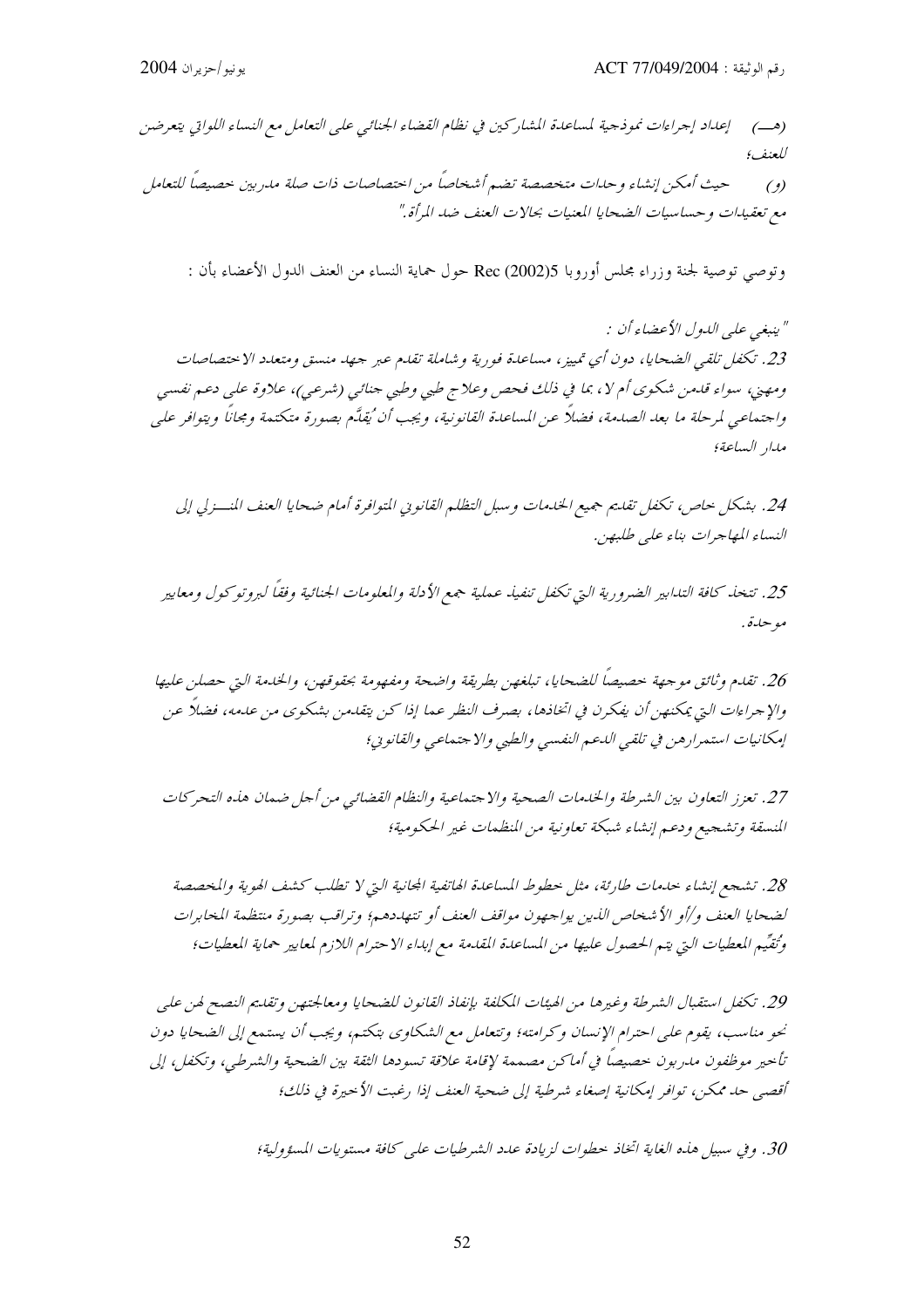*(هـ) إعداد إجراءات نموذجية لمساعدة المشاركين في نظام القضاء الجنائي على التعامل مع النساء اللواتي يتعرضن للعنف؛*

*(و) حيث أمكن إنشاء وحدات متخصصة تضم أشخاصاً من اختصاصات ذات صلة مدربين خصيصاً للتعامل مع تعقيدات وحساسيات الضحايا المعنيات بحالات العنف ضد المرأة."*

وتوصي توصية لجنة وزراء مجلس أوروبا Rec (2002)5 حول حماية النساء من العنف الدول الأعضاء بأن :

*"ينبغي على الدول الأعضاء أن :*

*23. تكفل تلقي الضحايا، دون أي تمييز، مساعدة فورية وشاملة تقدم عبر جهد منسق ومتعدد الاختصاصات ومهني، سواء قدمن شكوى أم لا، بما في ذلك فحص وعلاج طبي وطبي جنائي (شرعي)، علاوة على دعم نفسي واجتماعي لمرحلة ما بعد الصدمة، فضلاً عن المساعدة القانونية، ويجب أن يُقدَّم بصورة متكتمة ومجاناً ويتوافر على مدار الساعة؛*

*24. بشكل خاص، تكفل تقديم جميع الخدمات وسبل التظلم القانوني المتوافرة أمام ضحايا العنف المنـزلي إلى النساء المهاجرات بناء على طلبهن.*

*25. تتخذ كافة التدابير الضرورية التي تكفل تنفيذ عملية جمع الأدلة والمعلومات الجنائية وفقاً لبروتوكول ومعايير موحدة.*

*26. تقدم وثائق موجهة خصيصاً للضحايا، تبلغهن بطريقة واضحة ومفهومة بحقوقهن، والخدمة التي حصلن عليها والإجراءات التي يمكنهن أن يفكرن في اتخاذها، بصرف النظر عما إذا كن يتقدمن بشكوى من عدمه، فضلاً عن إمكانيات استمرارهن في تلقي الدعم النفسي والطبي والاجتماعي والقانوني؛*

*27. تعزز التعاون بين الشرطة والخدمات الصحية والاجتماعية والنظام القضائي من أجل ضمان هذه التحركات المنسقة وتشجيع ودعم إنشاء شبكة تعاونية من المنظمات غير الحكومية؛*

*28. تشجع إنشاء خدمات طارئة، مثل خطوط المساعدة الهاتفية المجانية التي لا تطلب كشف الهوية والمخصصة لضحايا العنف و/أو الأشخاص الذين يواجهون مواقف العنف أو تتهددهم؛ وتراقب بصورة منتظمة المخابرات وتُقيِّم المعطيات التي يتم الحصول عليها من المساعدة المقدمة مع إبداء الاحترام اللازم لمعايير حماية المعطيات؛*

*29. تكفل استقبال الشرطة وغيرها من الهيئات المكلفة بإنفاذ القانون للضحايا ومعالجتهن وتقديم النصح لهن على نحو مناسب، يقوم على احترام الإنسان وكرامته؛ وتتعامل مع الشكاوى بتكتم، ويجب أن يستمع إلى الضحايا دون تأخير موظفون مدربون خصيصاً في أماكن مصممة لإقامة علاقة تسودها الثقة بين الضحية والشرطي، وتكفل، إلى أقصى حد ممكن، توافر إمكانية إصغاء شرطية إلى ضحية العنف إذا رغبت الأخيرة في ذلك؛*

*30. وفي سبيل هذه الغاية اتخاذ خطوات لزيادة عدد الشرطيات على كافة مستويات المسؤولية؛*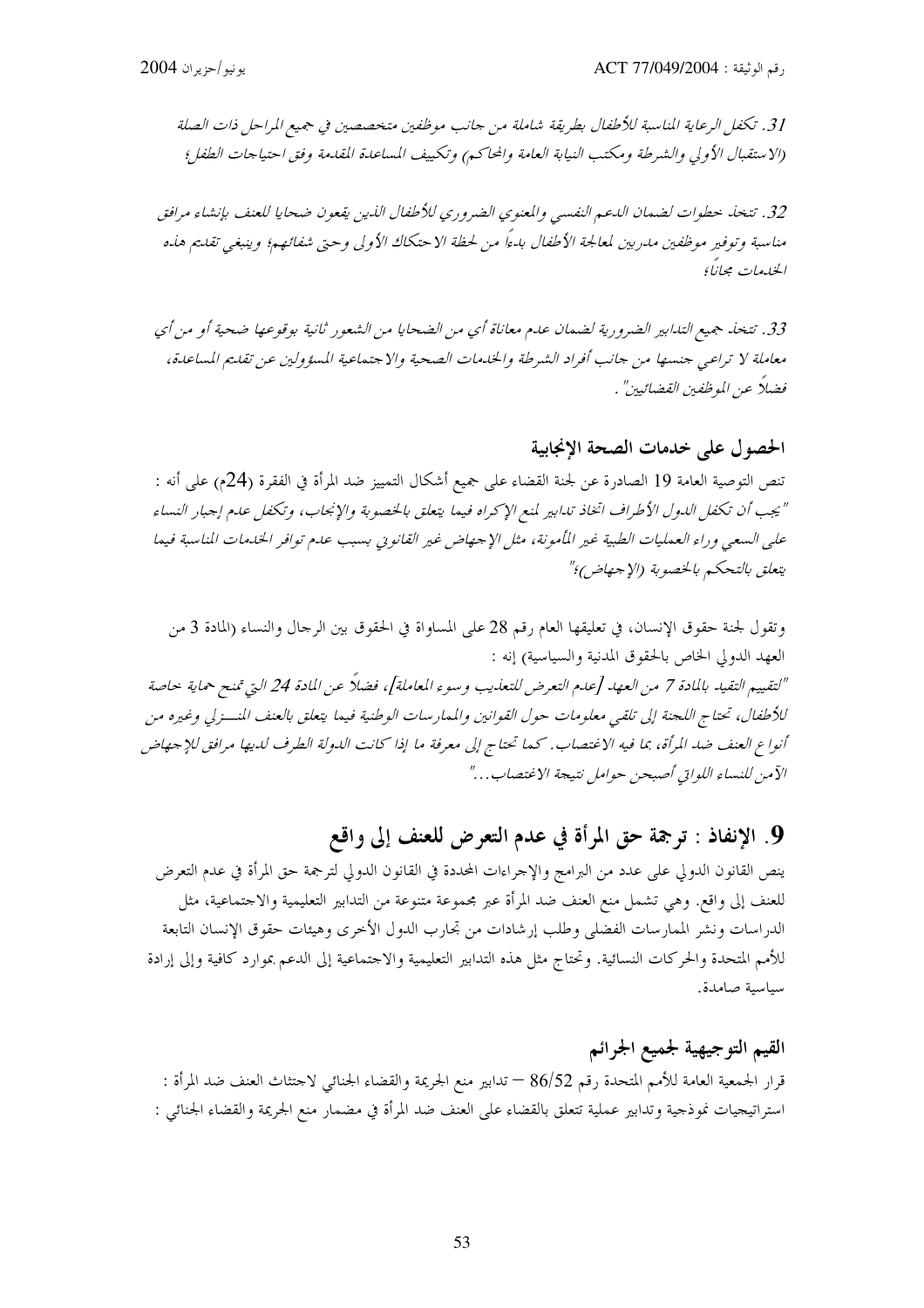*31. تكفل الرعاية المناسبة للأطفال بطريقة شاملة من جانب موظفين متخصصين في جميع المراحل ذات الصلة (الاستقبال الأولي والشرطة ومكتب النيابة العامة والمحاكم) وتكييف المساعدة المقدمة وفق احتياجات الطفل؛*

*32. تتخذ خطوات لضمان الدعم النفسي والمعنوي الضروري للأطفال الذين يقعون ضحايا للعنف بإنشاء مرافق مناسبة وتوفير موظفين مدربين لمعالجة الأطفال بدءاً من لحظة الاحتكاك الأولى وحتى شفائهم؛ وينبغي تقديم هذه الخدمات مجاناً؛*

*33. تتخذ جميع التدابير الضرورية لضمان عدم معاناة أي من الضحايا من الشعور ثانية بوقوعها ضحية أو من أي معاملة لا تراعي جنسها من جانب أفراد الشرطة والخدمات الصحية والاجتماعية المسؤولين عن تقديم المساعدة، فضلاً عن الموظفين القضائيين".*

### الحصول على خدمات الصحة الإنجابية

تنص التوصية العامة 19 الصادرة عن لجنة القضاء على جميع أشكال التمييز ضد المرأة في الفقرة (24م) على أنه :
*"يجب أن تكفل الدول الأطراف اتخاذ تدابير لمنع الإكراه فيما يتعلق بالخصوبة والإنجاب، وتكفل عدم إجبار النساء على السعي وراء العمليات الطبية غير المأمونة، مثل الإجهاض غير القانوني بسبب عدم توافر الخدمات المناسبة فيما يتعلق بالتحكم بالخصوبة (الإجهاض)؛"*

وتقول لجنة حقوق الإنسان، في تعليقها العام رقم 28 على المساواة في الحقوق بين الرجال والنساء (المادة 3 من العهد الدولي الخاص بالحقوق المدنية والسياسية) إنه :
*"التقييم التقيد بالمادة 7 من العهد [عدم التعرض للتعذيب وسوء المعاملة]، فضلاً عن المادة 24 التي تمنح حماية خاصة للأطفال، تحتاج اللجنة إلى تلقي معلومات حول القوانين والممارسات الوطنية فيما يتعلق بالعنف المنـزلي وغيره من أنواع العنف ضد المرأة، بما فيه الاغتصاب. كما تحتاج إلى معرفة ما إذا كانت الدولة الطرف لديها مرافق للإجهاض الآمن للنساء اللواتي أصبحن حوامل نتيجة الاغتصاب..."*

## 9. الإنفاذ : ترجمة حق المرأة في عدم التعرض للعنف إلى واقع

ينص القانون الدولي على عدد من البرامج والإجراءات المحددة في القانون الدولي لترجمة حق المرأة في عدم التعرض للعنف إلى واقع. وهي تشمل منع العنف ضد المرأة عبر مجموعة متنوعة من التدابير التعليمية والاجتماعية، مثل الدراسات ونشر الممارسات الفضلى وطلب إرشادات من تجارب الدول الأخرى وهيئات حقوق الإنسان التابعة للأمم المتحدة والحركات النسائية. وتحتاج مثل هذه التدابير التعليمية والاجتماعية إلى الدعم بموارد كافية وإلى إرادة سياسية صامدة.

### القيم التوجيهية لجميع الجرائم

قرار الجمعية العامة للأمم المتحدة رقم 86/52 – تدابير منع الجريمة والقضاء الجنائي لاجتثاث العنف ضد المرأة : استراتيجيات نموذجية وتدابير عملية تتعلق بالقضاء على العنف ضد المرأة في مضمار منع الجريمة والقضاء الجنائي :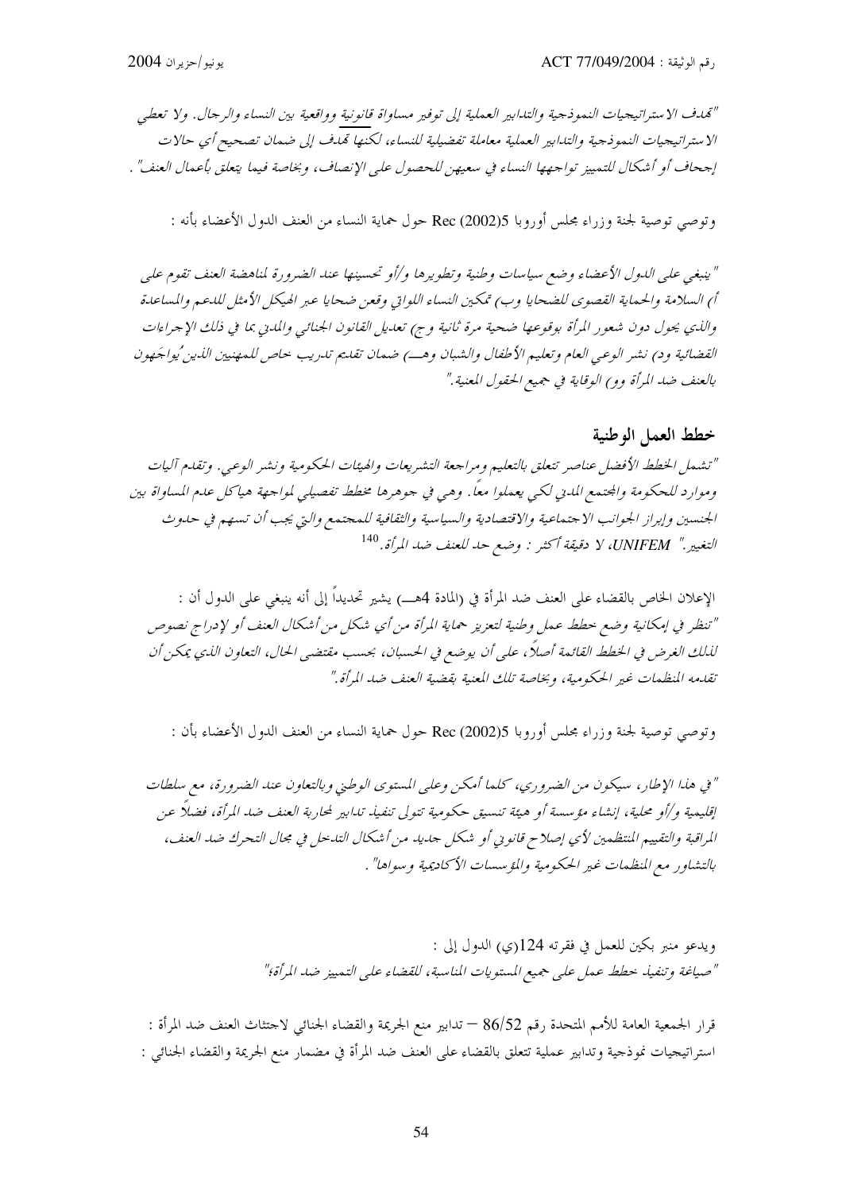*"تهدف الاستراتيجيات النموذجية والتدابير العملية إلى توفير مساواة قانونية وواقعية بين النساء والرجال. ولا تعطي الاستراتيجيات النموذجية والتدابير العملية معاملة تفضيلية للنساء، لكنها تهدف إلى ضمان تصحيح أي حالات إجحاف أو أشكال للتمييز تواجهها النساء في سعيهن للحصول على الإنصاف، وبخاصة فيما يتعلق بأعمال العنف".*

وتوصي توصية لجنة وزراء مجلس أوروبا Rec (2002)5 حول حماية النساء من العنف الدول الأعضاء بأنه :

*"ينبغي على الدول الأعضاء وضع سياسات وطنية وتطويرها و/أو تحسينها عند الضرورة لمناهضة العنف تقوم على أ) السلامة والحماية القصوى للضحايا وب) تمكين النساء اللواتي وقعن ضحايا عبر الهيكل الأمثل للدعم والمساعدة والذي يحول دون شعور المرأة بوقوعها ضحية مرة ثانية وج) تعديل القانون الجنائي والمدني بما في ذلك الإجراءات القضائية ود) نشر الوعي العام وتعليم الأطفال والشبان وهـ) ضمان تقديم تدريب خاص للمهنيين الذين يُواجَهون بالعنف ضد المرأة وو) الوقاية في جميع الحقول المعنية."*

## خطط العمل الوطنية

*"تشمل الخطط الأفضل عناصر تتعلق بالتعليم ومراجعة التشريعات والهيئات الحكومية ونشر الوعي. وتقدم آليات وموارد للحكومة والمجتمع المدني لكي يعملوا معاً. وهي في جوهرها مخطط تفصيلي لمواجهة هياكل عدم المساواة بين الجنسين وإبراز الجوانب الاجتماعية والاقتصادية والسياسية والثقافية للمجتمع والتي يجب أن تسهم في حدوث التغيير." UNIFEM، لا دقيقة أكثر : وضع حد للعنف ضد المرأة.*[140]

الإعلان الخاص بالقضاء على العنف ضد المرأة في (المادة 4هـ) يشير تحديداً إلى أنه ينبغي على الدول أن :
*"تنظر في إمكانية وضع خطط عمل وطنية لتعزيز حماية المرأة من أي شكل من أشكال العنف أو لإدراج نصوص لذلك الغرض في الخطط القائمة أصلاً، على أن يوضع في الحسبان، بحسب مقتضى الحال، التعاون الذي يمكن أن تقدمه المنظمات غير الحكومية، وبخاصة تلك المعنية بقضية العنف ضد المرأة."*

وتوصي توصية لجنة وزراء مجلس أوروبا Rec (2002)5 حول حماية النساء من العنف الدول الأعضاء بأن :

*"في هذا الإطار، سيكون من الضروري، كلما أمكن وعلى المستوى الوطني وبالتعاون عند الضرورة، مع سلطات إقليمية و/أو محلية، إنشاء مؤسسة أو هيئة تنسيق حكومية تتولى تنفيذ تدابير لمحاربة العنف ضد المرأة، فضلاً عن المراقبة والتقييم المنتظمين لأي إصلاح قانوني أو شكل جديد من أشكال التدخل في مجال التحرك ضد العنف، بالتشاور مع المنظمات غير الحكومية والمؤسسات الأكاديمية وسواها".*

ويدعو منبر بكين للعمل في فقرته 124(ي) الدول إلى :
*"صياغة وتنفيذ خطط عمل على جميع المستويات المناسبة، للقضاء على التمييز ضد المرأة؛"*

قرار الجمعية العامة للأمم المتحدة رقم 86/52 – تدابير منع الجريمة والقضاء الجنائي لاجتثاث العنف ضد المرأة : استراتيجيات نموذجية وتدابير عملية تتعلق بالقضاء على العنف ضد المرأة في مضمار منع الجريمة والقضاء الجنائي :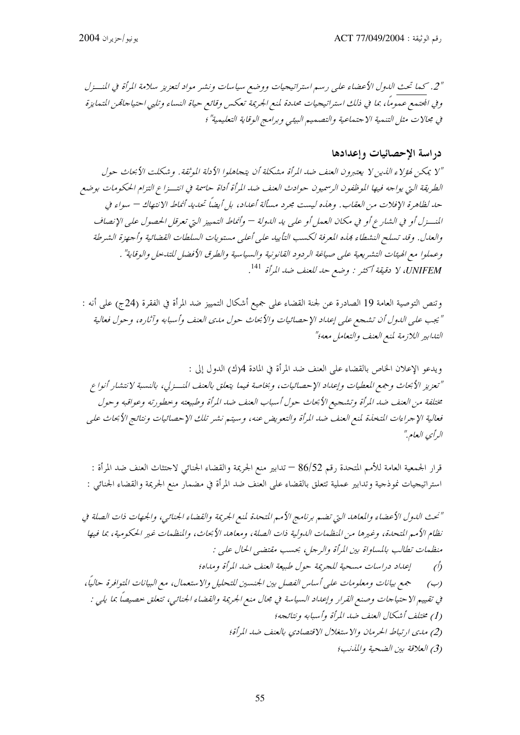*"2. كما تحث الدول الأعضاء على رسم استراتيجيات ووضع سياسات ونشر مواد لتعزيز سلامة المرأة في المنـــزل وفي المجتمع عموماً، بما في ذلك استراتيجيات محددة لمنع الجريمة تعكس وقائع حياة النساء وتلبي احتياجاتهن المتمايزة في مجالات مثل التنمية الاجتماعية والتصميم البيئي وبرامج الوقاية التعليمية"؛*

## دراسة الإحصائيات وإعدادها

*"لا يمكن لهؤلاء الذين لا يعتبرون العنف ضد المرأة مشكلة أن يتجاهلوا الأدلة الموثقة. وشكلت الأبحاث حول الطريقة التي يواجه فيها الموظفون الرسميون حوادث العنف ضد المرأة أداة حاسمة في انتـــزاع التزام الحكومات بوضع حد لظاهرة الإفلات من العقاب. وهذه ليست مجرد مسألة أعداد، بل أيضاً تحديد أنماط الانتهاك – سواء في المنـــزل أو في الشارع أو في مكان العمل أو على يد الدولة – وأنماط التمييز التي تعرقل الحصول على الإنصاف والعدل. وقد تسلح النشطاء بهذه المعرفة لكسب التأييد على أعلى مستويات السلطات القضائية وأجهزة الشرطة وعملوا مع الهيئات التشريعية على صياغة الردود القانونية والسياسية والطرق الأفضل للتدخل والوقاية".*
*UNIFEM، لا دقيقة أكثر : وضع حد للعنف ضد المرأة* [141].

وتنص التوصية العامة 19 الصادرة عن لجنة القضاء على جميع أشكال التمييز ضد المرأة في الفقرة (24ج) على أنه :
*"يجب على الدول أن تشجع على إعداد الإحصائيات والأبحاث حول مدى العنف وأسبابه وآثاره، وحول فعالية التدابير اللازمة لمنع العنف والتعامل معه؛"*

ويدعو الإعلان الخاص بالقضاء على العنف ضد المرأة في المادة 4(ك) الدول إلى :
*"تعزيز الأبحاث وجمع المعطيات وإعداد الإحصائيات، وبخاصة فيما يتعلق بالعنف المنـــزلي، بالنسبة لانتشار أنواع مختلفة من العنف ضد المرأة وتشجيع الأبحاث حول أسباب العنف ضد المرأة وطبيعته وخطورته وعواقبه وحول فعالية الإجراءات المتخذة لمنع العنف ضد المرأة والتعويض عنه، وسيتم نشر تلك الإحصائيات ونتائج الأبحاث على الرأي العام."*

قرار الجمعية العامة للأمم المتحدة رقم 86/52 – تدابير منع الجريمة والقضاء الجنائي لاجتثاث العنف ضد المرأة : استراتيجيات نموذجية وتدابير عملية تتعلق بالقضاء على العنف ضد المرأة في مضمار منع الجريمة والقضاء الجنائي :

*"نحث الدول الأعضاء والمعاهد التي تضم برنامج الأمم المتحدة لمنع الجريمة والقضاء الجنائي، والجهات ذات الصلة في نظام الأمم المتحدة، وغيرها من المنظمات الدولية ذات الصلة، ومعاهد الأبحاث، والمنظمات غير الحكومية، بما فيها منظمات تطالب بالمساواة بين المرأة والرجل، بحسب مقتضى الحال على :*

*(أ) إعداد دراسات مسحية للجريمة حول طبيعة العنف ضد المرأة ومداه؛*

*(ب) جمع بيانات ومعلومات على أساس الفصل بين الجنسين للتحليل والاستعمال، مع البيانات المتوافرة حالياً، في تقييم الاحتياجات وصنع القرار وإعداد السياسة في مجال منع الجريمة والقضاء الجنائي، تتعلق خصيصاً بما يلي :*

*(1) مختلف أشكال العنف ضد المرأة وأسبابه ونتائجه؛*

*(2) مدى ارتباط الحرمان والاستغلال الاقتصادي بالعنف ضد المرأة؛*

*(3) العلاقة بين الضحية والمذنب؛*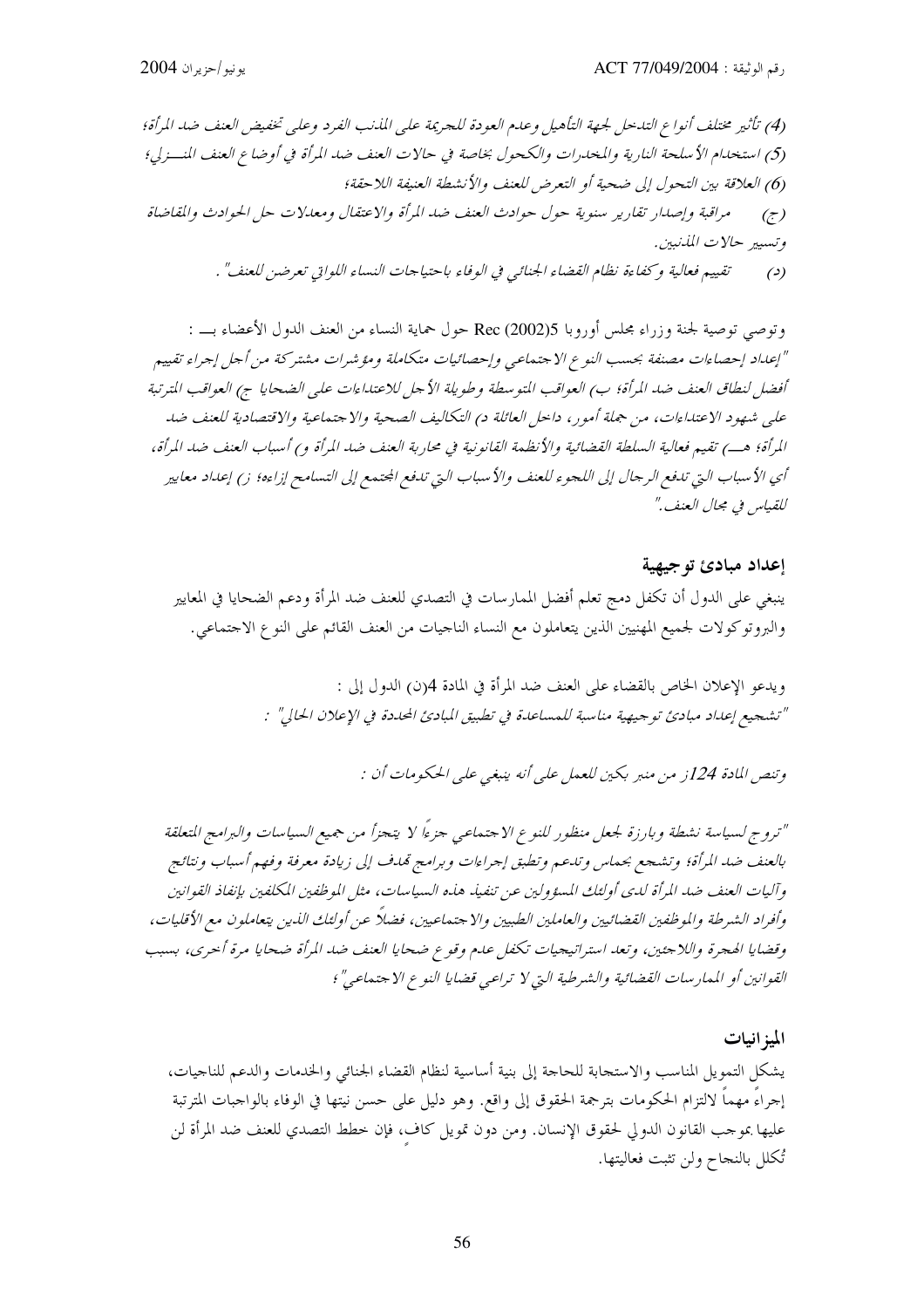*(4) تأثير مختلف أنواع التدخل لجهة التأهيل وعدم العودة للجريمة على المذنب الفرد وعلى تخفيض العنف ضد المرأة؛*
*(5) استخدام الأسلحة النارية والمخدرات والكحول بخاصة في حالات العنف ضد المرأة في أوضاع العنف المنـــزلي؛*
*(6) العلاقة بين التحول إلى ضحية أو التعرض للعنف والأنشطة العنيفة اللاحقة؛*

*(ج) مراقبة وإصدار تقارير سنوية حول حوادث العنف ضد المرأة والاعتقال ومعدلات حل الحوادث والمقاضاة وتسيير حالات المذنبين.*

*(د) تقييم فعالية وكفاءة نظام القضاء الجنائي في الوفاء باحتياجات النساء اللواتي تعرضن للعنف" .*

وتوصي توصية لجنة وزراء مجلس أوروبا Rec (2002)5 حول حماية النساء من العنف الدول الأعضاء بـــ :
*"إعداد إحصاءات مصنفة بحسب النوع الاجتماعي وإحصائيات متكاملة ومؤشرات مشتركة من أجل إجراء تقييم أفضل لنطاق العنف ضد المرأة؛ ب) العواقب المتوسطة وطويلة الأجل للاعتداءات على الضحايا ج) العواقب المترتبة على شهود الاعتداءات، من جملة أمور، داخل العائلة د) التكاليف الصحية والاجتماعية والاقتصادية للعنف ضد المرأة؛ هـــ) تقيم فعالية السلطة القضائية والأنظمة القانونية في محاربة العنف ضد المرأة و) أسباب العنف ضد المرأة، أي الأسباب التي تدفع الرجال إلى اللجوء للعنف والأسباب التي تدفع المجتمع إلى التسامح إزاءه؛ ز) إعداد معايير للقياس في مجال العنف."*

## إعداد مبادئ توجيهية

ينبغي على الدول أن تكفل دمج تعلم أفضل الممارسات في التصدي للعنف ضد المرأة ودعم الضحايا في المعايير والبروتوكولات لجميع المهنيين الذين يتعاملون مع النساء الناجيات من العنف القائم على النوع الاجتماعي.

ويدعو الإعلان الخاص بالقضاء على العنف ضد المرأة في المادة 4(ن) الدول إلى :
*"تشجيع إعداد مبادئ توجيهية مناسبة للمساعدة في تطبيق المبادئ المحددة في الإعلان الحالي" :*

*وتنص المادة 124ز من منبر بكين للعمل على أنه ينبغي على الحكومات أن :*

*"تروج لسياسة نشطة وبارزة لجعل منظور للنوع الاجتماعي جزءًا لا يتجزأ من جميع السياسات والبرامج المتعلقة بالعنف ضد المرأة؛ وتشجع بحماس وتدعم وتطبق إجراءات وبرامج تهدف إلى زيادة معرفة وفهم أسباب ونتائج وآليات العنف ضد المرأة لدى أولئك المسؤولين عن تنفيذ هذه السياسات، مثل الموظفين المكلفين بإنفاذ القوانين وأفراد الشرطة والموظفين القضائيين والعاملين الطبيين والاجتماعيين، فضلاً عن أولئك الذين يتعاملون مع الأقليات، وقضايا الهجرة واللاجئين، وتعد استراتيجيات تكفل عدم وقوع ضحايا العنف ضد المرأة ضحايا مرة أخرى، بسبب القوانين أو الممارسات القضائية والشرطية التي لا تراعي قضايا النوع الاجتماعي"؛*

## الميزانيات

يشكل التمويل المناسب والاستجابة للحاجة إلى بنية أساسية لنظام القضاء الجنائي والخدمات والدعم للناجيات، إجراءً مهماً لالتزام الحكومات بترجمة الحقوق إلى واقع. وهو دليل على حسن نيتها في الوفاء بالواجبات المترتبة عليها بموجب القانون الدولي لحقوق الإنسان. ومن دون تمويل كافٍ، فإن خطط التصدي للعنف ضد المرأة لن تُكلل بالنجاح ولن تثبت فعاليتها.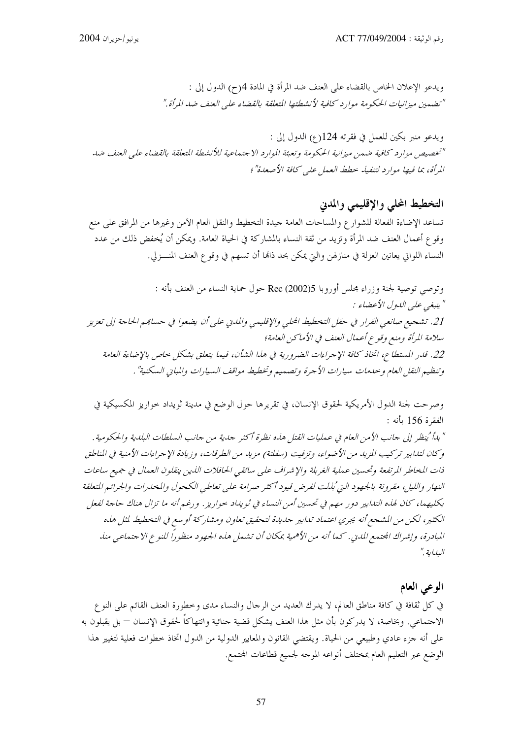ويدعو الإعلان الخاص بالقضاء على العنف ضد المرأة في المادة 4(ح) الدول إلى :

*"تضمين ميزانيات الحكومة موارد كافية لأنشطتها المتعلقة بالقضاء على العنف ضد المرأة."*

ويدعو منبر بكين للعمل في فقرته 124(ع) الدول إلى :

*"تخصيص موارد كافية ضمن ميزانية الحكومة وتعبئة الموارد الاجتماعية للأنشطة المتعلقة بالقضاء على العنف ضد المرأة، بما فيها موارد لتنفيذ خطط العمل على كافة الأصعدة"*؛

## التخطيط المحلي والإقليمي والمدني

تساعد الإضاءة الفعالة للشوارع والمساحات العامة جيدة التخطيط والنقل العام الآمن وغيرها من المرافق على منع وقوع أعمال العنف ضد المرأة وتزيد من ثقة النساء بالمشاركة في الحياة العامة. ويمكن أن يُخفض ذلك من عدد النساء اللواتي يعانين العزلة في منازلهن والتي يمكن بحد ذاتها أن تسهم في وقوع العنف المنـــزلي.

وتوصي توصية لجنة وزراء مجلس أوروبا Rec (2002)5 حول حماية النساء من العنف بأنه :

*"ينبغي على الدول الأعضاء :*

*21. تشجيع صانعي القرار في حقل التخطيط المحلي والإقليمي والمدني على أن يضعوا في حسابهم الحاجة إلى تعزيز سلامة المرأة ومنع وقوع أعمال العنف في الأماكن العامة؛*

*22. قدر المستطاع، اتخاذ كافة الإجراءات الضرورية في هذا الشأن، فيما يتعلق بشكل خاص بالإضاءة العامة وتنظيم النقل العام وخدمات سيارات الأجرة وتصميم وتخطيط مواقف السيارات والمباني السكنية"*.

وصرحت لجنة الدول الأمريكية لحقوق الإنسان، في تقريرها حول الوضع في مدينة ثيوداد خواريز المكسيكية في الفقرة 156 بأنه :

*"بدأ يُنظر إلى جانب الأمن العام في عمليات القتل هذه نظرة أكثر جدية من جانب السلطات البلدية والحكومية. وكان لتدابير تركيب المزيد من الأضواء، وتزفيت (سفلتة) مزيد من الطرقات، وزيادة الإجراءات الأمنية في المناطق ذات المخاطر المرتفعة وتحسين عملية الغربلة والإشراف على سائقي الحافلات الذين ينقلون العمال في جميع ساعات النهار والليل، مقرونة بالجهود التي بُذلت لفرض قيود أكثر صرامة على تعاطي الكحول والمخدرات والجرائم المتعلقة بكليهما، كان لهذه التدابير دور مهم في تحسين أمن النساء في ثيوداد خواريز. ورغم أنه ما تزال هناك حاجة لفعل الكثير، لكن من المشجع أنه يجري اعتماد تدابير جديدة لتحقيق تعاون ومشاركة أوسع في التخطيط لمثل هذه المبادرة، وإشراك المجتمع المدني. كما أنه من الأهمية بمكان أن تشمل هذه الجهود منظوراً للنوع الاجتماعي منذ البداية."*

## الوعي العام

في كل ثقافة في كافة مناطق العالم، لا يدرك العديد من الرجال والنساء مدى وخطورة العنف القائم على النوع الاجتماعي. وبخاصة، لا يدركون بأن مثل هذا العنف يشكل قضية جنائية وانتهاكاً لحقوق الإنسان – بل يقبلون به على أنه جزء عادي وطبيعي من الحياة. ويقتضي القانون والمعايير الدولية من الدول اتخاذ خطوات فعلية لتغيير هذا الوضع عبر التعليم العام بمختلف أنواعه الموجه لجميع قطاعات المجتمع.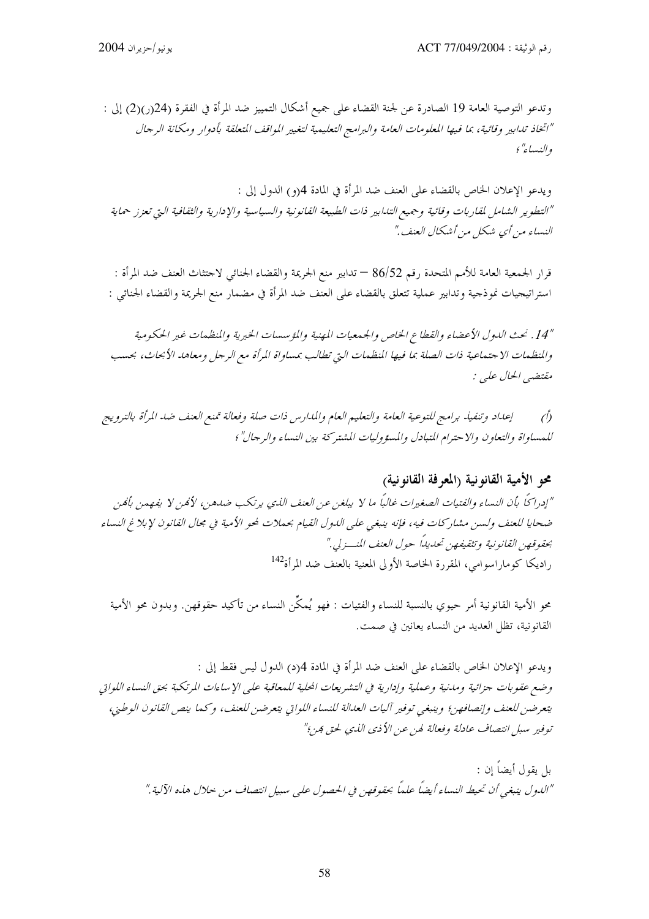وتدعو التوصية العامة 19 الصادرة عن لجنة القضاء على جميع أشكال التمييز ضد المرأة في الفقرة (24(ر)(2) إلى :
*"اتخاذ تدابير وقائية، بما فيها المعلومات العامة والبرامج التعليمية لتغيير المواقف المتعلقة بأدوار ومكانة الرجال والنساء"؛*

ويدعو الإعلان الخاص بالقضاء على العنف ضد المرأة في المادة 4(و) الدول إلى :
*"التطوير الشامل لمقاربات وقائية وجميع التدابير ذات الطبيعة القانونية والسياسية والإدارية والثقافية التي تعزز حماية النساء من أي شكل من أشكال العنف."*

قرار الجمعية العامة للأمم المتحدة رقم 86/52 – تدابير منع الجريمة والقضاء الجنائي لاجتثاث العنف ضد المرأة :
استراتيجيات نموذجية وتدابير عملية تتعلق بالقضاء على العنف ضد المرأة في مضمار منع الجريمة والقضاء الجنائي :

*"14. تحث الدول الأعضاء والقطاع الخاص والجمعيات المهنية والمؤسسات الخيرية والمنظمات غير الحكومية والمنظمات الاجتماعية ذات الصلة بما فيها المنظمات التي تطالب بمساواة المرأة مع الرجل ومعاهد الأبحاث، بحسب مقتضى الحال على :*

*(أ) إعداد وتنفيذ برامج للتوعية العامة والتعليم العام والمدارس ذات صلة وفعالة تمنع العنف ضد المرأة بالترويج للمساواة والتعاون والاحترام المتبادل والمسؤوليات المشتركة بين النساء والرجال"؛*

## محو الأمية القانونية (المعرفة القانونية)

*"إدراكاً بأن النساء والفتيات الصغيرات غالباً ما لا يبلغن عن العنف الذي يرتكب ضدهن، لأنهن لا يفهمن بأنهن ضحايا للعنف ولسن مشاركات فيه، فإنه ينبغي على الدول القيام بحملات لمحو الأمية في مجال القانون لإبلاغ النساء بحقوقهن القانونية وتثقيفهن تحديداً حول العنف المنـزلي."*
راديكا كوماراسوامي، المقررة الخاصة الأولى المعنية بالعنف ضد المرأة[142]

محو الأمية القانونية أمر حيوي بالنسبة للنساء والفتيات : فهو يُمكِّن النساء من تأكيد حقوقهن. وبدون محو الأمية القانونية، تظل العديد من النساء يعانين في صمت.

ويدعو الإعلان الخاص بالقضاء على العنف ضد المرأة في المادة 4(د) الدول ليس فقط إلى :
*وضع عقوبات جزائية ومدنية وعملية وإدارية في التشريعات المحلية للمعاقبة على الإساءات المرتكبة بحق النساء اللواتي يتعرضن للعنف وإنصافهن؛ وينبغي توفير آليات العدالة للنساء اللواتي يتعرضن للعنف، وكما ينص القانون الوطني، توفير سبل انتصاف عادلة وفعالة لهن عن الأذى الذي لحق بهن؛"*

بل يقول أيضاً إن :
*"الدول ينبغي أن تحيط النساء أيضاً علماً بحقوقهن في الحصول على سبيل انتصاف من خلال هذه الآلية."*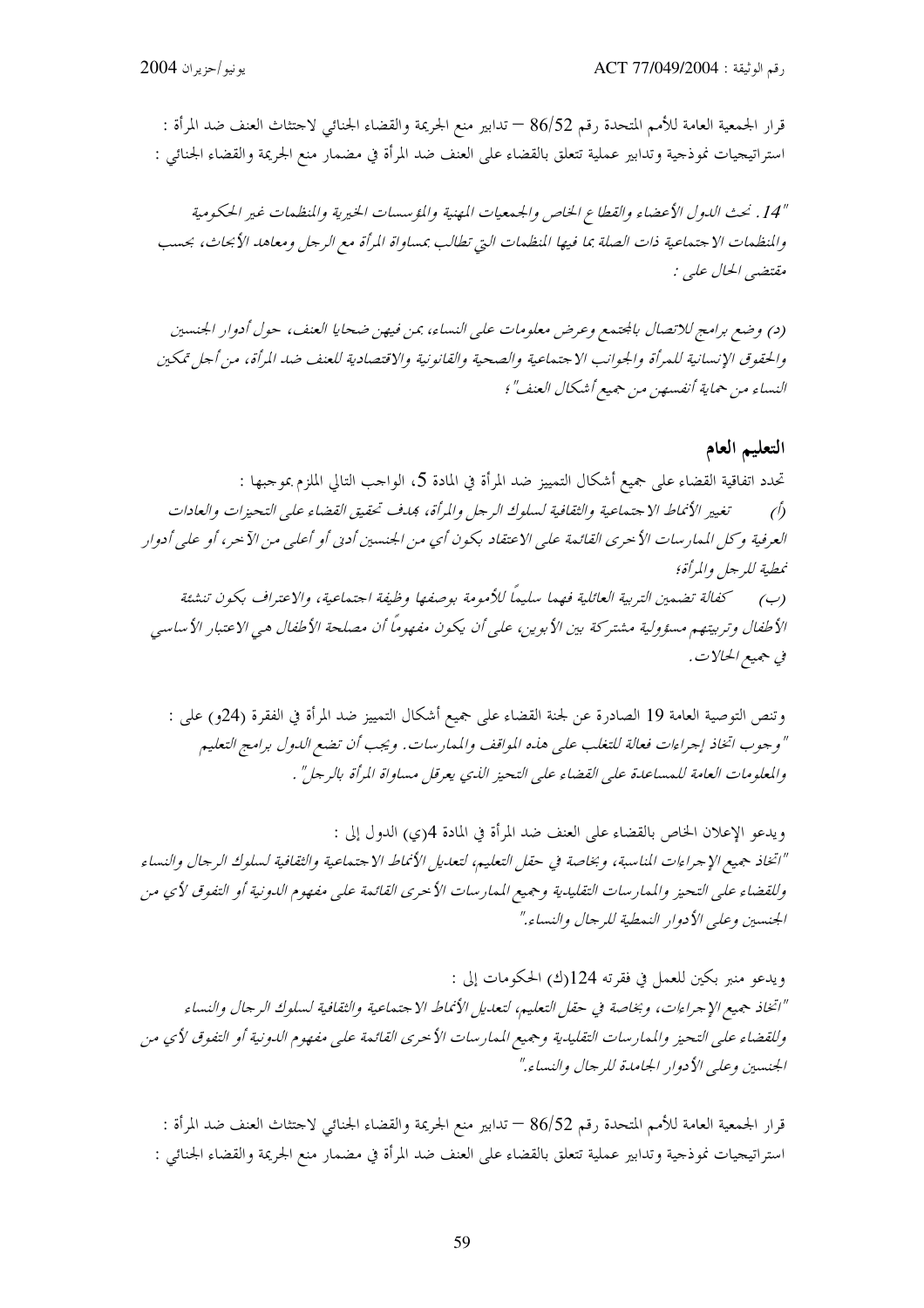قرار الجمعية العامة للأمم المتحدة رقم 86/52 – تدابير منع الجريمة والقضاء الجنائي لاجتثاث العنف ضد المرأة : استراتيجيات نموذجية وتدابير عملية تتعلق بالقضاء على العنف ضد المرأة في مضمار منع الجريمة والقضاء الجنائي :

*"14. تحث الدول الأعضاء والقطاع الخاص والجمعيات المهنية والمؤسسات الخيرية والمنظمات غير الحكومية والمنظمات الاجتماعية ذات الصلة بما فيها المنظمات التي تطالب بمساواة المرأة مع الرجل ومعاهد الأبحاث، بحسب مقتضى الحال على :*

*(د) وضع برامج للاتصال بالمجتمع وعرض معلومات على النساء، بمن فيهن ضحايا العنف، حول أدوار الجنسين والحقوق الإنسانية للمرأة والجوانب الاجتماعية والصحية والقانونية والاقتصادية للعنف ضد المرأة، من أجل تمكين النساء من حماية أنفسهن من جميع أشكال العنف"؛*

## التعليم العام

تحدد اتفاقية القضاء على جميع أشكال التمييز ضد المرأة في المادة 5، الواجب التالي الملزم بموجبها :

*(أ) تغيير الأنماط الاجتماعية والثقافية لسلوك الرجل والمرأة، بهدف تحقيق القضاء على التحيزات والعادات العرفية وكل الممارسات الأخرى القائمة على الاعتقاد بكون أي من الجنسين أدنى أو أعلى من الآخر، أو على أدوار نمطية للرجل والمرأة؛*

*(ب) كفالة تضمين التربية العائلية فهما سليماً للأمومة بوصفها وظيفة اجتماعية، والاعتراف بكون تنشئة الأطفال وتربيتهم مسؤولية مشتركة بين الأبوين، على أن يكون مفهوماً أن مصلحة الأطفال هي الاعتبار الأساسي في جميع الحالات.*

وتنص التوصية العامة 19 الصادرة عن لجنة القضاء على جميع أشكال التمييز ضد المرأة في الفقرة (24و) على :
*"وجوب اتخاذ إجراءات فعالة للتغلب على هذه المواقف والممارسات. ويجب أن تضع الدول برامج التعليم والمعلومات العامة للمساعدة على القضاء على التحيز الذي يعرقل مساواة المرأة بالرجل".*

ويدعو الإعلان الخاص بالقضاء على العنف ضد المرأة في المادة 4(ي) الدول إلى :
*"اتخاذ جميع الإجراءات المناسبة، وبخاصة في حقل التعليم، لتعديل الأنماط الاجتماعية والثقافية لسلوك الرجال والنساء وللقضاء على التحيز والممارسات التقليدية وجميع الممارسات الأخرى القائمة على مفهوم الدونية أو التفوق لأي من الجنسين وعلى الأدوار النمطية للرجال والنساء."*

ويدعو منبر بكين للعمل في فقرته 124(ك) الحكومات إلى :
*"اتخاذ جميع الإجراءات، وبخاصة في حقل التعليم، لتعديل الأنماط الاجتماعية والثقافية لسلوك الرجال والنساء وللقضاء على التحيز والممارسات التقليدية وجميع الممارسات الأخرى القائمة على مفهوم الدونية أو التفوق لأي من الجنسين وعلى الأدوار الجامدة للرجال والنساء."*

قرار الجمعية العامة للأمم المتحدة رقم 86/52 – تدابير منع الجريمة والقضاء الجنائي لاجتثاث العنف ضد المرأة : استراتيجيات نموذجية وتدابير عملية تتعلق بالقضاء على العنف ضد المرأة في مضمار منع الجريمة والقضاء الجنائي :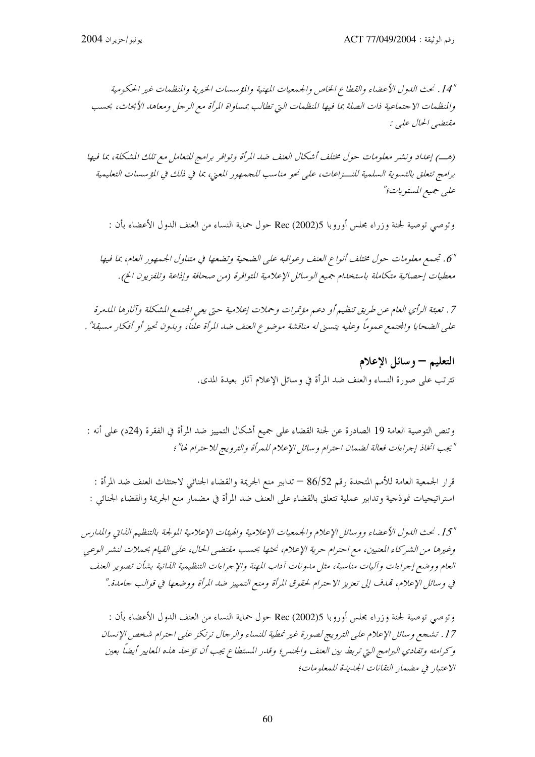*"14. تحث الدول الأعضاء والقطاع الخاص والجمعيات المهنية والمؤسسات الخيرية والمنظمات غير الحكومية والمنظمات الاجتماعية ذات الصلة بما فيها المنظمات التي تطالب بمساواة المرأة مع الرجل ومعاهد الأبحاث، بحسب مقتضى الحال على :*

*(هـــ) إعداد ونشر معلومات حول مختلف أشكال العنف ضد المرأة وتوافر برامج للتعامل مع تلك المشكلة، بما فيها برامج تتعلق بالتسوية السلمية للنـــزاعات، على نحو مناسب للجمهور المعني، بما في ذلك في المؤسسات التعليمية على جميع المستويات؛"*

وتوصي توصية لجنة وزراء مجلس أوروبا Rec (2002)5 حول حماية النساء من العنف الدول الأعضاء بأن :

*"6. تجمع معلومات حول مختلف أنواع العنف وعواقبه على الضحية وتضعها في متناول الجمهور العام، بما فيها معطيات إحصائية متكاملة باستخدام جميع الوسائل الإعلامية المتوافرة (من صحافة وإذاعة وتلفزيون الخ).*

*7. تعبئة الرأي العام عن طريق تنظيم أو دعم مؤتمرات وحملات إعلامية حتى يعي المجتمع المشكلة وآثارها المدمرة على الضحايا والمجتمع عموماً وعليه يتسنى له مناقشة موضوع العنف ضد المرأة علناً، وبدون تحيز أو أفكار مسبقة".*

## التعليم – وسائل الإعلام

تترتب على صورة النساء والعنف ضد المرأة في وسائل الإعلام آثار بعيدة المدى.

وتنص التوصية العامة 19 الصادرة عن لجنة القضاء على جميع أشكال التمييز ضد المرأة في الفقرة (24د) على أنه :
*"يجب اتخاذ إجراءات فعالة لضمان احترام وسائل الإعلام للمرأة والترويج للاحترام لها"؛*

قرار الجمعية العامة للأمم المتحدة رقم 86/52 – تدابير منع الجريمة والقضاء الجنائي لاجتثاث العنف ضد المرأة : استراتيجيات نموذجية وتدابير عملية تتعلق بالقضاء على العنف ضد المرأة في مضمار منع الجريمة والقضاء الجنائي :

*"15. تحث الدول الأعضاء ووسائل الإعلام والجمعيات الإعلامية والهيئات الإعلامية المولجة بالتنظيم الذاتي والمدارس وغيرها من الشركاء المعنيين، مع احترام حرية الإعلام، نحثها بحسب مقتضى الحال، على القيام بحملات لنشر الوعي العام ووضع إجراءات وآليات مناسبة، مثل مدونات آداب المهنة والإجراءات التنظيمية الذاتية بشأن تصوير العنف في وسائل الإعلام، تهدف إلى تعزيز الاحترام لحقوق المرأة ومنع التمييز ضد المرأة ووضعها في قوالب جامدة."*

وتوصي توصية لجنة وزراء مجلس أوروبا Rec (2002)5 حول حماية النساء من العنف الدول الأعضاء بأن :
*17. تشجع وسائل الإعلام على الترويج لصورة غير نمطية للنساء والرجال ترتكز على احترام شخص الإنسان وكرامته وتفادي البرامج التي تربط بين العنف والجنس؛ وقدر المستطاع يجب أن تؤخذ هذه المعايير أيضاً بعين الاعتبار في مضمار التقانات الجديدة للمعلومات؛*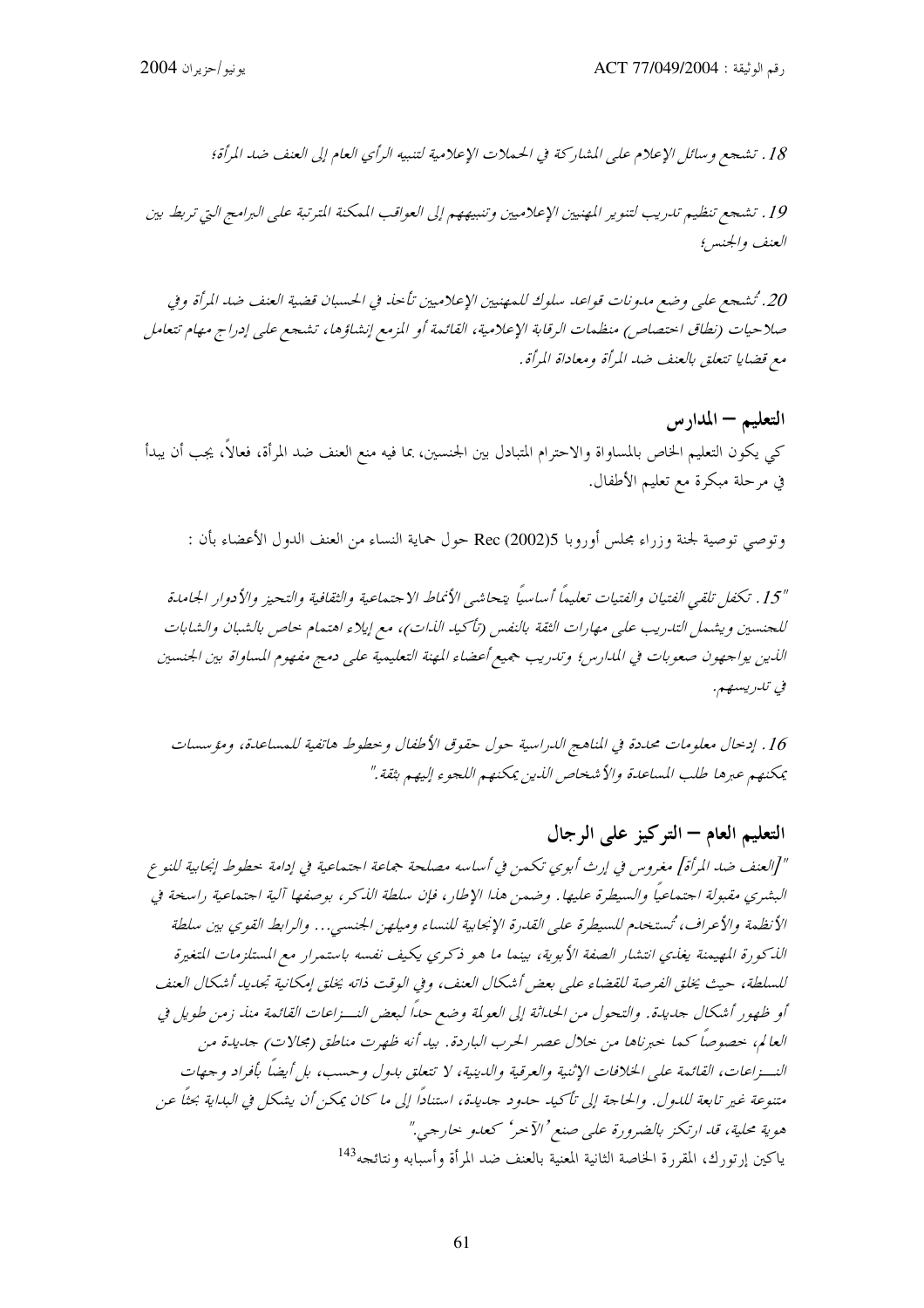*18. تشجع وسائل الإعلام على المشاركة في الحملات الإعلامية لتنبيه الرأي العام إلى العنف ضد المرأة؛*

*19. تشجع تنظيم تدريب لتنوير المهنيين الإعلاميين وتنبيههم إلى العواقب الممكنة المترتبة على البرامج التي تربط بين العنف والجنس؛*

*20. تُشجع على وضع مدونات قواعد سلوك للمهنيين الإعلاميين تأخذ في الحسبان قضية العنف ضد المرأة وفي صلاحيات (نطاق اختصاص) منظمات الرقابة الإعلامية، القائمة أو المزمع إنشاؤها، تشجع على إدراج مهام تتعامل مع قضايا تتعلق بالعنف ضد المرأة ومعاداة المرأة.*

### التعليم – المدارس

كي يكون التعليم الخاص بالمساواة والاحترام المتبادل بين الجنسين، بما فيه منع العنف ضد المرأة، فعالاً، يجب أن يبدأ في مرحلة مبكرة مع تعليم الأطفال.

وتوصي توصية لجنة وزراء مجلس أوروبا Rec (2002)5 حول حماية النساء من العنف الدول الأعضاء بأن :

*"15. تكفل تلقي الفتيان والفتيات تعليماً أساسياً يتحاشى الأنماط الاجتماعية والثقافية والتحيز والأدوار الجامدة للجنسين ويشمل التدريب على مهارات الثقة بالنفس (تأكيد الذات)، مع إيلاء اهتمام خاص بالشبان والشابات الذين يواجهون صعوبات في المدارس؛ وتدريب جميع أعضاء المهنة التعليمية على دمج مفهوم المساواة بين الجنسين في تدريسهم.*

*16. إدخال معلومات محددة في المناهج الدراسية حول حقوق الأطفال وخطوط هاتفية للمساعدة، ومؤسسات يمكنهم عبرها طلب المساعدة والأشخاص الذين يمكنهم اللجوء إليهم بثقة."*

### التعليم العام – التركيز على الرجال

*"[العنف ضد المرأة] مغروس في إرث أبوي تكمن في أساسه مصلحة جماعة اجتماعية في إدامة خطوط إنجابية للنوع البشري مقبولة اجتماعياً والسيطرة عليها. وضمن هذا الإطار، فإن سلطة الذكر، بوصفها آلية اجتماعية راسخة في الأنظمة والأعراف، تُستخدم للسيطرة على القدرة الإنجابية للنساء وميلهن الجنسي... والرابط القوي بين سلطة الذكورة المهيمنة يغذي انتشار الصفة الأبوية، بينما ما هو ذكري يكيف نفسه باستمرار مع المستلزمات المتغيرة للسلطة، حيث يخلق الفرصة للقضاء على بعض أشكال العنف، وفي الوقت ذاته يخلق إمكانية تجديد أشكال العنف أو ظهور أشكال جديدة. والتحول من الحداثة إلى العولمة وضع حداً لبعض النـزاعات القائمة منذ زمن طويل في العالم، خصوصاً كما خبرناها من خلال عصر الحرب الباردة. بيد أنه ظهرت مناطق (مجالات) جديدة من النـزاعات، القائمة على الخلافات الإثنية والعرقية والدينية، لا تتعلق بدول وحسب، بل أيضاً بأفراد وجهات متنوعة غير تابعة للدول. والحاجة إلى تأكيد حدود جديدة، استناداً إلى ما كان يمكن أن يشكل في البداية بحثاً عن هوية محلية، قد ارتكز بالضرورة على صنع 'الآخر' كعدو خارجي."*

ياكين إرتورك، المقررة الخاصة الثانية المعنية بالعنف ضد المرأة وأسبابه ونتائجه[143]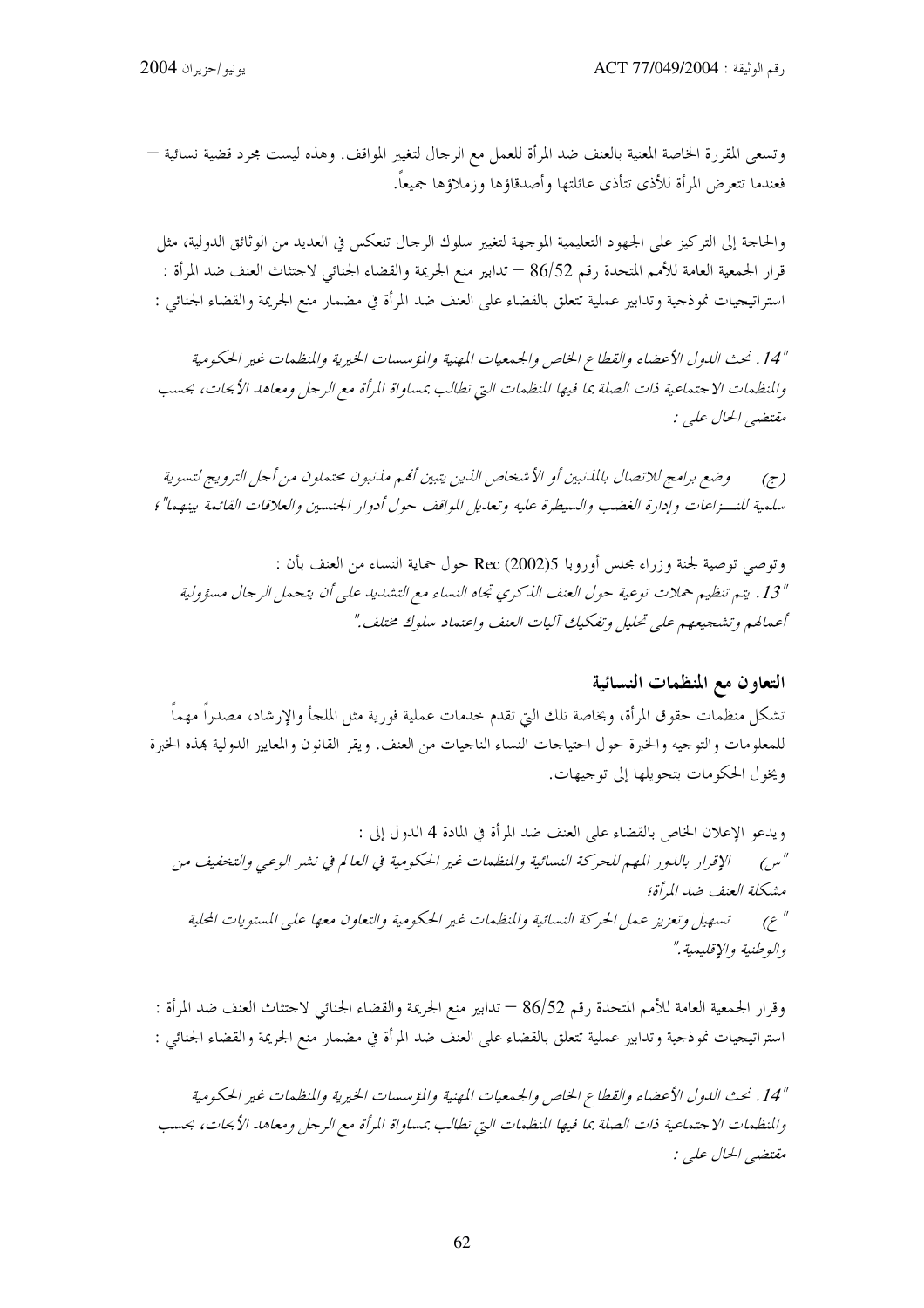وتسعى المقررة الخاصة المعنية بالعنف ضد المرأة للعمل مع الرجال لتغيير المواقف. وهذه ليست مجرد قضية نسائية – فعندما تتعرض المرأة للأذى تتأذى عائلتها وأصدقاؤها وزملاؤها جميعاً.

والحاجة إلى التركيز على الجهود التعليمية الموجهة لتغيير سلوك الرجال تنعكس في العديد من الوثائق الدولية، مثل قرار الجمعية العامة للأمم المتحدة رقم 86/52 – تدابير منع الجريمة والقضاء الجنائي لاجتثاث العنف ضد المرأة : استراتيجيات نموذجية وتدابير عملية تتعلق بالقضاء على العنف ضد المرأة في مضمار منع الجريمة والقضاء الجنائي :

*"14. تحث الدول الأعضاء والقطاع الخاص والجمعيات المهنية والمؤسسات الخيرية والمنظمات غير الحكومية والمنظمات الاجتماعية ذات الصلة بما فيها المنظمات التي تطالب بمساواة المرأة مع الرجل ومعاهد الأبحاث، بحسب مقتضى الحال على :*

*(ج) وضع برامج للاتصال بالمذنبين أو الأشخاص الذين يتبين أنهم مذنبون محتملون من أجل الترويج لتسوية سلمية للنـــزاعات وإدارة الغضب والسيطرة عليه وتعديل المواقف حول أدوار الجنسين والعلاقات القائمة بينهما"؛*

وتوصي توصية لجنة وزراء مجلس أوروبا Rec (2002)5 حول حماية النساء من العنف بأن :

*"13. يتم تنظيم حملات توعية حول العنف الذكري تجاه النساء مع التشديد على أن يتحمل الرجال مسؤولية أعمالهم وتشجيعهم على تحليل وتفكيك آليات العنف واعتماد سلوك مختلف."*

### التعاون مع المنظمات النسائية

تشكل منظمات حقوق المرأة، وبخاصة تلك التي تقدم خدمات عملية فورية مثل الملجأ والإرشاد، مصدراً مهماً للمعلومات والتوجيه والخبرة حول احتياجات النساء الناجيات من العنف. ويقر القانون والمعايير الدولية بهذه الخبرة ويخول الحكومات بتحويلها إلى توجيهات.

ويدعو الإعلان الخاص بالقضاء على العنف ضد المرأة في المادة 4 الدول إلى :

*"س) الإقرار بالدور المهم للحركة النسائية والمنظمات غير الحكومية في العالم في نشر الوعي والتخفيف من مشكلة العنف ضد المرأة؛*

*" ع) تسهيل وتعزيز عمل الحركة النسائية والمنظمات غير الحكومية والتعاون معها على المستويات المحلية والوطنية والإقليمية."*

وقرار الجمعية العامة للأمم المتحدة رقم 86/52 – تدابير منع الجريمة والقضاء الجنائي لاجتثاث العنف ضد المرأة : استراتيجيات نموذجية وتدابير عملية تتعلق بالقضاء على العنف ضد المرأة في مضمار منع الجريمة والقضاء الجنائي :

*"14. تحث الدول الأعضاء والقطاع الخاص والجمعيات المهنية والمؤسسات الخيرية والمنظمات غير الحكومية والمنظمات الاجتماعية ذات الصلة بما فيها المنظمات التي تطالب بمساواة المرأة مع الرجل ومعاهد الأبحاث، بحسب مقتضى الحال على :*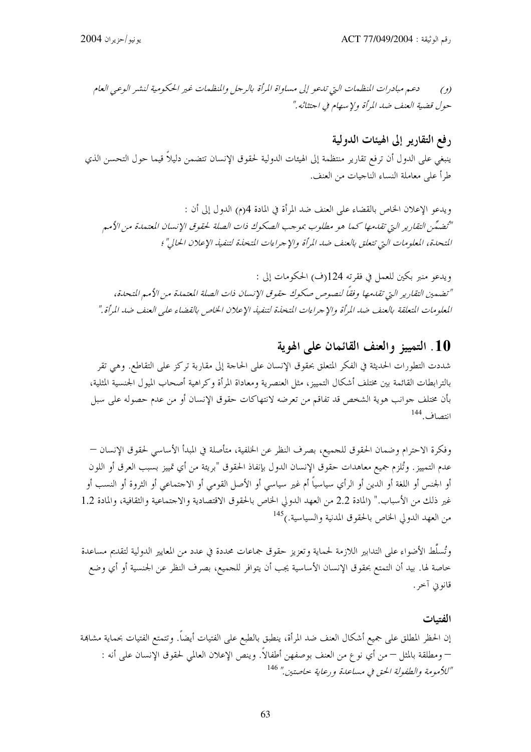*(و) دعم مبادرات المنظمات التي تدعو إلى مساواة المرأة بالرجل والمنظمات غير الحكومية لنشر الوعي العام حول قضية العنف ضد المرأة وللإسهام في اجتثاثه."*

### رفع التقارير إلى الهيئات الدولية

ينبغي على الدول أن ترفع تقارير منتظمة إلى الهيئات الدولية لحقوق الإنسان تتضمن دليلاً قيماً حول التحسن الذي طرأ على معاملة النساء الناجيات من العنف.

ويدعو الإعلان الخاص بالقضاء على العنف ضد المرأة في المادة 4(م) الدول إلى أن :
*"تُضمِّن التقارير التي تقدمها كما هو مطلوب بموجب الصكوك ذات الصلة لحقوق الإنسان المعتمدة من الأمم المتحدة، المعلومات التي تتعلق بالعنف ضد المرأة والإجراءات المتخذة لتنفيذ الإعلان الحالي"؛*

ويدعو منبر بكين للعمل في فقرته 124(ف) الحكومات إلى :
*"تضمين التقارير التي تقدمها وفقاً لنصوص صكوك حقوق الإنسان ذات الصلة المعتمدة من الأمم المتحدة، المعلومات المتعلقة بالعنف ضد المرأة والإجراءات المتخذة لتنفيذ الإعلان الخاص بالقضاء على العنف ضد المرأة."*

## 10. التمييز والعنف القائمان على الهوية

شددت التطورات الحديثة في الفكر المتعلق بحقوق الإنسان على الحاجة إلى مقاربة تركز على التقاطع. وهي تقر بالترابطات القائمة بين مختلف أشكال التمييز، مثل العنصرية ومعاداة المرأة وكراهية أصحاب الميول الجنسية المثلية، بأن مختلف جوانب هوية الشخص قد تفاقم من تعرضه لانتهاكات حقوق الإنسان أو من عدم حصوله على سبل انتصاف.[144]

وفكرة الاحترام وضمان الحقوق للجميع، بصرف النظر عن الخلفية، متأصلة في المبدأ الأساسي لحقوق الإنسان – عدم التمييز. وتُلزم جميع معاهدات حقوق الإنسان الدول بإنفاذ الحقوق "بريئة من أي تمييز بسبب العرق أو اللون أو الجنس أو اللغة أو الدين أو الرأي سياسياً أم غير سياسي أو الأصل القومي أو الاجتماعي أو الثروة أو النسب أو غير ذلك من الأسباب." (المادة 2.2 من العهد الدولي الخاص بالحقوق الاقتصادية والاجتماعية والثقافية، والمادة 1.2 من العهد الدولي الخاص بالحقوق المدنية والسياسية.)[145]

وتُسلَّط الأضواء على التدابير اللازمة لحماية وتعزيز حقوق جماعات محددة في عدد من المعايير الدولية لتقديم مساعدة خاصة لها. بيد أن التمتع بحقوق الإنسان الأساسية يجب أن يتوافر للجميع، بصرف النظر عن الجنسية أو أي وضع قانوني آخر.

### الفتيات

إن الحظر المطلق على جميع أشكال العنف ضد المرأة، ينطبق بالطبع على الفتيات أيضاً. وتتمتع الفتيات بحماية مشابهة – ومطلقة بالمثل – من أي نوع من العنف بوصفهن أطفالاً. وينص الإعلان العالمي لحقوق الإنسان على أنه :
*"للأمومة والطفولة الحق في مساعدة ورعاية خاصتين."* [146]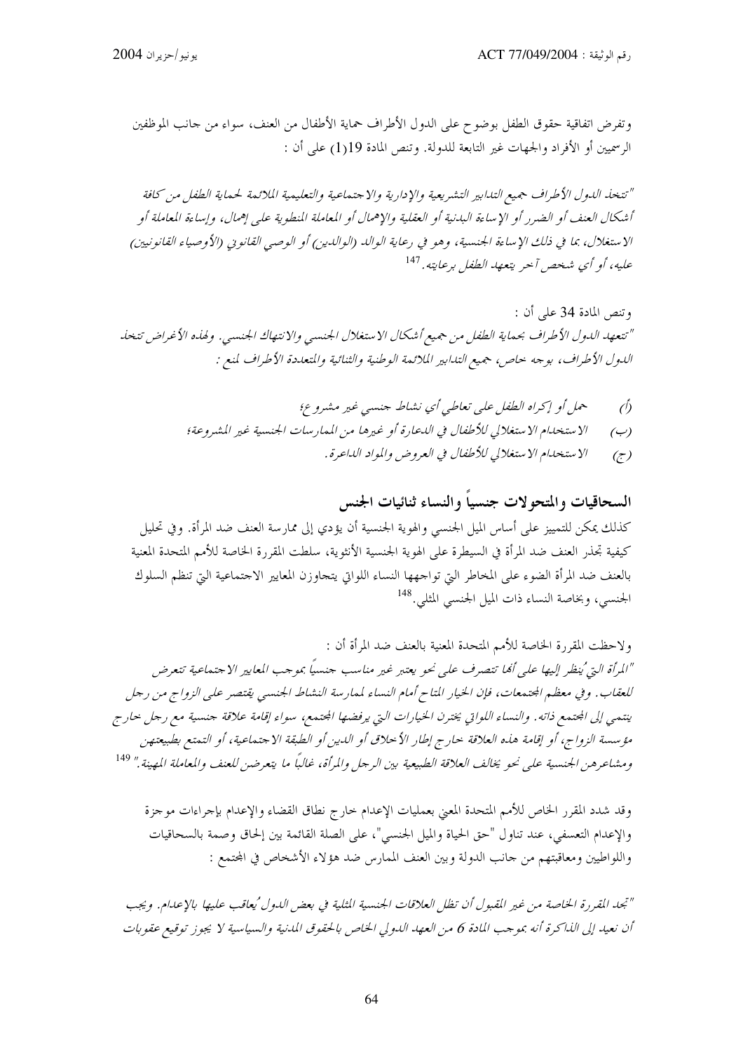وتفرض اتفاقية حقوق الطفل بوضوح على الدول الأطراف حماية الأطفال من العنف، سواء من جانب الموظفين الرسميين أو الأفراد والجهات غير التابعة للدولة. وتنص المادة 19(1) على أن :

*"تتخذ الدول الأطراف جميع التدابير التشريعية والإدارية والاجتماعية والتعليمية الملائمة لحماية الطفل من كافة أشكال العنف أو الضرر أو الإساءة البدنية أو العقلية والإهمال أو المعاملة المنطوية على إهمال، وإساءة المعاملة أو الاستغلال، بما في ذلك الإساءة الجنسية، وهو في رعاية الوالد (الوالدين) أو الوصي القانوني (الأوصياء القانونيين) عليه، أو أي شخص آخر يتعهد الطفل برعايته.*[147]

وتنص المادة 34 على أن :

*"تتعهد الدول الأطراف بحماية الطفل من جميع أشكال الاستغلال الجنسي والانتهاك الجنسي. ولهذه الأغراض تتخذ الدول الأطراف، بوجه خاص، جميع التدابير الملائمة الوطنية والثنائية والمتعددة الأطراف لمنع :*

*(أ) حمل أو إكراه الطفل على تعاطي أي نشاط جنسي غير مشروع؛*
*(ب) الاستخدام الاستغلالي للأطفال في الدعارة أو غيرها من الممارسات الجنسية غير المشروعة؛*
*(ج) الاستخدام الاستغلالي للأطفال في العروض والمواد الداعرة.*

## السحاقيات والمتحولات جنسياً والنساء ثنائيات الجنس

كذلك يمكن للتمييز على أساس الميل الجنسي والهوية الجنسية أن يؤدي إلى ممارسة العنف ضد المرأة. وفي تحليل كيفية تجذر العنف ضد المرأة في السيطرة على الهوية الجنسية الأنثوية، سلطت المقررة الخاصة للأمم المتحدة المعنية بالعنف ضد المرأة الضوء على المخاطر التي تواجهها النساء اللواتي يتجاوزن المعايير الاجتماعية التي تنظم السلوك الجنسي، وبخاصة النساء ذات الميل الجنسي المثلي.[148]

ولاحظت المقررة الخاصة للأمم المتحدة المعنية بالعنف ضد المرأة أن :

*"المرأة التي يُنظر إليها على أنها تتصرف على نحو يعتبر غير مناسب جنسياً بموجب المعايير الاجتماعية تتعرض للعقاب. وفي معظم المجتمعات، فإن الخيار المتاح أمام النساء لممارسة النشاط الجنسي يقتصر على الزواج من رجل ينتمي إلى المجتمع ذاته. والنساء اللواتي يخترن الخيارات التي يرفضها المجتمع، سواء إقامة علاقة جنسية مع رجل خارج مؤسسة الزواج، أو إقامة هذه العلاقة خارج إطار الأخلاق أو الدين أو الطبقة الاجتماعية، أو التمتع بطبيعتهن ومشاعرهن الجنسية على نحو يخالف العلاقة الطبيعية بين الرجل والمرأة، غالباً ما يتعرضن للعنف والمعاملة المهينة."*[149]

وقد شدد المقرر الخاص للأمم المتحدة المعني بعمليات الإعدام خارج نطاق القضاء والإعدام بإجراءات موجزة والإعدام التعسفي، عند تناول "حق الحياة والميل الجنسي"، على الصلة القائمة بين إلحاق وصمة بالسحاقيات واللواطيين ومعاقبتهم من جانب الدولة وبين العنف الممارس ضد هؤلاء الأشخاص في المجتمع :

*"تجد المقررة الخاصة من غير المقبول أن تظل العلاقات الجنسية المثلية في بعض الدول يُعاقب عليها بالإعدام. ويجب أن نعيد إلى الذاكرة أنه بموجب المادة 6 من العهد الدولي الخاص بالحقوق المدنية والسياسية لا يجوز توقيع عقوبات*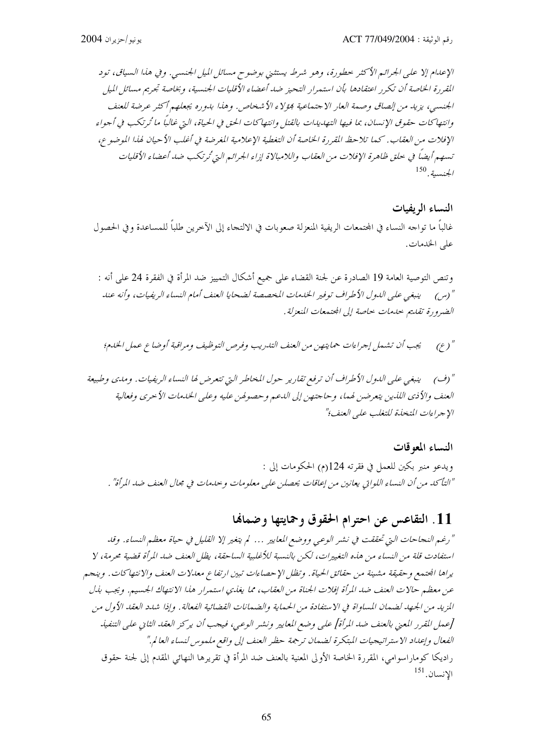*الإعدام إلا على الجرائم الأكثر خطورة، وهو شرط يستثني بوضوح مسائل الميل الجنسي. وفي هذا السياق، تود المقررة الخاصة أن تكرر اعتقادها بأن استمرار التحيز ضد أعضاء الأقليات الجنسية، وبخاصة تجريم مسائل الميل الجنسي، يزيد من إلصاق وصمة العار الاجتماعية بهؤلاء الأشخاص. وهذا بدوره يجعلهم أكثر عرضة للعنف وانتهاكات حقوق الإنسان، بما فيها التهديدات بالقتل وانتهاكات الحق في الحياة، التي غالباً ما تُرتكب في أجواء الإفلات من العقاب. كما تلاحظ المقررة الخاصة أن التغطية الإعلامية المغرضة في أغلب الأحيان لهذا الموضوع، تسهم أيضاً في خلق ظاهرة الإفلات من العقاب واللامبالاة إزاء الجرائم التي تُرتكب ضد أعضاء الأقليات الجنسية.*[150]

### النساء الريفيات

غالباً ما تواجه النساء في المجتمعات الريفية المنعزلة صعوبات في الالتجاء إلى الآخرين طلباً للمساعدة وفي الحصول على الخدمات.

وتنص التوصية العامة 19 الصادرة عن لجنة القضاء على جميع أشكال التمييز ضد المرأة في الفقرة 24 على أنه :

*"(س) ينبغي على الدول الأطراف توفير الخدمات المخصصة لضحايا العنف أمام النساء الريفيات، وأنه عند الضرورة تقديم خدمات خاصة إلى المجتمعات المنعزلة.*

*"(ع) يجب أن تشمل إجراءات حمايتهن من العنف التدريب وفرص التوظيف ومراقبة أوضاع عمل الخدم؛*

*"(ف) ينبغي على الدول الأطراف أن ترفع تقارير حول المخاطر التي تتعرض لها النساء الريفيات. ومدى وطبيعة العنف والأذى اللذين يتعرضن لهما، وحاجتهن إلى الدعم وحصولهن عليه وعلى الخدمات الأخرى وفعالية الإجراءات المتخذة للتغلب على العنف؛"*

### النساء المعوقات

ويدعو منبر بكين للعمل في فقرته 124(م) الحكومات إلى :

*"التأكد من أن النساء اللواتي يعانين من إعاقات يحصلن على معلومات وخدمات في مجال العنف ضد المرأة".*

## 11. التقاعس عن احترام الحقوق وحمايتها وضمانها

*"رغم النجاحات التي تحققت في نشر الوعي ووضع المعايير ... لم يتغير إلا القليل في حياة معظم النساء. وقد استفادت قلة من النساء من هذه التغييرات، لكن بالنسبة للأغلبية الساحقة، يظل العنف ضد المرأة قضية محرمة، لا يراها المجتمع وحقيقة مشينة من حقائق الحياة. وتظل الإحصاءات تبين ارتفاع معدلات العنف والانتهاكات. وينجم عن معظم حالات العنف ضد المرأة إفلات الجناة من العقاب، مما يغذي استمرار هذا الانتهاك الجسيم. ويجب بذل المزيد من الجهد لضمان المساواة في الاستفادة من الحماية والضمانات القضائية الفعالة. وإذا شدد العقد الأول من [عمل المقرر المعني بالعنف ضد المرأة] على وضع المعايير ونشر الوعي، فيجب أن يركز العقد الثاني على التنفيذ الفعال وإعداد الاستراتيجيات المبتكرة لضمان ترجمة حظر العنف إلى واقع ملموس لنساء العالم."*

راديكا كوماراسوامي، المقررة الخاصة الأولى المعنية بالعنف ضد المرأة في تقريرها النهائي المقدم إلى لجنة حقوق الإنسان.[151]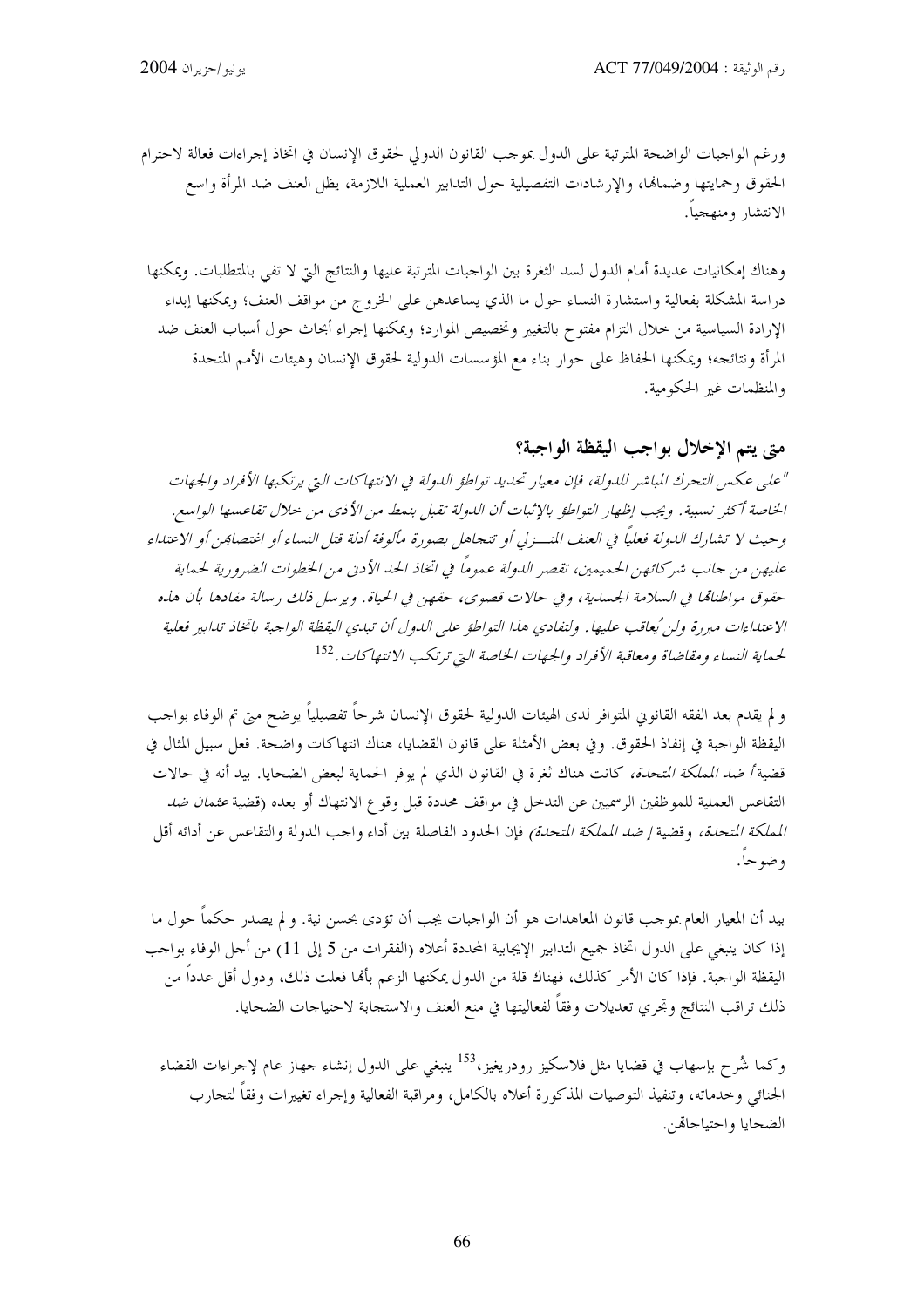ورغم الواجبات الواضحة المترتبة على الدول بموجب القانون الدولي لحقوق الإنسان في اتخاذ إجراءات فعالة لاحترام الحقوق وحمايتها وضمانها، والإرشادات التفصيلية حول التدابير العملية اللازمة، يظل العنف ضد المرأة واسع الانتشار ومنهجياً.

وهناك إمكانيات عديدة أمام الدول لسد الثغرة بين الواجبات المترتبة عليها والنتائج التي لا تفي بالمتطلبات. ويمكنها دراسة المشكلة بفعالية واستشارة النساء حول ما الذي يساعدهن على الخروج من مواقف العنف؛ ويمكنها إبداء الإرادة السياسية من خلال التزام مفتوح بالتغيير وتخصيص الموارد؛ ويمكنها إجراء أبحاث حول أسباب العنف ضد المرأة ونتائجه؛ ويمكنها الحفاظ على حوار بناء مع المؤسسات الدولية لحقوق الإنسان وهيئات الأمم المتحدة والمنظمات غير الحكومية.

### متى يتم الإخلال بواجب اليقظة الواجبة؟

*"على عكس التحرك المباشر للدولة، فإن معيار تحديد تواطؤ الدولة في الانتهاكات التي يرتكبها الأفراد والجهات الخاصة أكثر نسبية. ويجب إظهار التواطؤ بالإثبات أن الدولة تقبل بنمط من الأذى من خلال تقاعسها الواسع. وحيث لا تشارك الدولة فعلياً في العنف المنـزلي أو تتجاهل بصورة مألوفة أدلة قتل النساء أو اغتصابهن أو الاعتداء عليهن من جانب شركائهن الحميمين، تقصر الدولة عموماً في اتخاذ الحد الأدنى من الخطوات الضرورية لحماية حقوق مواطناتها في السلامة الجسدية، وفي حالات قصوى، حقهن في الحياة. ويرسل ذلك رسالة مفادها بأن هذه الاعتداءات مبررة ولن يُعاقب عليها. ولتفادي هذا التواطؤ على الدول أن تبدي اليقظة الواجبة باتخاذ تدابير فعلية لحماية النساء ومقاضاة ومعاقبة الأفراد والجهات الخاصة التي ترتكب الانتهاكات."*[152]

ولم يقدم بعد الفقه القانوني المتوافر لدى الهيئات الدولية لحقوق الإنسان شرحاً تفصيلياً يوضح متى تم الوفاء بواجب اليقظة الواجبة في إنفاذ الحقوق. وفي بعض الأمثلة على قانون القضايا، هناك انتهاكات واضحة. فعلى سبيل المثال في قضية *أ ضد المملكة المتحدة*، كانت هناك ثغرة في القانون الذي لم يوفر الحماية لبعض الضحايا. بيد أنه في حالات التقاعس العملية للموظفين الرسميين عن التدخل في مواقف محددة قبل وقوع الانتهاك أو بعده (قضية *عثمان ضد المملكة المتحدة*، وقضية *إ ضد المملكة المتحدة*) فإن الحدود الفاصلة بين أداء واجب الدولة والتقاعس عن أدائه أقل وضوحاً.

بيد أن المعيار العام بموجب قانون المعاهدات هو أن الواجبات يجب أن تؤدى بحسن نية. ولم يصدر حكماً حول ما إذا كان ينبغي على الدول اتخاذ جميع التدابير الإيجابية المحددة أعلاه (الفقرات من 5 إلى 11) من أجل الوفاء بواجب اليقظة الواجبة. فإذا كان الأمر كذلك، فهناك قلة من الدول يمكنها الزعم بأنها فعلت ذلك، ودول أقل عدداً من ذلك تراقب النتائج وتجري تعديلات وفقاً لفعاليتها في منع العنف والاستجابة لاحتياجات الضحايا.

وكما شُرح بإسهاب في قضايا مثل فلاسكيز رودريغيز،[153] ينبغي على الدول إنشاء جهاز عام لإجراءات القضاء الجنائي وخدماته، وتنفيذ التوصيات المذكورة أعلاه بالكامل، ومراقبة الفعالية وإجراء تغييرات وفقاً لتجارب الضحايا واحتياجاتهن.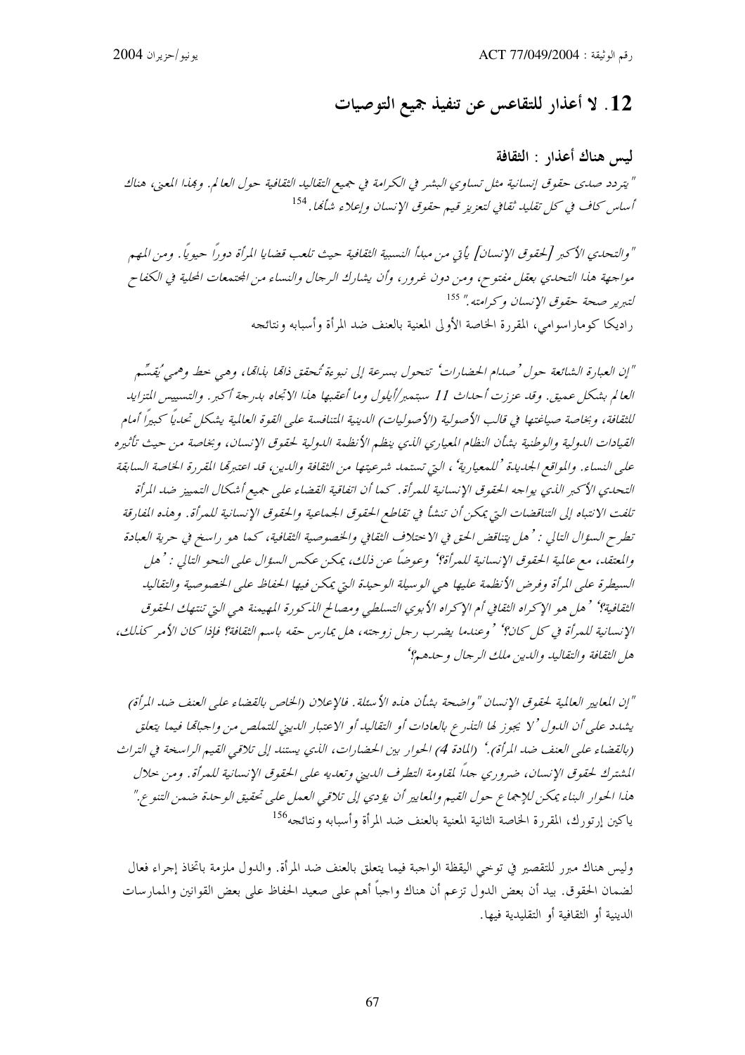## 12. لا أعذار للتقاعس عن تنفيذ جميع التوصيات

### ليس هناك أعذار : الثقافة

*"يتردد صدى حقوق إنسانية مثل تساوي البشر في الكرامة في جميع التقاليد الثقافية حول العالم. وبهذا المعنى، هناك أساس كافٍ في كل تقليد ثقافي لتعزيز قيم حقوق الإنسان وإعلاء شأنها.*[154]

*"والتحدي الأكبر [لحقوق الإنسان] يأتي من مبدأ النسبية الثقافية حيث تلعب قضايا المرأة دوراً حيوياً. ومن المهم مواجهة هذا التحدي بعقل مفتوح، ومن دون غرور، وأن يشارك الرجال والنساء من المجتمعات المحلية في الكفاح لتبرير صحة حقوق الإنسان وكرامته."* [155]

راديكا كوماراسوامي، المقررة الخاصة الأولى المعنية بالعنف ضد المرأة وأسبابه ونتائجه

*"إن العبارة الشائعة حول 'صدام الحضارات' تتحول بسرعة إلى نبوءة تُحقق ذاتها بذاتها، وهي خط وهمي يُقسِّم العالم بشكل عميق. وقد عززت أحداث 11 سبتمبر/أيلول وما أعقبها هذا الاتجاه بدرجة أكبر. والتسييس المتزايد للثقافة، وبخاصة صياغتها في قالب الأصولية (الأصوليات) الدينية المتنافسة على القوة العالمية يشكل تحدياً كبيراً أمام القيادات الدولية والوطنية بشأن النظام المعياري الذي ينظم الأنظمة الدولية لحقوق الإنسان، وبخاصة من حيث تأثيره على النساء. والمواقع الجديدة 'للمعيارية'، التي تستمد شرعيتها من الثقافة والدين، قد اعتبرتها المقررة الخاصة السابقة التحدي الأكبر الذي يواجه الحقوق الإنسانية للمرأة. كما أن اتفاقية القضاء على جميع أشكال التمييز ضد المرأة تلفت الانتباه إلى التناقضات التي يمكن أن تنشأ في تقاطع الحقوق الجماعية والحقوق الإنسانية للمرأة. وهذه المفارقة تطرح السؤال التالي : 'هل يتناقض الحق في الاختلاف الثقافي والخصوصية الثقافية، كما هو راسخ في حرية العبادة والمعتقد، مع عالمية الحقوق الإنسانية للمرأة؟' وعوضاً عن ذلك، يمكن عكس السؤال على النحو التالي : 'هل السيطرة على المرأة وفرض الأنظمة عليها هي الوسيلة الوحيدة التي يمكن فيها الحفاظ على الخصوصية والتقاليد الثقافية؟' 'هل هو الإكراه الثقافي أم الإكراه الأبوي التسلطي ومصالح الذكورة المهيمنة هي التي تنتهك الحقوق الإنسانية للمرأة في كل كان؟' 'وعندما يضرب رجل زوجته، هل يمارس حقه باسم الثقافة؟ فإذا كان الأمر كذلك، هل الثقافة والتقاليد والدين ملك الرجال وحدهم؟'*

*"إن المعايير العالمية لحقوق الإنسان "واضحة بشأن هذه الأسئلة. فالإعلان (الخاص بالقضاء على العنف ضد المرأة) يشدد على أن الدول 'لا يجوز لها التذرع بالعادات أو التقاليد أو الاعتبار الديني للتملص من واجباتها فيما يتعلق (بالقضاء على العنف ضد المرأة).' (المادة 4) الحوار بين الحضارات، الذي يستند إلى تلاقي القيم الراسخة في التراث المشترك لحقوق الإنسان، ضروري جداً لمقاومة التطرف الديني وتعديه على الحقوق الإنسانية للمرأة. ومن خلال هذا الحوار البناء يمكن للإجماع حول القيم والمعايير أن يؤدي إلى تلاقي العمل على تحقيق الوحدة ضمن التنوع."*

ياكين إرتورك، المقررة الخاصة الثانية المعنية بالعنف ضد المرأة وأسبابه ونتائجه[156]

وليس هناك مبرر للتقصير في توخي اليقظة الواجبة فيما يتعلق بالعنف ضد المرأة. والدول ملزمة باتخاذ إجراء فعال لضمان الحقوق. بيد أن بعض الدول تزعم أن هناك واجباً أهم على صعيد الحفاظ على بعض القوانين والممارسات الدينية أو الثقافية أو التقليدية فيها.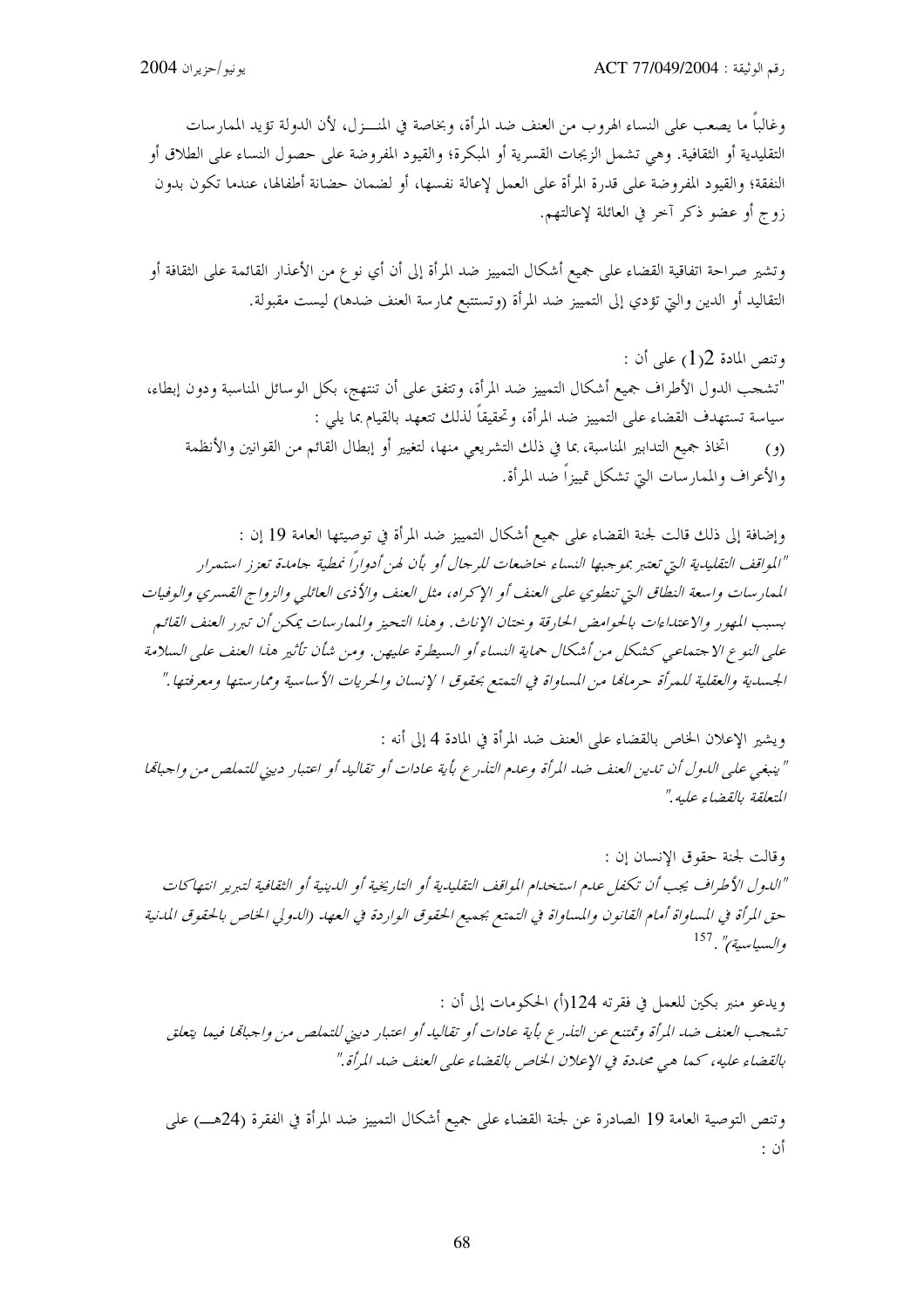وغالباً ما يصعب على النساء الهروب من العنف ضد المرأة، وبخاصة في المنـــزل، لأن الدولة تؤيد الممارسات التقليدية أو الثقافية. وهي تشمل الزيجات القسرية أو المبكرة؛ والقيود المفروضة على حصول النساء على الطلاق أو النفقة؛ والقيود المفروضة على قدرة المرأة على العمل لإعالة نفسها، أو لضمان حضانة أطفالها، عندما تكون بدون زوج أو عضو ذكر آخر في العائلة لإعالتهم.

وتشير صراحة اتفاقية القضاء على جميع أشكال التمييز ضد المرأة إلى أن أي نوع من الأعذار القائمة على الثقافة أو التقاليد أو الدين والتي تؤدي إلى التمييز ضد المرأة (وتستتبع ممارسة العنف ضدها) ليست مقبولة.

وتنص المادة 2(1) على أن :

"تشجب الدول الأطراف جميع أشكال التمييز ضد المرأة، وتتفق على أن تنتهج، بكل الوسائل المناسبة ودون إبطاء، سياسة تستهدف القضاء على التمييز ضد المرأة، وتحقيقاً لذلك تتعهد بالقيام بما يلي :

(و) اتخاذ جميع التدابير المناسبة، بما في ذلك التشريعي منها، لتغيير أو إبطال القائم من القوانين والأنظمة والأعراف والممارسات التي تشكل تمييزاً ضد المرأة.

وإضافة إلى ذلك قالت لجنة القضاء على جميع أشكال التمييز ضد المرأة في توصيتها العامة 19 إن :

*"المواقف التقليدية التي تعتبر بموجبها النساء خاضعات للرجال أو بأن لهن أدواراً نمطية جامدة تعزز استمرار الممارسات واسعة النطاق التي تنطوي على العنف أو الإكراه، مثل العنف والأذى العائلي والزواج القسري والوفيات بسبب المهور والاعتداءات بالحوامض الحارقة وختان الإناث. وهذا التحيز والممارسات يمكن أن تبرر العنف القائم على النوع الاجتماعي كشكل من أشكال حماية النساء أو السيطرة عليهن. ومن شأن تأثير هذا العنف على السلامة الجسدية والعقلية للمرأة حرمانها من المساواة في التمتع بحقوق ا لإنسان والحريات الأساسية وممارستها ومعرفتها."*

ويشير الإعلان الخاص بالقضاء على العنف ضد المرأة في المادة 4 إلى أنه :

*"ينبغي على الدول أن تدين العنف ضد المرأة وعدم التذرع بأية عادات أو تقاليد أو اعتبار ديني للتملص من واجباتها المتعلقة بالقضاء عليه."*

وقالت لجنة حقوق الإنسان إن :

*"الدول الأطراف يجب أن تكفل عدم استخدام المواقف التقليدية أو التاريخية أو الدينية أو الثقافية لتبرير انتهاكات حق المرأة في المساواة أمام القانون والمساواة في التمتع بجميع الحقوق الواردة في العهد (الدولي الخاص بالحقوق المدنية والسياسية)".* [157]

ويدعو منبر بكين للعمل في فقرته 124(أ) الحكومات إلى أن :

*تشجب العنف ضد المرأة وتمتنع عن التذرع بأية عادات أو تقاليد أو اعتبار ديني للتملص من واجباتها فيما يتعلق بالقضاء عليه، كما هي محددة في الإعلان الخاص بالقضاء على العنف ضد المرأة."*

وتنص التوصية العامة 19 الصادرة عن لجنة القضاء على جميع أشكال التمييز ضد المرأة في الفقرة (24هـ) على أن :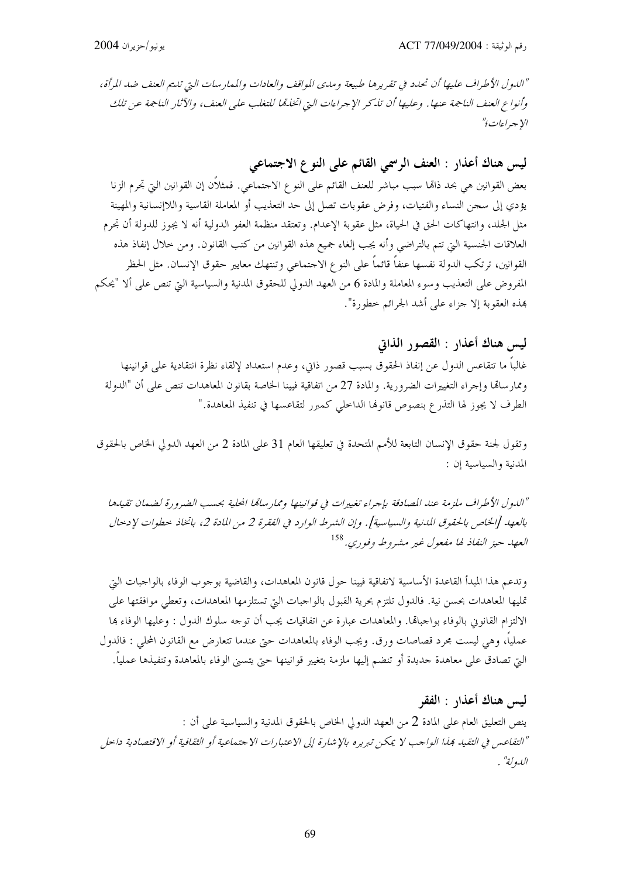*"الدول الأطراف عليها أن تحدد في تقريرها طبيعة ومدى المواقف والعادات والممارسات التي تديم العنف ضد المرأة، وأنواع العنف الناجمة عنها. وعليها أن تذكر الإجراءات التي اتخذتها للتغلب على العنف، والآثار الناجمة عن تلك الإجراءات؛"*

## ليس هناك أعذار : العنف الرسمي القائم على النوع الاجتماعي

بعض القوانين هي بحد ذاتها سبب مباشر للعنف القائم على النوع الاجتماعي. فمثلاً إن القوانين التي تجرم الزنا يؤدي إلى سجن النساء والفتيات، وفرض عقوبات تصل إلى حد التعذيب أو المعاملة القاسية واللاإنسانية والمهينة مثل الجلد، وانتهاكات الحق في الحياة، مثل عقوبة الإعدام. وتعتقد منظمة العفو الدولية أنه لا يجوز للدولة أن تجرم العلاقات الجنسية التي تتم بالتراضي وأنه يجب إلغاء جميع هذه القوانين من كتب القانون. ومن خلال إنفاذ هذه القوانين، ترتكب الدولة نفسها عنفاً قائماً على النوع الاجتماعي وتنتهك معايير حقوق الإنسان. مثل الحظر المفروض على التعذيب وسوء المعاملة والمادة 6 من العهد الدولي للحقوق المدنية والسياسية التي تنص على ألا "يحكم بهذه العقوبة إلا جزاء على أشد الجرائم خطورة".

## ليس هناك أعذار : القصور الذاتي

غالباً ما تتقاعس الدول عن إنفاذ الحقوق بسبب قصور ذاتي، وعدم استعداد لإلقاء نظرة انتقادية على قوانينها وممارساتها وإجراء التغييرات الضرورية. والمادة 27 من اتفاقية فيينا الخاصة بقانون المعاهدات تنص على أن "الدولة الطرف لا يجوز لها التذرع بنصوص قانونها الداخلي كمبرر لتقاعسها في تنفيذ المعاهدة."

وتقول لجنة حقوق الإنسان التابعة للأمم المتحدة في تعليقها العام 31 على المادة 2 من العهد الدولي الخاص بالحقوق المدنية والسياسية إن :

*"الدول الأطراف ملزمة عند المصادقة بإجراء تغييرات في قوانينها وممارساتها المحلية بحسب الضرورة لضمان تقيدها بالعهد [الخاص بالحقوق المدنية والسياسية]. وإن الشرط الوارد في الفقرة 2 من المادة 2، باتخاذ خطوات لإدخال العهد حيز النفاذ لها مفعول غير مشروط وفوري.*[158]

وتدعم هذا المبدأ القاعدة الأساسية لاتفاقية فيينا حول قانون المعاهدات، والقاضية بوجوب الوفاء بالواجبات التي تمليها المعاهدات بحسن نية. فالدول تلتزم بحرية القبول بالواجبات التي تستلزمها المعاهدات، وتعطي موافقتها على الالتزام القانوني بالوفاء بواجباتها. والمعاهدات عبارة عن اتفاقيات يجب أن توجه سلوك الدول : وعليها الوفاء بها عملياً، وهي ليست مجرد قصاصات ورق. ويجب الوفاء بالمعاهدات حتى عندما تتعارض مع القانون المحلي : فالدول التي تصادق على معاهدة جديدة أو تنضم إليها ملزمة بتغيير قوانينها حتى يتسنى الوفاء بالمعاهدة وتنفيذها عملياً.

## ليس هناك أعذار : الفقر

ينص التعليق العام على المادة 2 من العهد الدولي الخاص بالحقوق المدنية والسياسية على أن :

*"التقاعس في التقيد بهذا الواجب لا يمكن تبريره بالإشارة إلى الاعتبارات الاجتماعية أو الثقافية أو الاقتصادية داخل الدولة".*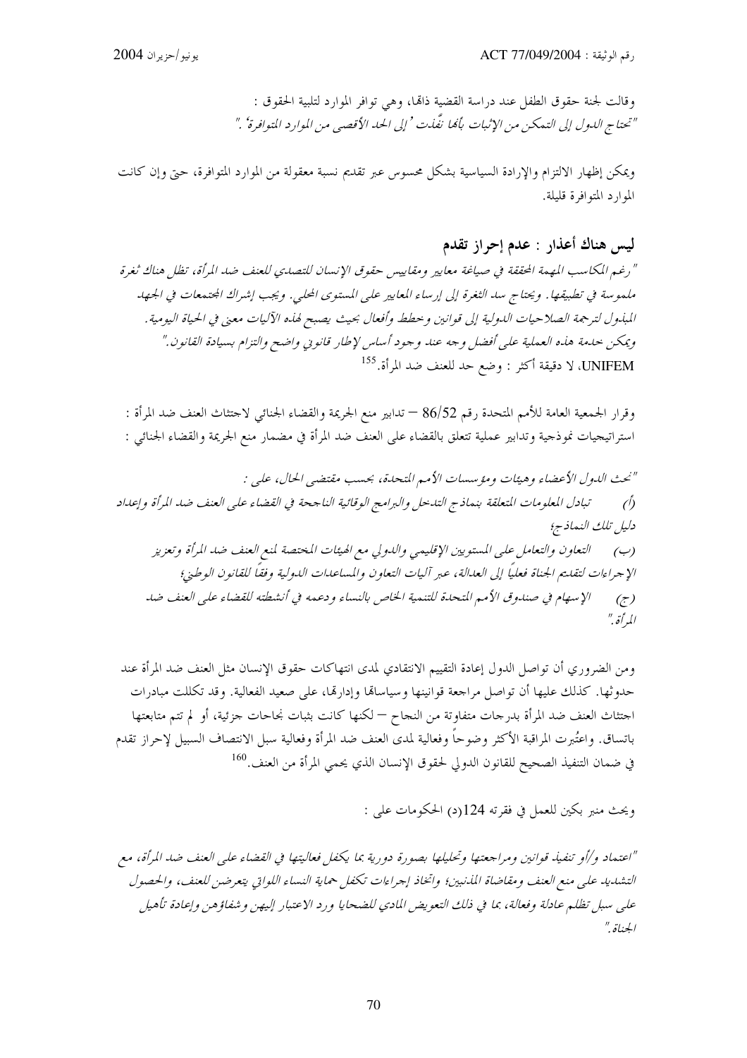وقالت لجنة حقوق الطفل عند دراسة القضية ذاتها، وهي توافر الموارد لتلبية الحقوق :
*"تحتاج الدول إلى التمكن من الإثبات بأنها نفّذت ' إلى الحد الأقصى من الموارد المتوافرة' ."*

ويمكن إظهار الالتزام والإرادة السياسية بشكل محسوس عبر تقديم نسبة معقولة من الموارد المتوافرة، حتى وإن كانت الموارد المتوافرة قليلة.

## ليس هناك أعذار : عدم إحراز تقدم

*"رغم المكاسب المهمة المحققة في صياغة معايير ومقاييس حقوق الإنسان للتصدي للعنف ضد المرأة، تظل هناك ثغرة ملموسة في تطبيقها. ويحتاج سد الثغرة إلى إرساء المعايير على المستوى المحلي. ويجب إشراك المجتمعات في الجهد المبذول لترجمة الصلاحيات الدولية إلى قوانين وخطط وأفعال بحيث يصبح لهذه الآليات معنى في الحياة اليومية. ويمكن خدمة هذه العملية على أفضل وجه عند وجود أساس لإطار قانوني واضح والتزام بسيادة القانون."*
UNIFEM، لا دقيقة أكثر : وضع حد للعنف ضد المرأة.[155]

وقرار الجمعية العامة للأمم المتحدة رقم 86/52 – تدابير منع الجريمة والقضاء الجنائي لاجتثاث العنف ضد المرأة : استراتيجيات نموذجية وتدابير عملية تتعلق بالقضاء على العنف ضد المرأة في مضمار منع الجريمة والقضاء الجنائي :

*"تحث الدول الأعضاء وهيئات ومؤسسات الأمم المتحدة، بحسب مقتضى الحال، على :*
*(أ) تبادل المعلومات المتعلقة بنماذج التدخل والبرامج الوقائية الناجحة في القضاء على العنف ضد المرأة وإعداد دليل تلك النماذج؛*
*(ب) التعاون والتعامل على المستويين الإقليمي والدولي مع الهيئات المختصة لمنع العنف ضد المرأة وتعزيز الإجراءات لتقديم الجناة فعلياً إلى العدالة، عبر آليات التعاون والمساعدات الدولية وفقاً للقانون الوطني؛*
*(ج) الإسهام في صندوق الأمم المتحدة للتنمية الخاص بالنساء ودعمه في أنشطته للقضاء على العنف ضد المرأة."*

ومن الضروري أن تواصل الدول إعادة التقييم الانتقادي لمدى انتهاكات حقوق الإنسان مثل العنف ضد المرأة عند حدوثها. كذلك عليها أن تواصل مراجعة قوانينها وسياساتها وإدارتها، على صعيد الفعالية. وقد تكللت مبادرات اجتثاث العنف ضد المرأة بدرجات متفاوتة من النجاح – لكنها كانت بشات نجاحات جزئية، أو لم تتم متابعتها باتساق. واعتُبرت المراقبة الأكثر وضوحاً وفعالية لمدى العنف ضد المرأة وفعالية سبل الانتصاف السبيل لإحراز تقدم في ضمان التنفيذ الصحيح للقانون الدولي لحقوق الإنسان الذي يحمي المرأة من العنف.[160]

ويحث منبر بكين للعمل في فقرته 124(د) الحكومات على :

*"اعتماد و/أو تنفيذ قوانين ومراجعتها وتحليلها بصورة دورية بما يكفل فعاليتها في القضاء على العنف ضد المرأة، مع التشديد على منع العنف ومقاضاة المذنبين؛ واتخاذ إجراءات تكفل حماية النساء اللواتي يتعرضن للعنف، والحصول على سبل تظلم عادلة وفعالة، بما في ذلك التعويض المادي للضحايا ورد الاعتبار إليهن وشفاؤهن وإعادة تأهيل الجناة."*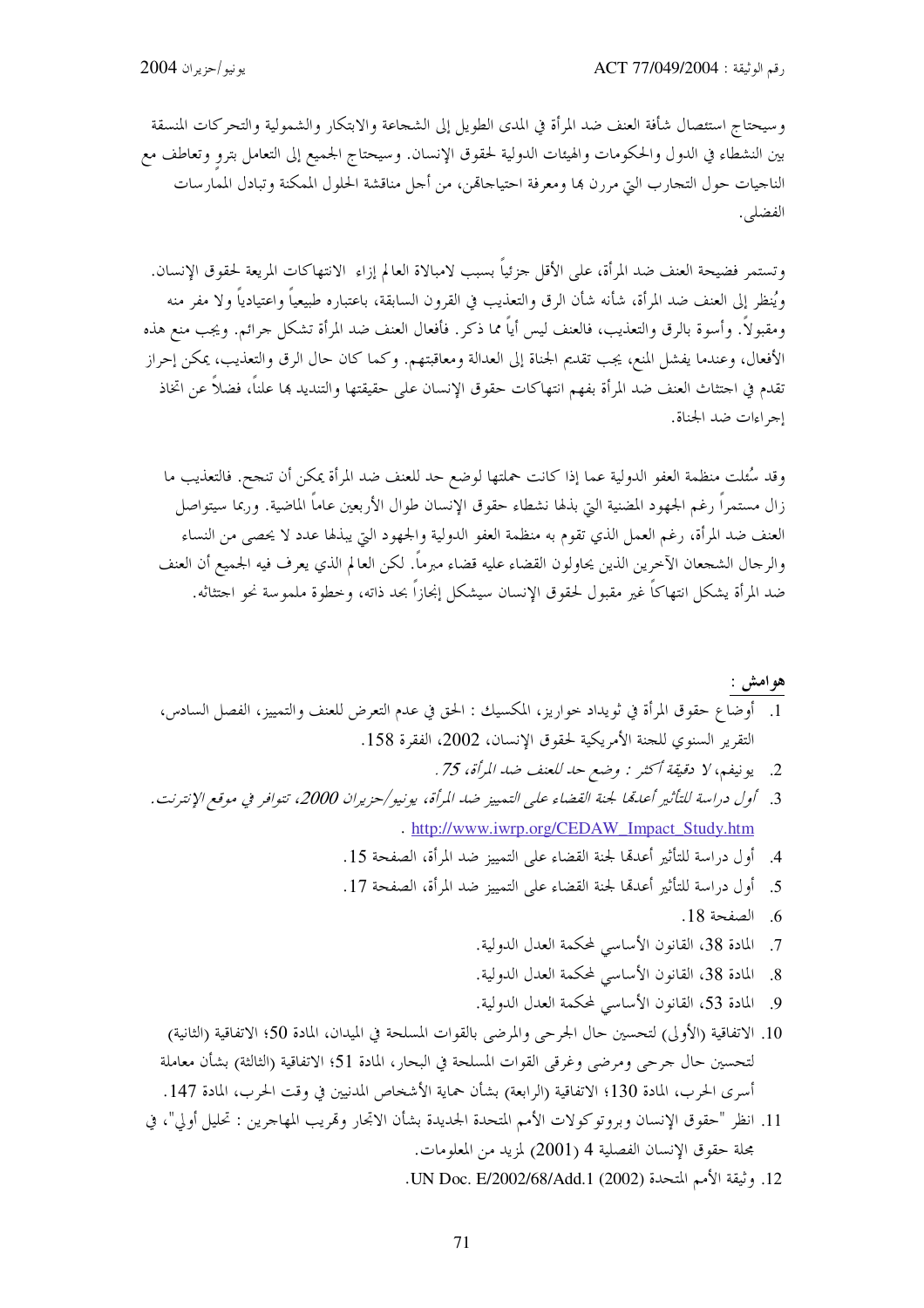وسيحتاج استئصال شأفة العنف ضد المرأة في المدى الطويل إلى الشجاعة والابتكار والشمولية والتحركات المنسقة بين النشطاء في الدول والحكومات والهيئات الدولية لحقوق الإنسان. وسيحتاج الجميع إلى التعامل بترو وتعاطف مع الناجيات حول التجارب التي مررن بها ومعرفة احتياجاتهن، من أجل مناقشة الحلول الممكنة وتبادل الممارسات الفضلى.

وتستمر فضيحة العنف ضد المرأة، على الأقل جزئياً بسبب لامبالاة العالم إزاء الانتهاكات المريعة لحقوق الإنسان. ويُنظر إلى العنف ضد المرأة، شأنه شأن الرق والتعذيب في القرون السابقة، باعتباره طبيعياً واعتيادياً ولا مفر منه ومقبولاً. وأسوة بالرق والتعذيب، فالعنف ليس أياً مما ذكر. فأفعال العنف ضد المرأة تشكل جرائم. ويجب منع هذه الأفعال، وعندما يفشل المنع، يجب تقديم الجناة إلى العدالة ومعاقبتهم. وكما كان حال الرق والتعذيب، يمكن إحراز تقدم في اجتثاث العنف ضد المرأة بفهم انتهاكات حقوق الإنسان على حقيقتها والتنديد بها علناً، فضلاً عن اتخاذ إجراءات ضد الجناة.

وقد سُئلت منظمة العفو الدولية عما إذا كانت حملتها لوضع حد للعنف ضد المرأة يمكن أن تنجح. فالتعذيب ما زال مستمراً رغم الجهود المضنية التي بذلها نشطاء حقوق الإنسان طوال الأربعين عاماً الماضية. وربما سيتواصل العنف ضد المرأة، رغم العمل الذي تقوم به منظمة العفو الدولية والجهود التي يبذلها عدد لا يحصى من النساء والرجال الشجعان الآخرين الذين يحاولون القضاء عليه قضاء مبرماً. لكن العالم الذي يعرف فيه الجميع أن العنف ضد المرأة يشكل انتهاكاً غير مقبول لحقوق الإنسان سيشكل إنجازاً بحد ذاته، وخطوة ملموسة نحو اجتثاثه.

**هوامش :**

1. أوضاع حقوق المرأة في ثويداد خواريز، المكسيك : الحق في عدم التعرض للعنف والتمييز، الفصل السادس، التقرير السنوي للجنة الأمريكية لحقوق الإنسان، 2002، الفقرة 158.
2. يونيفم، *لا دقيقة أكثر : وضع حد للعنف ضد المرأة، 75.*
3. *أول دراسة للتأثير أعدتها لجنة القضاء على التمييز ضد المرأة، يونيو/حزيران 2000، تتوافر في موقع الإنترنت.* http://www.iwrp.org/CEDAW_Impact_Study.htm .
4. أول دراسة للتأثير أعدتها لجنة القضاء على التمييز ضد المرأة، الصفحة 15.
5. أول دراسة للتأثير أعدتها لجنة القضاء على التمييز ضد المرأة، الصفحة 17.
6. الصفحة 18.
7. المادة 38، القانون الأساسي لمحكمة العدل الدولية.
8. المادة 38، القانون الأساسي لمحكمة العدل الدولية.
9. المادة 53، القانون الأساسي لمحكمة العدل الدولية.
10. الاتفاقية (الأولى) لتحسين حال الجرحى والمرضى بالقوات المسلحة في الميدان، المادة 50؛ الاتفاقية (الثانية) لتحسين حال جرحى ومرضى وغرقى القوات المسلحة في البحار، المادة 51؛ الاتفاقية (الثالثة) بشأن معاملة أسرى الحرب، المادة 130؛ الاتفاقية (الرابعة) بشأن حماية الأشخاص المدنيين في وقت الحرب، المادة 147.
11. انظر "حقوق الإنسان وبروتوكولات الأمم المتحدة الجديدة بشأن الاتجار وتهريب المهاجرين : تحليل أولي"، في مجلة حقوق الإنسان الفصلية 4 (2001) لمزيد من المعلومات.
12. وثيقة الأمم المتحدة (2002) UN Doc. E/2002/68/Add.1.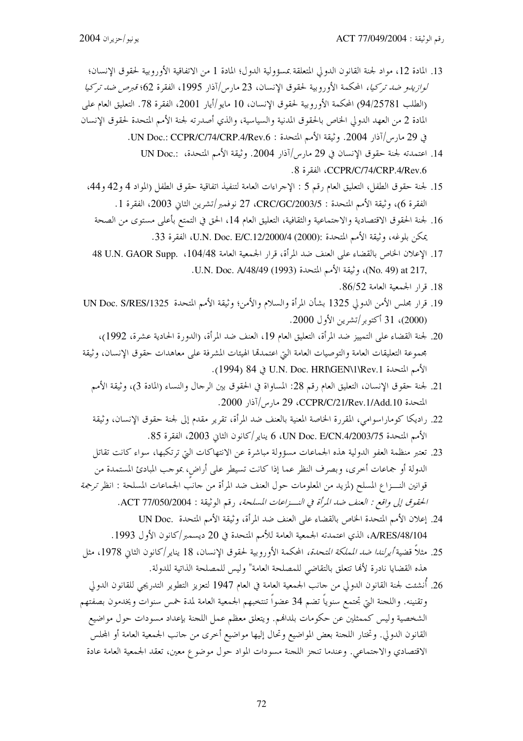13. المادة 12، مواد لجنة القانون الدولي المتعلقة بمسؤولية الدول؛ المادة 1 من الاتفاقية الأوروبية لحقوق الإنسان؛ *لوازيدو ضد تركيا*، المحكمة الأوروبية لحقوق الإنسان، 23 مارس/آذار 1995، الفقرة 62؛ *قبرص ضد تركيا* (الطلب 94/25781) المحكمة الأوروبية لحقوق الإنسان، 10 مايو/أيار 2001، الفقرة 78. التعليق العام على المادة 2 من العهد الدولي الخاص بالحقوق المدنية والسياسية، والذي أصدرته لجنة الأمم المتحدة لحقوق الإنسان في 29 مارس/آذار 2004. وثيقة الأمم المتحدة : UN Doc.: CCPR/C/74/CRP.4/Rev.6.
14. اعتمدته لجنة حقوق الإنسان في 29 مارس/آذار 2004. وثيقة الأمم المتحدة، :UN Doc. CCPR/C/74/CRP.4/Rev.6، الفقرة 8.
15. لجنة حقوق الطفل، التعليق العام رقم 5 : الإجراءات العامة لتنفيذ اتفاقية حقوق الطفل (المواد 4 و42 و44، الفقرة 6)، وثيقة الأمم المتحدة : CRC/GC/2003/5، 27 نوفمبر/تشرين الثاني 2003، الفقرة 1.
16. لجنة الحقوق الاقتصادية والاجتماعية والثقافية، التعليق العام 14، الحق في التمتع بأعلى مستوى من الصحة يمكن بلوغه، وثيقة الأمم المتحدة :(2000) U.N. Doc. E/C.12/2000/4، الفقرة 33.
17. الإعلان الخاص بالقضاء على العنف ضد المرأة، قرار الجمعية العامة 104/48، 48 U.N. GAOR Supp. (No. 49) at 217, وثيقة الأمم المتحدة U.N. Doc. A/48/49 (1993).
18. قرار الجمعية العامة 86/52.
19. قرار مجلس الأمن الدولي 1325 بشأن المرأة والسلام والأمن؛ وثيقة الأمم المتحدة UN Doc. S/RES/1325 (2000)، 31 أكتوبر/تشرين الأول 2000.
20. لجنة القضاء على التمييز ضد المرأة، التعليق العام 19، العنف ضد المرأة، (الدورة الحادية عشرة، 1992)، مجموعة التعليقات العامة والتوصيات العامة التي اعتمدتها الهيئات المشرفة على معاهدات حقوق الإنسان، وثيقة الأمم المتحدة U.N. Doc. HRI\GEN\1\Rev.1 في 84 (1994).
21. لجنة حقوق الإنسان، التعليق العام رقم 28: المساواة في الحقوق بين الرجال والنساء (المادة 3)، وثيقة الأمم المتحدة CCPR/C/21/Rev.1/Add.10، 29 مارس/آذار 2000.
22. راديكا كوماراسوامي، المقررة الخاصة المعنية بالعنف ضد المرأة، تقرير مقدم إلى لجنة حقوق الإنسان، وثيقة الأمم المتحدة UN Doc. E/CN.4/2003/75، 6 يناير/كانون الثاني 2003، الفقرة 85.
23. تعتبر منظمة العفو الدولية هذه الجماعات مسؤولة مباشرة عن الانتهاكات التي ترتكبها، سواء كانت تقاتل الدولة أو جماعات أخرى، وبصرف النظر عما إذا كانت تسيطر على أراضٍ، بموجب المبادئ المستمدة من قوانين النـــزاع المسلح (لمزيد من المعلومات حول العنف ضد المرأة من جانب الجماعات المسلحة : انظر *ترجمة الحقوق إلى واقع : العنف ضد المرأة في النـــزاعات المسلحة*، رقم الوثيقة : ACT 77/050/2004.
24. إعلان الأمم المتحدة الخاص بالقضاء على العنف ضد المرأة، وثيقة الأمم المتحدة UN Doc. A/RES/48/104، الذي اعتمدته الجمعية العامة للأمم المتحدة في 20 ديسمبر/كانون الأول 1993.
25. مثلاً قضية *أيرلندا ضد المملكة المتحدة*، المحكمة الأوروبية لحقوق الإنسان، 18 يناير/كانون الثاني 1978، مثل هذه القضايا نادرة لأنها تتعلق بالتقاضي للمصلحة العامة" وليس للمصلحة الذاتية للدولة.
26. أُنشئت لجنة القانون الدولي من جانب الجمعية العامة في العام 1947 لتعزيز التطوير التدريجي للقانون الدولي وتقنينه. واللجنة التي تجتمع سنوياً تضم 34 عضواً تنتخبهم الجمعية العامة لمدة خمس سنوات ويخدمون بصفتهم الشخصية وليس كممثلين عن حكومات بلدانهم. ويتعلق معظم عمل اللجنة بإعداد مسودات حول مواضيع القانون الدولي. وتختار اللجنة بعض المواضيع وتحال إليها مواضيع أخرى من جانب الجمعية العامة أو المجلس الاقتصادي والاجتماعي. وعندما تنجز اللجنة مسودات المواد حول موضوع معين، تعقد الجمعية العامة عادة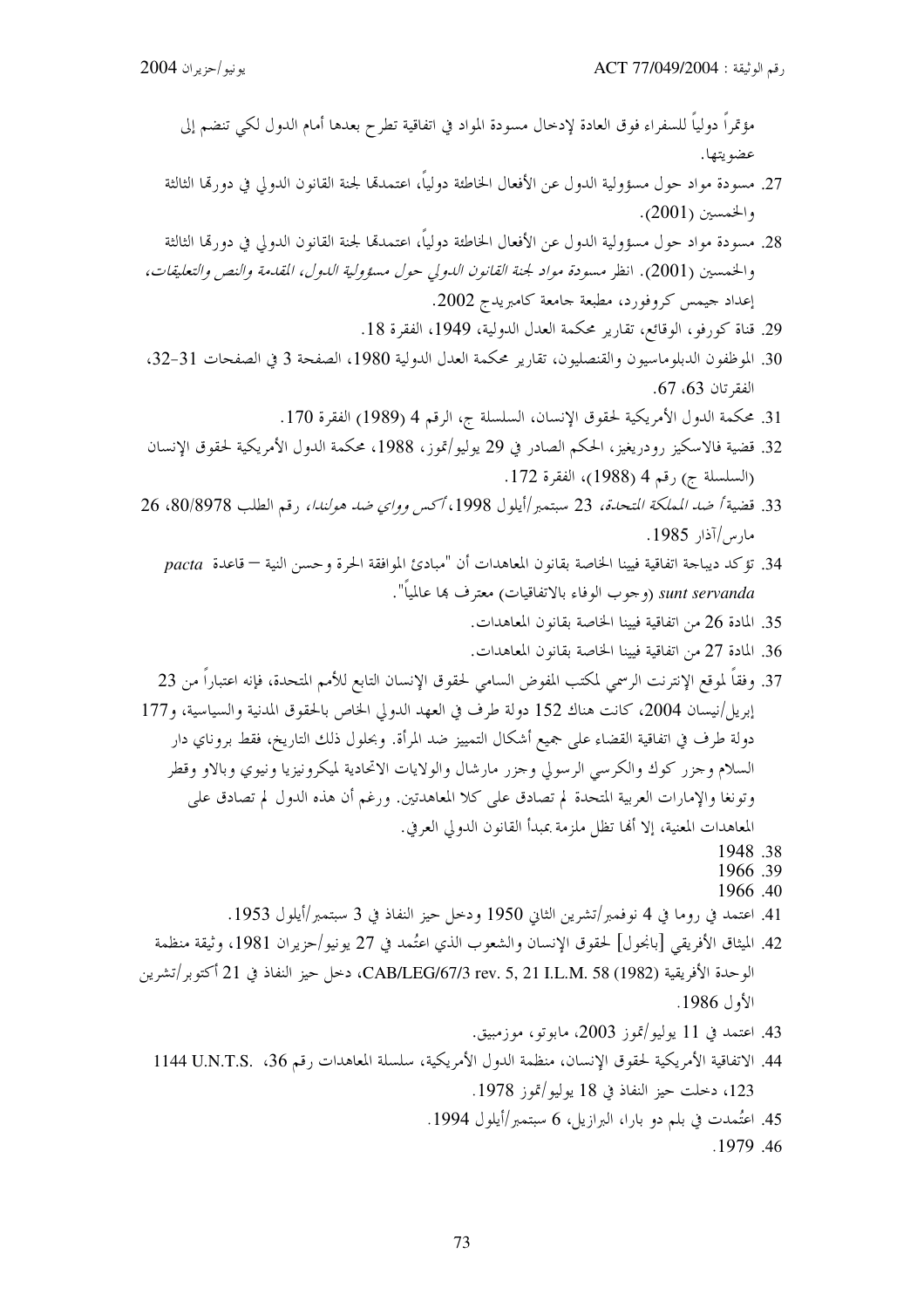مؤتمراً دولياً للسفراء فوق العادة لإدخال مسودة المواد في اتفاقية تطرح بعدها أمام الدول لكي تنضم إلى عضويتها.

27. مسودة مواد حول مسؤولية الدول عن الأفعال الخاطئة دولياً، اعتمدتها لجنة القانون الدولي في دورتها الثالثة والخمسين (2001).
28. مسودة مواد حول مسؤولية الدول عن الأفعال الخاطئة دولياً، اعتمدتها لجنة القانون الدولي في دورتها الثالثة والخمسين (2001). انظر *مسودة مواد لجنة القانون الدولي حول مسؤولية الدول، المقدمة والنص والتعليقات*، إعداد جيمس كروفورد، مطبعة جامعة كامبريدج 2002.
29. قناة كورفو، الوقائع، تقارير محكمة العدل الدولية، 1949، الفقرة 18.
30. الموظفون الدبلوماسيون والقنصليون، تقارير محكمة العدل الدولية 1980، الصفحة 3 في الصفحات 31-32، الفقرتان 63، 67.
31. محكمة الدول الأمريكية لحقوق الإنسان، السلسلة ج، الرقم 4 (1989) الفقرة 170.
32. قضية فالاسكيز رودريغيز، الحكم الصادر في 29 يوليو/تموز، 1988، محكمة الدول الأمريكية لحقوق الإنسان (السلسلة ج) رقم 4 (1988)، الفقرة 172.
33. قضية *أ ضد المملكة المتحدة*، 23 سبتمبر/أيلول 1998، *أكس وواي ضد هولندا*، رقم الطلب 80/8978، 26 مارس/آذار 1985.
34. تؤكد ديباجة اتفاقية فيينا الخاصة بقانون المعاهدات أن "مبادئ الموافقة الحرة وحسن النية — قاعدة *pacta sunt servanda* (وجوب الوفاء بالاتفاقيات) معترف بها عالمياً".
35. المادة 26 من اتفاقية فيينا الخاصة بقانون المعاهدات.
36. المادة 27 من اتفاقية فيينا الخاصة بقانون المعاهدات.
37. وفقاً لموقع الإنترنت الرسمي لمكتب المفوض السامي لحقوق الإنسان التابع للأمم المتحدة، فإنه اعتباراً من 23 إبريل/نيسان 2004، كانت هناك 152 دولة طرف في العهد الدولي الخاص بالحقوق المدنية والسياسية، و177 دولة طرف في اتفاقية القضاء على جميع أشكال التمييز ضد المرأة. وبحلول ذلك التاريخ، فقط بروناي دار السلام وجزر كوك والكرسي الرسولي وجزر مارشال والولايات الاتحادية لميكرونيزيا ونيوي وبالاو وقطر وتونغا والإمارات العربية المتحدة لم تصادق على كلا المعاهدتين. ورغم أن هذه الدول لم تصادق على المعاهدات المعنية، إلا أنها تظل ملزمة بمبدأ القانون الدولي العرفي.
38. 1948
39. 1966
40. 1966
41. اعتمد في روما في 4 نوفمبر/تشرين الثاني 1950 ودخل حيز النفاذ في 3 سبتمبر/أيلول 1953.
42. الميثاق الأفريقي [بانجول] لحقوق الإنسان والشعوب الذي اعتُمد في 27 يونيو/حزيران 1981، وثيقة منظمة الوحدة الأفريقية CAB/LEG/67/3 rev. 5, 21 I.L.M. 58 (1982)، دخل حيز النفاذ في 21 أكتوبر/تشرين الأول 1986.
43. اعتمد في 11 يوليو/تموز 2003، مابوتو، موزمبيق.
44. الاتفاقية الأمريكية لحقوق الإنسان، منظمة الدول الأمريكية، سلسلة المعاهدات رقم 36، 1144 U.N.T.S. 123، دخلت حيز النفاذ في 18 يوليو/تموز 1978.
45. اعتُمدت في بلم دو بارا، البرازيل، 6 سبتمبر/أيلول 1994.
46. 1979.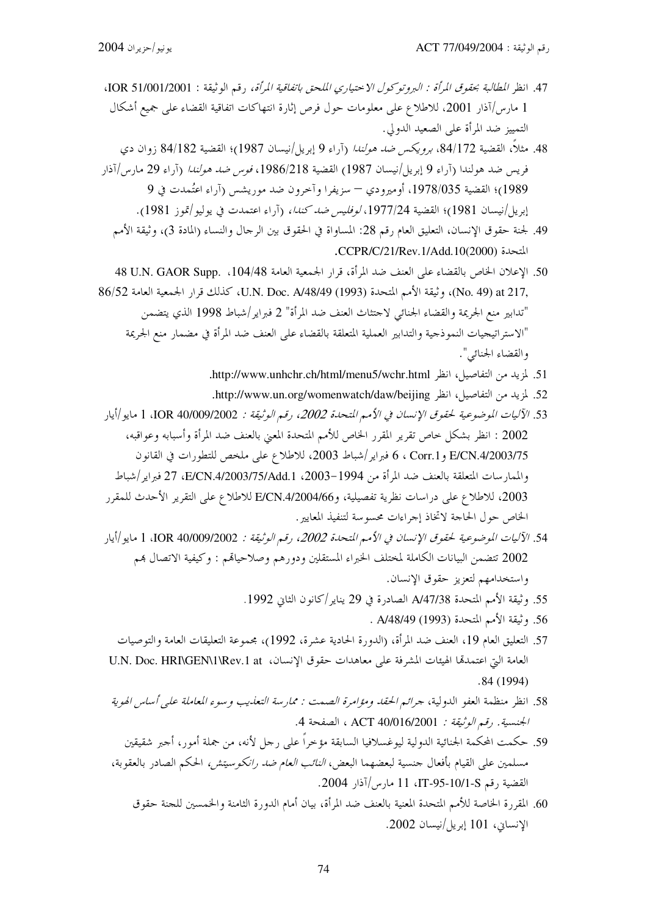47. انظر *المطالبة بحقوق المرأة : البروتوكول الاختياري الملحق باتفاقية المرأة*، رقم الوثيقة : IOR 51/001/2001، 1 مارس/آذار 2001، للاطلاع على معلومات حول فرص إثارة انتهاكات اتفاقية القضاء على جميع أشكال التمييز ضد المرأة على الصعيد الدولي.

48. مثلاً، القضية 84/172، *برويكس ضد هولندا* (آراء 9 إبريل/نيسان 1987)؛ القضية 84/182 زوان دي فريس ضد هولندا (آراء 9 إبريل/نيسان 1987) القضية 1986/218، *فوس ضد هولندا* (آراء 29 مارس/آذار 1989)؛ القضية 1978/035، أوميرودي – سزيفرا وآخرون ضد موريشس (آراء اعتُمدت في 9 إبريل/نيسان 1981)؛ القضية 1977/24، *لوفليس ضد كندا*، (آراء اعتمدت في يوليو/تموز 1981).

49. لجنة حقوق الإنسان، التعليق العام رقم 28: المساواة في الحقوق بين الرجال والنساء (المادة 3)، وثيقة الأمم المتحدة CCPR/C/21/Rev.1/Add.10(2000).

50. الإعلان الخاص بالقضاء على العنف ضد المرأة، قرار الجمعية العامة 104/48، .48 U.N. GAOR Supp (No. 49) at 217, ، وثيقة الأمم المتحدة U.N. Doc. A/48/49 (1993)، كذلك قرار الجمعية العامة 86/52 "تدابير منع الجريمة والقضاء الجنائي لاجتثاث العنف ضد المرأة" 2 فبراير/شباط 1998 الذي يتضمن "الاستراتيجيات النموذجية والتدابير العملية المتعلقة بالقضاء على العنف ضد المرأة في مضمار منع الجريمة والقضاء الجنائي".

51. لمزيد من التفاصيل، انظر http://www.unhchr.ch/html/menu5/wchr.html.

52. لمزيد من التفاصيل، انظر http://www.un.org/womenwatch/daw/beijing.

53. *الآليات الموضوعية لحقوق الإنسان في الأمم المتحدة 2002، رقم الوثيقة :* IOR 40/009/2002، 1 مايو/أيار 2002 : انظر بشكل خاص تقرير المقرر الخاص للأمم المتحدة المعني بالعنف ضد المرأة وأسبابه وعواقبه، E/CN.4/2003/75 وCorr.1 ، 6 فبراير/شباط 2003، للاطلاع على ملخص للتطورات في القانون والممارسات المتعلقة بالعنف ضد المرأة من 1994–2003، E/CN.4/2003/75/Add.1، 27 فبراير/شباط 2003، للاطلاع على دراسات نظرية تفصيلية، وE/CN.4/2004/66 للاطلاع على التقرير الأحدث للمقرر الخاص حول الحاجة لاتخاذ إجراءات محسوسة لتنفيذ المعايير.

54. *الآليات الموضوعية لحقوق الإنسان في الأمم المتحدة 2002، رقم الوثيقة :* IOR 40/009/2002، 1 مايو/أيار 2002 تتضمن البيانات الكاملة لمختلف الخبراء المستقلين ودورهم وصلاحياتهم : وكيفية الاتصال بهم واستخدامهم لتعزيز حقوق الإنسان.

55. وثيقة الأمم المتحدة A/47/38 الصادرة في 29 يناير/كانون الثاني 1992.

56. وثيقة الأمم المتحدة A/48/49 (1993) .

57. التعليق العام 19، العنف ضد المرأة، (الدورة الحادية عشرة، 1992)، مجموعة التعليقات العامة والتوصيات العامة التي اعتمدتها الهيئات المشرفة على معاهدات حقوق الإنسان، U.N. Doc. HRI\GEN\1\Rev.1 at 84 (1994).

58. انظر منظمة العفو الدولية، *جرائم الحقد ومؤامرة الصمت : ممارسة التعذيب وسوء المعاملة على أساس الهوية الجنسية. رقم الوثيقة :* ACT 40/016/2001 ، الصفحة 4.

59. حكمت المحكمة الجنائية الدولية ليوغسلافيا السابقة مؤخراً على رجل لأنه، من جملة أمور، أجبر شقيقين مسلمين على القيام بأفعال جنسية لبعضهما البعض، *النائب العام ضد رانكوسيتش*، الحكم الصادر بالعقوبة، القضية رقم IT-95-10/1-S، 11 مارس/آذار 2004.

60. المقررة الخاصة للأمم المتحدة المعنية بالعنف ضد المرأة، بيان أمام الدورة الثامنة والخمسين للجنة حقوق الإنساني، 101 إبريل/نيسان 2002.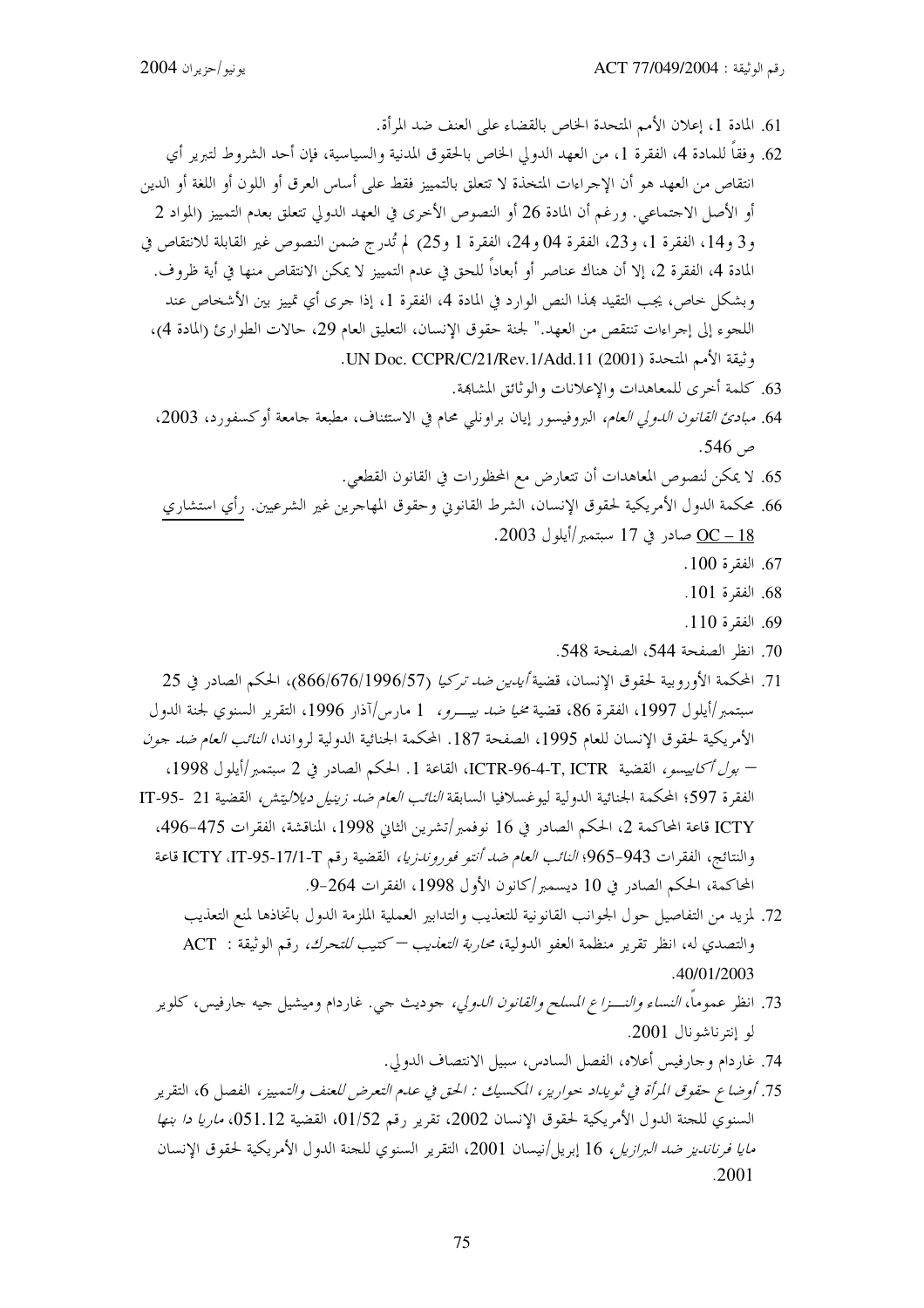61. المادة 1، إعلان الأمم المتحدة الخاص بالقضاء على العنف ضد المرأة.

62. وفقاً للمادة 4، الفقرة 1، من العهد الدولي الخاص بالحقوق المدنية والسياسية، فإن أحد الشروط لتبرير أي انتقاص من العهد هو أن الإجراءات المتخذة لا تتعلق بالتمييز فقط على أساس العرق أو اللون أو اللغة أو الدين أو الأصل الاجتماعي. ورغم أن المادة 26 أو النصوص الأخرى في العهد الدولي تتعلق بعدم التمييز (المواد 2 و3 و14، الفقرة 1، و23، الفقرة 04 و24، الفقرة 1 و25) لم تُدرج ضمن النصوص غير القابلة للانتقاص في المادة 4، الفقرة 2، إلا أن هناك عناصر أو أبعاداً للحق في عدم التمييز لا يمكن الانتقاص منها في أية ظروف. وبشكل خاص، يجب التقيد بهذا النص الوارد في المادة 4، الفقرة 1، إذا جرى أي تمييز بين الأشخاص عند اللجوء إلى إجراءات تنتقص من العهد." لجنة حقوق الإنسان، التعليق العام 29، حالات الطوارئ (المادة 4)، وثيقة الأمم المتحدة UN Doc. CCPR/C/21/Rev.1/Add.11 (2001).

63. كلمة أخرى للمعاهدات والإعلانات والوثائق المشابهة.

64. *مبادئ القانون الدولي العام*، البروفيسور إيان براونلي محام في الاستئناف، مطبعة جامعة أوكسفورد، 2003، ص 546.

65. لا يمكن لنصوص المعاهدات أن تتعارض مع المحظورات في القانون القطعي.

66. محكمة الدول الأمريكية لحقوق الإنسان، الشرط القانوني وحقوق المهاجرين غير الشرعيين. رأي استشاري OC – 18 صادر في 17 سبتمبر/أيلول 2003.

67. الفقرة 100.

68. الفقرة 101.

69. الفقرة 110.

70. انظر الصفحة 544، الصفحة 548.

71. المحكمة الأوروبية لحقوق الإنسان، قضية *أيدين ضد تركيا* (866/676/1996/57)، الحكم الصادر في 25 سبتمبر/أيلول 1997، الفقرة 86، قضية *مجيا ضد بيـــرو*، 1 مارس/آذار 1996، التقرير السنوي لجنة الدول الأمريكية لحقوق الإنسان للعام 1995، الصفحة 187. المحكمة الجنائية الدولية لرواندا، *النائب العام ضد جون – بول أكاييسو*، القضية ICTR-96-4-T, ICTR، القاعة 1. الحكم الصادر في 2 سبتمبر/أيلول 1998، الفقرة 597؛ المحكمة الجنائية الدولية ليوغسلافيا السابقة *النائب العام ضد زينيل ديلاليتش*، القضية IT-95- 21 ICTY قاعة المحاكمة 2، الحكم الصادر في 16 نوفمبر/تشرين الثاني 1998، المناقشة، الفقرات 475-496، والنتائج، الفقرات 943-965؛ *النائب العام ضد أنتو فورون‌دزيا*، القضية رقم IT-95-17/1-T، ICTY قاعة المحاكمة، الحكم الصادر في 10 ديسمبر/كانون الأول 1998، الفقرات 264-9.

72. لمزيد من التفاصيل حول الجوانب القانونية للتعذيب والتدابير العملية الملزمة الدول باتخاذها لمنع التعذيب والتصدي له، انظر تقرير منظمة العفو الدولية، *محاربة التعذيب – كتيب للتحرك*، رقم الوثيقة : ACT 40/01/2003.

73. انظر عموماً، *النساء والنـــزاع المسلح والقانون الدولي*، جوديث جي. غاردام وميشيل جيه جارفيس، كلوير لو إنترناشونال 2001.

74. غاردام وجارفيس أعلاه، الفصل السادس، سبيل الانتصاف الدولي.

75. *أوضاع حقوق المرأة في ثويداد خواريز، المكسيك : الحق في عدم التعرض للعنف والتمييز*، الفصل 6، التقرير السنوي للجنة الدول الأمريكية لحقوق الإنسان 2002، تقرير رقم 01/52، القضية 051.12، *ماريا دا بنها مايا فرنانديز ضد البرازيل*، 16 إبريل/نيسان 2001، التقرير السنوي للجنة الدول الأمريكية لحقوق الإنسان 2001.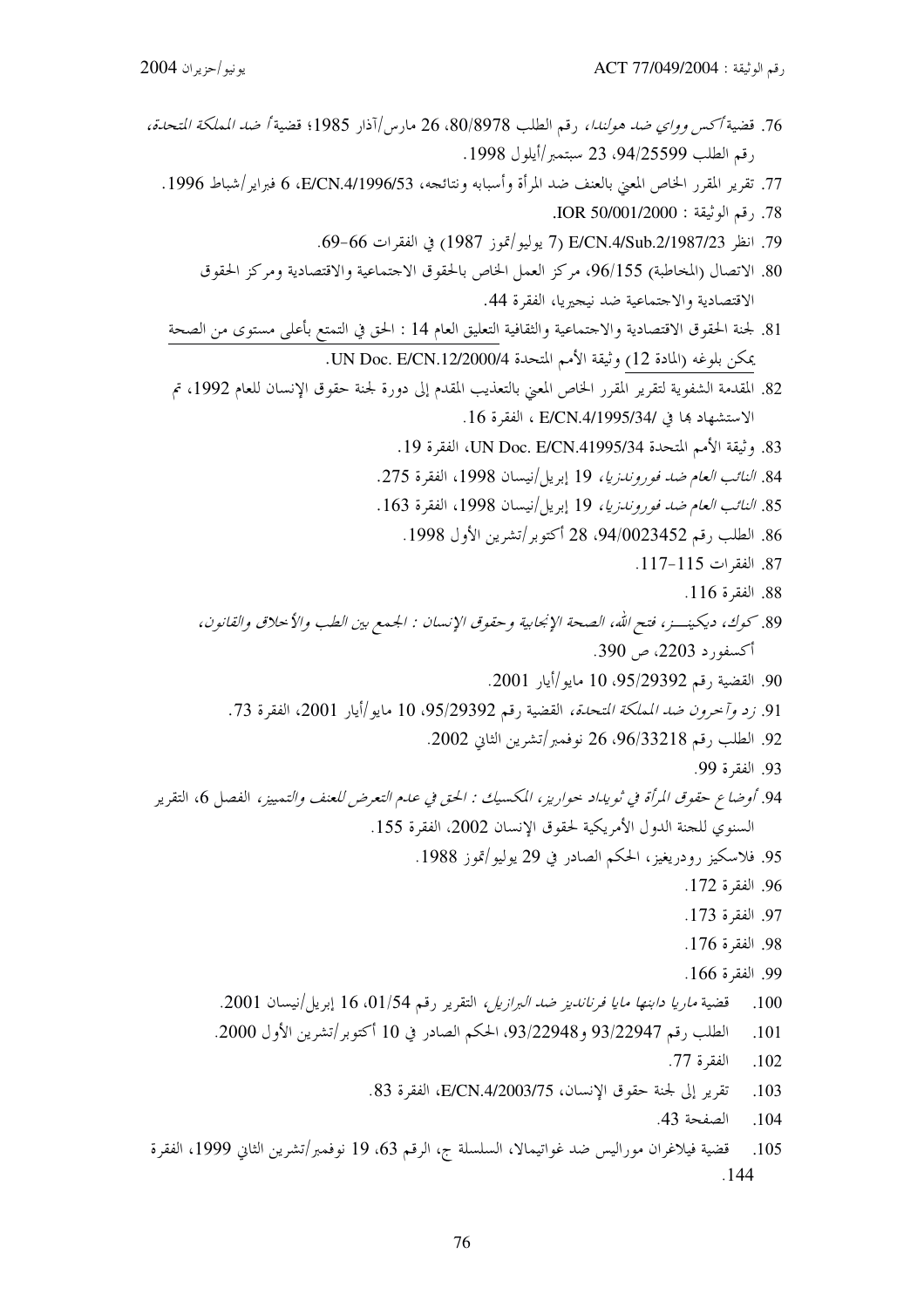76. قضية *أكس وواي ضد هولندا*، رقم الطلب 80/8978، 26 مارس/آذار 1985؛ قضية *أ ضد المملكة المتحدة*، رقم الطلب 94/25599، 23 سبتمبر/أيلول 1998.
77. تقرير المقرر الخاص المعني بالعنف ضد المرأة وأسبابه ونتائجه، E/CN.4/1996/53، 6 فبراير/شباط 1996.
78. رقم الوثيقة : IOR 50/001/2000.
79. انظر E/CN.4/Sub.2/1987/23 (7 يوليو/تموز 1987) في الفقرات 66-69.
80. الاتصال (المخاطبة) 96/155، مركز العمل الخاص بالحقوق الاجتماعية والاقتصادية ومركز الحقوق الاقتصادية والاجتماعية ضد نيجيريا، الفقرة 44.
81. لجنة الحقوق الاقتصادية والاجتماعية والثقافية التعليق العام 14 : الحق في التمتع بأعلى مستوى من الصحة يمكن بلوغه (المادة 12) وثيقة الأمم المتحدة UN Doc. E/CN.12/2000/4.
82. المقدمة الشفوية لتقرير المقرر الخاص المعني بالتعذيب المقدم إلى دورة لجنة حقوق الإنسان للعام 1992، تم الاستشهاد بها في /E/CN.4/1995/34 ، الفقرة 16.
83. وثيقة الأمم المتحدة UN Doc. E/CN.41995/34، الفقرة 19.
84. *النائب العام ضد فوروندزيا*، 19 إبريل/نيسان 1998، الفقرة 275.
85. *النائب العام ضد فوروندزيا*، 19 إبريل/نيسان 1998، الفقرة 163.
86. الطلب رقم 94/0023452، 28 أكتوبر/تشرين الأول 1998.
87. الفقرات 115-117.
88. الفقرة 116.
89. *كوك، ديكينـــز، فتح الله، الصحة الإنجابية وحقوق الإنسان : الجمع بين الطب والأخلاق والقانون*، أكسفورد 2203، ص 390.
90. القضية رقم 95/29392، 10 مايو/أيار 2001.
91. *زد وآخرون ضد المملكة المتحدة*، القضية رقم 95/29392، 10 مايو/أيار 2001، الفقرة 73.
92. الطلب رقم 96/33218، 26 نوفمبر/تشرين الثاني 2002.
93. الفقرة 99.
94. *أوضاع حقوق المرأة في ثيوداد خواريز، المكسيك : الحق في عدم التعرض للعنف والتمييز*، الفصل 6، التقرير السنوي للجنة الدول الأمريكية لحقوق الإنسان 2002، الفقرة 155.
95. فلاسكيز رودريغيز، الحكم الصادر في 29 يوليو/تموز 1988.
96. الفقرة 172.
97. الفقرة 173.
98. الفقرة 176.
99. الفقرة 166.
100. قضية *ماريا دابنها مايا فرنانديز ضد البرازيل*، التقرير رقم 01/54، 16 إبريل/نيسان 2001.
101. الطلب رقم 93/22947 و93/22948، الحكم الصادر في 10 أكتوبر/تشرين الأول 2000.
102. الفقرة 77.
103. تقرير إلى لجنة حقوق الإنسان، E/CN.4/2003/75، الفقرة 83.
104. الصفحة 43.
105. قضية فيلاغران موراليس ضد غواتيمالا، السلسلة ج، الرقم 63، 19 نوفمبر/تشرين الثاني 1999، الفقرة 144.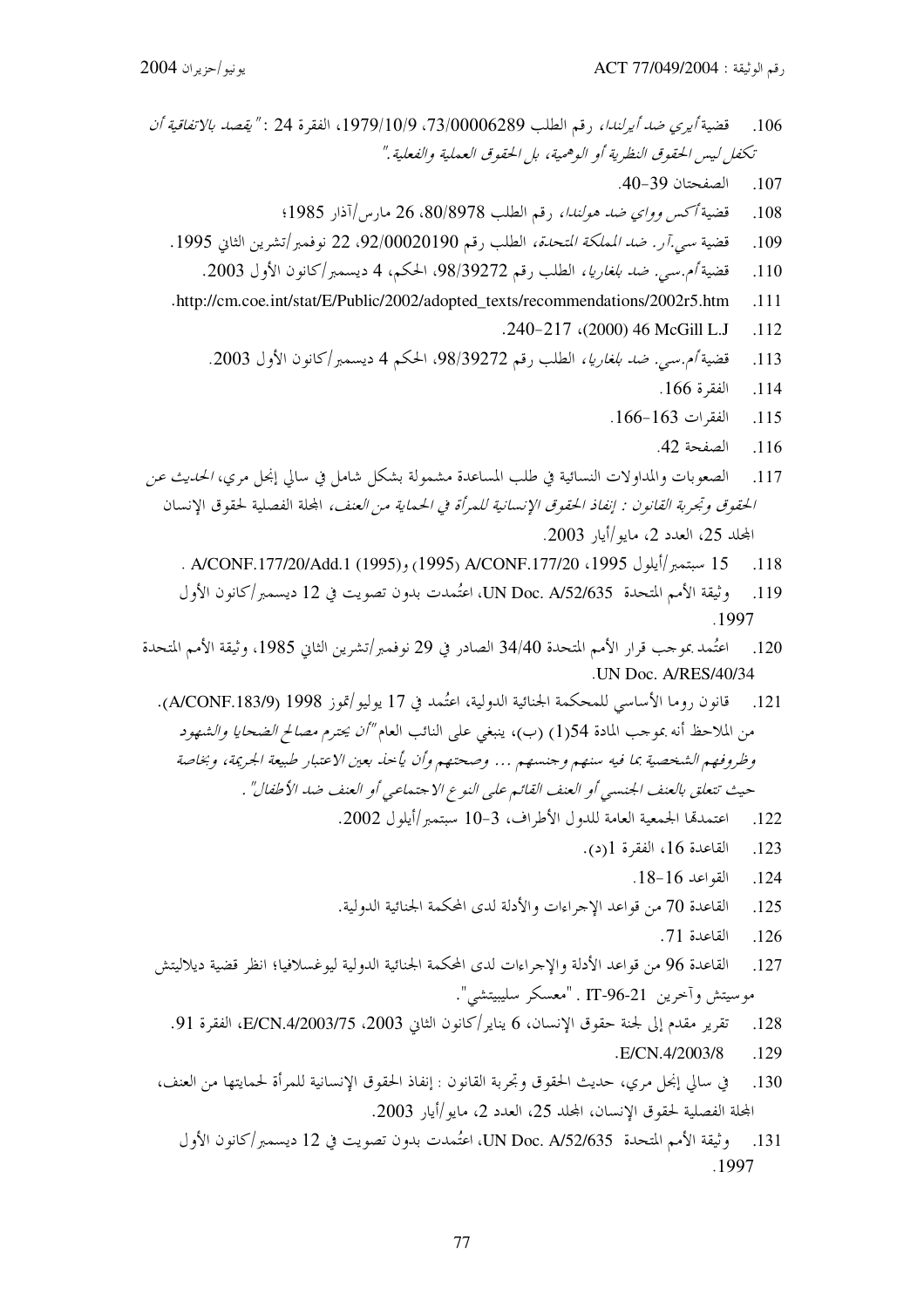106. قضية *أيري ضد أيرلندا*، رقم الطلب 73/00006289، 1979/10/9، الفقرة 24 : *"يقصد بالاتفاقية أن تكفل ليس الحقوق النظرية أو الوهمية، بل الحقوق العملية والفعلية."*

107. الصفحتان 39-40.

108. قضية *أكس وواي ضد هولندا*، رقم الطلب 80/8978، 26 مارس/آذار 1985؛

109. قضية *سي.آر. ضد المملكة المتحدة*، الطلب رقم 92/00020190، 22 نوفمبر/تشرين الثاني 1995.

110. قضية *أم.سي. ضد بلغاريا*، الطلب رقم 98/39272، الحكم، 4 ديسمبر/كانون الأول 2003.

111. http://cm.coe.int/stat/E/Public/2002/adopted_texts/recommendations/2002r5.htm.

112. 46 McGill L.J (2000)، 217-240.

113. قضية *أم.سي. ضد بلغاريا*، الطلب رقم 98/39272، الحكم 4 ديسمبر/كانون الأول 2003.

114. الفقرة 166.

115. الفقرات 163-166.

116. الصفحة 42.

117. الصعوبات والمداولات النسائية في طلب المساعدة مشمولة بشكل شامل في سالي إنجل مري، *الحديث عن الحقوق وتجربة القانون : إنفاذ الحقوق الإنسانية للمرأة في الحماية من العنف*، المجلة الفصلية لحقوق الإنسان المجلد 25، العدد 2، مايو/أيار 2003.

118. 15 سبتمبر/أيلول 1995، A/CONF.177/20 (1995) و(1995) A/CONF.177/20/Add.1 .

119. وثيقة الأمم المتحدة UN Doc. A/52/635، اعتُمدت بدون تصويت في 12 ديسمبر/كانون الأول 1997.

120. اعتُمد بموجب قرار الأمم المتحدة 34/40 الصادر في 29 نوفمبر/تشرين الثاني 1985، وثيقة الأمم المتحدة UN Doc. A/RES/40/34.

121. قانون روما الأساسي للمحكمة الجنائية الدولية، اعتُمد في 17 يوليو/تموز 1998 (A/CONF.183/9). من الملاحظ أنه بموجب المادة 54(1) (ب)، ينبغي على النائب العام *"أن يحترم مصالح الضحايا والشهود وظروفهم الشخصية بما فيه سنهم وجنسهم ... وصحتهم وأن يأخذ بعين الاعتبار طبيعة الجريمة، وبخاصة حيث تتعلق بالعنف الجنسي أو العنف القائم على النوع الاجتماعي أو العنف ضد الأطفال"*.

122. اعتمدتها الجمعية العامة للدول الأطراف، 3-10 سبتمبر/أيلول 2002.

123. القاعدة 16، الفقرة 1(د).

124. القواعد 16-18.

125. القاعدة 70 من قواعد الإجراءات والأدلة لدى المحكمة الجنائية الدولية.

126. القاعدة 71.

127. القاعدة 96 من قواعد الأدلة والإجراءات لدى المحكمة الجنائية الدولية ليوغسلافيا؛ انظر قضية ديلاليتش موسيتش وآخرين IT-96-21 . "معسكر سليبيتشي".

128. تقرير مقدم إلى لجنة حقوق الإنسان، 6 يناير/كانون الثاني 2003، E/CN.4/2003/75، الفقرة 91.

129. E/CN.4/2003/8.

130. في سالي إنجل مري، حديث الحقوق وتجربة القانون : إنفاذ الحقوق الإنسانية للمرأة لحمايتها من العنف، المجلة الفصلية لحقوق الإنسان، المجلد 25، العدد 2، مايو/أيار 2003.

131. وثيقة الأمم المتحدة UN Doc. A/52/635، اعتُمدت بدون تصويت في 12 ديسمبر/كانون الأول 1997.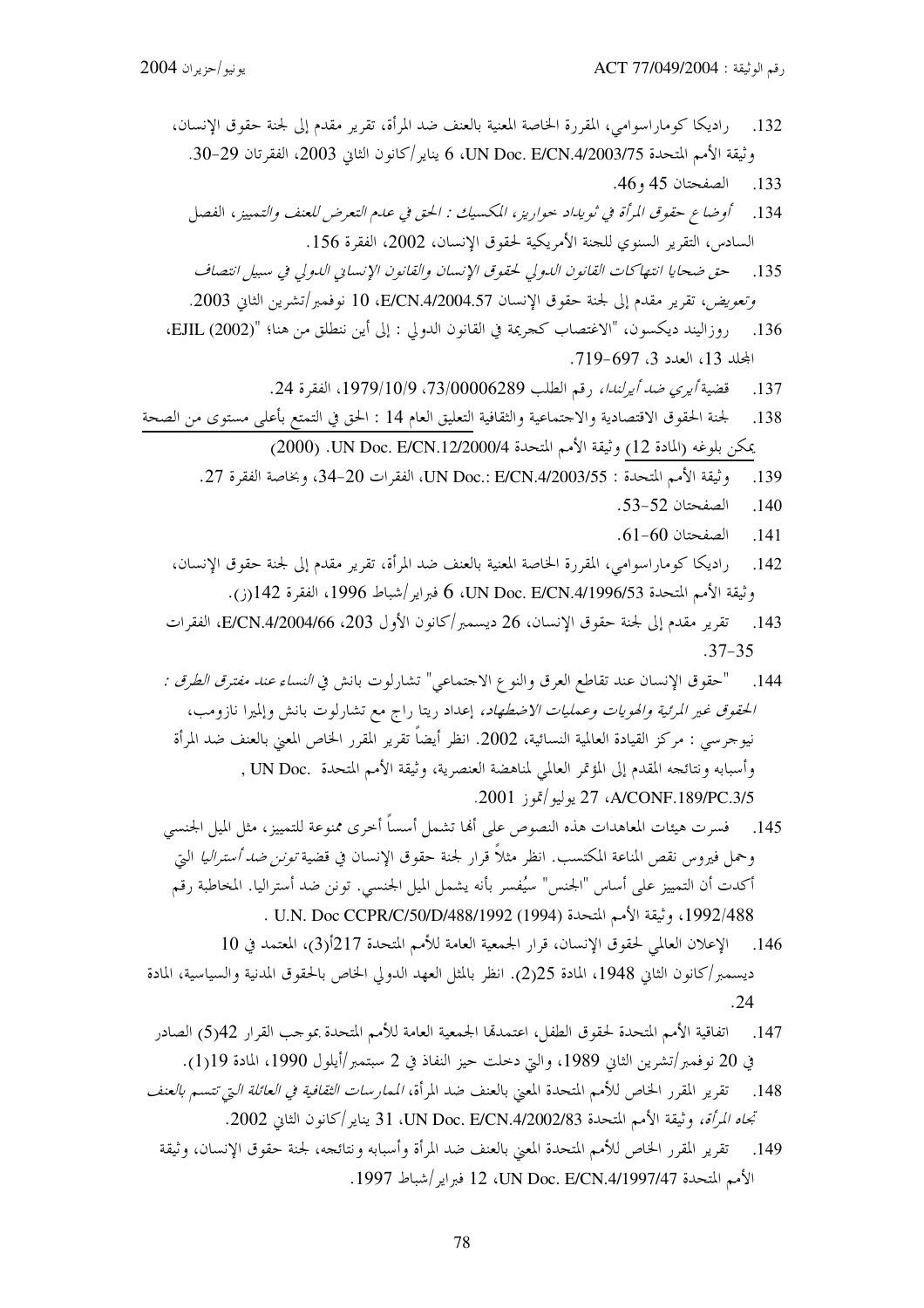132. راديكا كوماراسوامي، المقررة الخاصة المعنية بالعنف ضد المرأة، تقرير مقدم إلى لجنة حقوق الإنسان، وثيقة الأمم المتحدة UN Doc. E/CN.4/2003/75، 6 يناير/كانون الثاني 2003، الفقرتان 29-30.

133. الصفحتان 45 و46.

134. *أوضاع حقوق المرأة في ثويداد خواريز، المكسيك : الحق في عدم التعرض للعنف والتمييز*، الفصل السادس، التقرير السنوي للجنة الأمريكية لحقوق الإنسان، 2002، الفقرة 156.

135. *حق ضحايا انتهاكات القانون الدولي لحقوق الإنسان والقانون الإنساني الدولي في سبيل انتصاف وتعويض*، تقرير مقدم إلى لجنة حقوق الإنسان E/CN.4/2004.57، 10 نوفمبر/تشرين الثاني 2003.

136. روزاليند ديكسون، "الاغتصاب كجريمة في القانون الدولي : إلى أين ننطلق من هنا؛ "(2002) EJIL، المجلد 13، العدد 3، 697-719.

137. قضية *أيري ضد أيرلندا*، رقم الطلب 73/00006289، 1979/10/9، الفقرة 24.

138. لجنة الحقوق الاقتصادية والاجتماعية والثقافية التعليق العام 14 : الحق في التمتع بأعلى مستوى من الصحة يمكن بلوغه (المادة 12) وثيقة الأمم المتحدة UN Doc. E/CN.12/2000/4. (2000)

139. وثيقة الأمم المتحدة : UN Doc.: E/CN.4/2003/55، الفقرات 20-34، وبخاصة الفقرة 27.

140. الصفحتان 52-53.

141. الصفحتان 60-61.

142. راديكا كوماراسوامي، المقررة الخاصة المعنية بالعنف ضد المرأة، تقرير مقدم إلى لجنة حقوق الإنسان، وثيقة الأمم المتحدة UN Doc. E/CN.4/1996/53، 6 فبراير/شباط 1996، الفقرة 142(ز).

143. تقرير مقدم إلى لجنة حقوق الإنسان، 26 ديسمبر/كانون الأول 203، E/CN.4/2004/66، الفقرات 35-37.

144. "حقوق الإنسان عند تقاطع العرق والنوع الاجتماعي" تشارلوت بانش في *النساء عند مفترق الطرق : الحقوق غير المرئية والهويات وعمليات الاضطهاد*، إعداد ريتا راج مع تشارلوت بانش وإلميرا نازومب، نيوجرسي : مركز القيادة العالمية النسائية، 2002. انظر أيضاً تقرير المقرر الخاص المعني بالعنف ضد المرأة وأسبابه ونتائجه المقدم إلى المؤتمر العالمي لمناهضة العنصرية، وثيقة الأمم المتحدة UN Doc. , A/CONF.189/PC.3/5، 27 يوليو/تموز 2001.

145. فسرت هيئات المعاهدات هذه النصوص على أنها تشمل أسساً أخرى ممنوعة للتمييز، مثل الميل الجنسي وحمل فيروس نقص المناعة المكتسب. انظر مثلاً قرار لجنة حقوق الإنسان في قضية *تونن ضد أستراليا* التي أكدت أن التمييز على أساس "الجنس" سيُفسر بأنه يشمل الميل الجنسي. تونن ضد أستراليا. المخاطبة رقم 1992/488، وثيقة الأمم المتحدة (1994) U.N. Doc CCPR/C/50/D/488/1992 .

146. الإعلان العالمي لحقوق الإنسان، قرار الجمعية العامة للأمم المتحدة 217أ(3)، المعتمد في 10 ديسمبر/كانون الثاني 1948، المادة 25(2). انظر بالمثل العهد الدولي الخاص بالحقوق المدنية والسياسية، المادة 24.

147. اتفاقية الأمم المتحدة لحقوق الطفل، اعتمدتها الجمعية العامة للأمم المتحدة بموجب القرار 42(5) الصادر في 20 نوفمبر/تشرين الثاني 1989، والتي دخلت حيز النفاذ في 2 سبتمبر/أيلول 1990، المادة 19(1).

148. تقرير المقرر الخاص للأمم المتحدة المعني بالعنف ضد المرأة، *الممارسات الثقافية في العائلة التي تتسم بالعنف تجاه المرأة*، وثيقة الأمم المتحدة UN Doc. E/CN.4/2002/83، 31 يناير/كانون الثاني 2002.

149. تقرير المقرر الخاص للأمم المتحدة المعني بالعنف ضد المرأة وأسبابه ونتائجه، لجنة حقوق الإنسان، وثيقة الأمم المتحدة UN Doc. E/CN.4/1997/47، 12 فبراير/شباط 1997.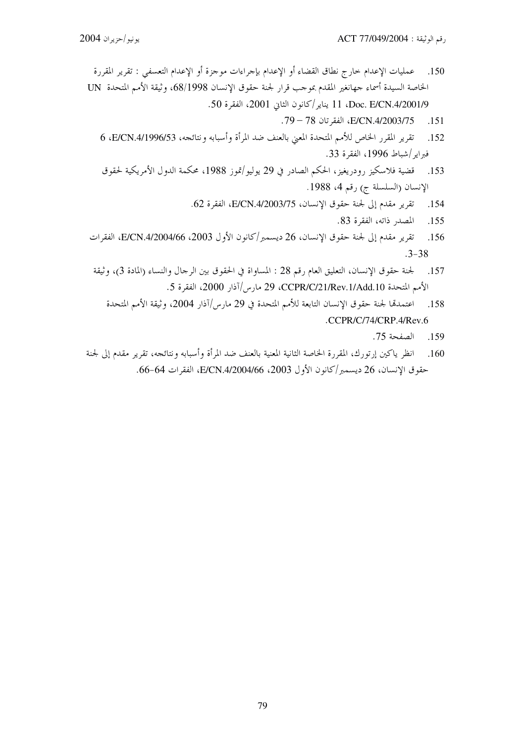150. عمليات الإعدام خارج نطاق القضاء أو الإعدام بإجراءات موجزة أو الإعدام التعسفي : تقرير المقررة الخاصة السيدة أسماء جهانغير المقدم بموجب قرار لجنة حقوق الإنسان 68/1998، وثيقة الأمم المتحدة UN Doc. E/CN.4/2001/9، 11 يناير/كانون الثاني 2001، الفقرة 50.

151. E/CN.4/2003/75، الفقرتان 78 – 79.

152. تقرير المقرر الخاص للأمم المتحدة المعني بالعنف ضد المرأة وأسبابه ونتائجه، E/CN.4/1996/53، 6 فبراير/شباط 1996، الفقرة 33.

153. قضية فلاسكيز رودريغيز، الحكم الصادر في 29 يوليو/تموز 1988، محكمة الدول الأمريكية لحقوق الإنسان (السلسلة ج) رقم 4، 1988.

154. تقرير مقدم إلى لجنة حقوق الإنسان، E/CN.4/2003/75، الفقرة 62.

155. المصدر ذاته، الفقرة 83.

156. تقرير مقدم إلى لجنة حقوق الإنسان، 26 ديسمبر/كانون الأول 2003، E/CN.4/2004/66، الفقرات 38-3.

157. لجنة حقوق الإنسان، التعليق العام رقم 28 : المساواة في الحقوق بين الرجال والنساء (المادة 3)، وثيقة الأمم المتحدة CCPR/C/21/Rev.1/Add.10، 29 مارس/آذار 2000، الفقرة 5.

158. اعتمدتها لجنة حقوق الإنسان التابعة للأمم المتحدة في 29 مارس/آذار 2004، وثيقة الأمم المتحدة CCPR/C/74/CRP.4/Rev.6.

159. الصفحة 75.

160. انظر ياكين إرتورك، المقررة الخاصة الثانية المعنية بالعنف ضد المرأة وأسبابه ونتائجه، تقرير مقدم إلى لجنة حقوق الإنسان، 26 ديسمبر/كانون الأول 2003، E/CN.4/2004/66، الفقرات 64-66.